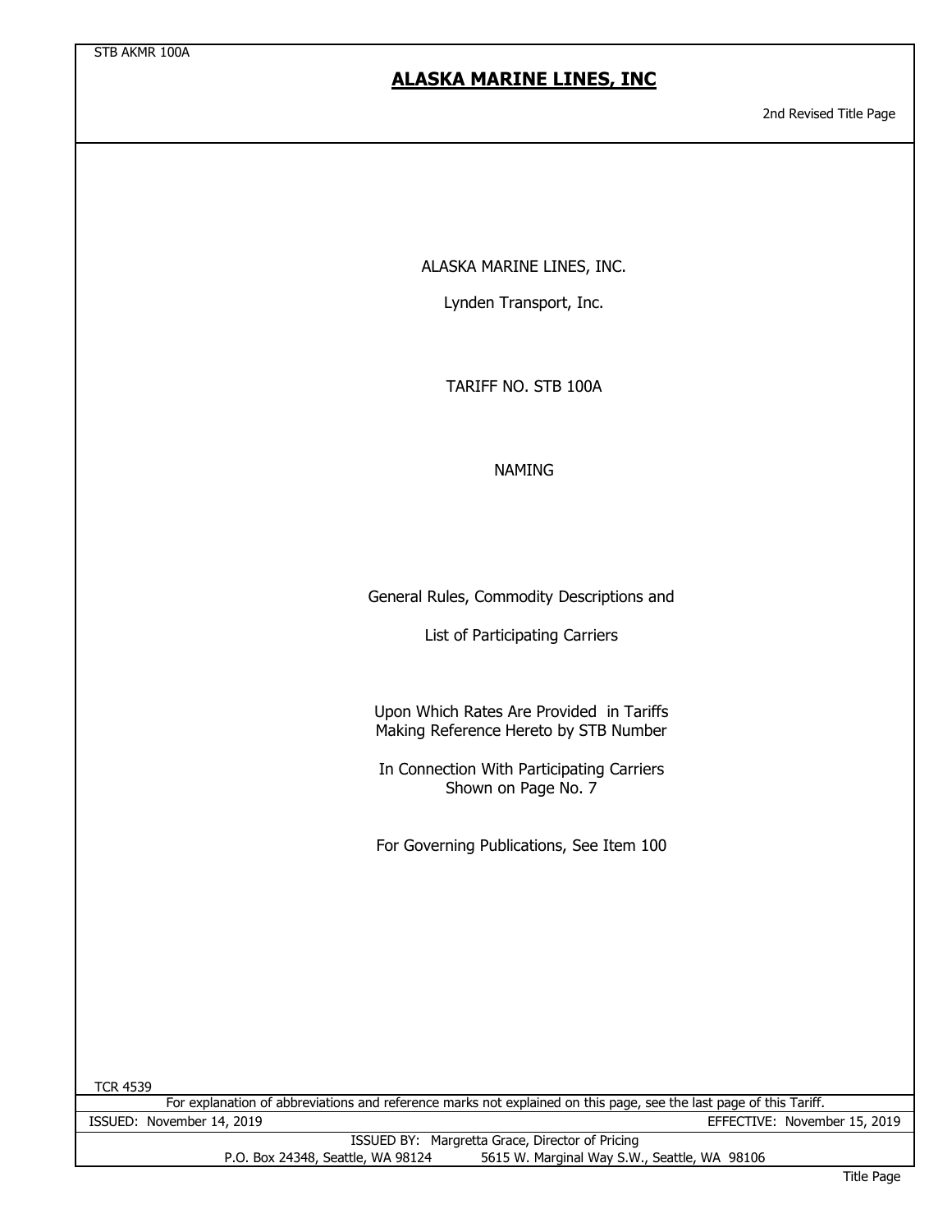# ALASKA MARINE LINES, INC

2nd Revised Title Page

ALASKA MARINE LINES, INC.

Lynden Transport, Inc.

TARIFF NO. STB 100A

NAMING

General Rules, Commodity Descriptions and

List of Participating Carriers

Upon Which Rates Are Provided in Tariffs Making Reference Hereto by STB Number

In Connection With Participating Carriers Shown on Page No. 7

For Governing Publications, See Item 100

TCR 4539

For explanation of abbreviations and reference marks not explained on this page, see the last page of this Tariff.

ISSUED: November 14, 2019

EFFECTIVE: November 15, 2019

ISSUED BY: Margretta Grace, Director of Pricing

P.O. Box 24348, Seattle, WA 98124 5615 W. Marginal Way S.W., Seattle, WA 98106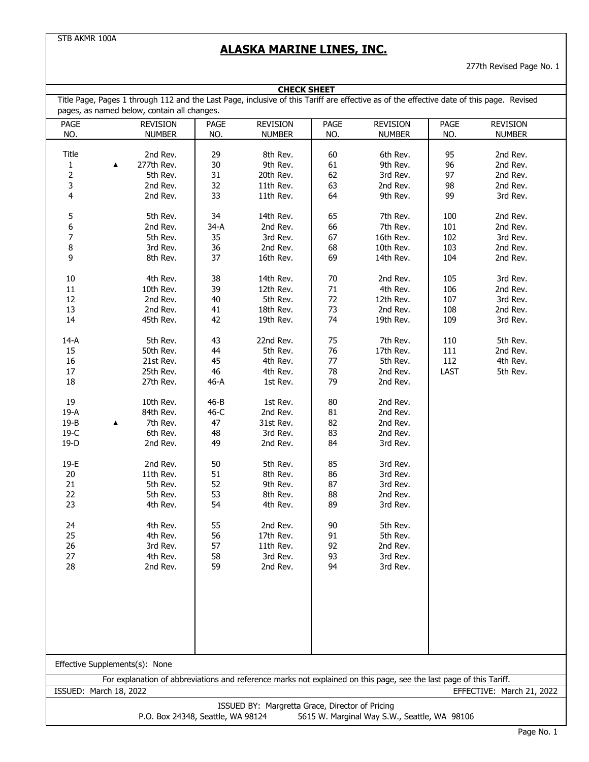STB AKMR 100A

# ALASKA MARINE LINES, INC.

277th Revised Page No. 1

## CHECK SHEET

Title Page, Pages 1 through 112 and the Last Page, inclusive of this Tariff are effective as of the effective date of this page. Revised pages, as named below, contain all changes.

| PAGE NO. | REVISION NUMBER | PAGE NO. | REVISION NUMBER | PAGE NO. | REVISION NUMBER | PAGE NO. | REVISION NUMBER |
|---|---|---|---|---|---|---|---|
| Title | 2nd Rev. | 29 | 8th Rev. | 60 | 6th Rev. | 95 | 2nd Rev. |
| 1 | ▲ 277th Rev. | 30 | 9th Rev. | 61 | 9th Rev. | 96 | 2nd Rev. |
| 2 | 5th Rev. | 31 | 20th Rev. | 62 | 3rd Rev. | 97 | 2nd Rev. |
| 3 | 2nd Rev. | 32 | 11th Rev. | 63 | 2nd Rev. | 98 | 2nd Rev. |
| 4 | 2nd Rev. | 33 | 11th Rev. | 64 | 9th Rev. | 99 | 3rd Rev. |
| 5 | 5th Rev. | 34 | 14th Rev. | 65 | 7th Rev. | 100 | 2nd Rev. |
| 6 | 2nd Rev. | 34-A | 2nd Rev. | 66 | 7th Rev. | 101 | 2nd Rev. |
| 7 | 5th Rev. | 35 | 3rd Rev. | 67 | 16th Rev. | 102 | 3rd Rev. |
| 8 | 3rd Rev. | 36 | 2nd Rev. | 68 | 10th Rev. | 103 | 2nd Rev. |
| 9 | 8th Rev. | 37 | 16th Rev. | 69 | 14th Rev. | 104 | 2nd Rev. |
| 10 | 4th Rev. | 38 | 14th Rev. | 70 | 2nd Rev. | 105 | 3rd Rev. |
| 11 | 10th Rev. | 39 | 12th Rev. | 71 | 4th Rev. | 106 | 2nd Rev. |
| 12 | 2nd Rev. | 40 | 5th Rev. | 72 | 12th Rev. | 107 | 3rd Rev. |
| 13 | 2nd Rev. | 41 | 18th Rev. | 73 | 2nd Rev. | 108 | 2nd Rev. |
| 14 | 45th Rev. | 42 | 19th Rev. | 74 | 19th Rev. | 109 | 3rd Rev. |
| 14-A | 5th Rev. | 43 | 22nd Rev. | 75 | 7th Rev. | 110 | 5th Rev. |
| 15 | 50th Rev. | 44 | 5th Rev. | 76 | 17th Rev. | 111 | 2nd Rev. |
| 16 | 21st Rev. | 45 | 4th Rev. | 77 | 5th Rev. | 112 | 4th Rev. |
| 17 | 25th Rev. | 46 | 4th Rev. | 78 | 2nd Rev. | LAST | 5th Rev. |
| 18 | 27th Rev. | 46-A | 1st Rev. | 79 | 2nd Rev. | | |
| 19 | 10th Rev. | 46-B | 1st Rev. | 80 | 2nd Rev. | | |
| 19-A | 84th Rev. | 46-C | 2nd Rev. | 81 | 2nd Rev. | | |
| 19-B | ▲ 7th Rev. | 47 | 31st Rev. | 82 | 2nd Rev. | | |
| 19-C | 6th Rev. | 48 | 3rd Rev. | 83 | 2nd Rev. | | |
| 19-D | 2nd Rev. | 49 | 2nd Rev. | 84 | 3rd Rev. | | |
| 19-E | 2nd Rev. | 50 | 5th Rev. | 85 | 3rd Rev. | | |
| 20 | 11th Rev. | 51 | 8th Rev. | 86 | 3rd Rev. | | |
| 21 | 5th Rev. | 52 | 9th Rev. | 87 | 3rd Rev. | | |
| 22 | 5th Rev. | 53 | 8th Rev. | 88 | 2nd Rev. | | |
| 23 | 4th Rev. | 54 | 4th Rev. | 89 | 3rd Rev. | | |
| 24 | 4th Rev. | 55 | 2nd Rev. | 90 | 5th Rev. | | |
| 25 | 4th Rev. | 56 | 17th Rev. | 91 | 5th Rev. | | |
| 26 | 3rd Rev. | 57 | 11th Rev. | 92 | 2nd Rev. | | |
| 27 | 4th Rev. | 58 | 3rd Rev. | 93 | 3rd Rev. | | |
| 28 | 2nd Rev. | 59 | 2nd Rev. | 94 | 3rd Rev. | | |

Effective Supplements(s): None

For explanation of abbreviations and reference marks not explained on this page, see the last page of this Tariff.

ISSUED: March 18, 2022 EFFECTIVE: March 21, 2022

ISSUED BY: Margretta Grace, Director of Pricing
P.O. Box 24348, Seattle, WA 98124 5615 W. Marginal Way S.W., Seattle, WA 98106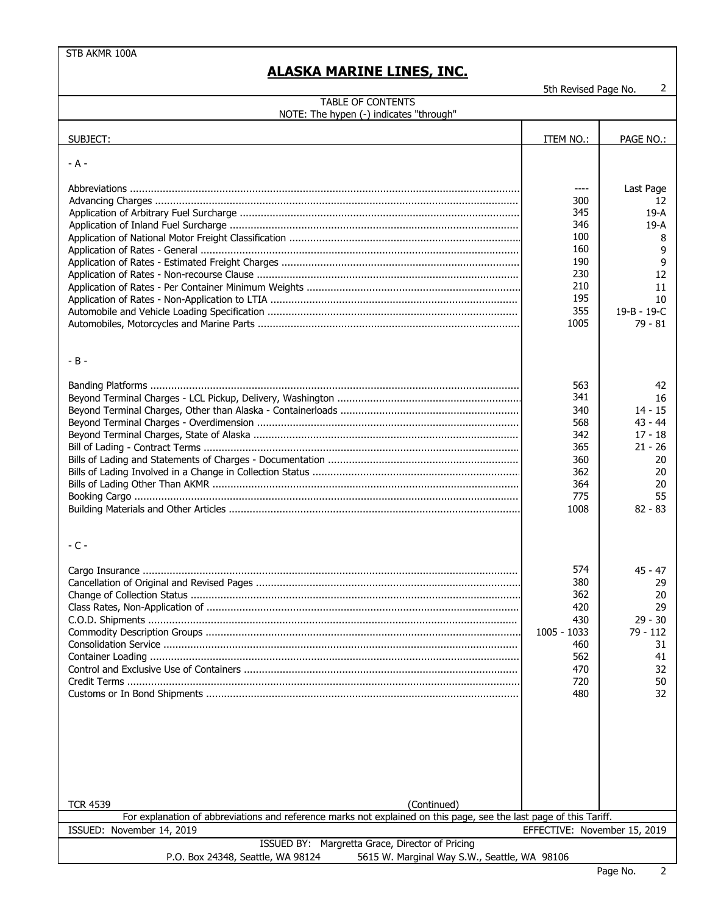STB AKMR 100A

# ALASKA MARINE LINES, INC.

5th Revised Page No. 2

## TABLE OF CONTENTS

NOTE: The hypen (-) indicates "through"

| SUBJECT: | ITEM NO.: | PAGE NO.: |
|---|---|---|
| **- A -** | | |
| Abbreviations | ---- | Last Page |
| Advancing Charges | 300 | 12 |
| Application of Arbitrary Fuel Surcharge | 345 | 19-A |
| Application of Inland Fuel Surcharge | 346 | 19-A |
| Application of National Motor Freight Classification | 100 | 8 |
| Application of Rates - General | 160 | 9 |
| Application of Rates - Estimated Freight Charges | 190 | 9 |
| Application of Rates - Non-recourse Clause | 230 | 12 |
| Application of Rates - Per Container Minimum Weights | 210 | 11 |
| Application of Rates - Non-Application to LTIA | 195 | 10 |
| Automobile and Vehicle Loading Specification | 355 | 19-B - 19-C |
| Automobiles, Motorcycles and Marine Parts | 1005 | 79 - 81 |
| **- B -** | | |
| Banding Platforms | 563 | 42 |
| Beyond Terminal Charges - LCL Pickup, Delivery, Washington | 341 | 16 |
| Beyond Terminal Charges, Other than Alaska - Containerloads | 340 | 14 - 15 |
| Beyond Terminal Charges - Overdimension | 568 | 43 - 44 |
| Beyond Terminal Charges, State of Alaska | 342 | 17 - 18 |
| Bill of Lading - Contract Terms | 365 | 21 - 26 |
| Bills of Lading and Statements of Charges - Documentation | 360 | 20 |
| Bills of Lading Involved in a Change in Collection Status | 362 | 20 |
| Bills of Lading Other Than AKMR | 364 | 20 |
| Booking Cargo | 775 | 55 |
| Building Materials and Other Articles | 1008 | 82 - 83 |
| **- C -** | | |
| Cargo Insurance | 574 | 45 - 47 |
| Cancellation of Original and Revised Pages | 380 | 29 |
| Change of Collection Status | 362 | 20 |
| Class Rates, Non-Application of | 420 | 29 |
| C.O.D. Shipments | 430 | 29 - 30 |
| Commodity Description Groups | 1005 - 1033 | 79 - 112 |
| Consolidation Service | 460 | 31 |
| Container Loading | 562 | 41 |
| Control and Exclusive Use of Containers | 470 | 32 |
| Credit Terms | 720 | 50 |
| Customs or In Bond Shipments | 480 | 32 |

TCR 4539

(Continued)

For explanation of abbreviations and reference marks not explained on this page, see the last page of this Tariff.

ISSUED: November 14, 2019 | EFFECTIVE: November 15, 2019

ISSUED BY: Margretta Grace, Director of Pricing

P.O. Box 24348, Seattle, WA 98124 | 5615 W. Marginal Way S.W., Seattle, WA 98106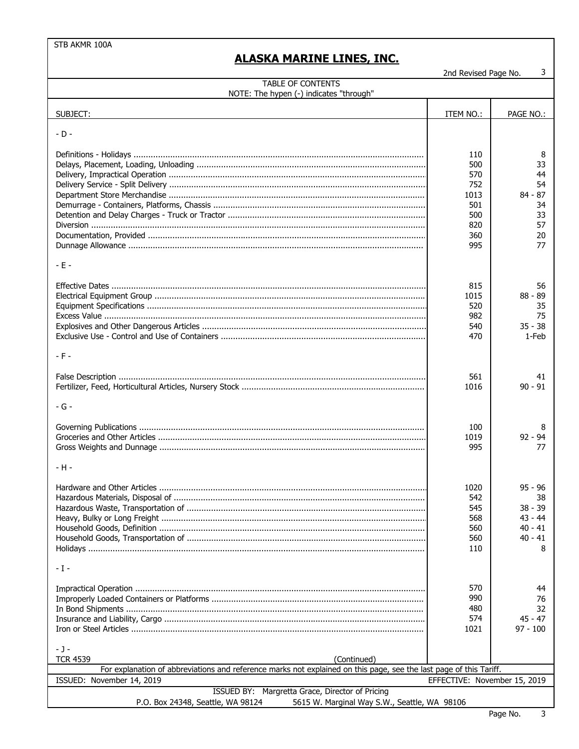STB AKMR 100A

# ALASKA MARINE LINES, INC.

2nd Revised Page No. 3

## TABLE OF CONTENTS

NOTE: The hypen (-) indicates "through"

| SUBJECT: | ITEM NO.: | PAGE NO.: |
|---|---|---|
| **- D -** | | |
| Definitions - Holidays | 110 | 8 |
| Delays, Placement, Loading, Unloading | 500 | 33 |
| Delivery, Impractical Operation | 570 | 44 |
| Delivery Service - Split Delivery | 752 | 54 |
| Department Store Merchandise | 1013 | 84 - 87 |
| Demurrage - Containers, Platforms, Chassis | 501 | 34 |
| Detention and Delay Charges - Truck or Tractor | 500 | 33 |
| Diversion | 820 | 57 |
| Documentation, Provided | 360 | 20 |
| Dunnage Allowance | 995 | 77 |
| **- E -** | | |
| Effective Dates | 815 | 56 |
| Electrical Equipment Group | 1015 | 88 - 89 |
| Equipment Specifications | 520 | 35 |
| Excess Value | 982 | 75 |
| Explosives and Other Dangerous Articles | 540 | 35 - 38 |
| Exclusive Use - Control and Use of Containers | 470 | 1-Feb |
| **- F -** | | |
| False Description | 561 | 41 |
| Fertilizer, Feed, Horticultural Articles, Nursery Stock | 1016 | 90 - 91 |
| **- G -** | | |
| Governing Publications | 100 | 8 |
| Groceries and Other Articles | 1019 | 92 - 94 |
| Gross Weights and Dunnage | 995 | 77 |
| **- H -** | | |
| Hardware and Other Articles | 1020 | 95 - 96 |
| Hazardous Materials, Disposal of | 542 | 38 |
| Hazardous Waste, Transportation of | 545 | 38 - 39 |
| Heavy, Bulky or Long Freight | 568 | 43 - 44 |
| Household Goods, Definition | 560 | 40 - 41 |
| Household Goods, Transportation of | 560 | 40 - 41 |
| Holidays | 110 | 8 |
| **- I -** | | |
| Impractical Operation | 570 | 44 |
| Improperly Loaded Containers or Platforms | 990 | 76 |
| In Bond Shipments | 480 | 32 |
| Insurance and Liability, Cargo | 574 | 45 - 47 |
| Iron or Steel Articles | 1021 | 97 - 100 |
| **- J -** | | |

TCR 4539 (Continued)

For explanation of abbreviations and reference marks not explained on this page, see the last page of this Tariff.

ISSUED: November 14, 2019 EFFECTIVE: November 15, 2019

ISSUED BY: Margretta Grace, Director of Pricing

P.O. Box 24348, Seattle, WA 98124 5615 W. Marginal Way S.W., Seattle, WA 98106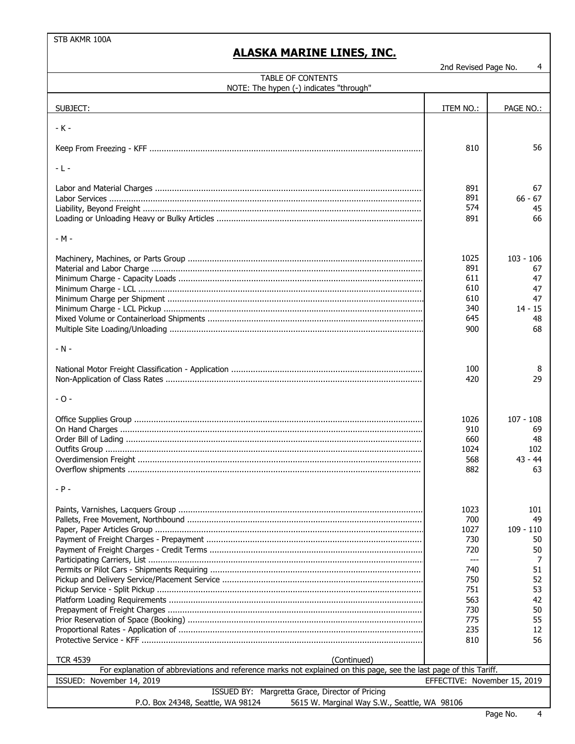STB AKMR 100A

# ALASKA MARINE LINES, INC.

2nd Revised Page No. 4

TABLE OF CONTENTS

NOTE: The hypen (-) indicates "through"

| SUBJECT: | ITEM NO.: | PAGE NO.: |
|---|---|---|
| - K - | | |
| Keep From Freezing - KFF | 810 | 56 |
| - L - | | |
| Labor and Material Charges | 891 | 67 |
| Labor Services | 891 | 66 - 67 |
| Liability, Beyond Freight | 574 | 45 |
| Loading or Unloading Heavy or Bulky Articles | 891 | 66 |
| - M - | | |
| Machinery, Machines, or Parts Group | 1025 | 103 - 106 |
| Material and Labor Charge | 891 | 67 |
| Minimum Charge - Capacity Loads | 611 | 47 |
| Minimum Charge - LCL | 610 | 47 |
| Minimum Charge per Shipment | 610 | 47 |
| Minimum Charge - LCL Pickup | 340 | 14 - 15 |
| Mixed Volume or Containerload Shipments | 645 | 48 |
| Multiple Site Loading/Unloading | 900 | 68 |
| - N - | | |
| National Motor Freight Classification - Application | 100 | 8 |
| Non-Application of Class Rates | 420 | 29 |
| - O - | | |
| Office Supplies Group | 1026 | 107 - 108 |
| On Hand Charges | 910 | 69 |
| Order Bill of Lading | 660 | 48 |
| Outfits Group | 1024 | 102 |
| Overdimension Freight | 568 | 43 - 44 |
| Overflow shipments | 882 | 63 |
| - P - | | |
| Paints, Varnishes, Lacquers Group | 1023 | 101 |
| Pallets, Free Movement, Northbound | 700 | 49 |
| Paper, Paper Articles Group | 1027 | 109 - 110 |
| Payment of Freight Charges - Prepayment | 730 | 50 |
| Payment of Freight Charges - Credit Terms | 720 | 50 |
| Participating Carriers, List | --- | 7 |
| Permits or Pilot Cars - Shipments Requiring | 740 | 51 |
| Pickup and Delivery Service/Placement Service | 750 | 52 |
| Pickup Service - Split Pickup | 751 | 53 |
| Platform Loading Requirements | 563 | 42 |
| Prepayment of Freight Charges | 730 | 50 |
| Prior Reservation of Space (Booking) | 775 | 55 |
| Proportional Rates - Application of | 235 | 12 |
| Protective Service - KFF | 810 | 56 |

TCR 4539 (Continued)

For explanation of abbreviations and reference marks not explained on this page, see the last page of this Tariff.

ISSUED: November 14, 2019 EFFECTIVE: November 15, 2019

ISSUED BY: Margretta Grace, Director of Pricing

P.O. Box 24348, Seattle, WA 98124 5615 W. Marginal Way S.W., Seattle, WA 98106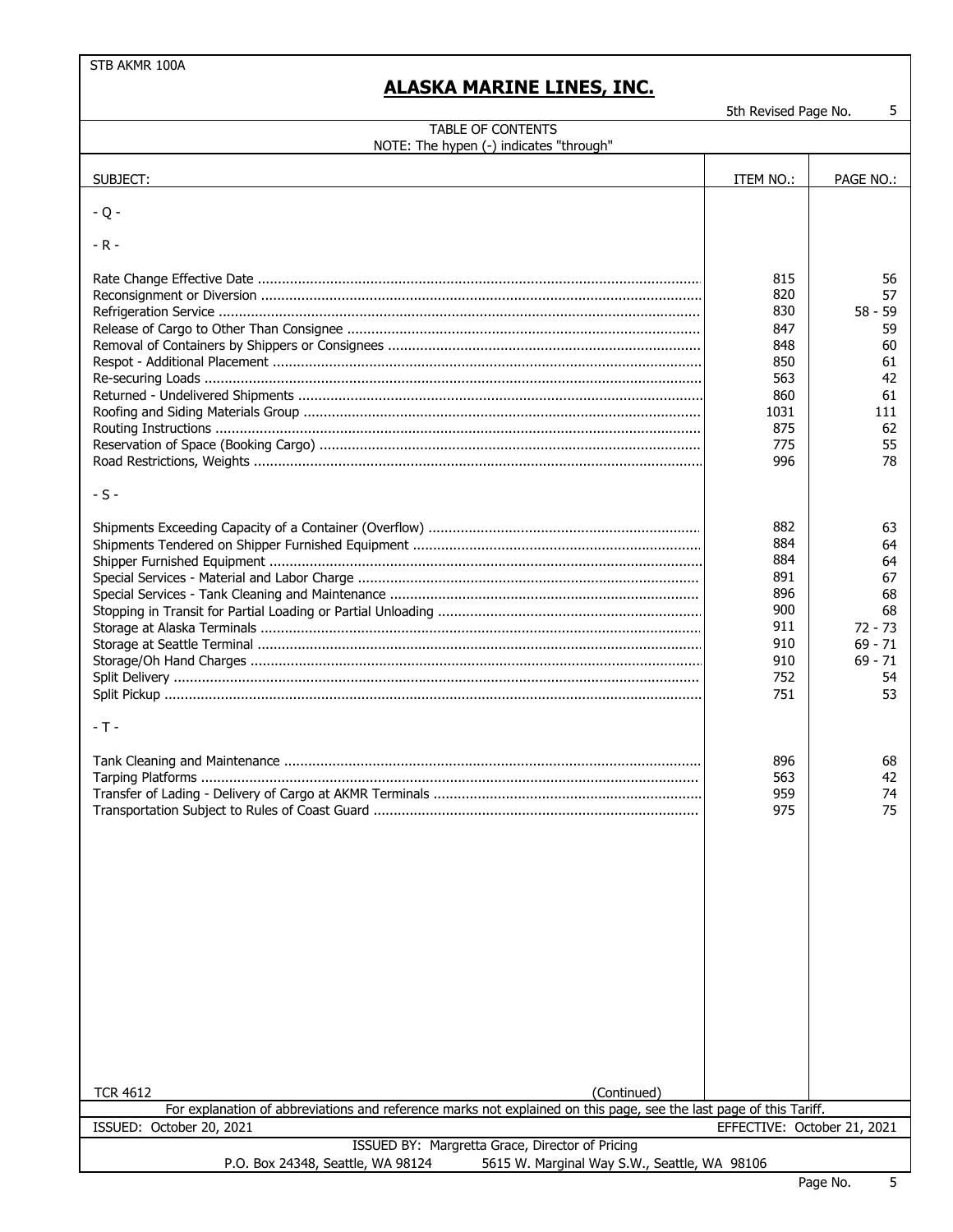STB AKMR 100A

# ALASKA MARINE LINES, INC.

5th Revised Page No. 5

TABLE OF CONTENTS

NOTE: The hypen (-) indicates "through"

| SUBJECT: | ITEM NO.: | PAGE NO.: |
|---|---|---|
| - Q - | | |
| - R - | | |
| Rate Change Effective Date | 815 | 56 |
| Reconsignment or Diversion | 820 | 57 |
| Refrigeration Service | 830 | 58 - 59 |
| Release of Cargo to Other Than Consignee | 847 | 59 |
| Removal of Containers by Shippers or Consignees | 848 | 60 |
| Respot - Additional Placement | 850 | 61 |
| Re-securing Loads | 563 | 42 |
| Returned - Undelivered Shipments | 860 | 61 |
| Roofing and Siding Materials Group | 1031 | 111 |
| Routing Instructions | 875 | 62 |
| Reservation of Space (Booking Cargo) | 775 | 55 |
| Road Restrictions, Weights | 996 | 78 |
| - S - | | |
| Shipments Exceeding Capacity of a Container (Overflow) | 882 | 63 |
| Shipments Tendered on Shipper Furnished Equipment | 884 | 64 |
| Shipper Furnished Equipment | 884 | 64 |
| Special Services - Material and Labor Charge | 891 | 67 |
| Special Services - Tank Cleaning and Maintenance | 896 | 68 |
| Stopping in Transit for Partial Loading or Partial Unloading | 900 | 68 |
| Storage at Alaska Terminals | 911 | 72 - 73 |
| Storage at Seattle Terminal | 910 | 69 - 71 |
| Storage/Oh Hand Charges | 910 | 69 - 71 |
| Split Delivery | 752 | 54 |
| Split Pickup | 751 | 53 |
| - T - | | |
| Tank Cleaning and Maintenance | 896 | 68 |
| Tarping Platforms | 563 | 42 |
| Transfer of Lading - Delivery of Cargo at AKMR Terminals | 959 | 74 |
| Transportation Subject to Rules of Coast Guard | 975 | 75 |

TCR 4612 (Continued)

For explanation of abbreviations and reference marks not explained on this page, see the last page of this Tariff.

ISSUED: October 20, 2021 EFFECTIVE: October 21, 2021

ISSUED BY: Margretta Grace, Director of Pricing

P.O. Box 24348, Seattle, WA 98124 5615 W. Marginal Way S.W., Seattle, WA 98106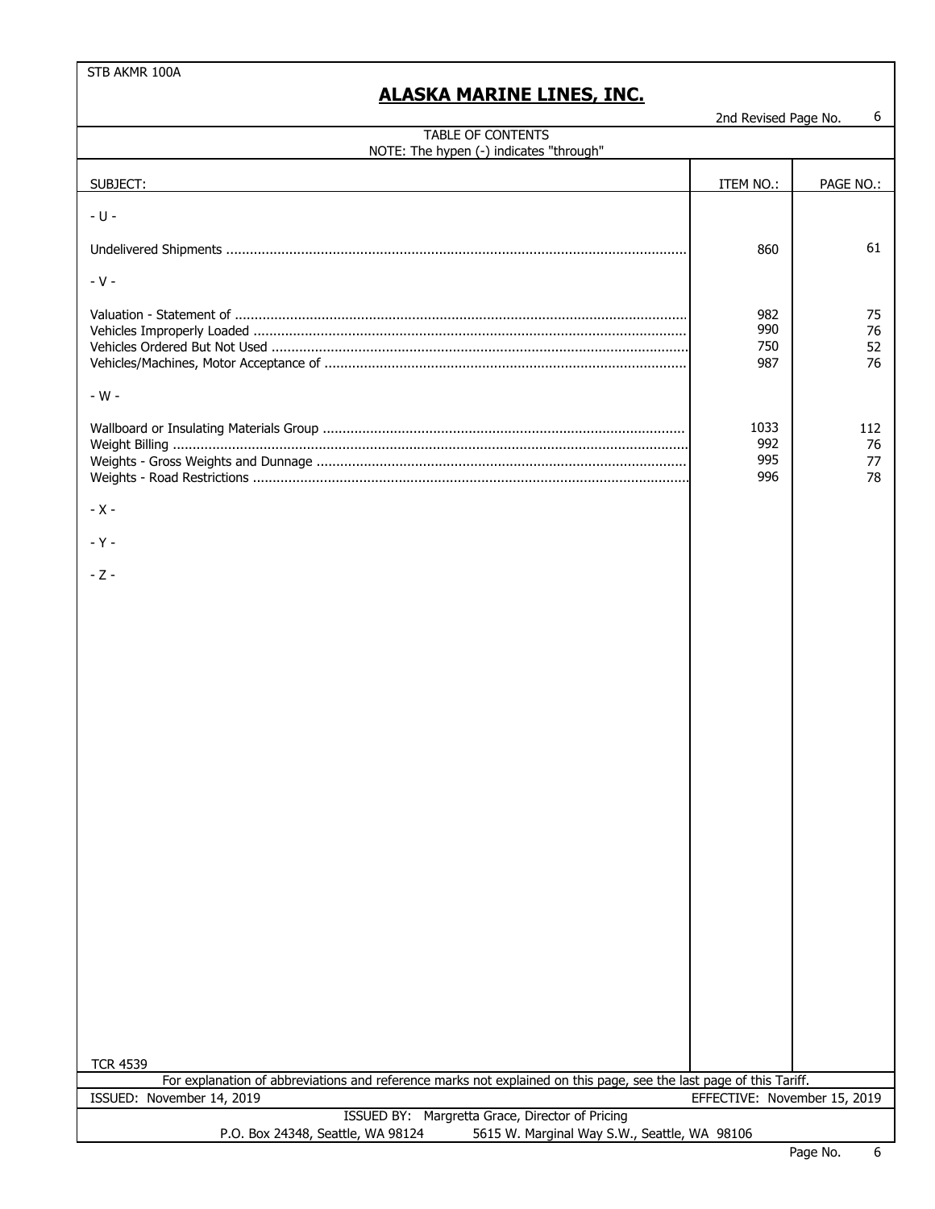STB AKMR 100A

# ALASKA MARINE LINES, INC.

2nd Revised Page No. 6

## TABLE OF CONTENTS

NOTE: The hypen (-) indicates "through"

| SUBJECT: | ITEM NO.: | PAGE NO.: |
|---|---|---|
| - U - | | |
| Undelivered Shipments | 860 | 61 |
| - V - | | |
| Valuation - Statement of | 982 | 75 |
| Vehicles Improperly Loaded | 990 | 76 |
| Vehicles Ordered But Not Used | 750 | 52 |
| Vehicles/Machines, Motor Acceptance of | 987 | 76 |
| - W - | | |
| Wallboard or Insulating Materials Group | 1033 | 112 |
| Weight Billing | 992 | 76 |
| Weights - Gross Weights and Dunnage | 995 | 77 |
| Weights - Road Restrictions | 996 | 78 |
| - X - | | |
| - Y - | | |
| - Z - | | |

TCR 4539

For explanation of abbreviations and reference marks not explained on this page, see the last page of this Tariff.

ISSUED: November 14, 2019 EFFECTIVE: November 15, 2019

ISSUED BY: Margretta Grace, Director of Pricing

P.O. Box 24348, Seattle, WA 98124 5615 W. Marginal Way S.W., Seattle, WA 98106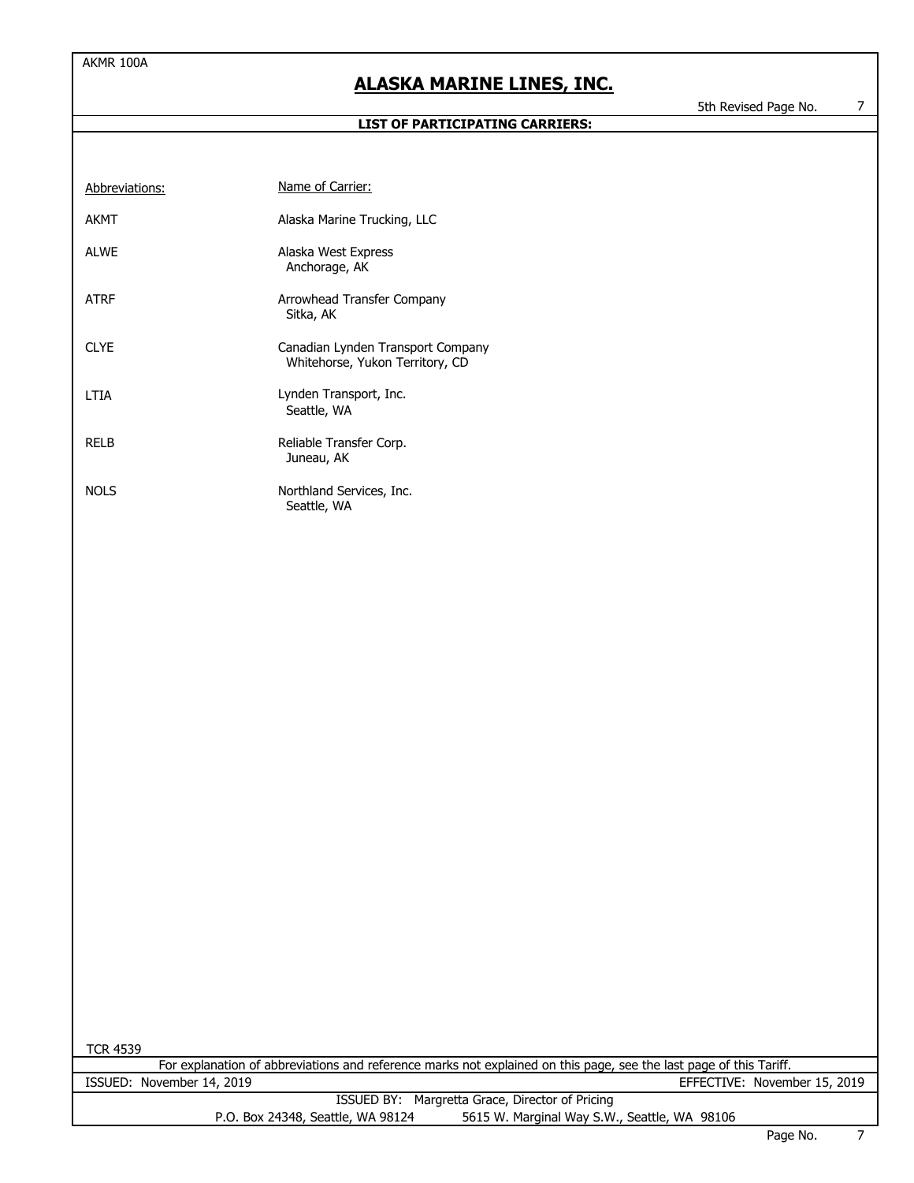# ALASKA MARINE LINES, INC.

5th Revised Page No. 7

## LIST OF PARTICIPATING CARRIERS:

| Abbreviations: | Name of Carrier: |
| --- | --- |
| AKMT | Alaska Marine Trucking, LLC |
| ALWE | Alaska West Express<br>Anchorage, AK |
| ATRF | Arrowhead Transfer Company<br>Sitka, AK |
| CLYE | Canadian Lynden Transport Company<br>Whitehorse, Yukon Territory, CD |
| LTIA | Lynden Transport, Inc.<br>Seattle, WA |
| RELB | Reliable Transfer Corp.<br>Juneau, AK |
| NOLS | Northland Services, Inc.<br>Seattle, WA |

TCR 4539

For explanation of abbreviations and reference marks not explained on this page, see the last page of this Tariff.

ISSUED: November 14, 2019 EFFECTIVE: November 15, 2019

ISSUED BY: Margretta Grace, Director of Pricing

P.O. Box 24348, Seattle, WA 98124 5615 W. Marginal Way S.W., Seattle, WA 98106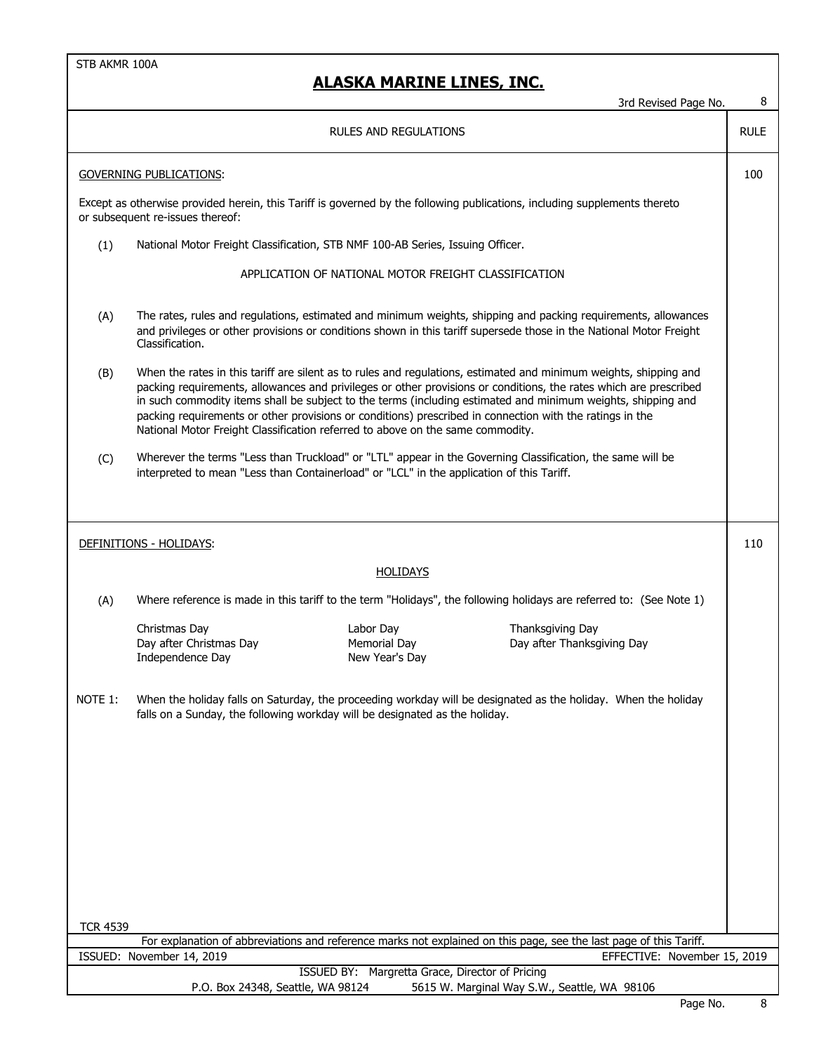STB AKMR 100A

# ALASKA MARINE LINES, INC.

3rd Revised Page No. 8

## RULES AND REGULATIONS

### GOVERNING PUBLICATIONS: (RULE 100)

Except as otherwise provided herein, this Tariff is governed by the following publications, including supplements thereto or subsequent re-issues thereof:

(1) National Motor Freight Classification, STB NMF 100-AB Series, Issuing Officer.

APPLICATION OF NATIONAL MOTOR FREIGHT CLASSIFICATION

(A) The rates, rules and regulations, estimated and minimum weights, shipping and packing requirements, allowances and privileges or other provisions or conditions shown in this tariff supersede those in the National Motor Freight Classification.

(B) When the rates in this tariff are silent as to rules and regulations, estimated and minimum weights, shipping and packing requirements, allowances and privileges or other provisions or conditions, the rates which are prescribed in such commodity items shall be subject to the terms (including estimated and minimum weights, shipping and packing requirements or other provisions or conditions) prescribed in connection with the ratings in the National Motor Freight Classification referred to above on the same commodity.

(C) Wherever the terms "Less than Truckload" or "LTL" appear in the Governing Classification, the same will be interpreted to mean "Less than Containerload" or "LCL" in the application of this Tariff.

### DEFINITIONS - HOLIDAYS: (RULE 110)

HOLIDAYS

(A) Where reference is made in this tariff to the term "Holidays", the following holidays are referred to: (See Note 1)

| | | |
|---|---|---|
| Christmas Day | Labor Day | Thanksgiving Day |
| Day after Christmas Day | Memorial Day | Day after Thanksgiving Day |
| Independence Day | New Year's Day | |

NOTE 1: When the holiday falls on Saturday, the proceeding workday will be designated as the holiday. When the holiday falls on a Sunday, the following workday will be designated as the holiday.

TCR 4539

For explanation of abbreviations and reference marks not explained on this page, see the last page of this Tariff.

ISSUED: November 14, 2019 EFFECTIVE: November 15, 2019

ISSUED BY: Margretta Grace, Director of Pricing

P.O. Box 24348, Seattle, WA 98124 5615 W. Marginal Way S.W., Seattle, WA 98106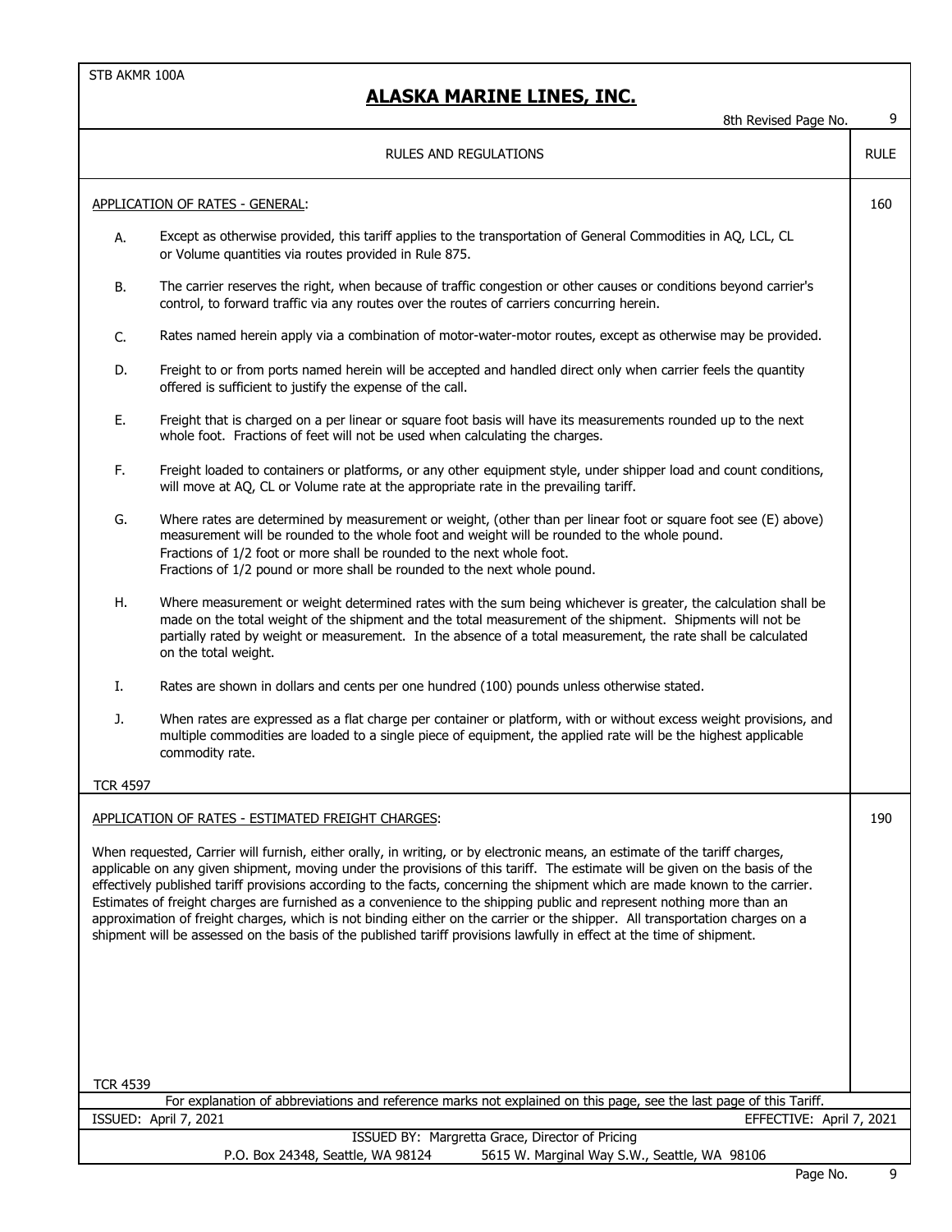STB AKMR 100A

# ALASKA MARINE LINES, INC.

8th Revised Page No. 9

RULES AND REGULATIONS — RULE

## APPLICATION OF RATES - GENERAL: (Rule 160)

A. Except as otherwise provided, this tariff applies to the transportation of General Commodities in AQ, LCL, CL or Volume quantities via routes provided in Rule 875.

B. The carrier reserves the right, when because of traffic congestion or other causes or conditions beyond carrier's control, to forward traffic via any routes over the routes of carriers concurring herein.

C. Rates named herein apply via a combination of motor-water-motor routes, except as otherwise may be provided.

D. Freight to or from ports named herein will be accepted and handled direct only when carrier feels the quantity offered is sufficient to justify the expense of the call.

E. Freight that is charged on a per linear or square foot basis will have its measurements rounded up to the next whole foot. Fractions of feet will not be used when calculating the charges.

F. Freight loaded to containers or platforms, or any other equipment style, under shipper load and count conditions, will move at AQ, CL or Volume rate at the appropriate rate in the prevailing tariff.

G. Where rates are determined by measurement or weight, (other than per linear foot or square foot see (E) above) measurement will be rounded to the whole foot and weight will be rounded to the whole pound.
Fractions of 1/2 foot or more shall be rounded to the next whole foot.
Fractions of 1/2 pound or more shall be rounded to the next whole pound.

H. Where measurement or weight determined rates with the sum being whichever is greater, the calculation shall be made on the total weight of the shipment and the total measurement of the shipment. Shipments will not be partially rated by weight or measurement. In the absence of a total measurement, the rate shall be calculated on the total weight.

I. Rates are shown in dollars and cents per one hundred (100) pounds unless otherwise stated.

J. When rates are expressed as a flat charge per container or platform, with or without excess weight provisions, and multiple commodities are loaded to a single piece of equipment, the applied rate will be the highest applicable commodity rate.

TCR 4597

## APPLICATION OF RATES - ESTIMATED FREIGHT CHARGES: (Rule 190)

When requested, Carrier will furnish, either orally, in writing, or by electronic means, an estimate of the tariff charges, applicable on any given shipment, moving under the provisions of this tariff. The estimate will be given on the basis of the effectively published tariff provisions according to the facts, concerning the shipment which are made known to the carrier. Estimates of freight charges are furnished as a convenience to the shipping public and represent nothing more than an approximation of freight charges, which is not binding either on the carrier or the shipper. All transportation charges on a shipment will be assessed on the basis of the published tariff provisions lawfully in effect at the time of shipment.

TCR 4539

For explanation of abbreviations and reference marks not explained on this page, see the last page of this Tariff.

ISSUED: April 7, 2021 — EFFECTIVE: April 7, 2021

ISSUED BY: Margretta Grace, Director of Pricing
P.O. Box 24348, Seattle, WA 98124 — 5615 W. Marginal Way S.W., Seattle, WA 98106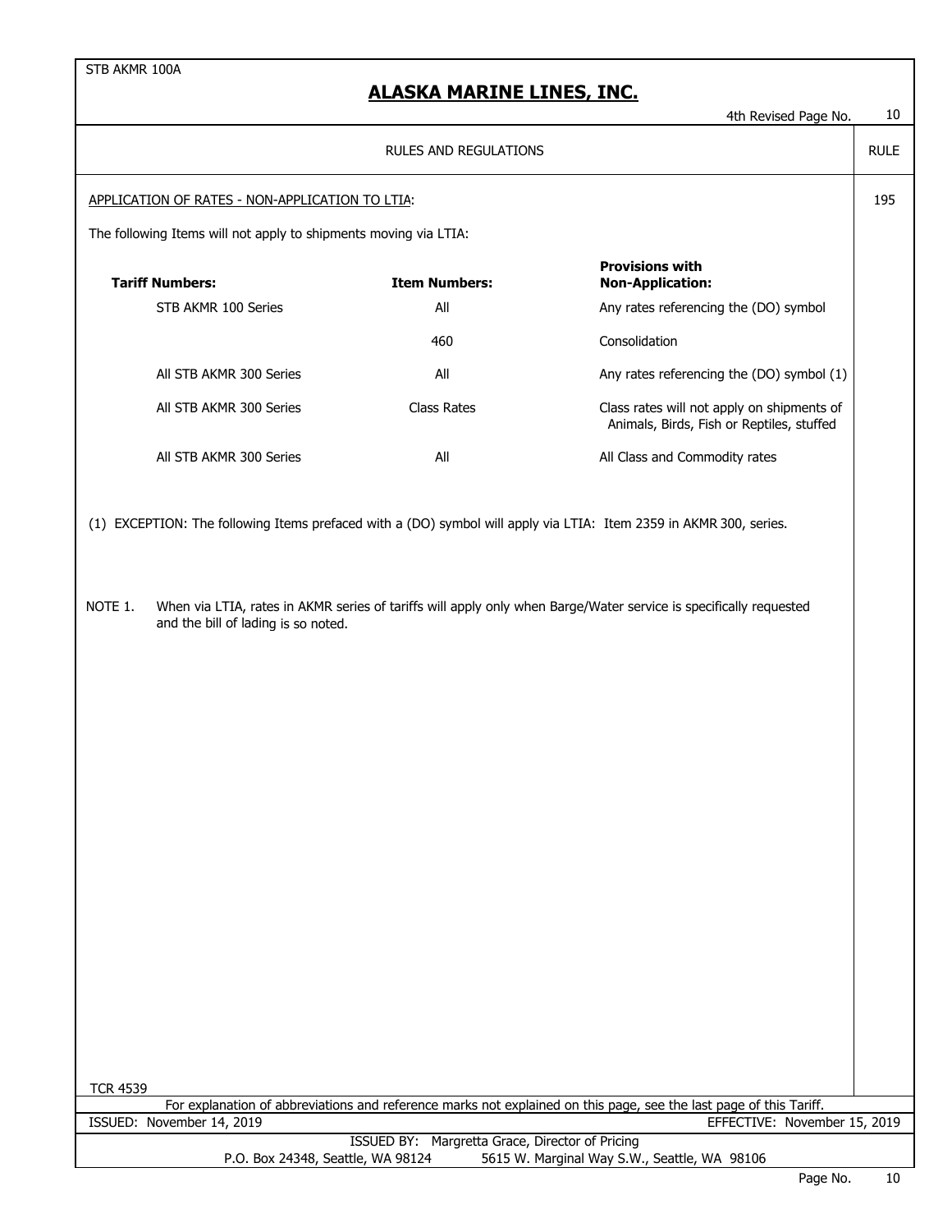RULES AND REGULATIONS — RULE 195

APPLICATION OF RATES - NON-APPLICATION TO LTIA:

The following Items will not apply to shipments moving via LTIA:

| Tariff Numbers: | Item Numbers: | Provisions with Non-Application: |
|---|---|---|
| STB AKMR 100 Series | All | Any rates referencing the (DO) symbol |
| | 460 | Consolidation |
| All STB AKMR 300 Series | All | Any rates referencing the (DO) symbol (1) |
| All STB AKMR 300 Series | Class Rates | Class rates will not apply on shipments of Animals, Birds, Fish or Reptiles, stuffed |
| All STB AKMR 300 Series | All | All Class and Commodity rates |

(1) EXCEPTION: The following Items prefaced with a (DO) symbol will apply via LTIA: Item 2359 in AKMR 300, series.

NOTE 1. When via LTIA, rates in AKMR series of tariffs will apply only when Barge/Water service is specifically requested and the bill of lading is so noted.

TCR 4539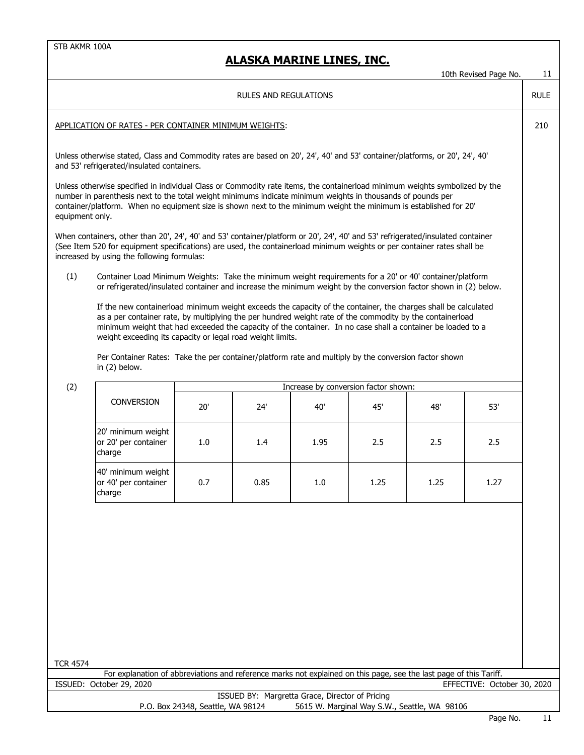## RULES AND REGULATIONS

**RULE 210**

APPLICATION OF RATES - PER CONTAINER MINIMUM WEIGHTS:

Unless otherwise stated, Class and Commodity rates are based on 20', 24', 40' and 53' container/platforms, or 20', 24', 40' and 53' refrigerated/insulated containers.

Unless otherwise specified in individual Class or Commodity rate items, the containerload minimum weights symbolized by the number in parenthesis next to the total weight minimums indicate minimum weights in thousands of pounds per container/platform. When no equipment size is shown next to the minimum weight the minimum is established for 20' equipment only.

When containers, other than 20', 24', 40' and 53' container/platform or 20', 24', 40' and 53' refrigerated/insulated container (See Item 520 for equipment specifications) are used, the containerload minimum weights or per container rates shall be increased by using the following formulas:

(1) Container Load Minimum Weights: Take the minimum weight requirements for a 20' or 40' container/platform or refrigerated/insulated container and increase the minimum weight by the conversion factor shown in (2) below.

If the new containerload minimum weight exceeds the capacity of the container, the charges shall be calculated as a per container rate, by multiplying the per hundred weight rate of the commodity by the containerload minimum weight that had exceeded the capacity of the container. In no case shall a container be loaded to a weight exceeding its capacity or legal road weight limits.

Per Container Rates: Take the per container/platform rate and multiply by the conversion factor shown in (2) below.

(2)

| CONVERSION | Increase by conversion factor shown: | | | | | |
|---|---|---|---|---|---|---|
| | 20' | 24' | 40' | 45' | 48' | 53' |
| 20' minimum weight or 20' per container charge | 1.0 | 1.4 | 1.95 | 2.5 | 2.5 | 2.5 |
| 40' minimum weight or 40' per container charge | 0.7 | 0.85 | 1.0 | 1.25 | 1.25 | 1.27 |

TCR 4574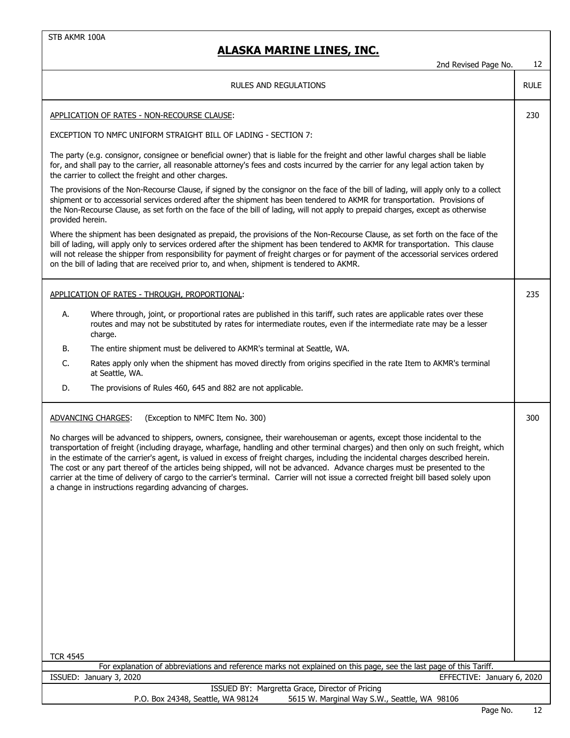## RULES AND REGULATIONS

### APPLICATION OF RATES - NON-RECOURSE CLAUSE: (RULE 230)

EXCEPTION TO NMFC UNIFORM STRAIGHT BILL OF LADING - SECTION 7:

The party (e.g. consignor, consignee or beneficial owner) that is liable for the freight and other lawful charges shall be liable for, and shall pay to the carrier, all reasonable attorney's fees and costs incurred by the carrier for any legal action taken by the carrier to collect the freight and other charges.

The provisions of the Non-Recourse Clause, if signed by the consignor on the face of the bill of lading, will apply only to a collect shipment or to accessorial services ordered after the shipment has been tendered to AKMR for transportation. Provisions of the Non-Recourse Clause, as set forth on the face of the bill of lading, will not apply to prepaid charges, except as otherwise provided herein.

Where the shipment has been designated as prepaid, the provisions of the Non-Recourse Clause, as set forth on the face of the bill of lading, will apply only to services ordered after the shipment has been tendered to AKMR for transportation. This clause will not release the shipper from responsibility for payment of freight charges or for payment of the accessorial services ordered on the bill of lading that are received prior to, and when, shipment is tendered to AKMR.

### APPLICATION OF RATES - THROUGH, PROPORTIONAL: (RULE 235)

A. Where through, joint, or proportional rates are published in this tariff, such rates are applicable rates over these routes and may not be substituted by rates for intermediate routes, even if the intermediate rate may be a lesser charge.

B. The entire shipment must be delivered to AKMR's terminal at Seattle, WA.

C. Rates apply only when the shipment has moved directly from origins specified in the rate Item to AKMR's terminal at Seattle, WA.

D. The provisions of Rules 460, 645 and 882 are not applicable.

### ADVANCING CHARGES: (Exception to NMFC Item No. 300) (RULE 300)

No charges will be advanced to shippers, owners, consignee, their warehouseman or agents, except those incidental to the transportation of freight (including drayage, wharfage, handling and other terminal charges) and then only on such freight, which in the estimate of the carrier's agent, is valued in excess of freight charges, including the incidental charges described herein. The cost or any part thereof of the articles being shipped, will not be advanced. Advance charges must be presented to the carrier at the time of delivery of cargo to the carrier's terminal. Carrier will not issue a corrected freight bill based solely upon a change in instructions regarding advancing of charges.

TCR 4545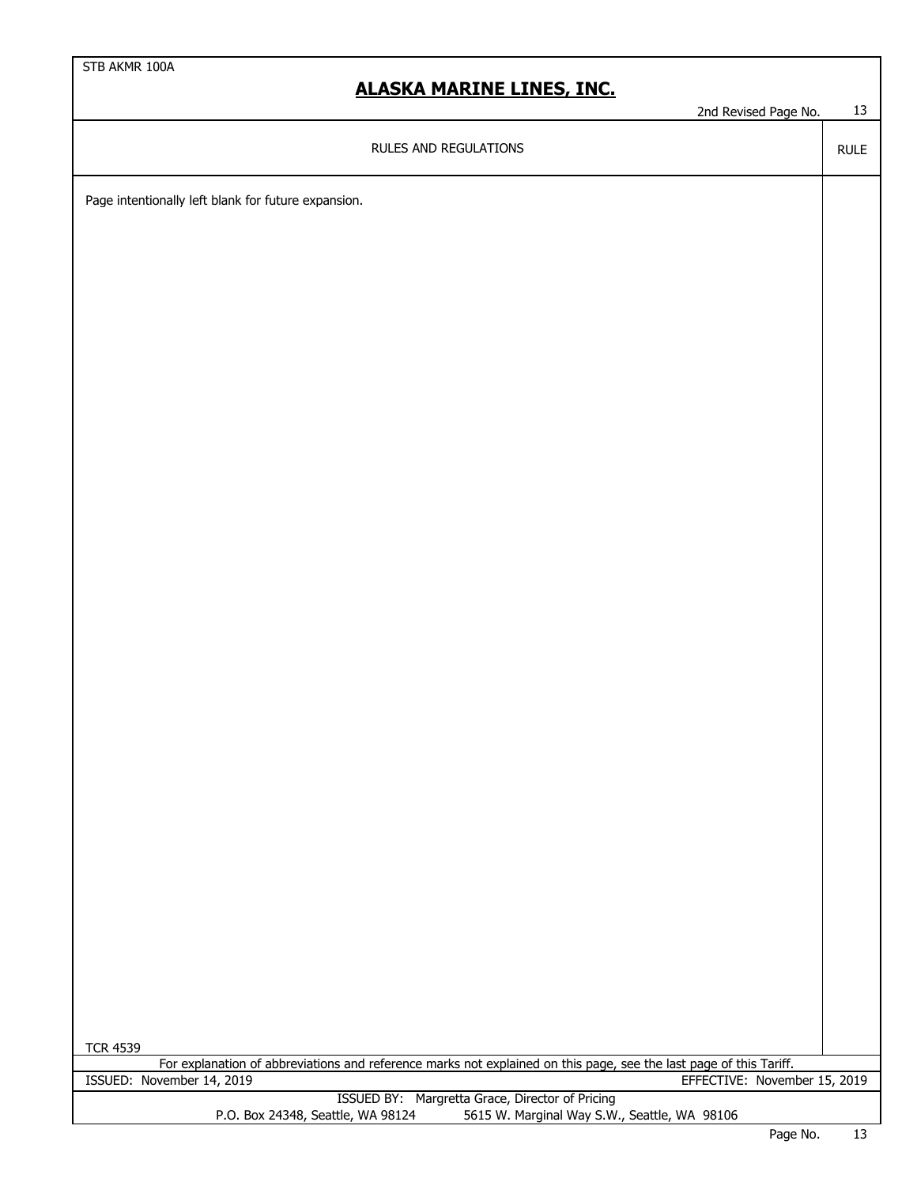RULES AND REGULATIONS | RULE

Page intentionally left blank for future expansion.

TCR 4539

For explanation of abbreviations and reference marks not explained on this page, see the last page of this Tariff.

ISSUED: November 14, 2019 EFFECTIVE: November 15, 2019

ISSUED BY: Margretta Grace, Director of Pricing
P.O. Box 24348, Seattle, WA 98124 5615 W. Marginal Way S.W., Seattle, WA 98106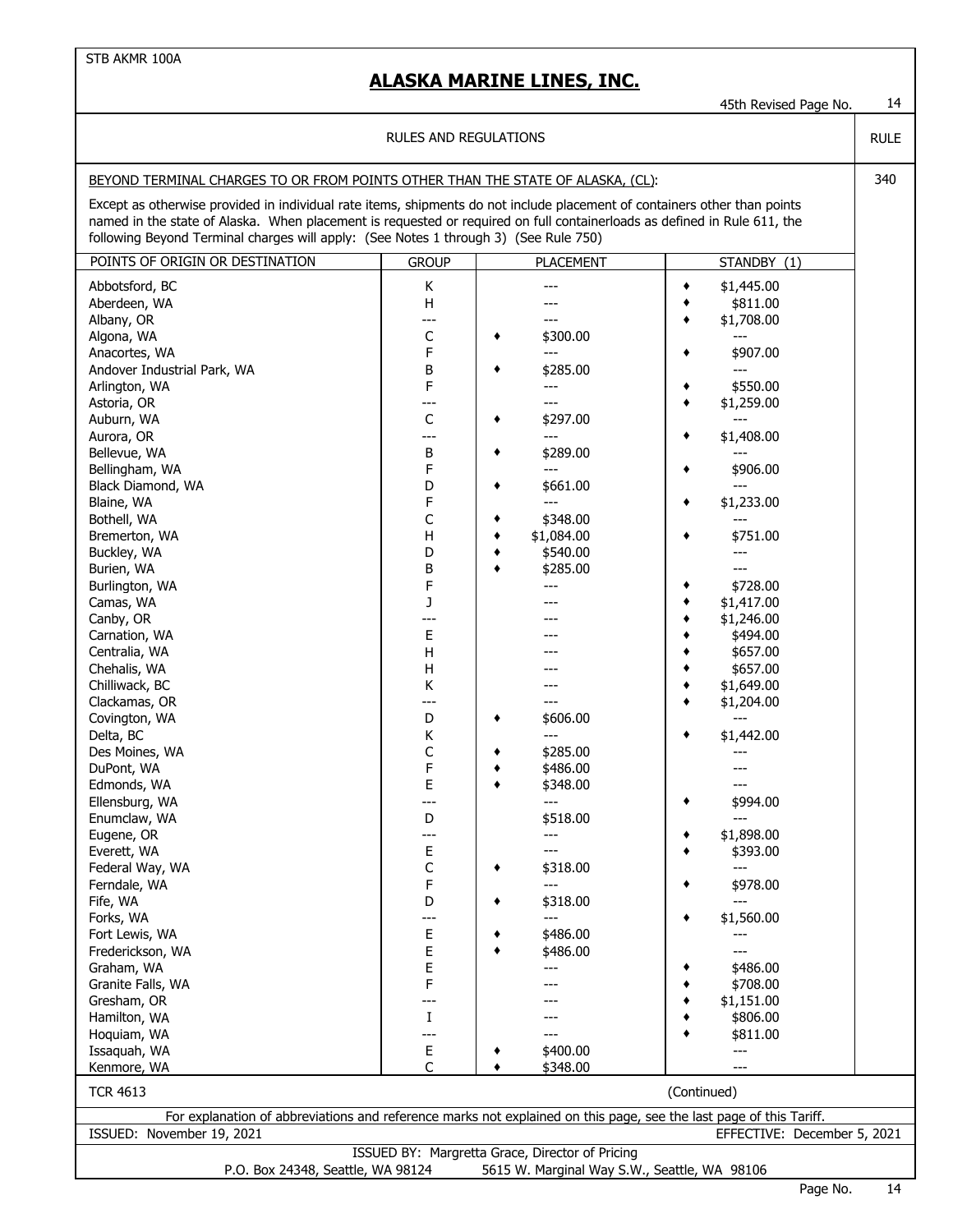STB AKMR 100A

# ALASKA MARINE LINES, INC.

45th Revised Page No. 14

RULES AND REGULATIONS — RULE

**RULE 340**

BEYOND TERMINAL CHARGES TO OR FROM POINTS OTHER THAN THE STATE OF ALASKA, (CL):

Except as otherwise provided in individual rate items, shipments do not include placement of containers other than points named in the state of Alaska. When placement is requested or required on full containerloads as defined in Rule 611, the following Beyond Terminal charges will apply: (See Notes 1 through 3) (See Rule 750)

| POINTS OF ORIGIN OR DESTINATION | GROUP | PLACEMENT | STANDBY (1) |
|---|---|---|---|
| Abbotsford, BC | K | --- | ♦ $1,445.00 |
| Aberdeen, WA | H | --- | ♦ $811.00 |
| Albany, OR | --- | --- | ♦ $1,708.00 |
| Algona, WA | C | ♦ $300.00 | --- |
| Anacortes, WA | F | --- | ♦ $907.00 |
| Andover Industrial Park, WA | B | ♦ $285.00 | --- |
| Arlington, WA | F | --- | ♦ $550.00 |
| Astoria, OR | --- | --- | ♦ $1,259.00 |
| Auburn, WA | C | ♦ $297.00 | --- |
| Aurora, OR | --- | --- | ♦ $1,408.00 |
| Bellevue, WA | B | ♦ $289.00 | --- |
| Bellingham, WA | F | --- | ♦ $906.00 |
| Black Diamond, WA | D | ♦ $661.00 | --- |
| Blaine, WA | F | --- | ♦ $1,233.00 |
| Bothell, WA | C | ♦ $348.00 | --- |
| Bremerton, WA | H | ♦ $1,084.00 | ♦ $751.00 |
| Buckley, WA | D | ♦ $540.00 | --- |
| Burien, WA | B | ♦ $285.00 | --- |
| Burlington, WA | F | --- | ♦ $728.00 |
| Camas, WA | J | --- | ♦ $1,417.00 |
| Canby, OR | --- | --- | ♦ $1,246.00 |
| Carnation, WA | E | --- | ♦ $494.00 |
| Centralia, WA | H | --- | ♦ $657.00 |
| Chehalis, WA | H | --- | ♦ $657.00 |
| Chilliwack, BC | K | --- | ♦ $1,649.00 |
| Clackamas, OR | --- | --- | ♦ $1,204.00 |
| Covington, WA | D | ♦ $606.00 | --- |
| Delta, BC | K | --- | ♦ $1,442.00 |
| Des Moines, WA | C | ♦ $285.00 | --- |
| DuPont, WA | F | ♦ $486.00 | --- |
| Edmonds, WA | E | ♦ $348.00 | --- |
| Ellensburg, WA | --- | --- | ♦ $994.00 |
| Enumclaw, WA | D | $518.00 | --- |
| Eugene, OR | --- | --- | ♦ $1,898.00 |
| Everett, WA | E | --- | ♦ $393.00 |
| Federal Way, WA | C | ♦ $318.00 | --- |
| Ferndale, WA | F | --- | ♦ $978.00 |
| Fife, WA | D | ♦ $318.00 | --- |
| Forks, WA | --- | --- | ♦ $1,560.00 |
| Fort Lewis, WA | E | ♦ $486.00 | --- |
| Frederickson, WA | E | ♦ $486.00 | --- |
| Graham, WA | E | --- | ♦ $486.00 |
| Granite Falls, WA | F | --- | ♦ $708.00 |
| Gresham, OR | --- | --- | ♦ $1,151.00 |
| Hamilton, WA | I | --- | ♦ $806.00 |
| Hoquiam, WA | --- | --- | ♦ $811.00 |
| Issaquah, WA | E | ♦ $400.00 | --- |
| Kenmore, WA | C | ♦ $348.00 | --- |

TCR 4613 (Continued)

For explanation of abbreviations and reference marks not explained on this page, see the last page of this Tariff.

ISSUED: November 19, 2021 EFFECTIVE: December 5, 2021

ISSUED BY: Margretta Grace, Director of Pricing
P.O. Box 24348, Seattle, WA 98124 5615 W. Marginal Way S.W., Seattle, WA 98106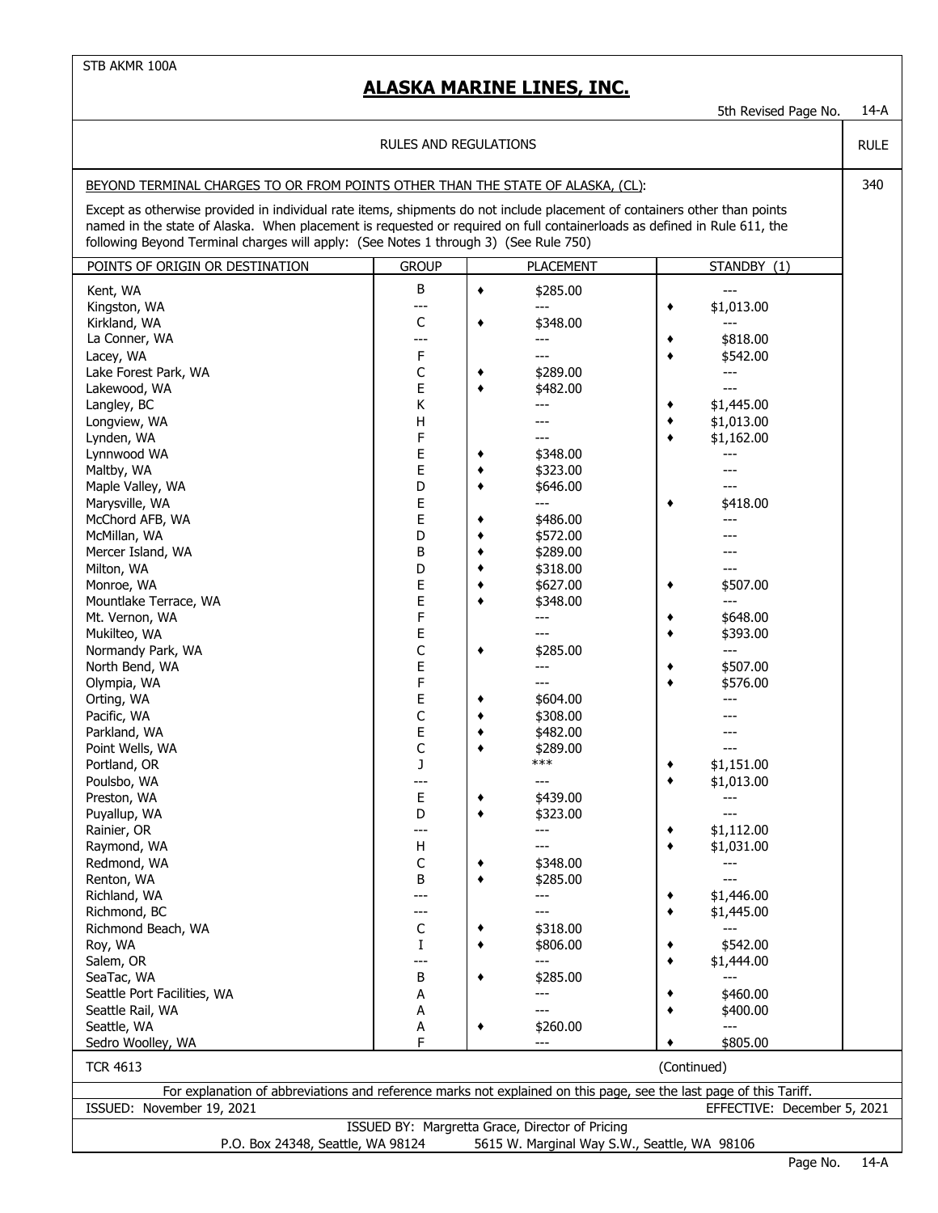STB AKMR 100A

## ALASKA MARINE LINES, INC.

5th Revised Page No. 14-A

RULES AND REGULATIONS — RULE

### BEYOND TERMINAL CHARGES TO OR FROM POINTS OTHER THAN THE STATE OF ALASKA, (CL): — 340

Except as otherwise provided in individual rate items, shipments do not include placement of containers other than points named in the state of Alaska. When placement is requested or required on full containerloads as defined in Rule 611, the following Beyond Terminal charges will apply: (See Notes 1 through 3) (See Rule 750)

| POINTS OF ORIGIN OR DESTINATION | GROUP | PLACEMENT | STANDBY (1) |
|---|---|---|---|
| Kent, WA | B | ♦ $285.00 | --- |
| Kingston, WA | --- | --- | ♦ $1,013.00 |
| Kirkland, WA | C | ♦ $348.00 | --- |
| La Conner, WA | --- | --- | ♦ $818.00 |
| Lacey, WA | F | --- | ♦ $542.00 |
| Lake Forest Park, WA | C | ♦ $289.00 | --- |
| Lakewood, WA | E | ♦ $482.00 | --- |
| Langley, BC | K | --- | ♦ $1,445.00 |
| Longview, WA | H | --- | ♦ $1,013.00 |
| Lynden, WA | F | --- | ♦ $1,162.00 |
| Lynnwood WA | E | ♦ $348.00 | --- |
| Maltby, WA | E | ♦ $323.00 | --- |
| Maple Valley, WA | D | ♦ $646.00 | --- |
| Marysville, WA | E | --- | ♦ $418.00 |
| McChord AFB, WA | E | ♦ $486.00 | --- |
| McMillan, WA | D | ♦ $572.00 | --- |
| Mercer Island, WA | B | ♦ $289.00 | --- |
| Milton, WA | D | ♦ $318.00 | --- |
| Monroe, WA | E | ♦ $627.00 | ♦ $507.00 |
| Mountlake Terrace, WA | E | ♦ $348.00 | --- |
| Mt. Vernon, WA | F | --- | ♦ $648.00 |
| Mukilteo, WA | E | --- | ♦ $393.00 |
| Normandy Park, WA | C | ♦ $285.00 | --- |
| North Bend, WA | E | --- | ♦ $507.00 |
| Olympia, WA | F | --- | ♦ $576.00 |
| Orting, WA | E | ♦ $604.00 | --- |
| Pacific, WA | C | ♦ $308.00 | --- |
| Parkland, WA | E | ♦ $482.00 | --- |
| Point Wells, WA | C | ♦ $289.00 | --- |
| Portland, OR | J | *** | ♦ $1,151.00 |
| Poulsbo, WA | --- | --- | ♦ $1,013.00 |
| Preston, WA | E | ♦ $439.00 | --- |
| Puyallup, WA | D | ♦ $323.00 | --- |
| Rainier, OR | --- | --- | ♦ $1,112.00 |
| Raymond, WA | H | --- | ♦ $1,031.00 |
| Redmond, WA | C | ♦ $348.00 | --- |
| Renton, WA | B | ♦ $285.00 | --- |
| Richland, WA | --- | --- | ♦ $1,446.00 |
| Richmond, BC | --- | --- | ♦ $1,445.00 |
| Richmond Beach, WA | C | ♦ $318.00 | --- |
| Roy, WA | I | ♦ $806.00 | ♦ $542.00 |
| Salem, OR | --- | --- | ♦ $1,444.00 |
| SeaTac, WA | B | ♦ $285.00 | --- |
| Seattle Port Facilities, WA | A | --- | ♦ $460.00 |
| Seattle Rail, WA | A | --- | ♦ $400.00 |
| Seattle, WA | A | ♦ $260.00 | --- |
| Sedro Woolley, WA | F | --- | ♦ $805.00 |

TCR 4613 (Continued)

For explanation of abbreviations and reference marks not explained on this page, see the last page of this Tariff.

ISSUED: November 19, 2021 EFFECTIVE: December 5, 2021

ISSUED BY: Margretta Grace, Director of Pricing
P.O. Box 24348, Seattle, WA 98124 5615 W. Marginal Way S.W., Seattle, WA 98106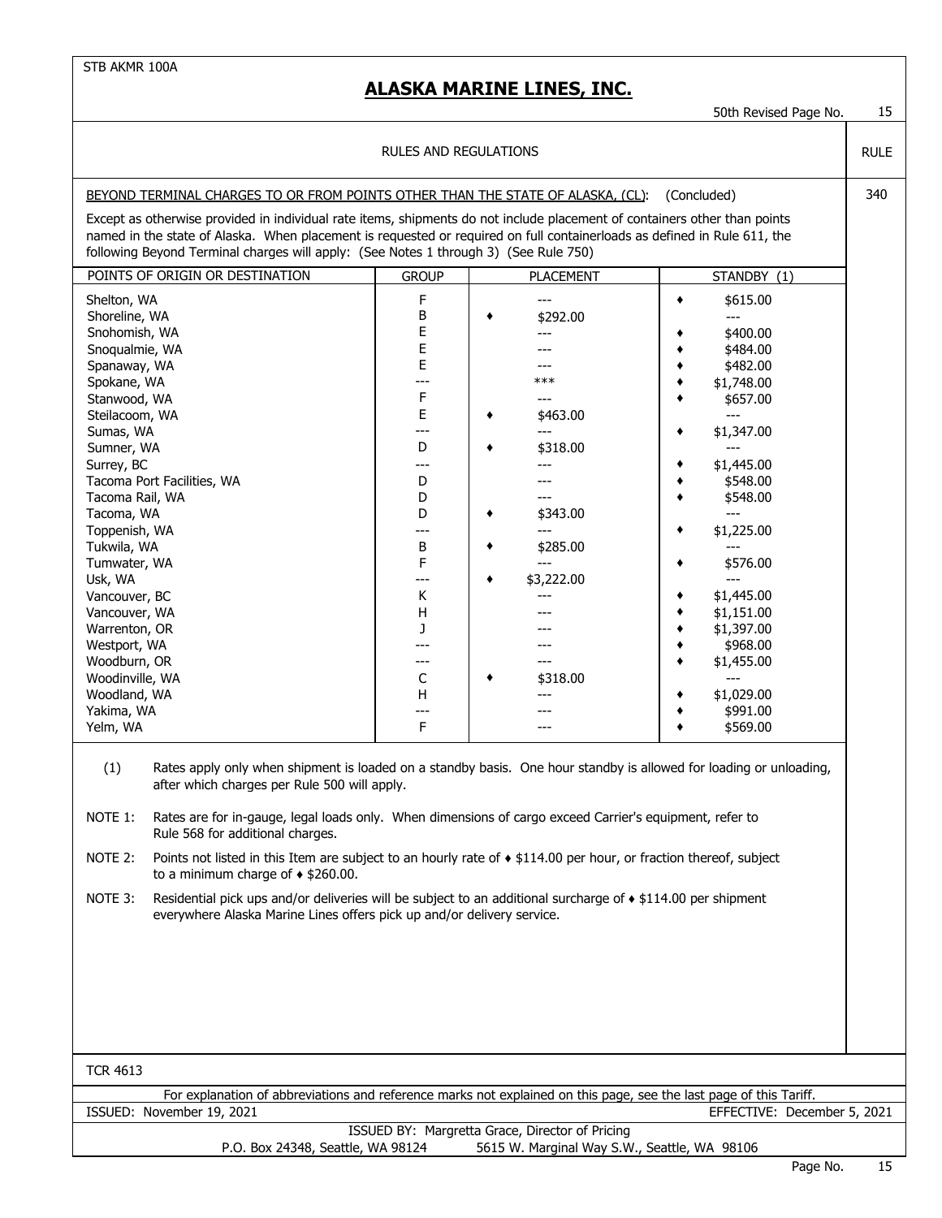STB AKMR 100A

# ALASKA MARINE LINES, INC.

50th Revised Page No. 15

RULES AND REGULATIONS

RULE 340

BEYOND TERMINAL CHARGES TO OR FROM POINTS OTHER THAN THE STATE OF ALASKA, (CL): (Concluded)

Except as otherwise provided in individual rate items, shipments do not include placement of containers other than points named in the state of Alaska. When placement is requested or required on full containerloads as defined in Rule 611, the following Beyond Terminal charges will apply: (See Notes 1 through 3) (See Rule 750)

| POINTS OF ORIGIN OR DESTINATION | GROUP | PLACEMENT | STANDBY (1) |
|---|---|---|---|
| Shelton, WA | F | --- | ♦ $615.00 |
| Shoreline, WA | B | ♦ $292.00 | --- |
| Snohomish, WA | E | --- | ♦ $400.00 |
| Snoqualmie, WA | E | --- | ♦ $484.00 |
| Spanaway, WA | E | --- | ♦ $482.00 |
| Spokane, WA | --- | *** | ♦ $1,748.00 |
| Stanwood, WA | F | --- | ♦ $657.00 |
| Steilacoom, WA | E | ♦ $463.00 | --- |
| Sumas, WA | --- | --- | ♦ $1,347.00 |
| Sumner, WA | D | ♦ $318.00 | --- |
| Surrey, BC | --- | --- | ♦ $1,445.00 |
| Tacoma Port Facilities, WA | D | --- | ♦ $548.00 |
| Tacoma Rail, WA | D | --- | ♦ $548.00 |
| Tacoma, WA | D | ♦ $343.00 | --- |
| Toppenish, WA | --- | --- | ♦ $1,225.00 |
| Tukwila, WA | B | ♦ $285.00 | --- |
| Tumwater, WA | F | --- | ♦ $576.00 |
| Usk, WA | --- | ♦ $3,222.00 | --- |
| Vancouver, BC | K | --- | ♦ $1,445.00 |
| Vancouver, WA | H | --- | ♦ $1,151.00 |
| Warrenton, OR | J | --- | ♦ $1,397.00 |
| Westport, WA | --- | --- | ♦ $968.00 |
| Woodburn, OR | --- | --- | ♦ $1,455.00 |
| Woodinville, WA | C | ♦ $318.00 | --- |
| Woodland, WA | H | --- | ♦ $1,029.00 |
| Yakima, WA | --- | --- | ♦ $991.00 |
| Yelm, WA | F | --- | ♦ $569.00 |

(1) Rates apply only when shipment is loaded on a standby basis. One hour standby is allowed for loading or unloading, after which charges per Rule 500 will apply.

NOTE 1: Rates are for in-gauge, legal loads only. When dimensions of cargo exceed Carrier's equipment, refer to Rule 568 for additional charges.

NOTE 2: Points not listed in this Item are subject to an hourly rate of ♦ $114.00 per hour, or fraction thereof, subject to a minimum charge of ♦ $260.00.

NOTE 3: Residential pick ups and/or deliveries will be subject to an additional surcharge of ♦ $114.00 per shipment everywhere Alaska Marine Lines offers pick up and/or delivery service.

TCR 4613

For explanation of abbreviations and reference marks not explained on this page, see the last page of this Tariff.

ISSUED: November 19, 2021 EFFECTIVE: December 5, 2021

ISSUED BY: Margretta Grace, Director of Pricing

P.O. Box 24348, Seattle, WA 98124 5615 W. Marginal Way S.W., Seattle, WA 98106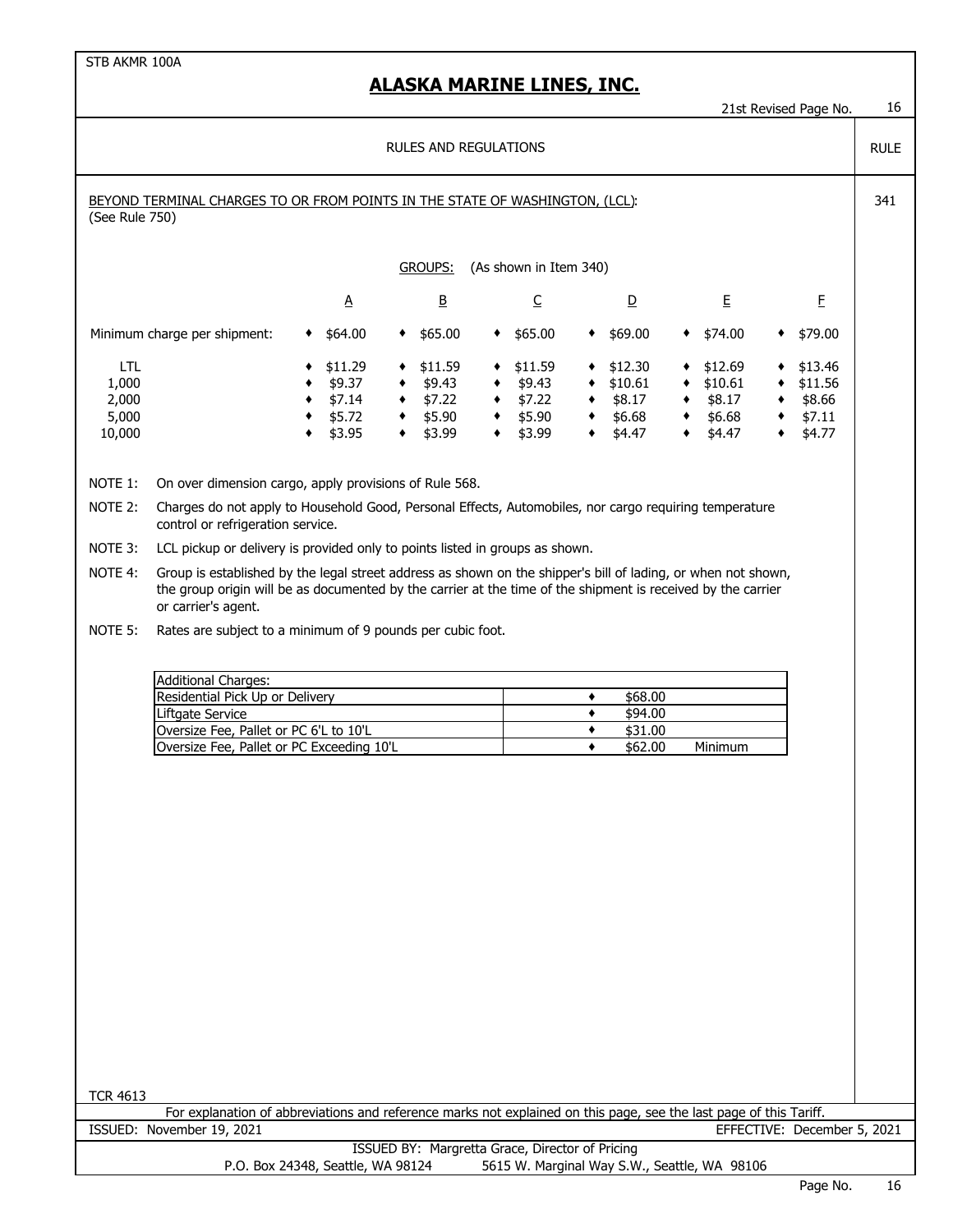# ALASKA MARINE LINES, INC.

21st Revised Page No. 16

## RULES AND REGULATIONS

RULE 341

BEYOND TERMINAL CHARGES TO OR FROM POINTS IN THE STATE OF WASHINGTON, (LCL):
(See Rule 750)

GROUPS: (As shown in Item 340)

| | A | B | C | D | E | F |
|---|---|---|---|---|---|---|
| Minimum charge per shipment: | ♦ $64.00 | ♦ $65.00 | ♦ $65.00 | ♦ $69.00 | ♦ $74.00 | ♦ $79.00 |
| LTL | ♦ $11.29 | ♦ $11.59 | ♦ $11.59 | ♦ $12.30 | ♦ $12.69 | ♦ $13.46 |
| 1,000 | ♦ $9.37 | ♦ $9.43 | ♦ $9.43 | ♦ $10.61 | ♦ $10.61 | ♦ $11.56 |
| 2,000 | ♦ $7.14 | ♦ $7.22 | ♦ $7.22 | ♦ $8.17 | ♦ $8.17 | ♦ $8.66 |
| 5,000 | ♦ $5.72 | ♦ $5.90 | ♦ $5.90 | ♦ $6.68 | ♦ $6.68 | ♦ $7.11 |
| 10,000 | ♦ $3.95 | ♦ $3.99 | ♦ $3.99 | ♦ $4.47 | ♦ $4.47 | ♦ $4.77 |

NOTE 1: On over dimension cargo, apply provisions of Rule 568.

NOTE 2: Charges do not apply to Household Good, Personal Effects, Automobiles, nor cargo requiring temperature control or refrigeration service.

NOTE 3: LCL pickup or delivery is provided only to points listed in groups as shown.

NOTE 4: Group is established by the legal street address as shown on the shipper's bill of lading, or when not shown, the group origin will be as documented by the carrier at the time of the shipment is received by the carrier or carrier's agent.

NOTE 5: Rates are subject to a minimum of 9 pounds per cubic foot.

| Additional Charges: | |
|---|---|
| Residential Pick Up or Delivery | ♦ $68.00 |
| Liftgate Service | ♦ $94.00 |
| Oversize Fee, Pallet or PC 6'L to 10'L | ♦ $31.00 |
| Oversize Fee, Pallet or PC Exceeding 10'L | ♦ $62.00 Minimum |

TCR 4613

For explanation of abbreviations and reference marks not explained on this page, see the last page of this Tariff.

ISSUED: November 19, 2021 EFFECTIVE: December 5, 2021

ISSUED BY: Margretta Grace, Director of Pricing
P.O. Box 24348, Seattle, WA 98124 5615 W. Marginal Way S.W., Seattle, WA 98106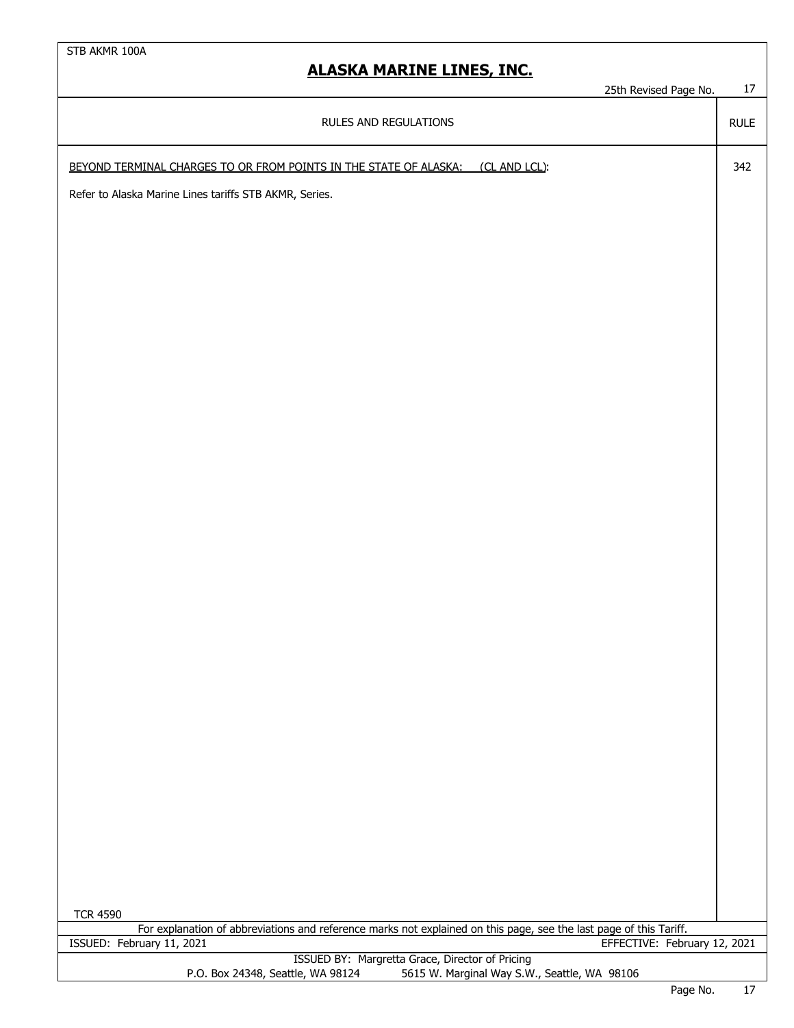STB AKMR 100A

# ALASKA MARINE LINES, INC.

25th Revised Page No. 17

RULES AND REGULATIONS | RULE

<u>BEYOND TERMINAL CHARGES TO OR FROM POINTS IN THE STATE OF ALASKA: (CL AND LCL)</u>: 342

Refer to Alaska Marine Lines tariffs STB AKMR, Series.

TCR 4590

For explanation of abbreviations and reference marks not explained on this page, see the last page of this Tariff.

ISSUED: February 11, 2021 EFFECTIVE: February 12, 2021

ISSUED BY: Margretta Grace, Director of Pricing
P.O. Box 24348, Seattle, WA 98124 5615 W. Marginal Way S.W., Seattle, WA 98106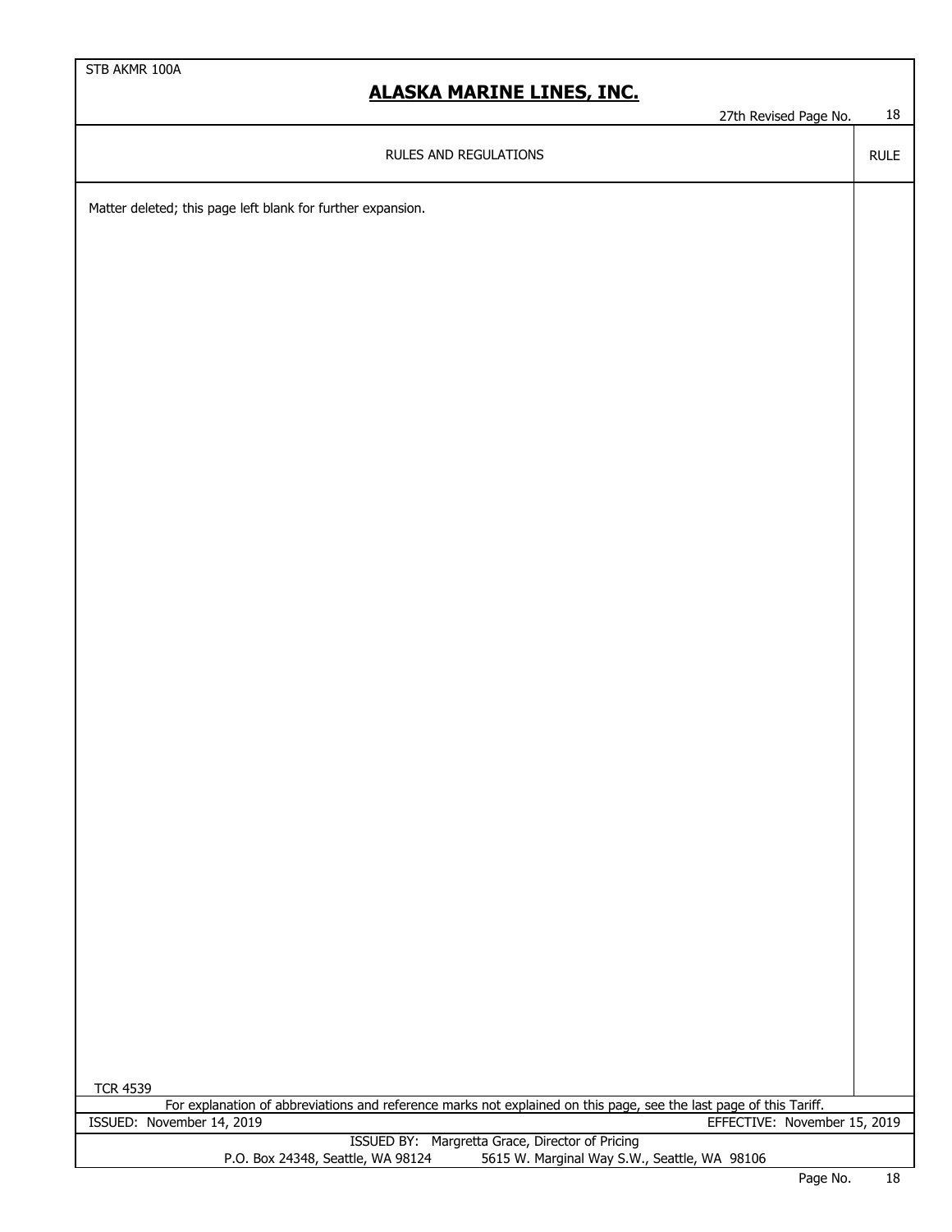RULES AND REGULATIONS | RULE

Matter deleted; this page left blank for further expansion.

TCR 4539

For explanation of abbreviations and reference marks not explained on this page, see the last page of this Tariff.

ISSUED: November 14, 2019 EFFECTIVE: November 15, 2019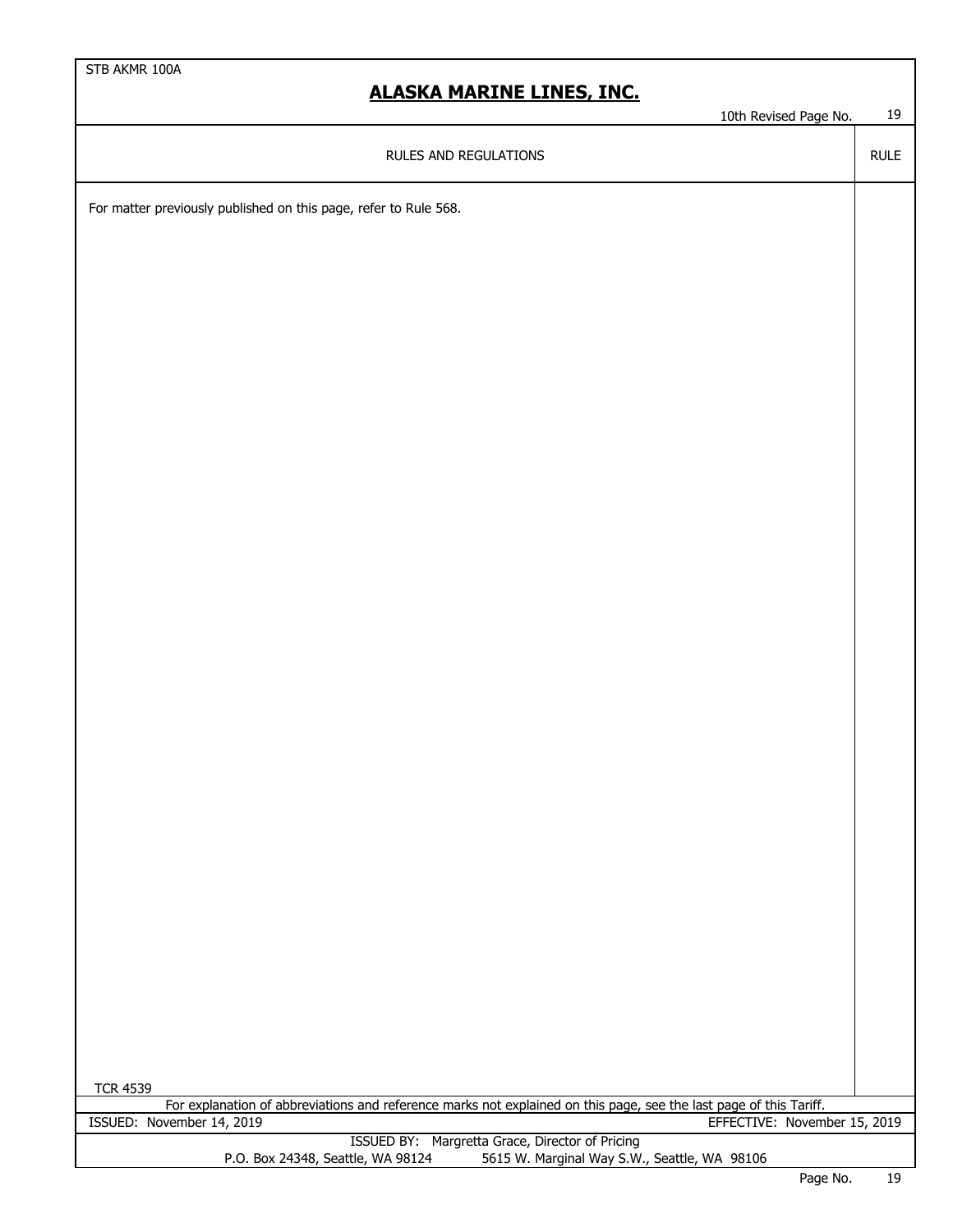RULES AND REGULATIONS

For matter previously published on this page, refer to Rule 568.

TCR 4539

For explanation of abbreviations and reference marks not explained on this page, see the last page of this Tariff.

ISSUED: November 14, 2019 EFFECTIVE: November 15, 2019

ISSUED BY: Margretta Grace, Director of Pricing
P.O. Box 24348, Seattle, WA 98124 5615 W. Marginal Way S.W., Seattle, WA 98106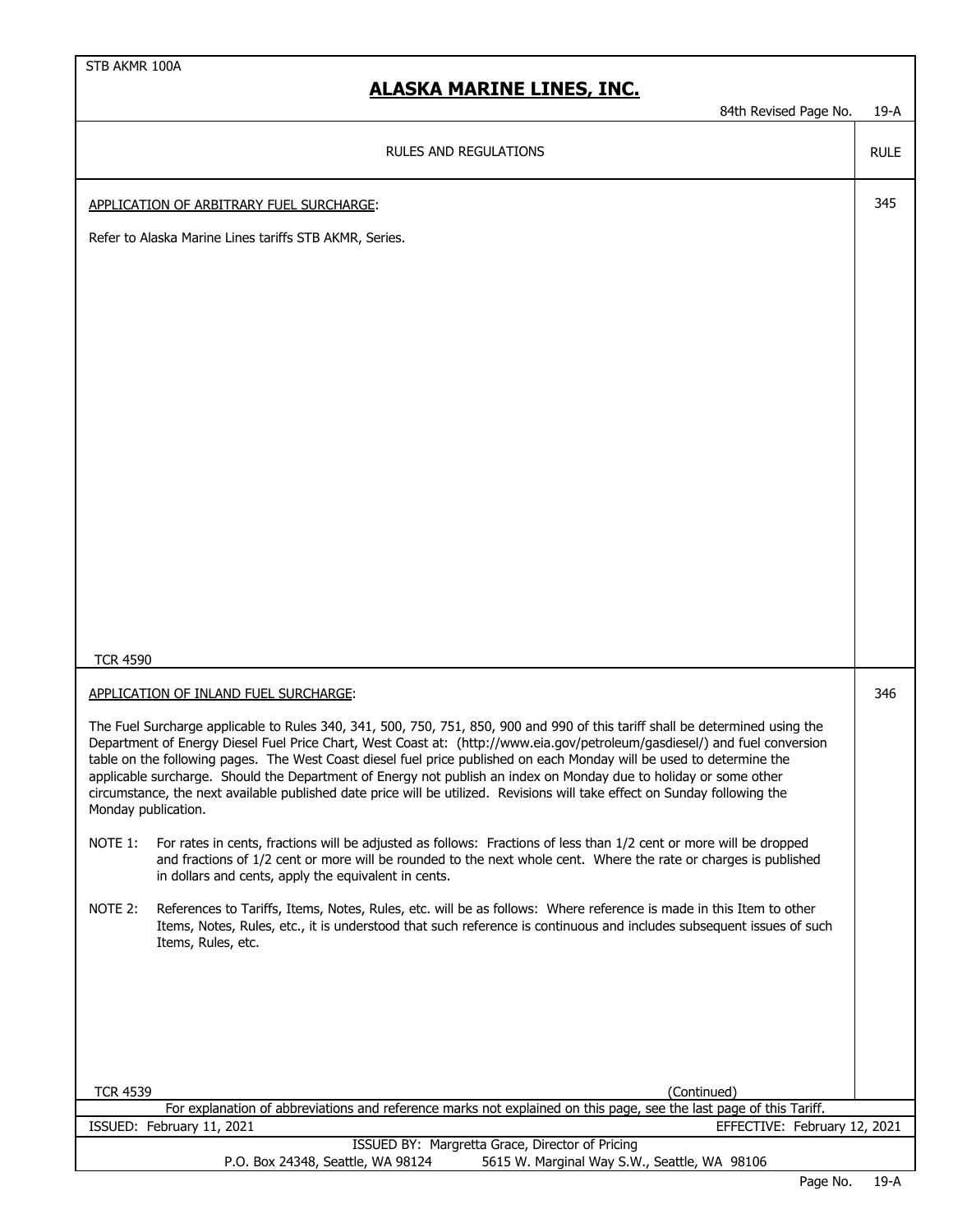STB AKMR 100A

# ALASKA MARINE LINES, INC.

84th Revised Page No. 19-A

RULES AND REGULATIONS — RULE

**RULE 345**

APPLICATION OF ARBITRARY FUEL SURCHARGE:

Refer to Alaska Marine Lines tariffs STB AKMR, Series.

TCR 4590

**RULE 346**

APPLICATION OF INLAND FUEL SURCHARGE:

The Fuel Surcharge applicable to Rules 340, 341, 500, 750, 751, 850, 900 and 990 of this tariff shall be determined using the Department of Energy Diesel Fuel Price Chart, West Coast at: (http://www.eia.gov/petroleum/gasdiesel/) and fuel conversion table on the following pages. The West Coast diesel fuel price published on each Monday will be used to determine the applicable surcharge. Should the Department of Energy not publish an index on Monday due to holiday or some other circumstance, the next available published date price will be utilized. Revisions will take effect on Sunday following the Monday publication.

NOTE 1: For rates in cents, fractions will be adjusted as follows: Fractions of less than 1/2 cent or more will be dropped and fractions of 1/2 cent or more will be rounded to the next whole cent. Where the rate or charges is published in dollars and cents, apply the equivalent in cents.

NOTE 2: References to Tariffs, Items, Notes, Rules, etc. will be as follows: Where reference is made in this Item to other Items, Notes, Rules, etc., it is understood that such reference is continuous and includes subsequent issues of such Items, Rules, etc.

TCR 4539

(Continued)

For explanation of abbreviations and reference marks not explained on this page, see the last page of this Tariff.

ISSUED: February 11, 2021 EFFECTIVE: February 12, 2021

ISSUED BY: Margretta Grace, Director of Pricing

P.O. Box 24348, Seattle, WA 98124 5615 W. Marginal Way S.W., Seattle, WA 98106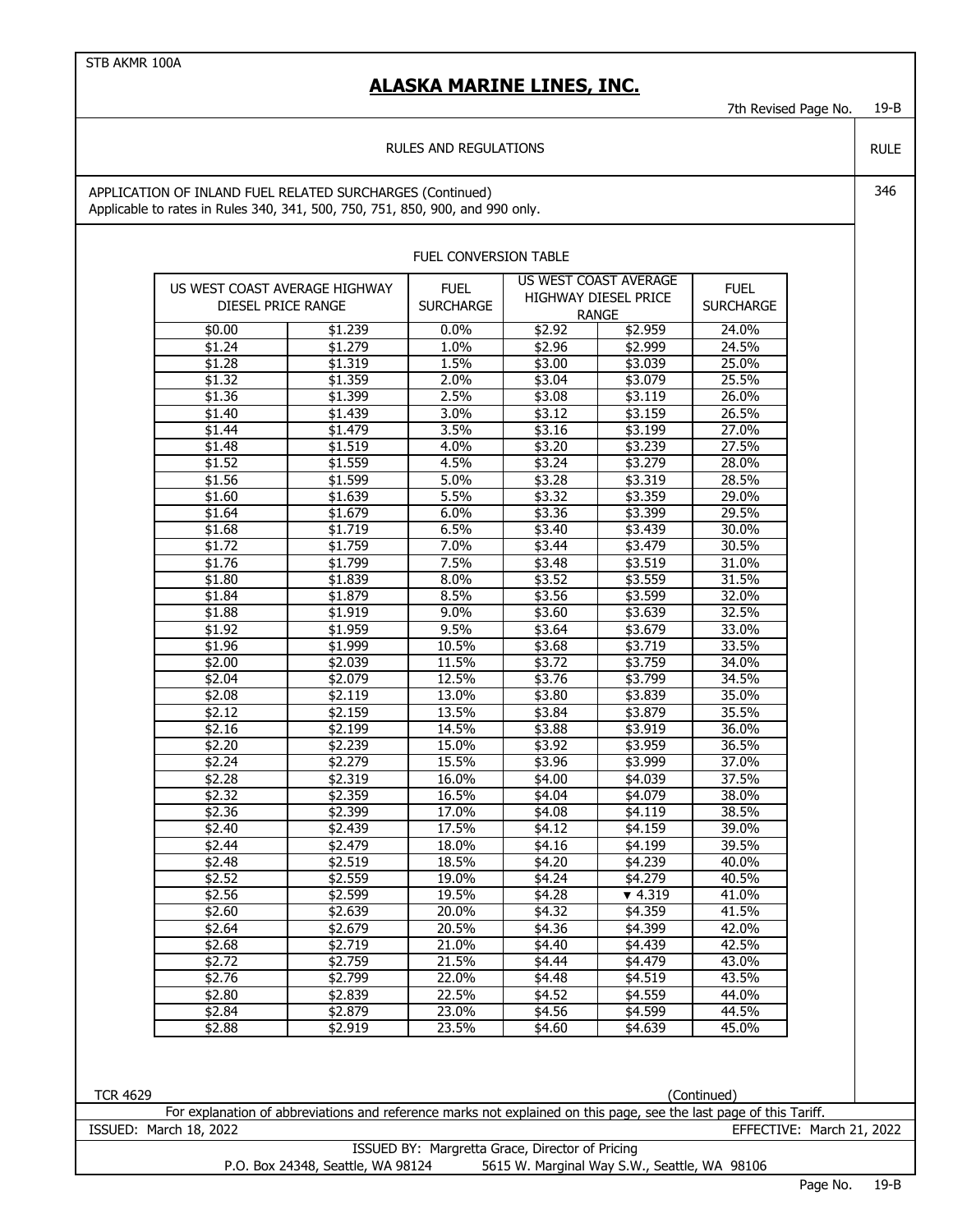STB AKMR 100A

# ALASKA MARINE LINES, INC.

7th Revised Page No. 19-B

RULES AND REGULATIONS

RULE 346

APPLICATION OF INLAND FUEL RELATED SURCHARGES (Continued)
Applicable to rates in Rules 340, 341, 500, 750, 751, 850, 900, and 990 only.

FUEL CONVERSION TABLE

| US WEST COAST AVERAGE HIGHWAY DIESEL PRICE RANGE | | FUEL SURCHARGE | US WEST COAST AVERAGE HIGHWAY DIESEL PRICE RANGE | | FUEL SURCHARGE |
|---|---|---|---|---|---|
| $0.00 | $1.239 | 0.0% | $2.92 | $2.959 | 24.0% |
| $1.24 | $1.279 | 1.0% | $2.96 | $2.999 | 24.5% |
| $1.28 | $1.319 | 1.5% | $3.00 | $3.039 | 25.0% |
| $1.32 | $1.359 | 2.0% | $3.04 | $3.079 | 25.5% |
| $1.36 | $1.399 | 2.5% | $3.08 | $3.119 | 26.0% |
| $1.40 | $1.439 | 3.0% | $3.12 | $3.159 | 26.5% |
| $1.44 | $1.479 | 3.5% | $3.16 | $3.199 | 27.0% |
| $1.48 | $1.519 | 4.0% | $3.20 | $3.239 | 27.5% |
| $1.52 | $1.559 | 4.5% | $3.24 | $3.279 | 28.0% |
| $1.56 | $1.599 | 5.0% | $3.28 | $3.319 | 28.5% |
| $1.60 | $1.639 | 5.5% | $3.32 | $3.359 | 29.0% |
| $1.64 | $1.679 | 6.0% | $3.36 | $3.399 | 29.5% |
| $1.68 | $1.719 | 6.5% | $3.40 | $3.439 | 30.0% |
| $1.72 | $1.759 | 7.0% | $3.44 | $3.479 | 30.5% |
| $1.76 | $1.799 | 7.5% | $3.48 | $3.519 | 31.0% |
| $1.80 | $1.839 | 8.0% | $3.52 | $3.559 | 31.5% |
| $1.84 | $1.879 | 8.5% | $3.56 | $3.599 | 32.0% |
| $1.88 | $1.919 | 9.0% | $3.60 | $3.639 | 32.5% |
| $1.92 | $1.959 | 9.5% | $3.64 | $3.679 | 33.0% |
| $1.96 | $1.999 | 10.5% | $3.68 | $3.719 | 33.5% |
| $2.00 | $2.039 | 11.5% | $3.72 | $3.759 | 34.0% |
| $2.04 | $2.079 | 12.5% | $3.76 | $3.799 | 34.5% |
| $2.08 | $2.119 | 13.0% | $3.80 | $3.839 | 35.0% |
| $2.12 | $2.159 | 13.5% | $3.84 | $3.879 | 35.5% |
| $2.16 | $2.199 | 14.5% | $3.88 | $3.919 | 36.0% |
| $2.20 | $2.239 | 15.0% | $3.92 | $3.959 | 36.5% |
| $2.24 | $2.279 | 15.5% | $3.96 | $3.999 | 37.0% |
| $2.28 | $2.319 | 16.0% | $4.00 | $4.039 | 37.5% |
| $2.32 | $2.359 | 16.5% | $4.04 | $4.079 | 38.0% |
| $2.36 | $2.399 | 17.0% | $4.08 | $4.119 | 38.5% |
| $2.40 | $2.439 | 17.5% | $4.12 | $4.159 | 39.0% |
| $2.44 | $2.479 | 18.0% | $4.16 | $4.199 | 39.5% |
| $2.48 | $2.519 | 18.5% | $4.20 | $4.239 | 40.0% |
| $2.52 | $2.559 | 19.0% | $4.24 | $4.279 | 40.5% |
| $2.56 | $2.599 | 19.5% | $4.28 | ▼ 4.319 | 41.0% |
| $2.60 | $2.639 | 20.0% | $4.32 | $4.359 | 41.5% |
| $2.64 | $2.679 | 20.5% | $4.36 | $4.399 | 42.0% |
| $2.68 | $2.719 | 21.0% | $4.40 | $4.439 | 42.5% |
| $2.72 | $2.759 | 21.5% | $4.44 | $4.479 | 43.0% |
| $2.76 | $2.799 | 22.0% | $4.48 | $4.519 | 43.5% |
| $2.80 | $2.839 | 22.5% | $4.52 | $4.559 | 44.0% |
| $2.84 | $2.879 | 23.0% | $4.56 | $4.599 | 44.5% |
| $2.88 | $2.919 | 23.5% | $4.60 | $4.639 | 45.0% |

TCR 4629 (Continued)

For explanation of abbreviations and reference marks not explained on this page, see the last page of this Tariff.

ISSUED: March 18, 2022 EFFECTIVE: March 21, 2022

ISSUED BY: Margretta Grace, Director of Pricing
P.O. Box 24348, Seattle, WA 98124 5615 W. Marginal Way S.W., Seattle, WA 98106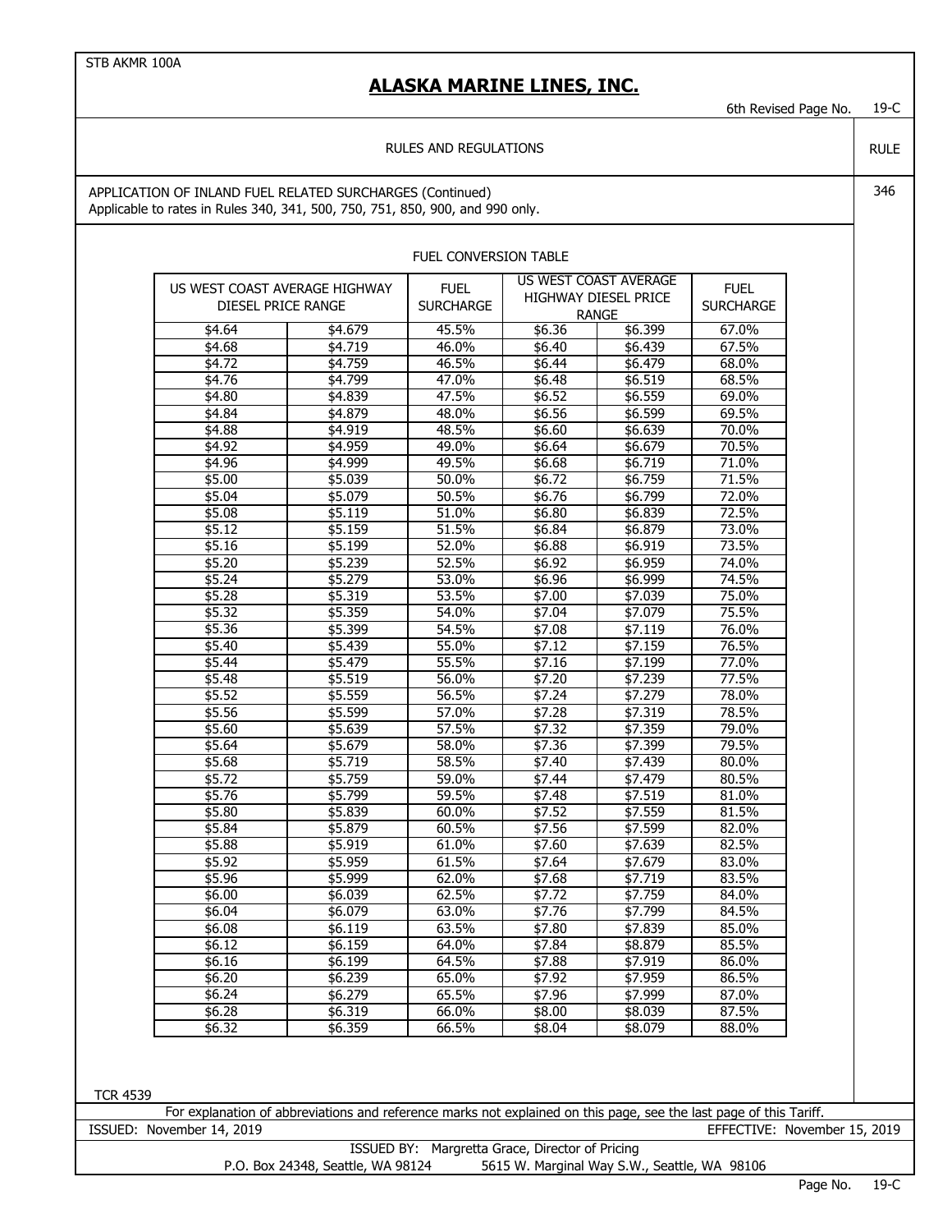STB AKMR 100A

# ALASKA MARINE LINES, INC.

6th Revised Page No. 19-C

RULES AND REGULATIONS

RULE 346

APPLICATION OF INLAND FUEL RELATED SURCHARGES (Continued)
Applicable to rates in Rules 340, 341, 500, 750, 751, 850, 900, and 990 only.

FUEL CONVERSION TABLE

| US WEST COAST AVERAGE HIGHWAY DIESEL PRICE RANGE | | FUEL SURCHARGE | US WEST COAST AVERAGE HIGHWAY DIESEL PRICE RANGE | | FUEL SURCHARGE |
|---|---|---|---|---|---|
| $4.64 | $4.679 | 45.5% | $6.36 | $6.399 | 67.0% |
| $4.68 | $4.719 | 46.0% | $6.40 | $6.439 | 67.5% |
| $4.72 | $4.759 | 46.5% | $6.44 | $6.479 | 68.0% |
| $4.76 | $4.799 | 47.0% | $6.48 | $6.519 | 68.5% |
| $4.80 | $4.839 | 47.5% | $6.52 | $6.559 | 69.0% |
| $4.84 | $4.879 | 48.0% | $6.56 | $6.599 | 69.5% |
| $4.88 | $4.919 | 48.5% | $6.60 | $6.639 | 70.0% |
| $4.92 | $4.959 | 49.0% | $6.64 | $6.679 | 70.5% |
| $4.96 | $4.999 | 49.5% | $6.68 | $6.719 | 71.0% |
| $5.00 | $5.039 | 50.0% | $6.72 | $6.759 | 71.5% |
| $5.04 | $5.079 | 50.5% | $6.76 | $6.799 | 72.0% |
| $5.08 | $5.119 | 51.0% | $6.80 | $6.839 | 72.5% |
| $5.12 | $5.159 | 51.5% | $6.84 | $6.879 | 73.0% |
| $5.16 | $5.199 | 52.0% | $6.88 | $6.919 | 73.5% |
| $5.20 | $5.239 | 52.5% | $6.92 | $6.959 | 74.0% |
| $5.24 | $5.279 | 53.0% | $6.96 | $6.999 | 74.5% |
| $5.28 | $5.319 | 53.5% | $7.00 | $7.039 | 75.0% |
| $5.32 | $5.359 | 54.0% | $7.04 | $7.079 | 75.5% |
| $5.36 | $5.399 | 54.5% | $7.08 | $7.119 | 76.0% |
| $5.40 | $5.439 | 55.0% | $7.12 | $7.159 | 76.5% |
| $5.44 | $5.479 | 55.5% | $7.16 | $7.199 | 77.0% |
| $5.48 | $5.519 | 56.0% | $7.20 | $7.239 | 77.5% |
| $5.52 | $5.559 | 56.5% | $7.24 | $7.279 | 78.0% |
| $5.56 | $5.599 | 57.0% | $7.28 | $7.319 | 78.5% |
| $5.60 | $5.639 | 57.5% | $7.32 | $7.359 | 79.0% |
| $5.64 | $5.679 | 58.0% | $7.36 | $7.399 | 79.5% |
| $5.68 | $5.719 | 58.5% | $7.40 | $7.439 | 80.0% |
| $5.72 | $5.759 | 59.0% | $7.44 | $7.479 | 80.5% |
| $5.76 | $5.799 | 59.5% | $7.48 | $7.519 | 81.0% |
| $5.80 | $5.839 | 60.0% | $7.52 | $7.559 | 81.5% |
| $5.84 | $5.879 | 60.5% | $7.56 | $7.599 | 82.0% |
| $5.88 | $5.919 | 61.0% | $7.60 | $7.639 | 82.5% |
| $5.92 | $5.959 | 61.5% | $7.64 | $7.679 | 83.0% |
| $5.96 | $5.999 | 62.0% | $7.68 | $7.719 | 83.5% |
| $6.00 | $6.039 | 62.5% | $7.72 | $7.759 | 84.0% |
| $6.04 | $6.079 | 63.0% | $7.76 | $7.799 | 84.5% |
| $6.08 | $6.119 | 63.5% | $7.80 | $7.839 | 85.0% |
| $6.12 | $6.159 | 64.0% | $7.84 | $8.879 | 85.5% |
| $6.16 | $6.199 | 64.5% | $7.88 | $7.919 | 86.0% |
| $6.20 | $6.239 | 65.0% | $7.92 | $7.959 | 86.5% |
| $6.24 | $6.279 | 65.5% | $7.96 | $7.999 | 87.0% |
| $6.28 | $6.319 | 66.0% | $8.00 | $8.039 | 87.5% |
| $6.32 | $6.359 | 66.5% | $8.04 | $8.079 | 88.0% |

TCR 4539

For explanation of abbreviations and reference marks not explained on this page, see the last page of this Tariff.

ISSUED: November 14, 2019 EFFECTIVE: November 15, 2019

ISSUED BY: Margretta Grace, Director of Pricing
P.O. Box 24348, Seattle, WA 98124 5615 W. Marginal Way S.W., Seattle, WA 98106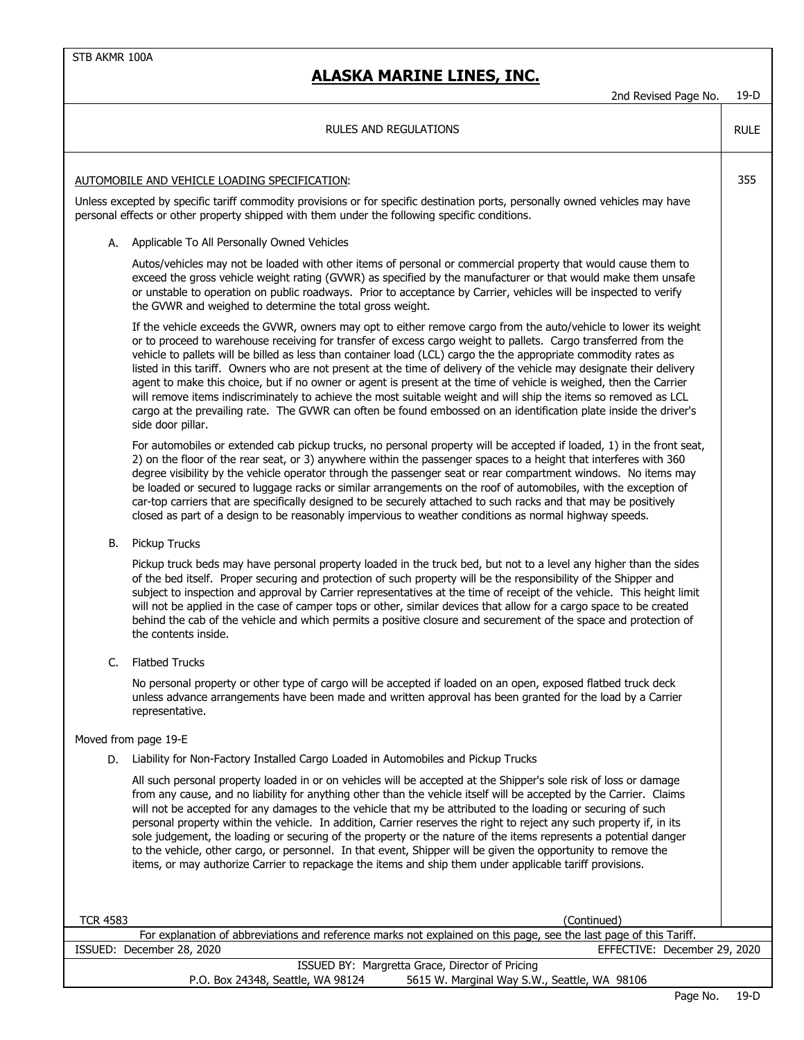RULES AND REGULATIONS — RULE 355

## AUTOMOBILE AND VEHICLE LOADING SPECIFICATION:

Unless excepted by specific tariff commodity provisions or for specific destination ports, personally owned vehicles may have personal effects or other property shipped with them under the following specific conditions.

A. Applicable To All Personally Owned Vehicles

Autos/vehicles may not be loaded with other items of personal or commercial property that would cause them to exceed the gross vehicle weight rating (GVWR) as specified by the manufacturer or that would make them unsafe or unstable to operation on public roadways. Prior to acceptance by Carrier, vehicles will be inspected to verify the GVWR and weighed to determine the total gross weight.

If the vehicle exceeds the GVWR, owners may opt to either remove cargo from the auto/vehicle to lower its weight or to proceed to warehouse receiving for transfer of excess cargo weight to pallets. Cargo transferred from the vehicle to pallets will be billed as less than container load (LCL) cargo the the appropriate commodity rates as listed in this tariff. Owners who are not present at the time of delivery of the vehicle may designate their delivery agent to make this choice, but if no owner or agent is present at the time of vehicle is weighed, then the Carrier will remove items indiscriminately to achieve the most suitable weight and will ship the items so removed as LCL cargo at the prevailing rate. The GVWR can often be found embossed on an identification plate inside the driver's side door pillar.

For automobiles or extended cab pickup trucks, no personal property will be accepted if loaded, 1) in the front seat, 2) on the floor of the rear seat, or 3) anywhere within the passenger spaces to a height that interferes with 360 degree visibility by the vehicle operator through the passenger seat or rear compartment windows. No items may be loaded or secured to luggage racks or similar arrangements on the roof of automobiles, with the exception of car-top carriers that are specifically designed to be securely attached to such racks and that may be positively closed as part of a design to be reasonably impervious to weather conditions as normal highway speeds.

B. Pickup Trucks

Pickup truck beds may have personal property loaded in the truck bed, but not to a level any higher than the sides of the bed itself. Proper securing and protection of such property will be the responsibility of the Shipper and subject to inspection and approval by Carrier representatives at the time of receipt of the vehicle. This height limit will not be applied in the case of camper tops or other, similar devices that allow for a cargo space to be created behind the cab of the vehicle and which permits a positive closure and securement of the space and protection of the contents inside.

C. Flatbed Trucks

No personal property or other type of cargo will be accepted if loaded on an open, exposed flatbed truck deck unless advance arrangements have been made and written approval has been granted for the load by a Carrier representative.

Moved from page 19-E

D. Liability for Non-Factory Installed Cargo Loaded in Automobiles and Pickup Trucks

All such personal property loaded in or on vehicles will be accepted at the Shipper's sole risk of loss or damage from any cause, and no liability for anything other than the vehicle itself will be accepted by the Carrier. Claims will not be accepted for any damages to the vehicle that my be attributed to the loading or securing of such personal property within the vehicle. In addition, Carrier reserves the right to reject any such property if, in its sole judgement, the loading or securing of the property or the nature of the items represents a potential danger to the vehicle, other cargo, or personnel. In that event, Shipper will be given the opportunity to remove the items, or may authorize Carrier to repackage the items and ship them under applicable tariff provisions.

TCR 4583

(Continued)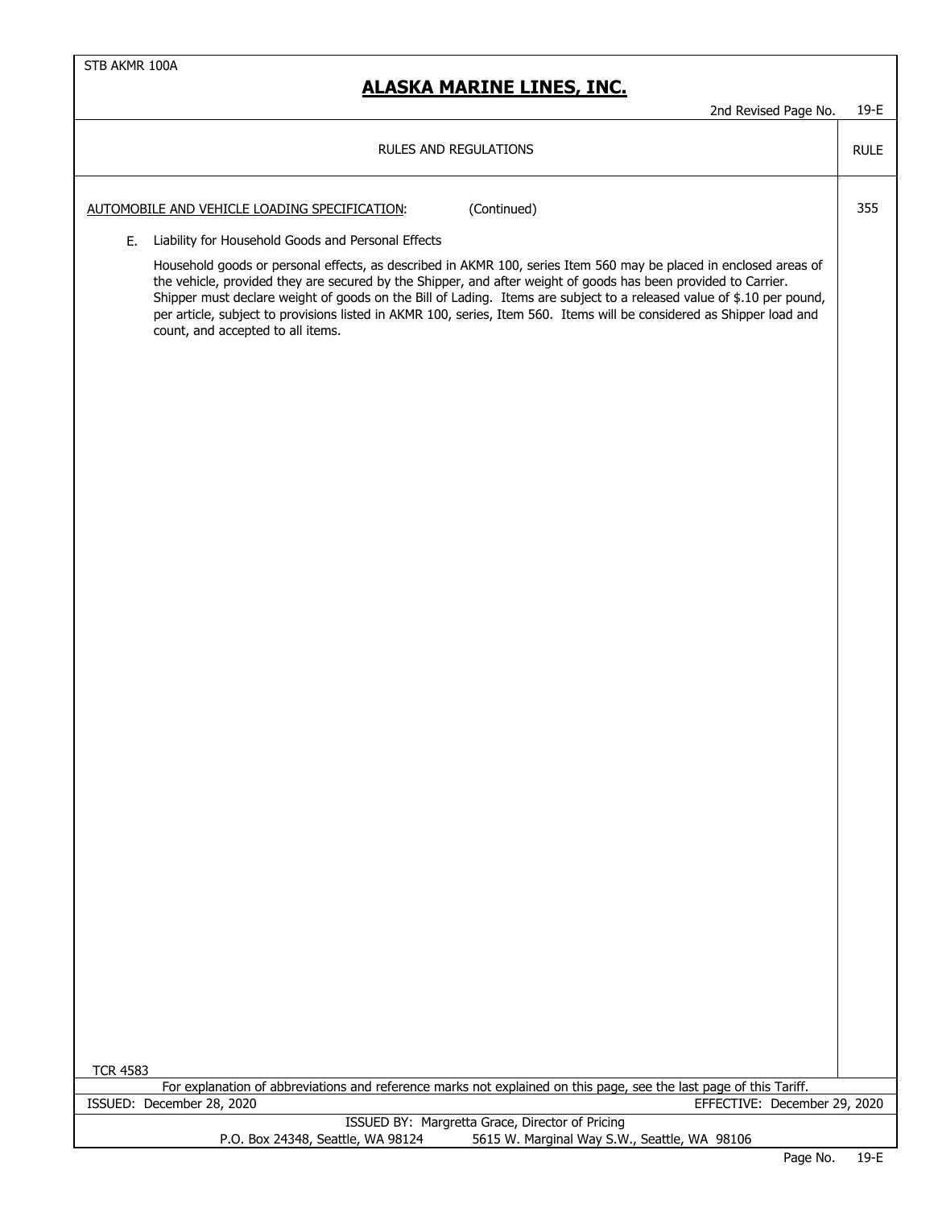RULES AND REGULATIONS — RULE 355

AUTOMOBILE AND VEHICLE LOADING SPECIFICATION: (Continued)

E. Liability for Household Goods and Personal Effects

Household goods or personal effects, as described in AKMR 100, series Item 560 may be placed in enclosed areas of the vehicle, provided they are secured by the Shipper, and after weight of goods has been provided to Carrier. Shipper must declare weight of goods on the Bill of Lading. Items are subject to a released value of $.10 per pound, per article, subject to provisions listed in AKMR 100, series, Item 560. Items will be considered as Shipper load and count, and accepted to all items.

TCR 4583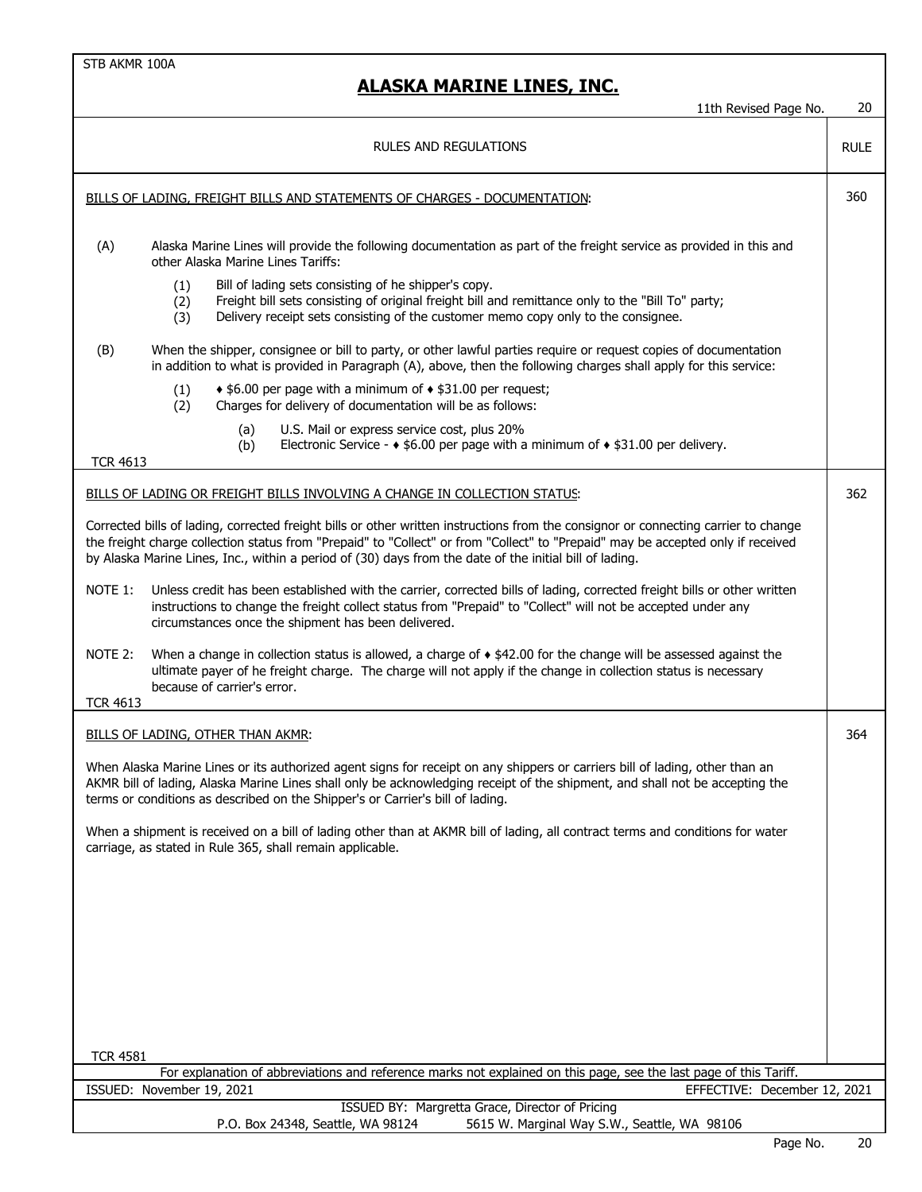## ALASKA MARINE LINES, INC.

11th Revised Page No. 20

RULES AND REGULATIONS — RULE

### BILLS OF LADING, FREIGHT BILLS AND STATEMENTS OF CHARGES - DOCUMENTATION: (Rule 360)

(A) Alaska Marine Lines will provide the following documentation as part of the freight service as provided in this and other Alaska Marine Lines Tariffs:

- (1) Bill of lading sets consisting of he shipper's copy.
- (2) Freight bill sets consisting of original freight bill and remittance only to the "Bill To" party;
- (3) Delivery receipt sets consisting of the customer memo copy only to the consignee.

(B) When the shipper, consignee or bill to party, or other lawful parties require or request copies of documentation in addition to what is provided in Paragraph (A), above, then the following charges shall apply for this service:

- (1) ♦ $6.00 per page with a minimum of ♦ $31.00 per request;
- (2) Charges for delivery of documentation will be as follows:
  - (a) U.S. Mail or express service cost, plus 20%
  - (b) Electronic Service - ♦ $6.00 per page with a minimum of ♦ $31.00 per delivery.

TCR 4613

### BILLS OF LADING OR FREIGHT BILLS INVOLVING A CHANGE IN COLLECTION STATUS: (Rule 362)

Corrected bills of lading, corrected freight bills or other written instructions from the consignor or connecting carrier to change the freight charge collection status from "Prepaid" to "Collect" or from "Collect" to "Prepaid" may be accepted only if received by Alaska Marine Lines, Inc., within a period of (30) days from the date of the initial bill of lading.

NOTE 1: Unless credit has been established with the carrier, corrected bills of lading, corrected freight bills or other written instructions to change the freight collect status from "Prepaid" to "Collect" will not be accepted under any circumstances once the shipment has been delivered.

NOTE 2: When a change in collection status is allowed, a charge of ♦ $42.00 for the change will be assessed against the ultimate payer of he freight charge. The charge will not apply if the change in collection status is necessary because of carrier's error.

TCR 4613

### BILLS OF LADING, OTHER THAN AKMR: (Rule 364)

When Alaska Marine Lines or its authorized agent signs for receipt on any shippers or carriers bill of lading, other than an AKMR bill of lading, Alaska Marine Lines shall only be acknowledging receipt of the shipment, and shall not be accepting the terms or conditions as described on the Shipper's or Carrier's bill of lading.

When a shipment is received on a bill of lading other than at AKMR bill of lading, all contract terms and conditions for water carriage, as stated in Rule 365, shall remain applicable.

TCR 4581

For explanation of abbreviations and reference marks not explained on this page, see the last page of this Tariff.

ISSUED: November 19, 2021 — EFFECTIVE: December 12, 2021

ISSUED BY: Margretta Grace, Director of Pricing
P.O. Box 24348, Seattle, WA 98124 — 5615 W. Marginal Way S.W., Seattle, WA 98106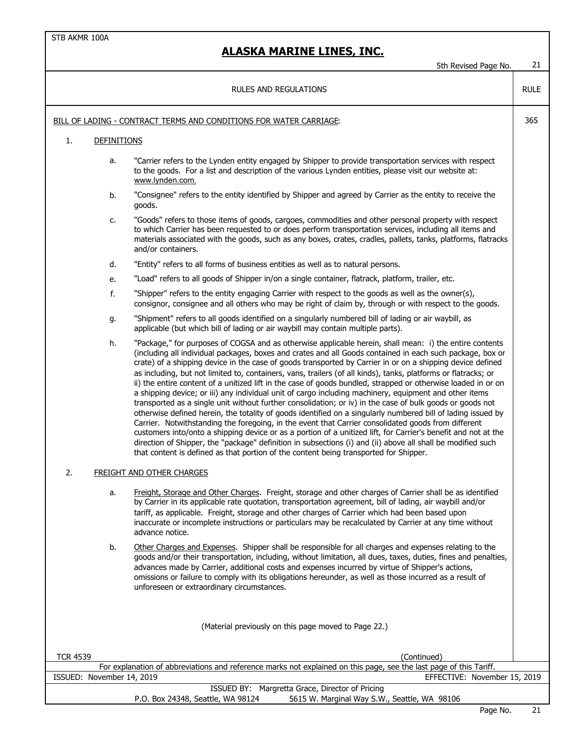## RULES AND REGULATIONS

**RULE 365**

BILL OF LADING - CONTRACT TERMS AND CONDITIONS FOR WATER CARRIAGE:

1. DEFINITIONS

   a. "Carrier refers to the Lynden entity engaged by Shipper to provide transportation services with respect to the goods. For a list and description of the various Lynden entities, please visit our website at: www.lynden.com.

   b. "Consignee" refers to the entity identified by Shipper and agreed by Carrier as the entity to receive the goods.

   c. "Goods" refers to those items of goods, cargoes, commodities and other personal property with respect to which Carrier has been requested to or does perform transportation services, including all items and materials associated with the goods, such as any boxes, crates, cradles, pallets, tanks, platforms, flatracks and/or containers.

   d. "Entity" refers to all forms of business entities as well as to natural persons.

   e. "Load" refers to all goods of Shipper in/on a single container, flatrack, platform, trailer, etc.

   f. "Shipper" refers to the entity engaging Carrier with respect to the goods as well as the owner(s), consignor, consignee and all others who may be right of claim by, through or with respect to the goods.

   g. "Shipment" refers to all goods identified on a singularly numbered bill of lading or air waybill, as applicable (but which bill of lading or air waybill may contain multiple parts).

   h. "Package," for purposes of COGSA and as otherwise applicable herein, shall mean: i) the entire contents (including all individual packages, boxes and crates and all Goods contained in each such package, box or crate) of a shipping device in the case of goods transported by Carrier in or on a shipping device defined as including, but not limited to, containers, vans, trailers (of all kinds), tanks, platforms or flatracks; or ii) the entire content of a unitized lift in the case of goods bundled, strapped or otherwise loaded in or on a shipping device; or iii) any individual unit of cargo including machinery, equipment and other items transported as a single unit without further consolidation; or iv) in the case of bulk goods or goods not otherwise defined herein, the totality of goods identified on a singularly numbered bill of lading issued by Carrier. Notwithstanding the foregoing, in the event that Carrier consolidated goods from different customers into/onto a shipping device or as a portion of a unitized lift, for Carrier's benefit and not at the direction of Shipper, the "package" definition in subsections (i) and (ii) above all shall be modified such that content is defined as that portion of the content being transported for Shipper.

2. FREIGHT AND OTHER CHARGES

   a. Freight, Storage and Other Charges. Freight, storage and other charges of Carrier shall be as identified by Carrier in its applicable rate quotation, transportation agreement, bill of lading, air waybill and/or tariff, as applicable. Freight, storage and other charges of Carrier which had been based upon inaccurate or incomplete instructions or particulars may be recalculated by Carrier at any time without advance notice.

   b. Other Charges and Expenses. Shipper shall be responsible for all charges and expenses relating to the goods and/or their transportation, including, without limitation, all dues, taxes, duties, fines and penalties, advances made by Carrier, additional costs and expenses incurred by virtue of Shipper's actions, omissions or failure to comply with its obligations hereunder, as well as those incurred as a result of unforeseen or extraordinary circumstances.

(Material previously on this page moved to Page 22.)

TCR 4539

(Continued)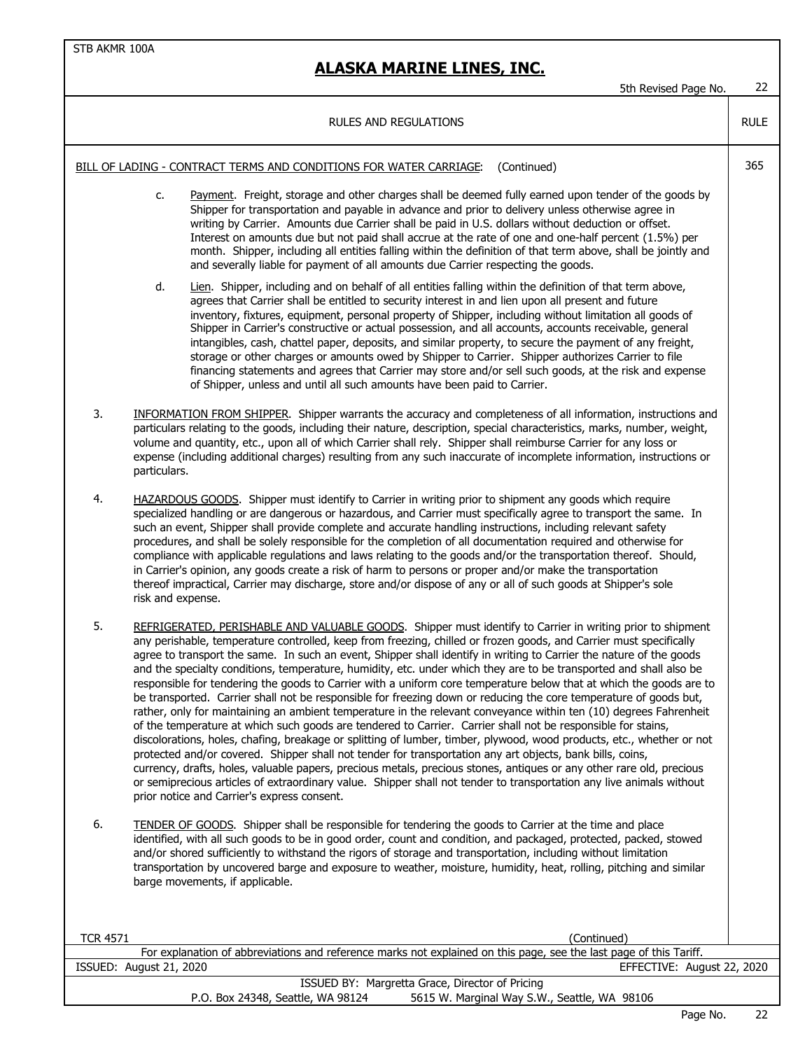# ALASKA MARINE LINES, INC.

RULES AND REGULATIONS — RULE 365

BILL OF LADING - CONTRACT TERMS AND CONDITIONS FOR WATER CARRIAGE: (Continued)

c. Payment. Freight, storage and other charges shall be deemed fully earned upon tender of the goods by Shipper for transportation and payable in advance and prior to delivery unless otherwise agree in writing by Carrier. Amounts due Carrier shall be paid in U.S. dollars without deduction or offset. Interest on amounts due but not paid shall accrue at the rate of one and one-half percent (1.5%) per month. Shipper, including all entities falling within the definition of that term above, shall be jointly and and severally liable for payment of all amounts due Carrier respecting the goods.

d. Lien. Shipper, including and on behalf of all entities falling within the definition of that term above, agrees that Carrier shall be entitled to security interest in and lien upon all present and future inventory, fixtures, equipment, personal property of Shipper, including without limitation all goods of Shipper in Carrier's constructive or actual possession, and all accounts, accounts receivable, general intangibles, cash, chattel paper, deposits, and similar property, to secure the payment of any freight, storage or other charges or amounts owed by Shipper to Carrier. Shipper authorizes Carrier to file financing statements and agrees that Carrier may store and/or sell such goods, at the risk and expense of Shipper, unless and until all such amounts have been paid to Carrier.

3. INFORMATION FROM SHIPPER. Shipper warrants the accuracy and completeness of all information, instructions and particulars relating to the goods, including their nature, description, special characteristics, marks, number, weight, volume and quantity, etc., upon all of which Carrier shall rely. Shipper shall reimburse Carrier for any loss or expense (including additional charges) resulting from any such inaccurate of incomplete information, instructions or particulars.

4. HAZARDOUS GOODS. Shipper must identify to Carrier in writing prior to shipment any goods which require specialized handling or are dangerous or hazardous, and Carrier must specifically agree to transport the same. In such an event, Shipper shall provide complete and accurate handling instructions, including relevant safety procedures, and shall be solely responsible for the completion of all documentation required and otherwise for compliance with applicable regulations and laws relating to the goods and/or the transportation thereof. Should, in Carrier's opinion, any goods create a risk of harm to persons or proper and/or make the transportation thereof impractical, Carrier may discharge, store and/or dispose of any or all of such goods at Shipper's sole risk and expense.

5. REFRIGERATED, PERISHABLE AND VALUABLE GOODS. Shipper must identify to Carrier in writing prior to shipment any perishable, temperature controlled, keep from freezing, chilled or frozen goods, and Carrier must specifically agree to transport the same. In such an event, Shipper shall identify in writing to Carrier the nature of the goods and the specialty conditions, temperature, humidity, etc. under which they are to be transported and shall also be responsible for tendering the goods to Carrier with a uniform core temperature below that at which the goods are to be transported. Carrier shall not be responsible for freezing down or reducing the core temperature of goods but, rather, only for maintaining an ambient temperature in the relevant conveyance within ten (10) degrees Fahrenheit of the temperature at which such goods are tendered to Carrier. Carrier shall not be responsible for stains, discolorations, holes, chafing, breakage or splitting of lumber, timber, plywood, wood products, etc., whether or not protected and/or covered. Shipper shall not tender for transportation any art objects, bank bills, coins, currency, drafts, holes, valuable papers, precious metals, precious stones, antiques or any other rare old, precious or semiprecious articles of extraordinary value. Shipper shall not tender to transportation any live animals without prior notice and Carrier's express consent.

6. TENDER OF GOODS. Shipper shall be responsible for tendering the goods to Carrier at the time and place identified, with all such goods to be in good order, count and condition, and packaged, protected, packed, stowed and/or shored sufficiently to withstand the rigors of storage and transportation, including without limitation transportation by uncovered barge and exposure to weather, moisture, humidity, heat, rolling, pitching and similar barge movements, if applicable.

TCR 4571 (Continued)

For explanation of abbreviations and reference marks not explained on this page, see the last page of this Tariff.

ISSUED: August 21, 2020 EFFECTIVE: August 22, 2020

ISSUED BY: Margretta Grace, Director of Pricing

P.O. Box 24348, Seattle, WA 98124 5615 W. Marginal Way S.W., Seattle, WA 98106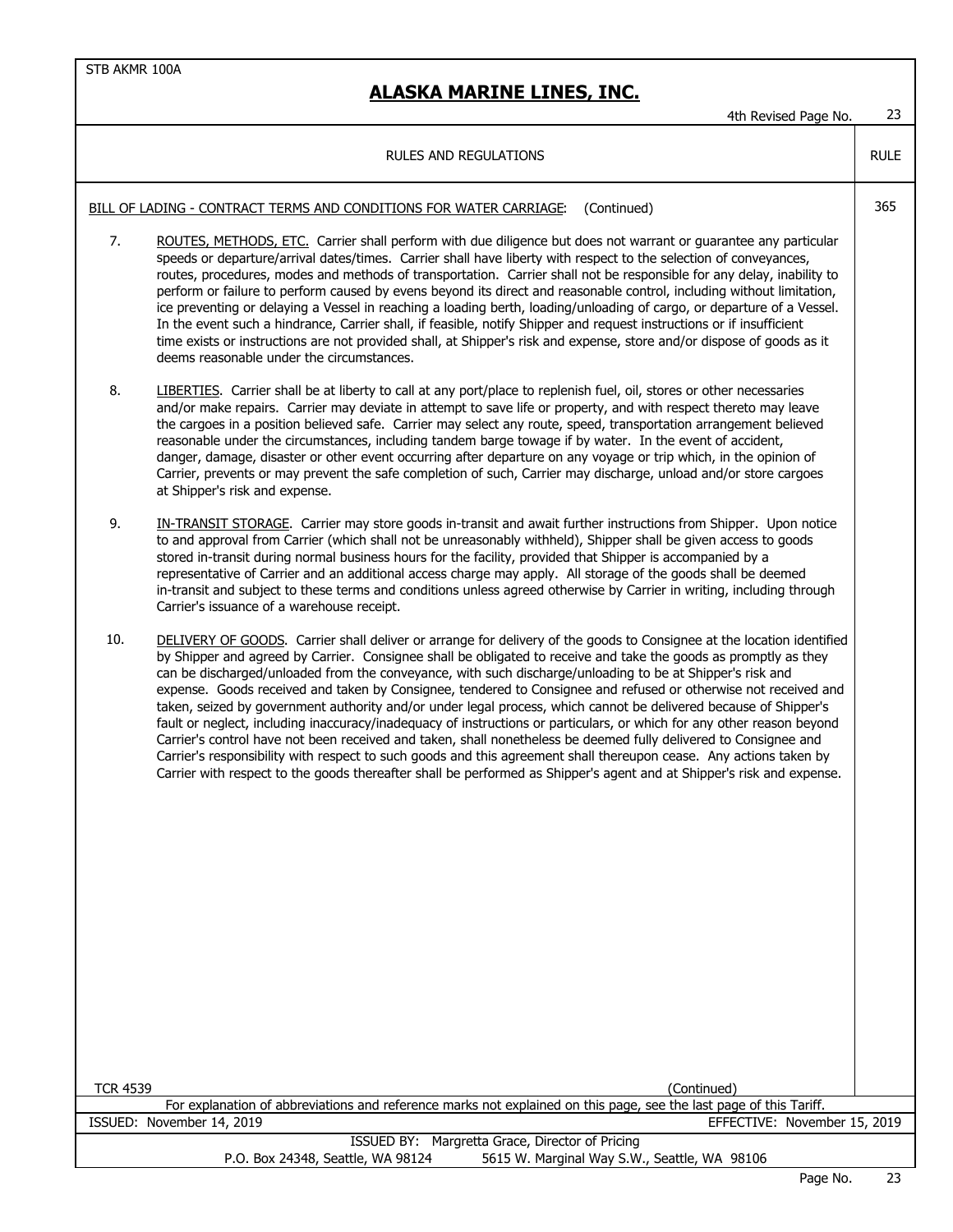RULES AND REGULATIONS — RULE 365

BILL OF LADING - CONTRACT TERMS AND CONDITIONS FOR WATER CARRIAGE: (Continued)

7. ROUTES, METHODS, ETC. Carrier shall perform with due diligence but does not warrant or guarantee any particular speeds or departure/arrival dates/times. Carrier shall have liberty with respect to the selection of conveyances, routes, procedures, modes and methods of transportation. Carrier shall not be responsible for any delay, inability to perform or failure to perform caused by evens beyond its direct and reasonable control, including without limitation, ice preventing or delaying a Vessel in reaching a loading berth, loading/unloading of cargo, or departure of a Vessel. In the event such a hindrance, Carrier shall, if feasible, notify Shipper and request instructions or if insufficient time exists or instructions are not provided shall, at Shipper's risk and expense, store and/or dispose of goods as it deems reasonable under the circumstances.

8. LIBERTIES. Carrier shall be at liberty to call at any port/place to replenish fuel, oil, stores or other necessaries and/or make repairs. Carrier may deviate in attempt to save life or property, and with respect thereto may leave the cargoes in a position believed safe. Carrier may select any route, speed, transportation arrangement believed reasonable under the circumstances, including tandem barge towage if by water. In the event of accident, danger, damage, disaster or other event occurring after departure on any voyage or trip which, in the opinion of Carrier, prevents or may prevent the safe completion of such, Carrier may discharge, unload and/or store cargoes at Shipper's risk and expense.

9. IN-TRANSIT STORAGE. Carrier may store goods in-transit and await further instructions from Shipper. Upon notice to and approval from Carrier (which shall not be unreasonably withheld), Shipper shall be given access to goods stored in-transit during normal business hours for the facility, provided that Shipper is accompanied by a representative of Carrier and an additional access charge may apply. All storage of the goods shall be deemed in-transit and subject to these terms and conditions unless agreed otherwise by Carrier in writing, including through Carrier's issuance of a warehouse receipt.

10. DELIVERY OF GOODS. Carrier shall deliver or arrange for delivery of the goods to Consignee at the location identified by Shipper and agreed by Carrier. Consignee shall be obligated to receive and take the goods as promptly as they can be discharged/unloaded from the conveyance, with such discharge/unloading to be at Shipper's risk and expense. Goods received and taken by Consignee, tendered to Consignee and refused or otherwise not received and taken, seized by government authority and/or under legal process, which cannot be delivered because of Shipper's fault or neglect, including inaccuracy/inadequacy of instructions or particulars, or which for any other reason beyond Carrier's control have not been received and taken, shall nonetheless be deemed fully delivered to Consignee and Carrier's responsibility with respect to such goods and this agreement shall thereupon cease. Any actions taken by Carrier with respect to the goods thereafter shall be performed as Shipper's agent and at Shipper's risk and expense.

TCR 4539

(Continued)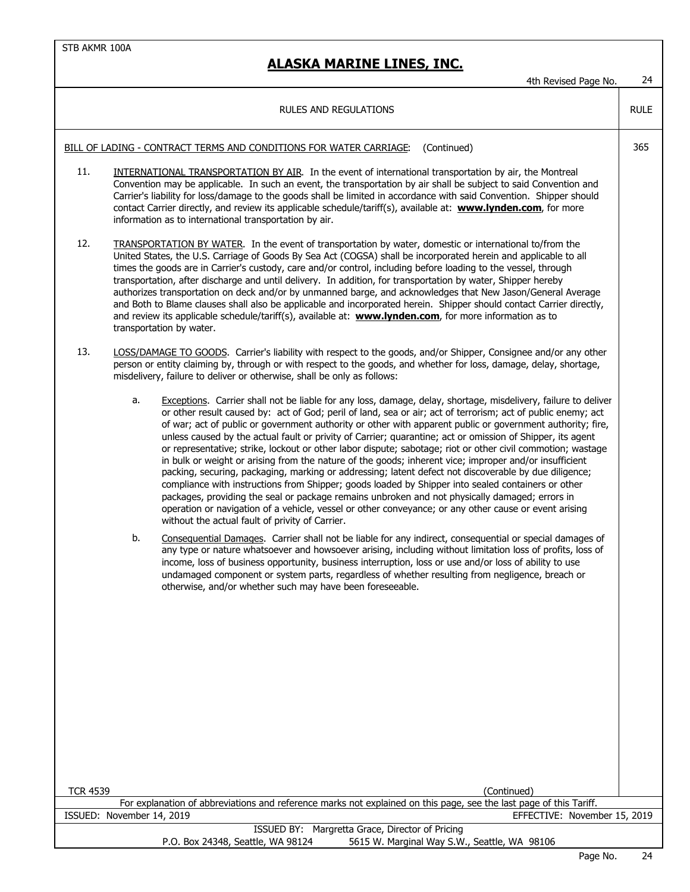RULES AND REGULATIONS — RULE 365

BILL OF LADING - CONTRACT TERMS AND CONDITIONS FOR WATER CARRIAGE: (Continued)

11. INTERNATIONAL TRANSPORTATION BY AIR. In the event of international transportation by air, the Montreal Convention may be applicable. In such an event, the transportation by air shall be subject to said Convention and Carrier's liability for loss/damage to the goods shall be limited in accordance with said Convention. Shipper should contact Carrier directly, and review its applicable schedule/tariff(s), available at: **www.lynden.com**, for more information as to international transportation by air.

12. TRANSPORTATION BY WATER. In the event of transportation by water, domestic or international to/from the United States, the U.S. Carriage of Goods By Sea Act (COGSA) shall be incorporated herein and applicable to all times the goods are in Carrier's custody, care and/or control, including before loading to the vessel, through transportation, after discharge and until delivery. In addition, for transportation by water, Shipper hereby authorizes transportation on deck and/or by unmanned barge, and acknowledges that New Jason/General Average and Both to Blame clauses shall also be applicable and incorporated herein. Shipper should contact Carrier directly, and review its applicable schedule/tariff(s), available at: **www.lynden.com**, for more information as to transportation by water.

13. LOSS/DAMAGE TO GOODS. Carrier's liability with respect to the goods, and/or Shipper, Consignee and/or any other person or entity claiming by, through or with respect to the goods, and whether for loss, damage, delay, shortage, misdelivery, failure to deliver or otherwise, shall be only as follows:

    a. Exceptions. Carrier shall not be liable for any loss, damage, delay, shortage, misdelivery, failure to deliver or other result caused by: act of God; peril of land, sea or air; act of terrorism; act of public enemy; act of war; act of public or government authority or other with apparent public or government authority; fire, unless caused by the actual fault or privity of Carrier; quarantine; act or omission of Shipper, its agent or representative; strike, lockout or other labor dispute; sabotage; riot or other civil commotion; wastage in bulk or weight or arising from the nature of the goods; inherent vice; improper and/or insufficient packing, securing, packaging, marking or addressing; latent defect not discoverable by due diligence; compliance with instructions from Shipper; goods loaded by Shipper into sealed containers or other packages, providing the seal or package remains unbroken and not physically damaged; errors in operation or navigation of a vehicle, vessel or other conveyance; or any other cause or event arising without the actual fault of privity of Carrier.

    b. Consequential Damages. Carrier shall not be liable for any indirect, consequential or special damages of any type or nature whatsoever and howsoever arising, including without limitation loss of profits, loss of income, loss of business opportunity, business interruption, loss or use and/or loss of ability to use undamaged component or system parts, regardless of whether resulting from negligence, breach or otherwise, and/or whether such may have been foreseeable.

TCR 4539 (Continued)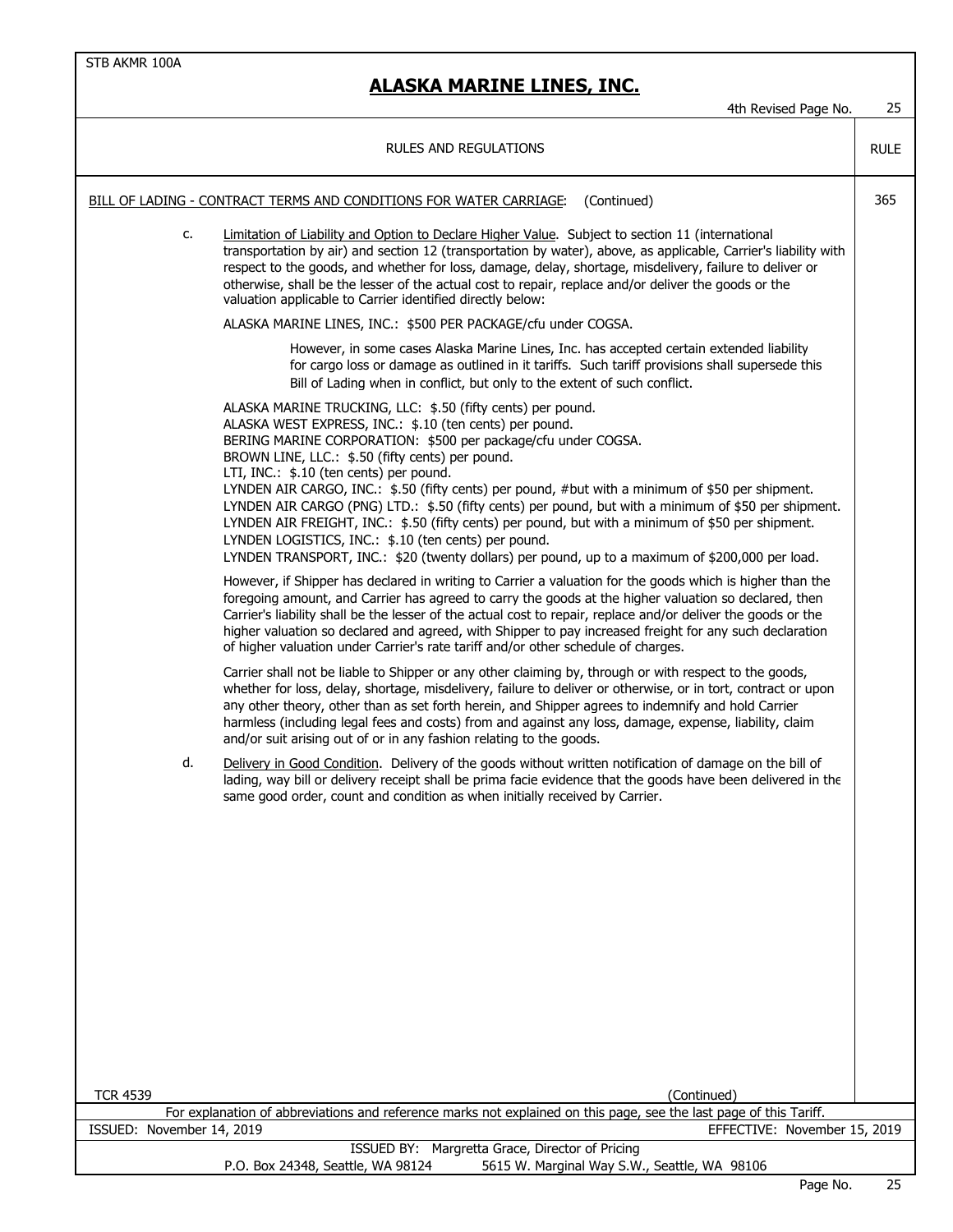RULES AND REGULATIONS — RULE 365

BILL OF LADING - CONTRACT TERMS AND CONDITIONS FOR WATER CARRIAGE: (Continued)

c. Limitation of Liability and Option to Declare Higher Value. Subject to section 11 (international transportation by air) and section 12 (transportation by water), above, as applicable, Carrier's liability with respect to the goods, and whether for loss, damage, delay, shortage, misdelivery, failure to deliver or otherwise, shall be the lesser of the actual cost to repair, replace and/or deliver the goods or the valuation applicable to Carrier identified directly below:

ALASKA MARINE LINES, INC.: $500 PER PACKAGE/cfu under COGSA.

> However, in some cases Alaska Marine Lines, Inc. has accepted certain extended liability for cargo loss or damage as outlined in it tariffs. Such tariff provisions shall supersede this Bill of Lading when in conflict, but only to the extent of such conflict.

ALASKA MARINE TRUCKING, LLC: $.50 (fifty cents) per pound.
ALASKA WEST EXPRESS, INC.: $.10 (ten cents) per pound.
BERING MARINE CORPORATION: $500 per package/cfu under COGSA.
BROWN LINE, LLC.: $.50 (fifty cents) per pound.
LTI, INC.: $.10 (ten cents) per pound.
LYNDEN AIR CARGO, INC.: $.50 (fifty cents) per pound, #but with a minimum of $50 per shipment.
LYNDEN AIR CARGO (PNG) LTD.: $.50 (fifty cents) per pound, but with a minimum of $50 per shipment.
LYNDEN AIR FREIGHT, INC.: $.50 (fifty cents) per pound, but with a minimum of $50 per shipment.
LYNDEN LOGISTICS, INC.: $.10 (ten cents) per pound.
LYNDEN TRANSPORT, INC.: $20 (twenty dollars) per pound, up to a maximum of $200,000 per load.

However, if Shipper has declared in writing to Carrier a valuation for the goods which is higher than the foregoing amount, and Carrier has agreed to carry the goods at the higher valuation so declared, then Carrier's liability shall be the lesser of the actual cost to repair, replace and/or deliver the goods or the higher valuation so declared and agreed, with Shipper to pay increased freight for any such declaration of higher valuation under Carrier's rate tariff and/or other schedule of charges.

Carrier shall not be liable to Shipper or any other claiming by, through or with respect to the goods, whether for loss, delay, shortage, misdelivery, failure to deliver or otherwise, or in tort, contract or upon any other theory, other than as set forth herein, and Shipper agrees to indemnify and hold Carrier harmless (including legal fees and costs) from and against any loss, damage, expense, liability, claim and/or suit arising out of or in any fashion relating to the goods.

d. Delivery in Good Condition. Delivery of the goods without written notification of damage on the bill of lading, way bill or delivery receipt shall be prima facie evidence that the goods have been delivered in the same good order, count and condition as when initially received by Carrier.

TCR 4539

(Continued)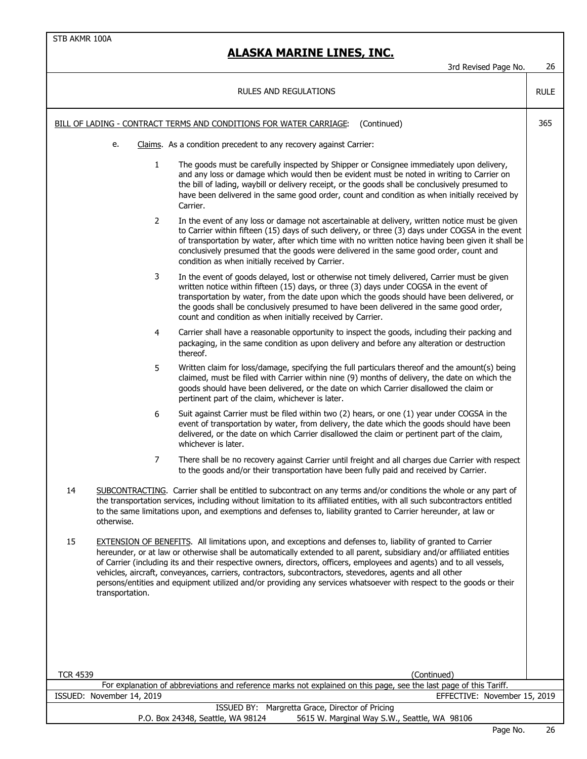RULES AND REGULATIONS — RULE 365

BILL OF LADING - CONTRACT TERMS AND CONDITIONS FOR WATER CARRIAGE: (Continued)

e. Claims. As a condition precedent to any recovery against Carrier:

1. The goods must be carefully inspected by Shipper or Consignee immediately upon delivery, and any loss or damage which would then be evident must be noted in writing to Carrier on the bill of lading, waybill or delivery receipt, or the goods shall be conclusively presumed to have been delivered in the same good order, count and condition as when initially received by Carrier.

2. In the event of any loss or damage not ascertainable at delivery, written notice must be given to Carrier within fifteen (15) days of such delivery, or three (3) days under COGSA in the event of transportation by water, after which time with no written notice having been given it shall be conclusively presumed that the goods were delivered in the same good order, count and condition as when initially received by Carrier.

3. In the event of goods delayed, lost or otherwise not timely delivered, Carrier must be given written notice within fifteen (15) days, or three (3) days under COGSA in the event of transportation by water, from the date upon which the goods should have been delivered, or the goods shall be conclusively presumed to have been delivered in the same good order, count and condition as when initially received by Carrier.

4. Carrier shall have a reasonable opportunity to inspect the goods, including their packing and packaging, in the same condition as upon delivery and before any alteration or destruction thereof.

5. Written claim for loss/damage, specifying the full particulars thereof and the amount(s) being claimed, must be filed with Carrier within nine (9) months of delivery, the date on which the goods should have been delivered, or the date on which Carrier disallowed the claim or pertinent part of the claim, whichever is later.

6. Suit against Carrier must be filed within two (2) hears, or one (1) year under COGSA in the event of transportation by water, from delivery, the date which the goods should have been delivered, or the date on which Carrier disallowed the claim or pertinent part of the claim, whichever is later.

7. There shall be no recovery against Carrier until freight and all charges due Carrier with respect to the goods and/or their transportation have been fully paid and received by Carrier.

14 SUBCONTRACTING. Carrier shall be entitled to subcontract on any terms and/or conditions the whole or any part of the transportation services, including without limitation to its affiliated entities, with all such subcontractors entitled to the same limitations upon, and exemptions and defenses to, liability granted to Carrier hereunder, at law or otherwise.

15 EXTENSION OF BENEFITS. All limitations upon, and exceptions and defenses to, liability of granted to Carrier hereunder, or at law or otherwise shall be automatically extended to all parent, subsidiary and/or affiliated entities of Carrier (including its and their respective owners, directors, officers, employees and agents) and to all vessels, vehicles, aircraft, conveyances, carriers, contractors, subcontractors, stevedores, agents and all other persons/entities and equipment utilized and/or providing any services whatsoever with respect to the goods or their transportation.

TCR 4539

(Continued)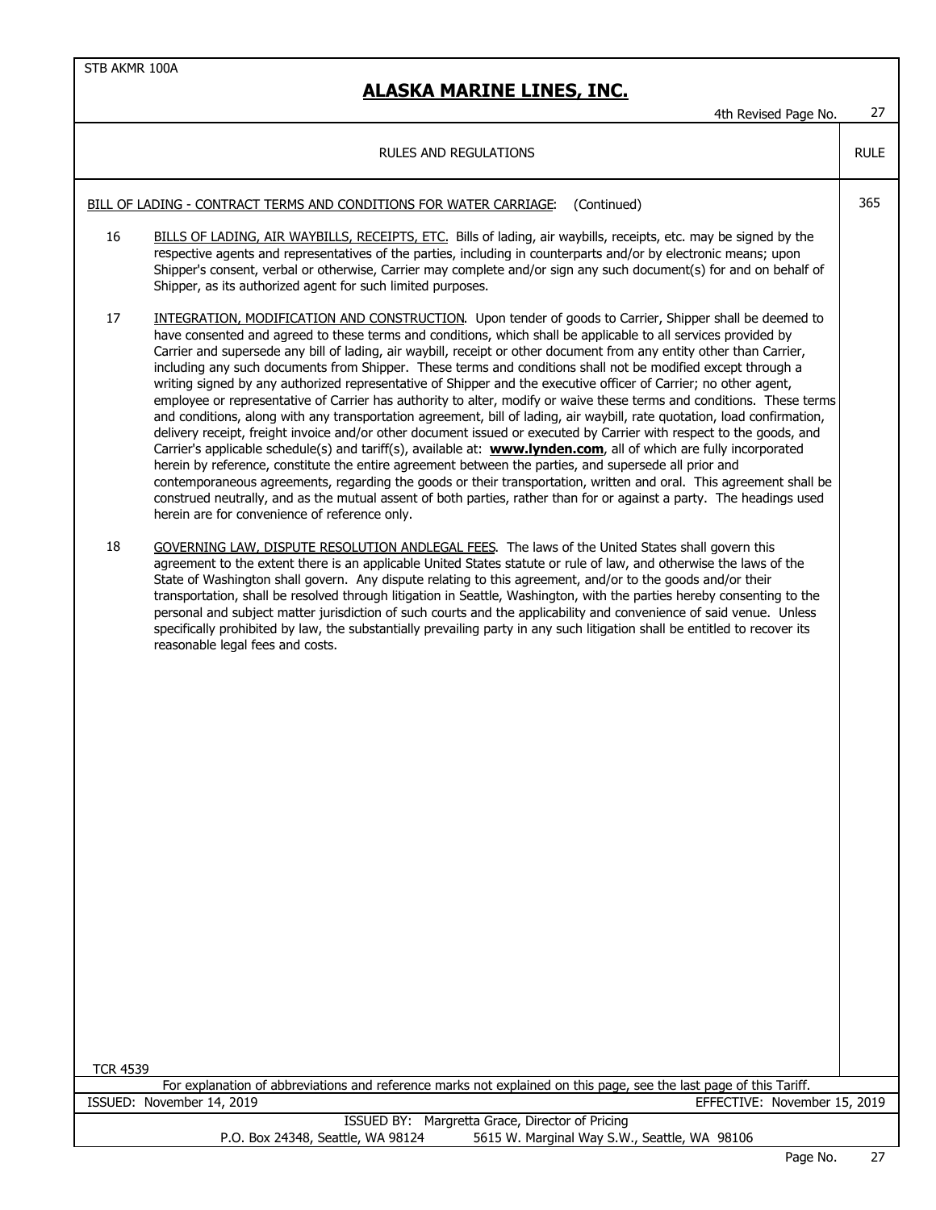# ALASKA MARINE LINES, INC.

## RULES AND REGULATIONS

**RULE 365**

<u>BILL OF LADING - CONTRACT TERMS AND CONDITIONS FOR WATER CARRIAGE</u>: (Continued)

16 <u>BILLS OF LADING, AIR WAYBILLS, RECEIPTS, ETC.</u> Bills of lading, air waybills, receipts, etc. may be signed by the respective agents and representatives of the parties, including in counterparts and/or by electronic means; upon Shipper's consent, verbal or otherwise, Carrier may complete and/or sign any such document(s) for and on behalf of Shipper, as its authorized agent for such limited purposes.

17 <u>INTEGRATION, MODIFICATION AND CONSTRUCTION</u>. Upon tender of goods to Carrier, Shipper shall be deemed to have consented and agreed to these terms and conditions, which shall be applicable to all services provided by Carrier and supersede any bill of lading, air waybill, receipt or other document from any entity other than Carrier, including any such documents from Shipper. These terms and conditions shall not be modified except through a writing signed by any authorized representative of Shipper and the executive officer of Carrier; no other agent, employee or representative of Carrier has authority to alter, modify or waive these terms and conditions. These terms and conditions, along with any transportation agreement, bill of lading, air waybill, rate quotation, load confirmation, delivery receipt, freight invoice and/or other document issued or executed by Carrier with respect to the goods, and Carrier's applicable schedule(s) and tariff(s), available at: **www.lynden.com**, all of which are fully incorporated herein by reference, constitute the entire agreement between the parties, and supersede all prior and contemporaneous agreements, regarding the goods or their transportation, written and oral. This agreement shall be construed neutrally, and as the mutual assent of both parties, rather than for or against a party. The headings used herein are for convenience of reference only.

18 <u>GOVERNING LAW, DISPUTE RESOLUTION ANDLEGAL FEES</u>. The laws of the United States shall govern this agreement to the extent there is an applicable United States statute or rule of law, and otherwise the laws of the State of Washington shall govern. Any dispute relating to this agreement, and/or to the goods and/or their transportation, shall be resolved through litigation in Seattle, Washington, with the parties hereby consenting to the personal and subject matter jurisdiction of such courts and the applicability and convenience of said venue. Unless specifically prohibited by law, the substantially prevailing party in any such litigation shall be entitled to recover its reasonable legal fees and costs.

TCR 4539

For explanation of abbreviations and reference marks not explained on this page, see the last page of this Tariff.

ISSUED: November 14, 2019 EFFECTIVE: November 15, 2019

ISSUED BY: Margretta Grace, Director of Pricing

P.O. Box 24348, Seattle, WA 98124 5615 W. Marginal Way S.W., Seattle, WA 98106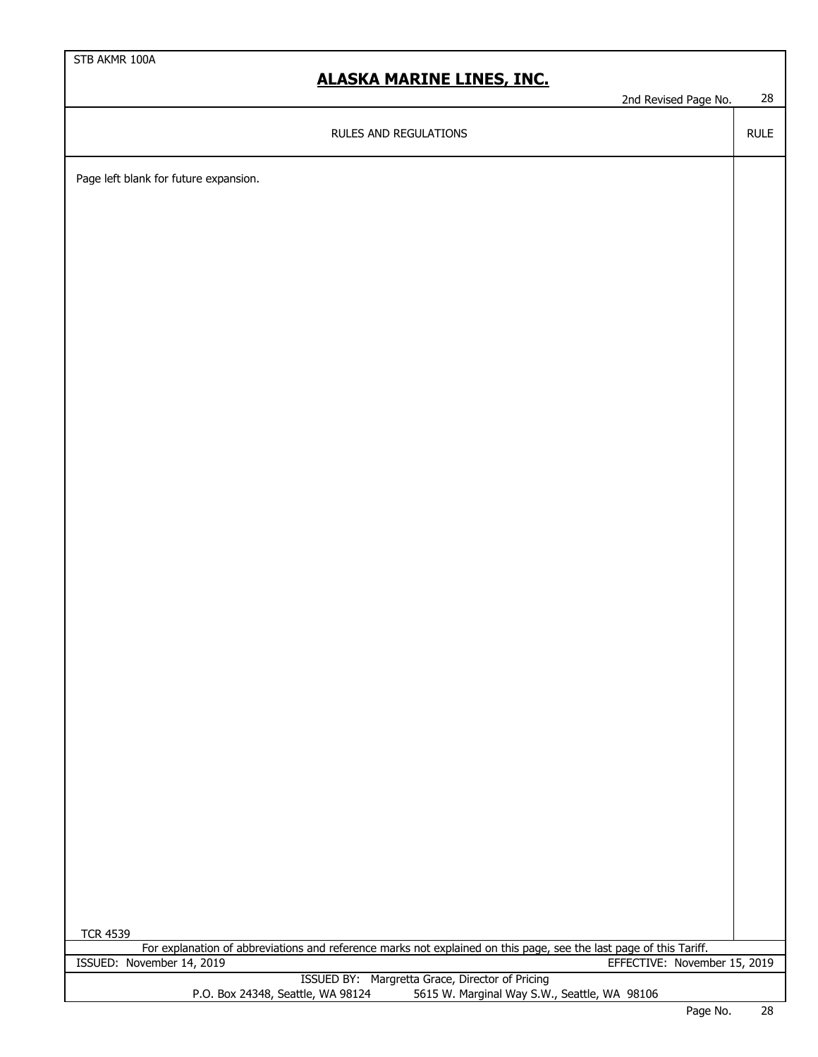RULES AND REGULATIONS | RULE

Page left blank for future expansion.

TCR 4539

For explanation of abbreviations and reference marks not explained on this page, see the last page of this Tariff.

ISSUED: November 14, 2019 | EFFECTIVE: November 15, 2019

ISSUED BY: Margretta Grace, Director of Pricing
P.O. Box 24348, Seattle, WA 98124 | 5615 W. Marginal Way S.W., Seattle, WA 98106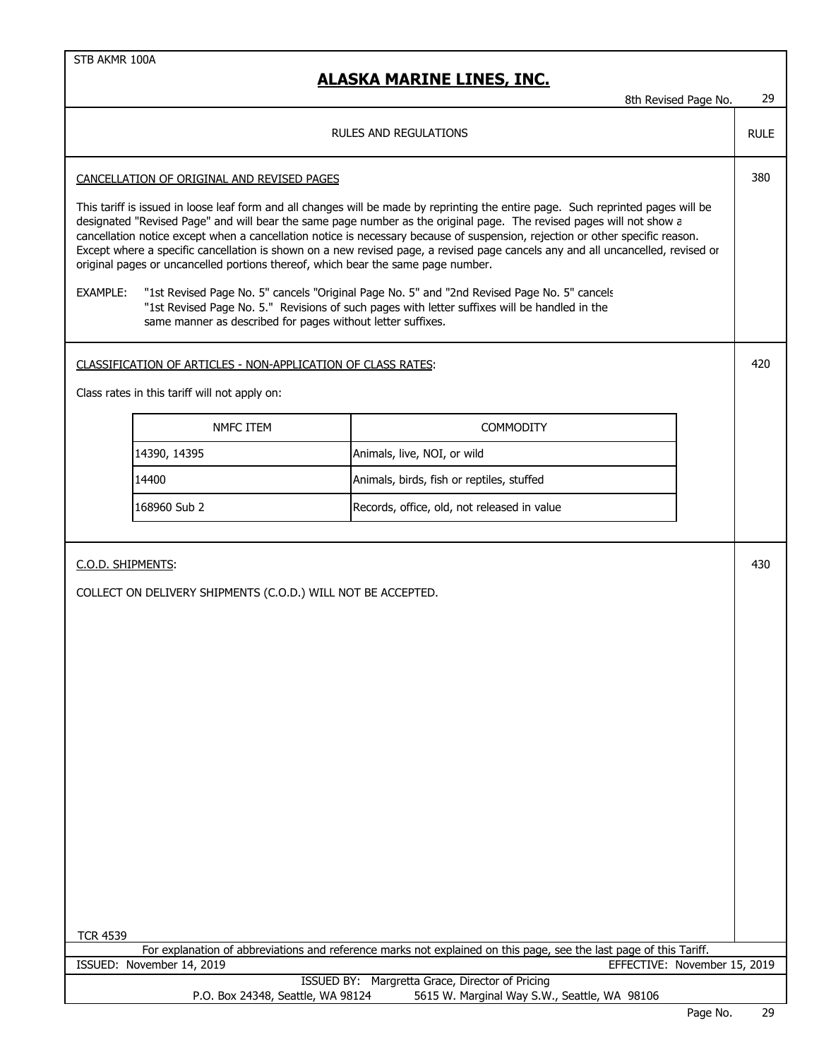STB AKMR 100A

# ALASKA MARINE LINES, INC.

8th Revised Page No. 29

RULES AND REGULATIONS — RULE

## CANCELLATION OF ORIGINAL AND REVISED PAGES — 380

This tariff is issued in loose leaf form and all changes will be made by reprinting the entire page. Such reprinted pages will be designated "Revised Page" and will bear the same page number as the original page. The revised pages will not show a cancellation notice except when a cancellation notice is necessary because of suspension, rejection or other specific reason. Except where a specific cancellation is shown on a new revised page, a revised page cancels any and all uncancelled, revised or original pages or uncancelled portions thereof, which bear the same page number.

EXAMPLE: "1st Revised Page No. 5" cancels "Original Page No. 5" and "2nd Revised Page No. 5" cancels "1st Revised Page No. 5." Revisions of such pages with letter suffixes will be handled in the same manner as described for pages without letter suffixes.

## CLASSIFICATION OF ARTICLES - NON-APPLICATION OF CLASS RATES: — 420

Class rates in this tariff will not apply on:

| NMFC ITEM | COMMODITY |
| --- | --- |
| 14390, 14395 | Animals, live, NOI, or wild |
| 14400 | Animals, birds, fish or reptiles, stuffed |
| 168960 Sub 2 | Records, office, old, not released in value |

## C.O.D. SHIPMENTS: — 430

COLLECT ON DELIVERY SHIPMENTS (C.O.D.) WILL NOT BE ACCEPTED.

TCR 4539

For explanation of abbreviations and reference marks not explained on this page, see the last page of this Tariff.

ISSUED: November 14, 2019 — EFFECTIVE: November 15, 2019

ISSUED BY: Margretta Grace, Director of Pricing

P.O. Box 24348, Seattle, WA 98124 — 5615 W. Marginal Way S.W., Seattle, WA 98106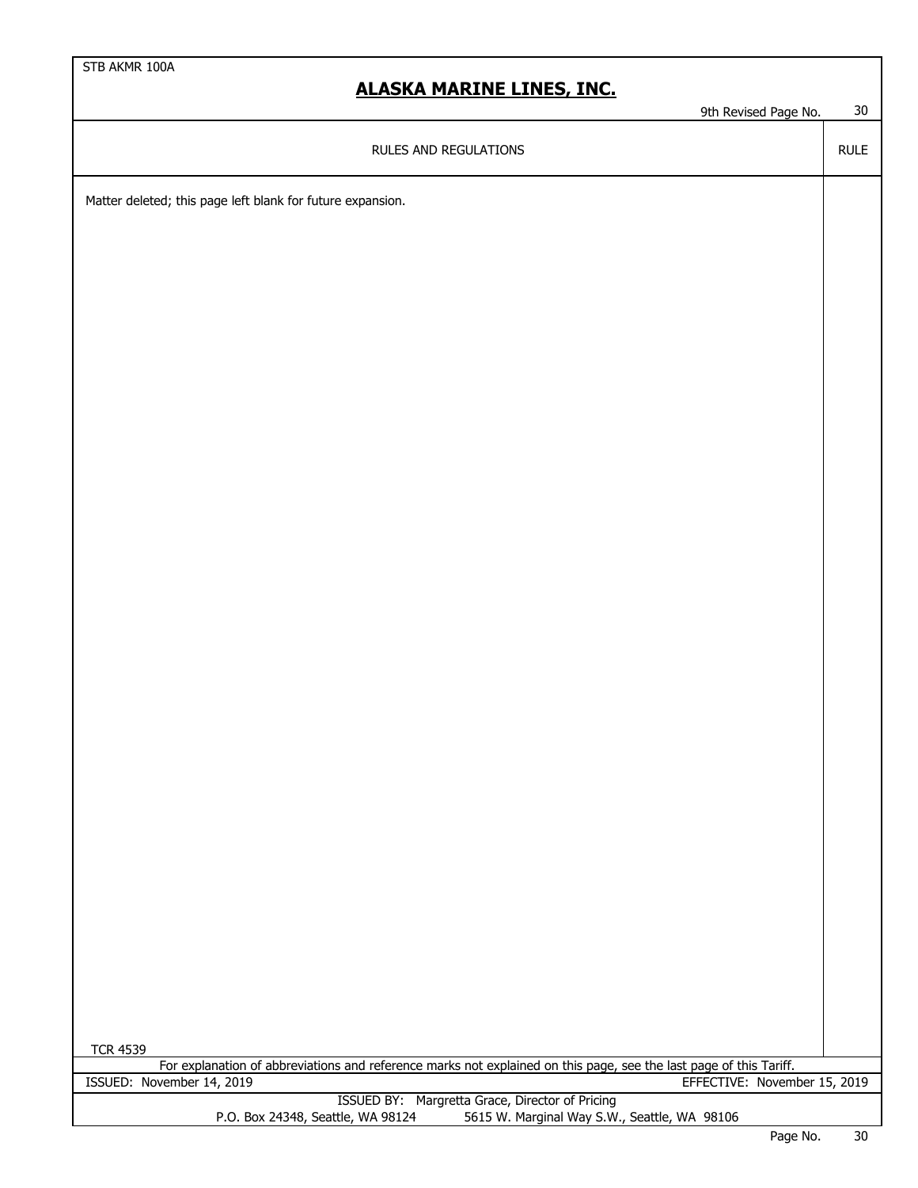RULES AND REGULATIONS

Matter deleted; this page left blank for future expansion.

TCR 4539

For explanation of abbreviations and reference marks not explained on this page, see the last page of this Tariff.

ISSUED: November 14, 2019 EFFECTIVE: November 15, 2019

ISSUED BY: Margretta Grace, Director of Pricing
P.O. Box 24348, Seattle, WA 98124 5615 W. Marginal Way S.W., Seattle, WA 98106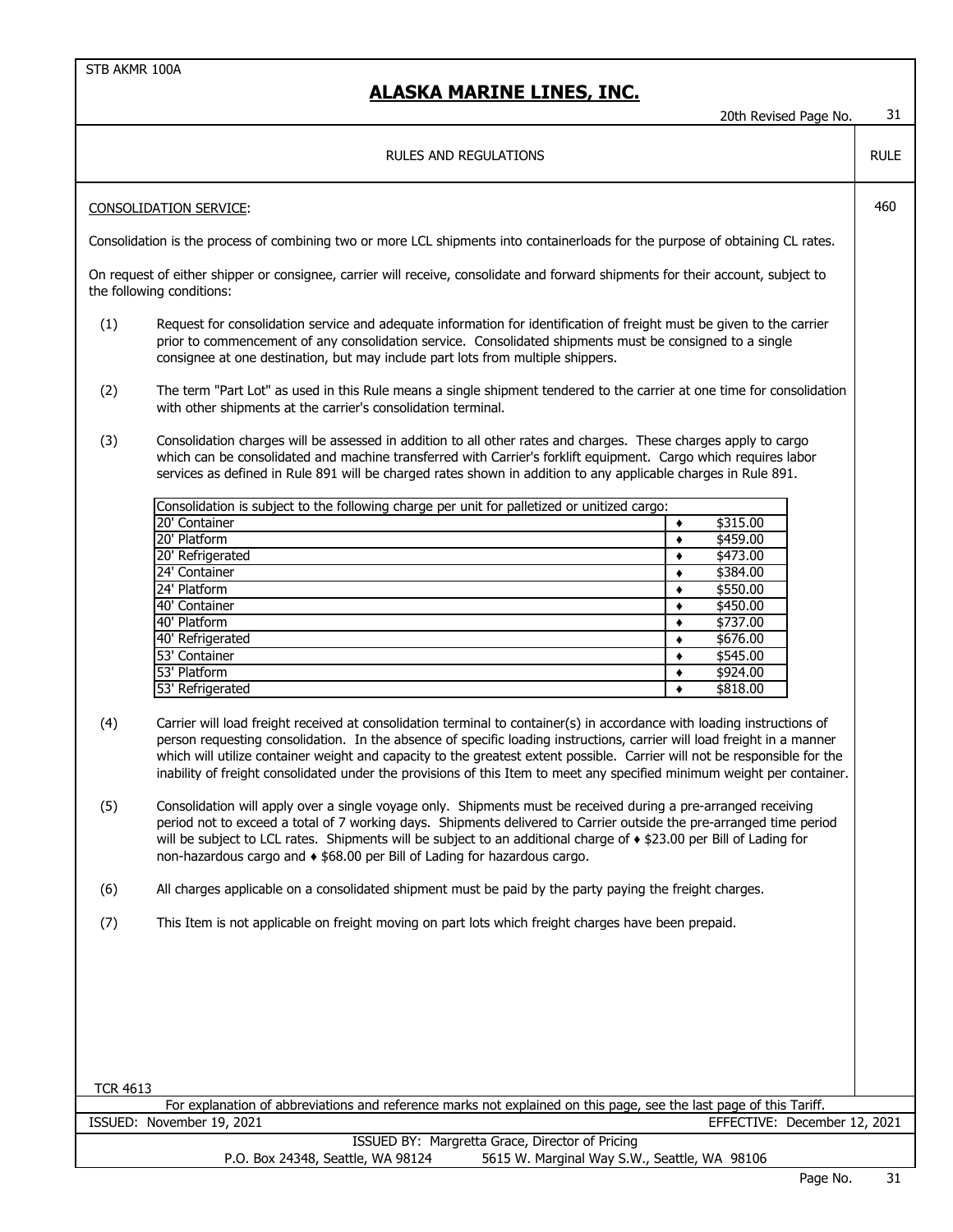STB AKMR 100A

# ALASKA MARINE LINES, INC.

20th Revised Page No. 31

RULES AND REGULATIONS — RULE

## CONSOLIDATION SERVICE: — 460

Consolidation is the process of combining two or more LCL shipments into containerloads for the purpose of obtaining CL rates.

On request of either shipper or consignee, carrier will receive, consolidate and forward shipments for their account, subject to the following conditions:

(1) Request for consolidation service and adequate information for identification of freight must be given to the carrier prior to commencement of any consolidation service. Consolidated shipments must be consigned to a single consignee at one destination, but may include part lots from multiple shippers.

(2) The term "Part Lot" as used in this Rule means a single shipment tendered to the carrier at one time for consolidation with other shipments at the carrier's consolidation terminal.

(3) Consolidation charges will be assessed in addition to all other rates and charges. These charges apply to cargo which can be consolidated and machine transferred with Carrier's forklift equipment. Cargo which requires labor services as defined in Rule 891 will be charged rates shown in addition to any applicable charges in Rule 891.

| Consolidation is subject to the following charge per unit for palletized or unitized cargo: | | |
|---|---|---|
| 20' Container | ♦ | $315.00 |
| 20' Platform | ♦ | $459.00 |
| 20' Refrigerated | ♦ | $473.00 |
| 24' Container | ♦ | $384.00 |
| 24' Platform | ♦ | $550.00 |
| 40' Container | ♦ | $450.00 |
| 40' Platform | ♦ | $737.00 |
| 40' Refrigerated | ♦ | $676.00 |
| 53' Container | ♦ | $545.00 |
| 53' Platform | ♦ | $924.00 |
| 53' Refrigerated | ♦ | $818.00 |

(4) Carrier will load freight received at consolidation terminal to container(s) in accordance with loading instructions of person requesting consolidation. In the absence of specific loading instructions, carrier will load freight in a manner which will utilize container weight and capacity to the greatest extent possible. Carrier will not be responsible for the inability of freight consolidated under the provisions of this Item to meet any specified minimum weight per container.

(5) Consolidation will apply over a single voyage only. Shipments must be received during a pre-arranged receiving period not to exceed a total of 7 working days. Shipments delivered to Carrier outside the pre-arranged time period will be subject to LCL rates. Shipments will be subject to an additional charge of ♦ $23.00 per Bill of Lading for non-hazardous cargo and ♦ $68.00 per Bill of Lading for hazardous cargo.

(6) All charges applicable on a consolidated shipment must be paid by the party paying the freight charges.

(7) This Item is not applicable on freight moving on part lots which freight charges have been prepaid.

TCR 4613

For explanation of abbreviations and reference marks not explained on this page, see the last page of this Tariff.

ISSUED: November 19, 2021 — EFFECTIVE: December 12, 2021

ISSUED BY: Margretta Grace, Director of Pricing
P.O. Box 24348, Seattle, WA 98124 — 5615 W. Marginal Way S.W., Seattle, WA 98106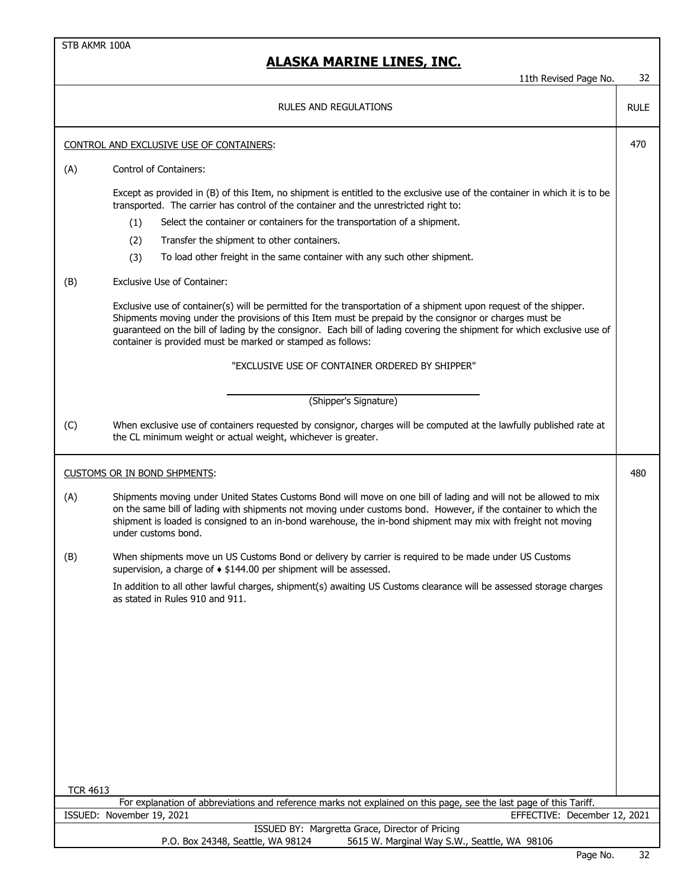# ALASKA MARINE LINES, INC.

11th Revised Page No. 32

RULES AND REGULATIONS — RULE

## CONTROL AND EXCLUSIVE USE OF CONTAINERS: — 470

(A) Control of Containers:

Except as provided in (B) of this Item, no shipment is entitled to the exclusive use of the container in which it is to be transported. The carrier has control of the container and the unrestricted right to:

(1) Select the container or containers for the transportation of a shipment.

(2) Transfer the shipment to other containers.

(3) To load other freight in the same container with any such other shipment.

(B) Exclusive Use of Container:

Exclusive use of container(s) will be permitted for the transportation of a shipment upon request of the shipper. Shipments moving under the provisions of this Item must be prepaid by the consignor or charges must be guaranteed on the bill of lading by the consignor. Each bill of lading covering the shipment for which exclusive use of container is provided must be marked or stamped as follows:

"EXCLUSIVE USE OF CONTAINER ORDERED BY SHIPPER"

\_\_\_\_\_\_\_\_\_\_\_\_\_\_\_\_\_\_\_\_\_\_\_\_\_\_\_\_\_\_\_\_\_\_\_\_
(Shipper's Signature)

(C) When exclusive use of containers requested by consignor, charges will be computed at the lawfully published rate at the CL minimum weight or actual weight, whichever is greater.

## CUSTOMS OR IN BOND SHPMENTS: — 480

(A) Shipments moving under United States Customs Bond will move on one bill of lading and will not be allowed to mix on the same bill of lading with shipments not moving under customs bond. However, if the container to which the shipment is loaded is consigned to an in-bond warehouse, the in-bond shipment may mix with freight not moving under customs bond.

(B) When shipments move un US Customs Bond or delivery by carrier is required to be made under US Customs supervision, a charge of ♦ $144.00 per shipment will be assessed.

In addition to all other lawful charges, shipment(s) awaiting US Customs clearance will be assessed storage charges as stated in Rules 910 and 911.

TCR 4613

For explanation of abbreviations and reference marks not explained on this page, see the last page of this Tariff.

ISSUED: November 19, 2021 — EFFECTIVE: December 12, 2021

ISSUED BY: Margretta Grace, Director of Pricing
P.O. Box 24348, Seattle, WA 98124 — 5615 W. Marginal Way S.W., Seattle, WA 98106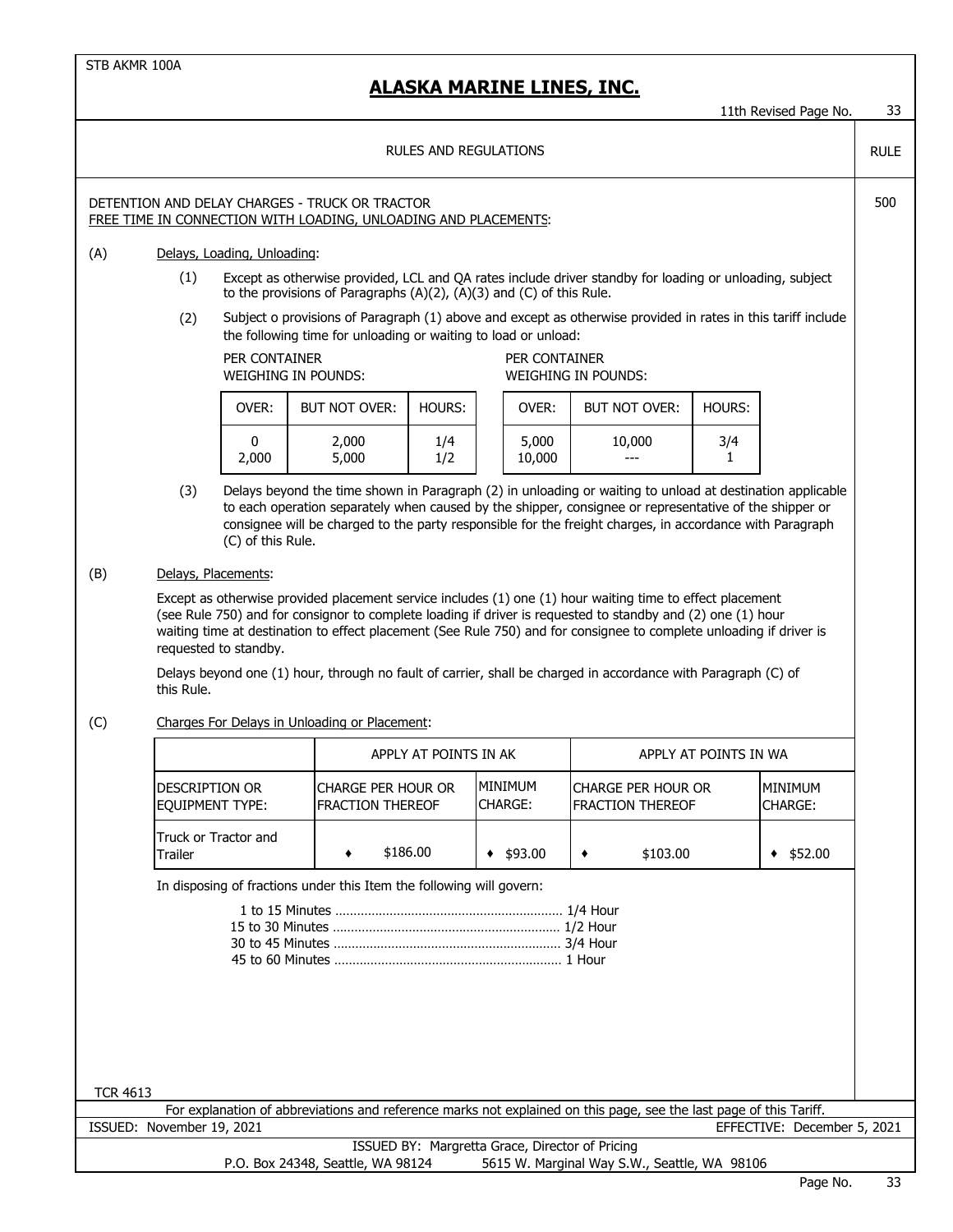STB AKMR 100A

# ALASKA MARINE LINES, INC.

11th Revised Page No. 33

RULES AND REGULATIONS — RULE

RULE 500

DETENTION AND DELAY CHARGES - TRUCK OR TRACTOR
FREE TIME IN CONNECTION WITH LOADING, UNLOADING AND PLACEMENTS:

(A) Delays, Loading, Unloading:

(1) Except as otherwise provided, LCL and QA rates include driver standby for loading or unloading, subject to the provisions of Paragraphs (A)(2), (A)(3) and (C) of this Rule.

(2) Subject o provisions of Paragraph (1) above and except as otherwise provided in rates in this tariff include the following time for unloading or waiting to load or unload:

PER CONTAINER WEIGHING IN POUNDS:

| OVER: | BUT NOT OVER: | HOURS: |
|---|---|---|
| 0 | 2,000 | 1/4 |
| 2,000 | 5,000 | 1/2 |

PER CONTAINER WEIGHING IN POUNDS:

| OVER: | BUT NOT OVER: | HOURS: |
|---|---|---|
| 5,000 | 10,000 | 3/4 |
| 10,000 | --- | 1 |

(3) Delays beyond the time shown in Paragraph (2) in unloading or waiting to unload at destination applicable to each operation separately when caused by the shipper, consignee or representative of the shipper or consignee will be charged to the party responsible for the freight charges, in accordance with Paragraph (C) of this Rule.

(B) Delays, Placements:

Except as otherwise provided placement service includes (1) one (1) hour waiting time to effect placement (see Rule 750) and for consignor to complete loading if driver is requested to standby and (2) one (1) hour waiting time at destination to effect placement (See Rule 750) and for consignee to complete unloading if driver is requested to standby.

Delays beyond one (1) hour, through no fault of carrier, shall be charged in accordance with Paragraph (C) of this Rule.

(C) Charges For Delays in Unloading or Placement:

| | APPLY AT POINTS IN AK | | APPLY AT POINTS IN WA | |
|---|---|---|---|---|
| DESCRIPTION OR EQUIPMENT TYPE: | CHARGE PER HOUR OR FRACTION THEREOF | MINIMUM CHARGE: | CHARGE PER HOUR OR FRACTION THEREOF | MINIMUM CHARGE: |
| Truck or Tractor and Trailer | ♦ $186.00 | ♦ $93.00 | ♦ $103.00 | ♦ $52.00 |

In disposing of fractions under this Item the following will govern:

1 to 15 Minutes .............................. 1/4 Hour
15 to 30 Minutes .............................. 1/2 Hour
30 to 45 Minutes .............................. 3/4 Hour
45 to 60 Minutes .............................. 1 Hour

TCR 4613

For explanation of abbreviations and reference marks not explained on this page, see the last page of this Tariff.

ISSUED: November 19, 2021 — EFFECTIVE: December 5, 2021

ISSUED BY: Margretta Grace, Director of Pricing
P.O. Box 24348, Seattle, WA 98124 — 5615 W. Marginal Way S.W., Seattle, WA 98106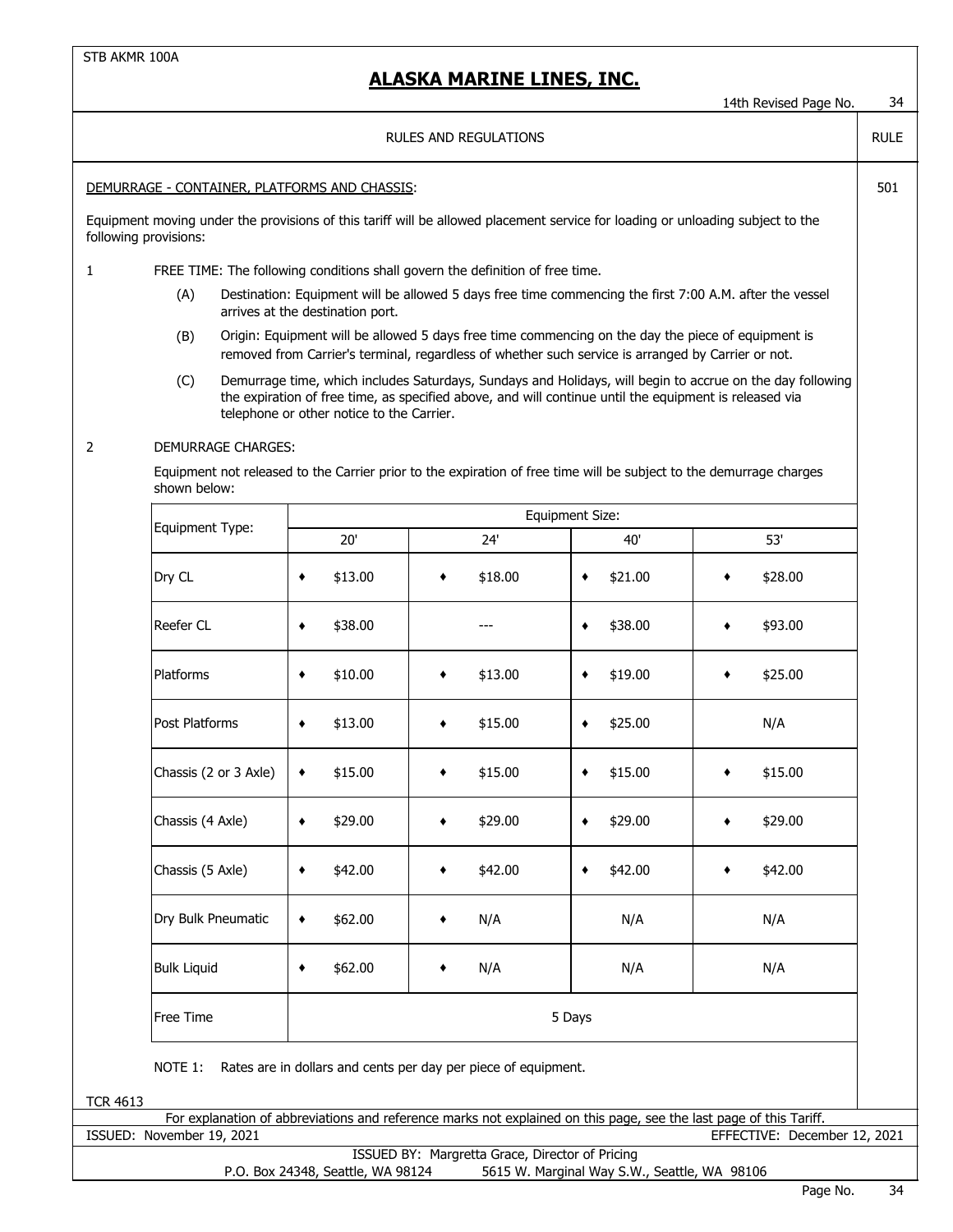RULES AND REGULATIONS

RULE 501

DEMURRAGE - CONTAINER, PLATFORMS AND CHASSIS:

Equipment moving under the provisions of this tariff will be allowed placement service for loading or unloading subject to the following provisions:

1 FREE TIME: The following conditions shall govern the definition of free time.

(A) Destination: Equipment will be allowed 5 days free time commencing the first 7:00 A.M. after the vessel arrives at the destination port.

(B) Origin: Equipment will be allowed 5 days free time commencing on the day the piece of equipment is removed from Carrier's terminal, regardless of whether such service is arranged by Carrier or not.

(C) Demurrage time, which includes Saturdays, Sundays and Holidays, will begin to accrue on the day following the expiration of free time, as specified above, and will continue until the equipment is released via telephone or other notice to the Carrier.

2 DEMURRAGE CHARGES:

Equipment not released to the Carrier prior to the expiration of free time will be subject to the demurrage charges shown below:

| Equipment Type: | Equipment Size: | | | |
|---|---|---|---|---|
| | 20' | 24' | 40' | 53' |
| Dry CL | ♦ $13.00 | ♦ $18.00 | ♦ $21.00 | ♦ $28.00 |
| Reefer CL | ♦ $38.00 | --- | ♦ $38.00 | ♦ $93.00 |
| Platforms | ♦ $10.00 | ♦ $13.00 | ♦ $19.00 | ♦ $25.00 |
| Post Platforms | ♦ $13.00 | ♦ $15.00 | ♦ $25.00 | N/A |
| Chassis (2 or 3 Axle) | ♦ $15.00 | ♦ $15.00 | ♦ $15.00 | ♦ $15.00 |
| Chassis (4 Axle) | ♦ $29.00 | ♦ $29.00 | ♦ $29.00 | ♦ $29.00 |
| Chassis (5 Axle) | ♦ $42.00 | ♦ $42.00 | ♦ $42.00 | ♦ $42.00 |
| Dry Bulk Pneumatic | ♦ $62.00 | ♦ N/A | N/A | N/A |
| Bulk Liquid | ♦ $62.00 | ♦ N/A | N/A | N/A |
| Free Time | 5 Days | | | |

NOTE 1: Rates are in dollars and cents per day per piece of equipment.

TCR 4613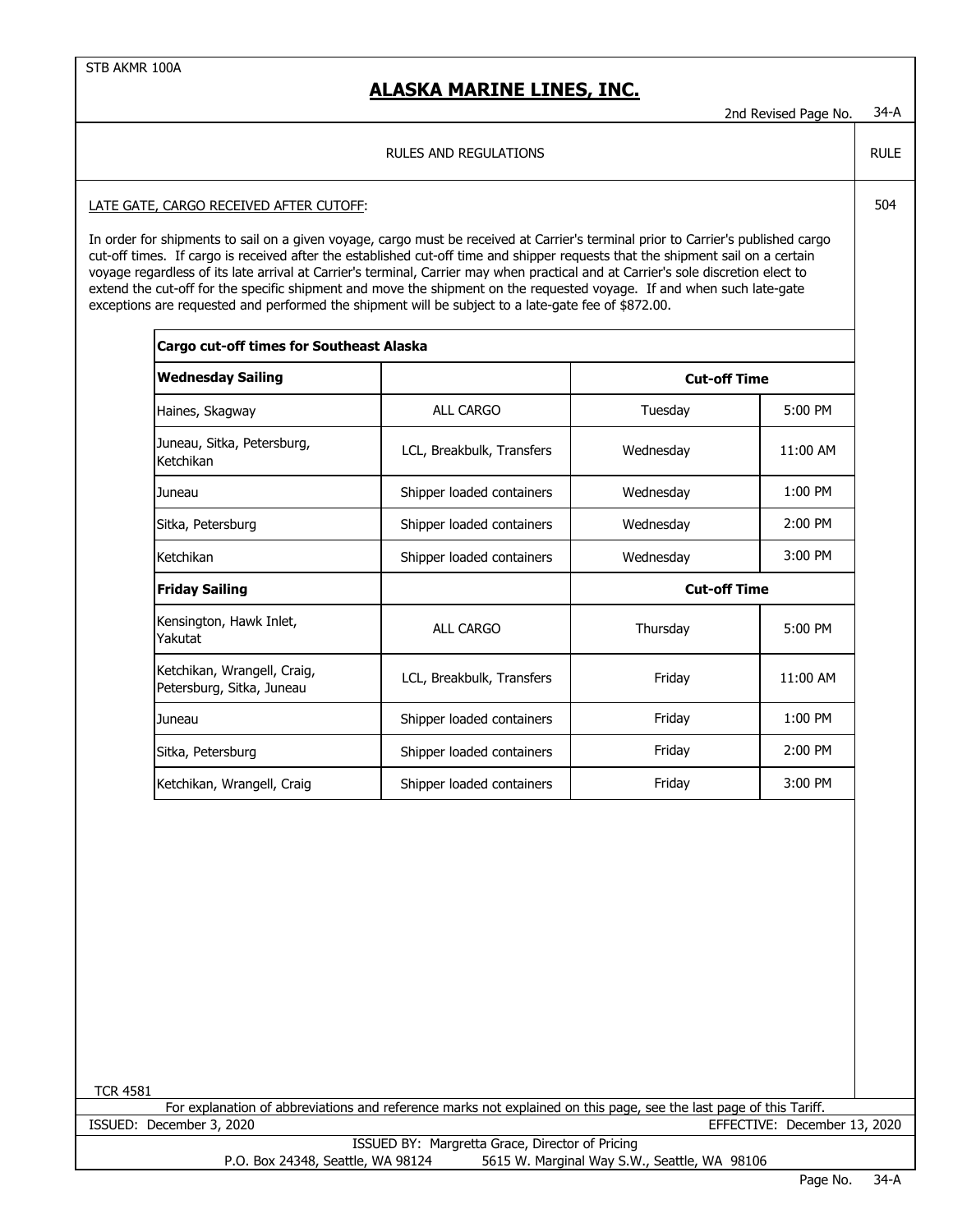STB AKMR 100A

# ALASKA MARINE LINES, INC.

2nd Revised Page No. 34-A

RULES AND REGULATIONS — RULE

**RULE 504**

LATE GATE, CARGO RECEIVED AFTER CUTOFF:

In order for shipments to sail on a given voyage, cargo must be received at Carrier's terminal prior to Carrier's published cargo cut-off times. If cargo is received after the established cut-off time and shipper requests that the shipment sail on a certain voyage regardless of its late arrival at Carrier's terminal, Carrier may when practical and at Carrier's sole discretion elect to extend the cut-off for the specific shipment and move the shipment on the requested voyage. If and when such late-gate exceptions are requested and performed the shipment will be subject to a late-gate fee of $872.00.

| **Cargo cut-off times for Southeast Alaska** | | | |
|---|---|---|---|
| **Wednesday Sailing** | | **Cut-off Time** | |
| Haines, Skagway | ALL CARGO | Tuesday | 5:00 PM |
| Juneau, Sitka, Petersburg, Ketchikan | LCL, Breakbulk, Transfers | Wednesday | 11:00 AM |
| Juneau | Shipper loaded containers | Wednesday | 1:00 PM |
| Sitka, Petersburg | Shipper loaded containers | Wednesday | 2:00 PM |
| Ketchikan | Shipper loaded containers | Wednesday | 3:00 PM |
| **Friday Sailing** | | **Cut-off Time** | |
| Kensington, Hawk Inlet, Yakutat | ALL CARGO | Thursday | 5:00 PM |
| Ketchikan, Wrangell, Craig, Petersburg, Sitka, Juneau | LCL, Breakbulk, Transfers | Friday | 11:00 AM |
| Juneau | Shipper loaded containers | Friday | 1:00 PM |
| Sitka, Petersburg | Shipper loaded containers | Friday | 2:00 PM |
| Ketchikan, Wrangell, Craig | Shipper loaded containers | Friday | 3:00 PM |

TCR 4581

For explanation of abbreviations and reference marks not explained on this page, see the last page of this Tariff.

ISSUED: December 3, 2020 — EFFECTIVE: December 13, 2020

ISSUED BY: Margretta Grace, Director of Pricing

P.O. Box 24348, Seattle, WA 98124 — 5615 W. Marginal Way S.W., Seattle, WA 98106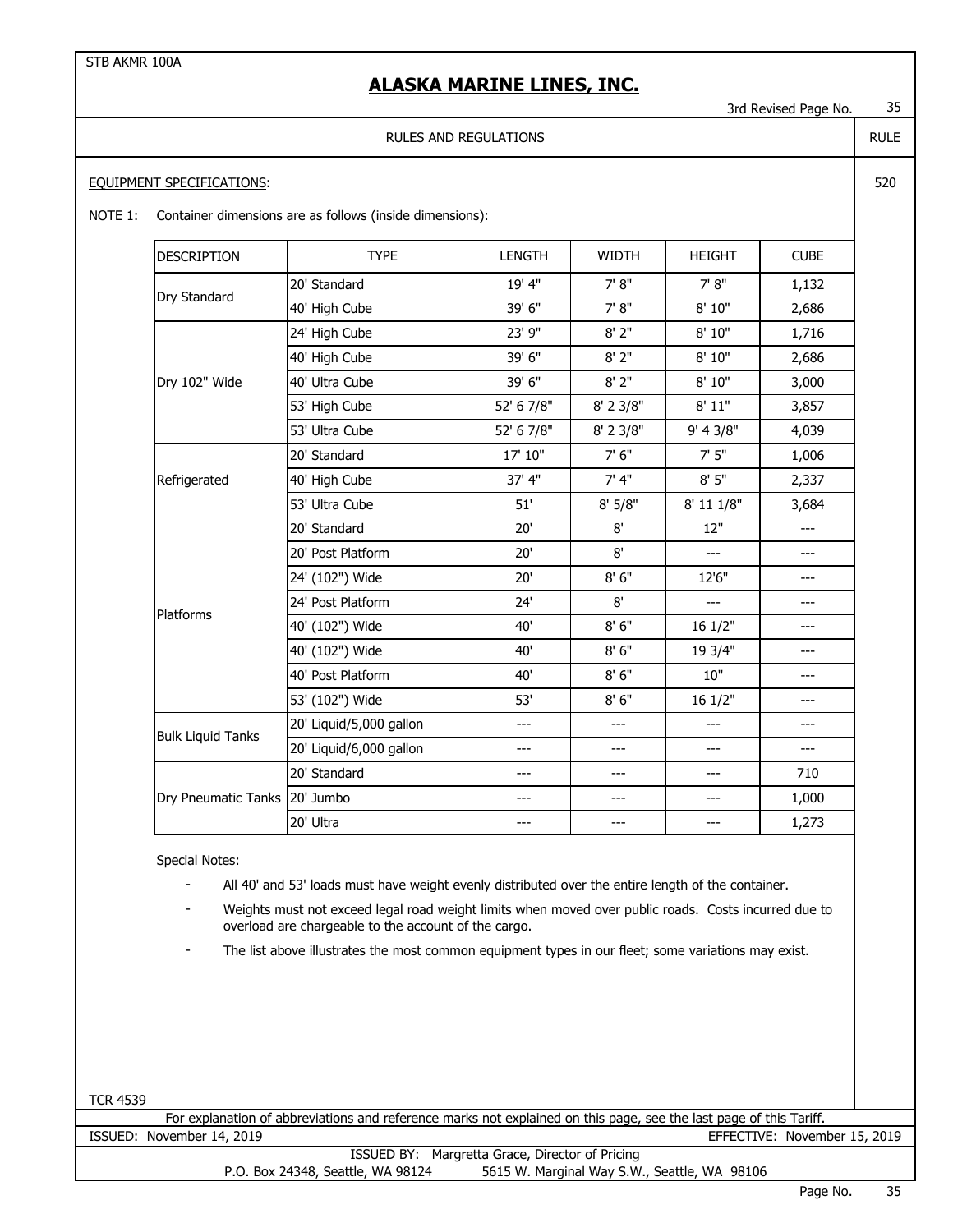STB AKMR 100A

# ALASKA MARINE LINES, INC.

3rd Revised Page No. 35

RULES AND REGULATIONS — RULE 520

EQUIPMENT SPECIFICATIONS:

NOTE 1: Container dimensions are as follows (inside dimensions):

| DESCRIPTION | TYPE | LENGTH | WIDTH | HEIGHT | CUBE |
|---|---|---|---|---|---|
| Dry Standard | 20' Standard | 19' 4" | 7' 8" | 7' 8" | 1,132 |
| | 40' High Cube | 39' 6" | 7' 8" | 8' 10" | 2,686 |
| Dry 102" Wide | 24' High Cube | 23' 9" | 8' 2" | 8' 10" | 1,716 |
| | 40' High Cube | 39' 6" | 8' 2" | 8' 10" | 2,686 |
| | 40' Ultra Cube | 39' 6" | 8' 2" | 8' 10" | 3,000 |
| | 53' High Cube | 52' 6 7/8" | 8' 2 3/8" | 8' 11" | 3,857 |
| | 53' Ultra Cube | 52' 6 7/8" | 8' 2 3/8" | 9' 4 3/8" | 4,039 |
| Refrigerated | 20' Standard | 17' 10" | 7' 6" | 7' 5" | 1,006 |
| | 40' High Cube | 37' 4" | 7' 4" | 8' 5" | 2,337 |
| | 53' Ultra Cube | 51' | 8' 5/8" | 8' 11 1/8" | 3,684 |
| Platforms | 20' Standard | 20' | 8' | 12" | --- |
| | 20' Post Platform | 20' | 8' | --- | --- |
| | 24' (102") Wide | 20' | 8' 6" | 12'6" | --- |
| | 24' Post Platform | 24' | 8' | --- | --- |
| | 40' (102") Wide | 40' | 8' 6" | 16 1/2" | --- |
| | 40' (102") Wide | 40' | 8' 6" | 19 3/4" | --- |
| | 40' Post Platform | 40' | 8' 6" | 10" | --- |
| | 53' (102") Wide | 53' | 8' 6" | 16 1/2" | --- |
| Bulk Liquid Tanks | 20' Liquid/5,000 gallon | --- | --- | --- | --- |
| | 20' Liquid/6,000 gallon | --- | --- | --- | --- |
| Dry Pneumatic Tanks | 20' Standard | --- | --- | --- | 710 |
| | 20' Jumbo | --- | --- | --- | 1,000 |
| | 20' Ultra | --- | --- | --- | 1,273 |

Special Notes:

- All 40' and 53' loads must have weight evenly distributed over the entire length of the container.
- Weights must not exceed legal road weight limits when moved over public roads. Costs incurred due to overload are chargeable to the account of the cargo.
- The list above illustrates the most common equipment types in our fleet; some variations may exist.

TCR 4539

For explanation of abbreviations and reference marks not explained on this page, see the last page of this Tariff.

ISSUED: November 14, 2019 EFFECTIVE: November 15, 2019

ISSUED BY: Margretta Grace, Director of Pricing

P.O. Box 24348, Seattle, WA 98124 5615 W. Marginal Way S.W., Seattle, WA 98106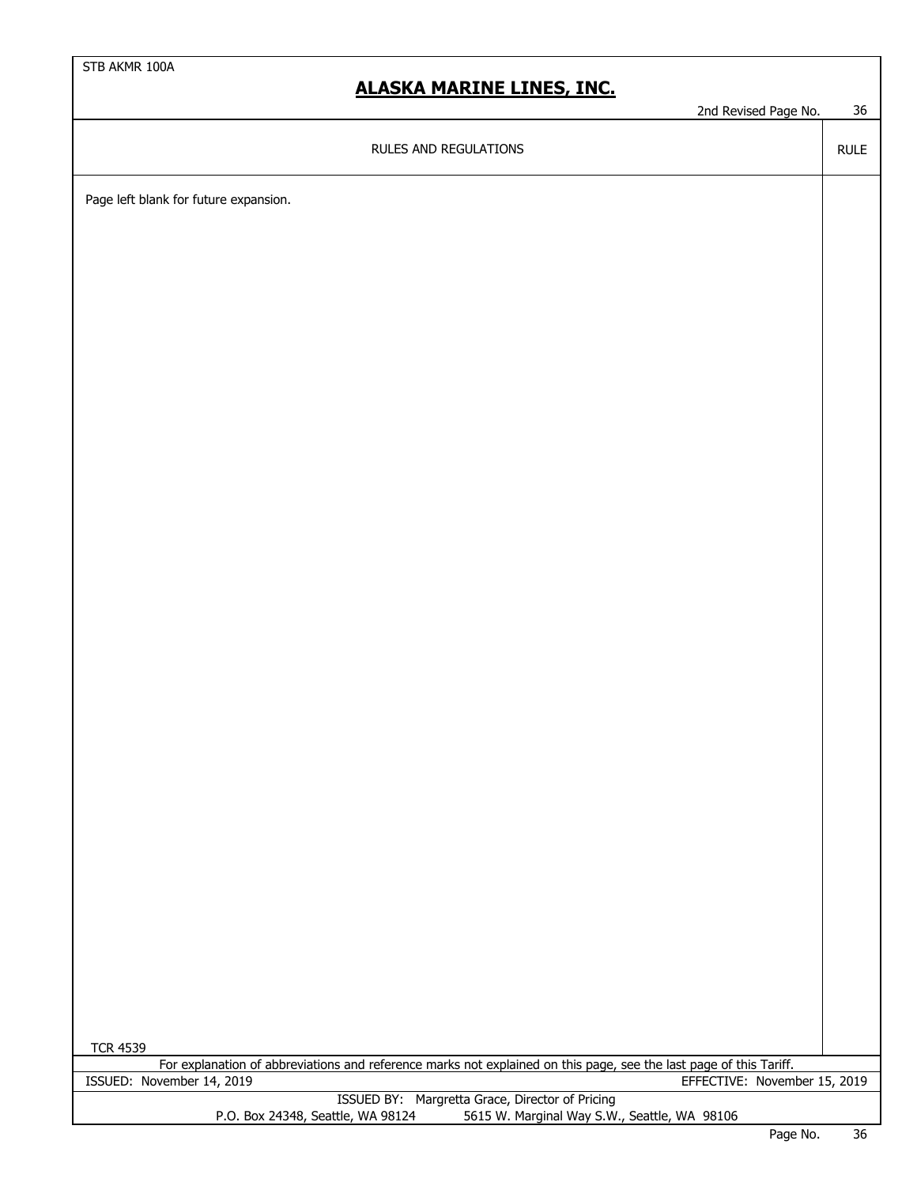RULES AND REGULATIONS | RULE

Page left blank for future expansion.

TCR 4539

For explanation of abbreviations and reference marks not explained on this page, see the last page of this Tariff.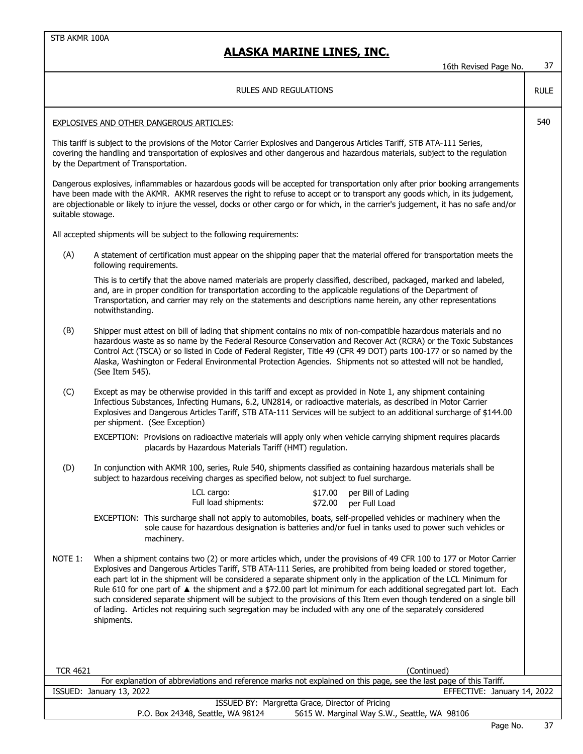STB AKMR 100A

# ALASKA MARINE LINES, INC.

16th Revised Page No. 37

## RULES AND REGULATIONS — RULE 540

### EXPLOSIVES AND OTHER DANGEROUS ARTICLES:

This tariff is subject to the provisions of the Motor Carrier Explosives and Dangerous Articles Tariff, STB ATA-111 Series, covering the handling and transportation of explosives and other dangerous and hazardous materials, subject to the regulation by the Department of Transportation.

Dangerous explosives, inflammables or hazardous goods will be accepted for transportation only after prior booking arrangements have been made with the AKMR. AKMR reserves the right to refuse to accept or to transport any goods which, in its judgement, are objectionable or likely to injure the vessel, docks or other cargo or for which, in the carrier's judgement, it has no safe and/or suitable stowage.

All accepted shipments will be subject to the following requirements:

(A) A statement of certification must appear on the shipping paper that the material offered for transportation meets the following requirements.

This is to certify that the above named materials are properly classified, described, packaged, marked and labeled, and, are in proper condition for transportation according to the applicable regulations of the Department of Transportation, and carrier may rely on the statements and descriptions name herein, any other representations notwithstanding.

(B) Shipper must attest on bill of lading that shipment contains no mix of non-compatible hazardous materials and no hazardous waste as so name by the Federal Resource Conservation and Recover Act (RCRA) or the Toxic Substances Control Act (TSCA) or so listed in Code of Federal Register, Title 49 (CFR 49 DOT) parts 100-177 or so named by the Alaska, Washington or Federal Environmental Protection Agencies. Shipments not so attested will not be handled, (See Item 545).

(C) Except as may be otherwise provided in this tariff and except as provided in Note 1, any shipment containing Infectious Substances, Infecting Humans, 6.2, UN2814, or radioactive materials, as described in Motor Carrier Explosives and Dangerous Articles Tariff, STB ATA-111 Services will be subject to an additional surcharge of $144.00 per shipment. (See Exception)

EXCEPTION: Provisions on radioactive materials will apply only when vehicle carrying shipment requires placards placards by Hazardous Materials Tariff (HMT) regulation.

(D) In conjunction with AKMR 100, series, Rule 540, shipments classified as containing hazardous materials shall be subject to hazardous receiving charges as specified below, not subject to fuel surcharge.

| | | |
|---|---|---|
| LCL cargo: | $17.00 | per Bill of Lading |
| Full load shipments: | $72.00 | per Full Load |

EXCEPTION: This surcharge shall not apply to automobiles, boats, self-propelled vehicles or machinery when the sole cause for hazardous designation is batteries and/or fuel in tanks used to power such vehicles or machinery.

NOTE 1: When a shipment contains two (2) or more articles which, under the provisions of 49 CFR 100 to 177 or Motor Carrier Explosives and Dangerous Articles Tariff, STB ATA-111 Series, are prohibited from being loaded or stored together, each part lot in the shipment will be considered a separate shipment only in the application of the LCL Minimum for Rule 610 for one part of ▲ the shipment and a $72.00 part lot minimum for each additional segregated part lot. Each such considered separate shipment will be subject to the provisions of this Item even though tendered on a single bill of lading. Articles not requiring such segregation may be included with any one of the separately considered shipments.

TCR 4621 (Continued)

For explanation of abbreviations and reference marks not explained on this page, see the last page of this Tariff.

ISSUED: January 13, 2022 EFFECTIVE: January 14, 2022

ISSUED BY: Margretta Grace, Director of Pricing

P.O. Box 24348, Seattle, WA 98124 5615 W. Marginal Way S.W., Seattle, WA 98106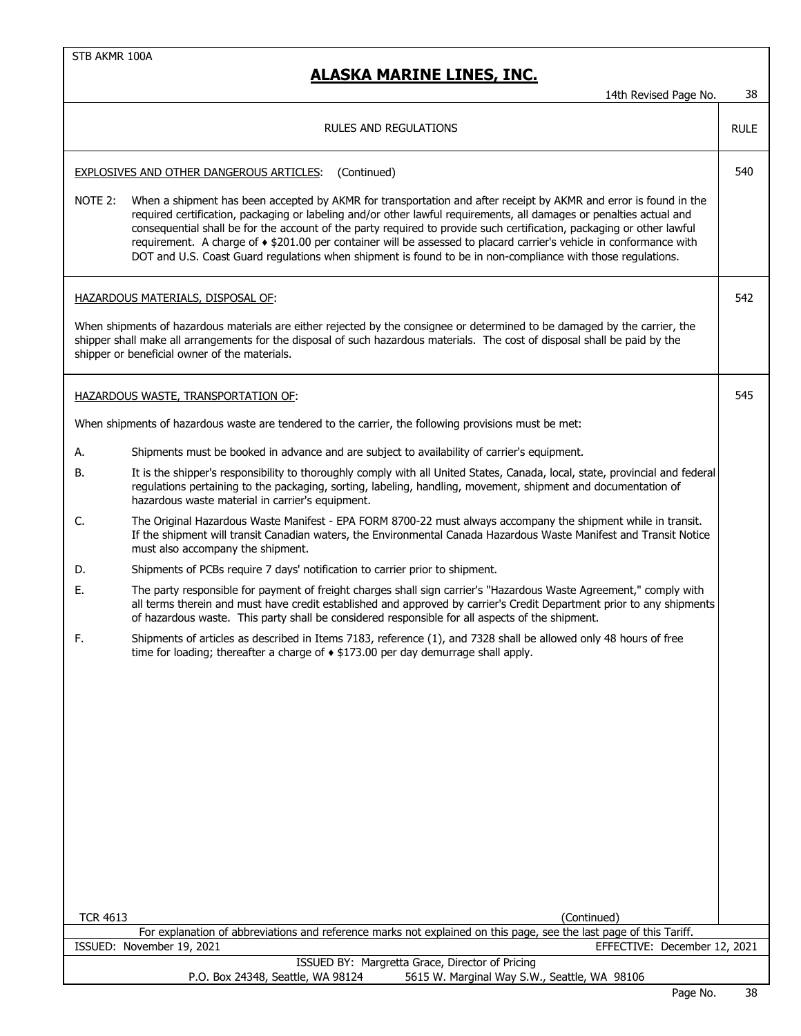RULES AND REGULATIONS

**EXPLOSIVES AND OTHER DANGEROUS ARTICLES:** (Continued) — RULE 540

NOTE 2: When a shipment has been accepted by AKMR for transportation and after receipt by AKMR and error is found in the required certification, packaging or labeling and/or other lawful requirements, all damages or penalties actual and consequential shall be for the account of the party required to provide such certification, packaging or other lawful requirement. A charge of ♦ $201.00 per container will be assessed to placard carrier's vehicle in conformance with DOT and U.S. Coast Guard regulations when shipment is found to be in non-compliance with those regulations.

**HAZARDOUS MATERIALS, DISPOSAL OF:** — RULE 542

When shipments of hazardous materials are either rejected by the consignee or determined to be damaged by the carrier, the shipper shall make all arrangements for the disposal of such hazardous materials. The cost of disposal shall be paid by the shipper or beneficial owner of the materials.

**HAZARDOUS WASTE, TRANSPORTATION OF:** — RULE 545

When shipments of hazardous waste are tendered to the carrier, the following provisions must be met:

A. Shipments must be booked in advance and are subject to availability of carrier's equipment.

B. It is the shipper's responsibility to thoroughly comply with all United States, Canada, local, state, provincial and federal regulations pertaining to the packaging, sorting, labeling, handling, movement, shipment and documentation of hazardous waste material in carrier's equipment.

C. The Original Hazardous Waste Manifest - EPA FORM 8700-22 must always accompany the shipment while in transit. If the shipment will transit Canadian waters, the Environmental Canada Hazardous Waste Manifest and Transit Notice must also accompany the shipment.

D. Shipments of PCBs require 7 days' notification to carrier prior to shipment.

E. The party responsible for payment of freight charges shall sign carrier's "Hazardous Waste Agreement," comply with all terms therein and must have credit established and approved by carrier's Credit Department prior to any shipments of hazardous waste. This party shall be considered responsible for all aspects of the shipment.

F. Shipments of articles as described in Items 7183, reference (1), and 7328 shall be allowed only 48 hours of free time for loading; thereafter a charge of ♦ $173.00 per day demurrage shall apply.

TCR 4613 (Continued)

For explanation of abbreviations and reference marks not explained on this page, see the last page of this Tariff.

ISSUED: November 19, 2021 EFFECTIVE: December 12, 2021

ISSUED BY: Margretta Grace, Director of Pricing
P.O. Box 24348, Seattle, WA 98124 5615 W. Marginal Way S.W., Seattle, WA 98106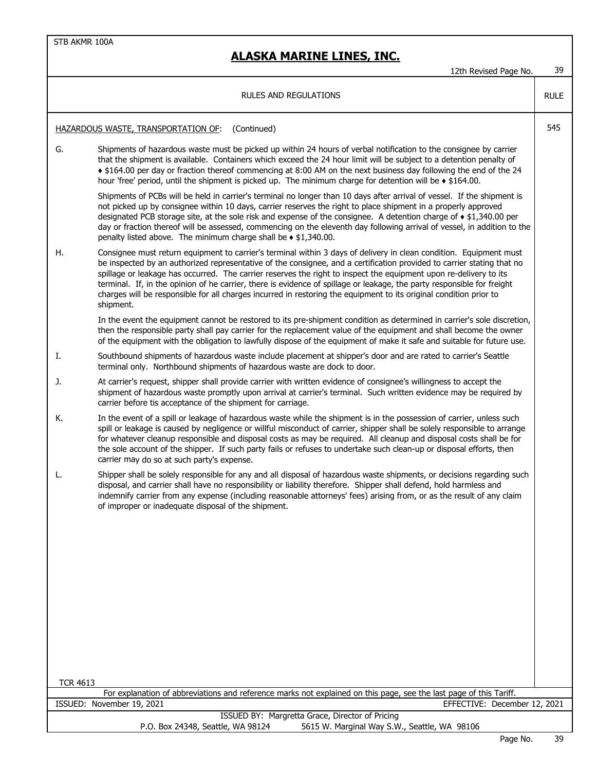STB AKMR 100A

# ALASKA MARINE LINES, INC.

12th Revised Page No. 39

RULES AND REGULATIONS — RULE

**RULE 545**

HAZARDOUS WASTE, TRANSPORTATION OF: (Continued)

G. Shipments of hazardous waste must be picked up within 24 hours of verbal notification to the consignee by carrier that the shipment is available. Containers which exceed the 24 hour limit will be subject to a detention penalty of ♦ $164.00 per day or fraction thereof commencing at 8:00 AM on the next business day following the end of the 24 hour 'free' period, until the shipment is picked up. The minimum charge for detention will be ♦ $164.00.

Shipments of PCBs will be held in carrier's terminal no longer than 10 days after arrival of vessel. If the shipment is not picked up by consignee within 10 days, carrier reserves the right to place shipment in a properly approved designated PCB storage site, at the sole risk and expense of the consignee. A detention charge of ♦ $1,340.00 per day or fraction thereof will be assessed, commencing on the eleventh day following arrival of vessel, in addition to the penalty listed above. The minimum charge shall be ♦ $1,340.00.

H. Consignee must return equipment to carrier's terminal within 3 days of delivery in clean condition. Equipment must be inspected by an authorized representative of the consignee, and a certification provided to carrier stating that no spillage or leakage has occurred. The carrier reserves the right to inspect the equipment upon re-delivery to its terminal. If, in the opinion of he carrier, there is evidence of spillage or leakage, the party responsible for freight charges will be responsible for all charges incurred in restoring the equipment to its original condition prior to shipment.

In the event the equipment cannot be restored to its pre-shipment condition as determined in carrier's sole discretion, then the responsible party shall pay carrier for the replacement value of the equipment and shall become the owner of the equipment with the obligation to lawfully dispose of the equipment of make it safe and suitable for future use.

I. Southbound shipments of hazardous waste include placement at shipper's door and are rated to carrier's Seattle terminal only. Northbound shipments of hazardous waste are dock to door.

J. At carrier's request, shipper shall provide carrier with written evidence of consignee's willingness to accept the shipment of hazardous waste promptly upon arrival at carrier's terminal. Such written evidence may be required by carrier before tis acceptance of the shipment for carriage.

K. In the event of a spill or leakage of hazardous waste while the shipment is in the possession of carrier, unless such spill or leakage is caused by negligence or willful misconduct of carrier, shipper shall be solely responsible to arrange for whatever cleanup responsible and disposal costs as may be required. All cleanup and disposal costs shall be for the sole account of the shipper. If such party fails or refuses to undertake such clean-up or disposal efforts, then carrier may do so at such party's expense.

L. Shipper shall be solely responsible for any and all disposal of hazardous waste shipments, or decisions regarding such disposal, and carrier shall have no responsibility or liability therefore. Shipper shall defend, hold harmless and indemnify carrier from any expense (including reasonable attorneys' fees) arising from, or as the result of any claim of improper or inadequate disposal of the shipment.

TCR 4613

For explanation of abbreviations and reference marks not explained on this page, see the last page of this Tariff.

ISSUED: November 19, 2021 — EFFECTIVE: December 12, 2021

ISSUED BY: Margretta Grace, Director of Pricing

P.O. Box 24348, Seattle, WA 98124 — 5615 W. Marginal Way S.W., Seattle, WA 98106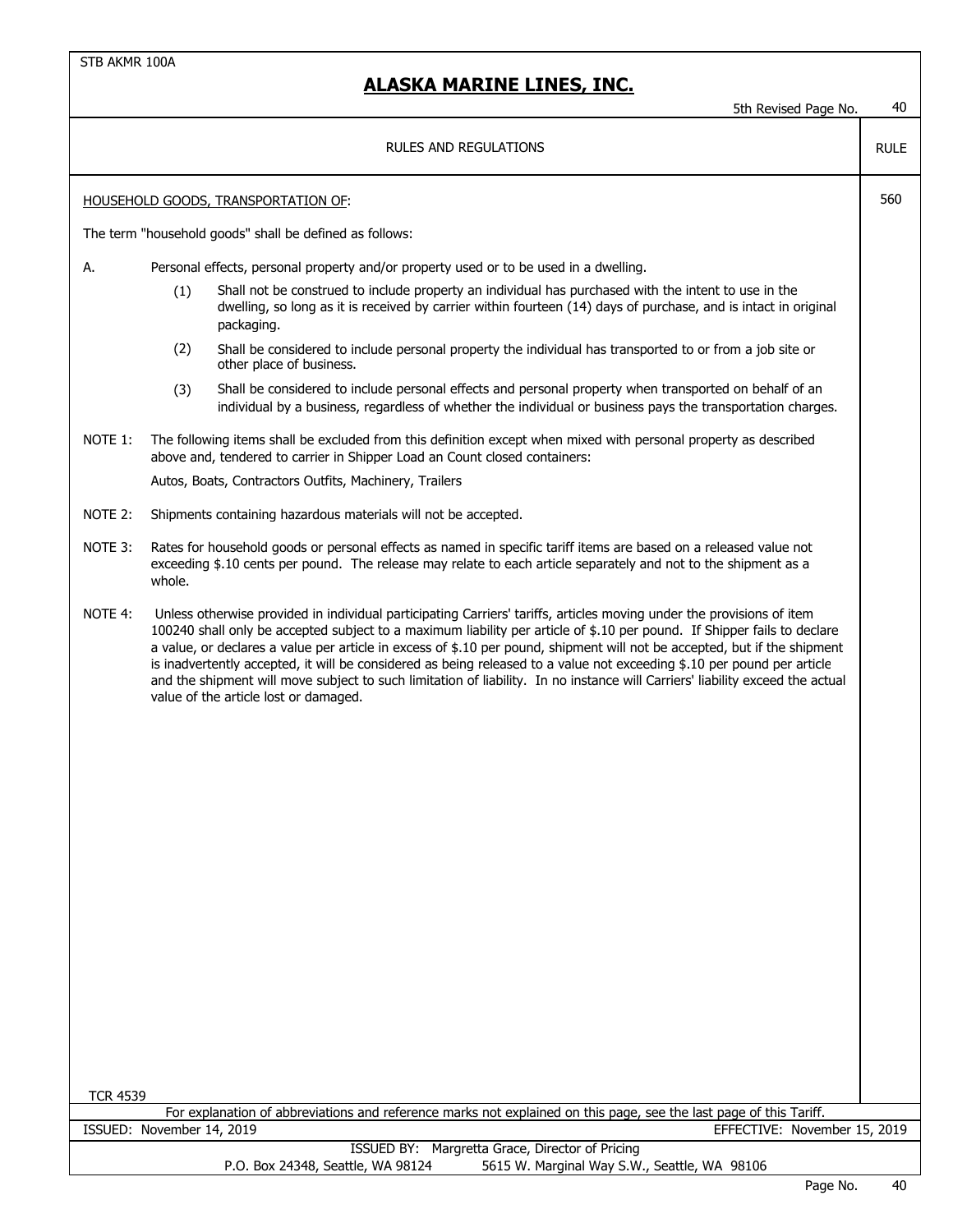STB AKMR 100A

# ALASKA MARINE LINES, INC.

5th Revised Page No. 40

RULES AND REGULATIONS — RULE

## HOUSEHOLD GOODS, TRANSPORTATION OF: — 560

The term "household goods" shall be defined as follows:

A. Personal effects, personal property and/or property used or to be used in a dwelling.

(1) Shall not be construed to include property an individual has purchased with the intent to use in the dwelling, so long as it is received by carrier within fourteen (14) days of purchase, and is intact in original packaging.

(2) Shall be considered to include personal property the individual has transported to or from a job site or other place of business.

(3) Shall be considered to include personal effects and personal property when transported on behalf of an individual by a business, regardless of whether the individual or business pays the transportation charges.

NOTE 1: The following items shall be excluded from this definition except when mixed with personal property as described above and, tendered to carrier in Shipper Load an Count closed containers:

Autos, Boats, Contractors Outfits, Machinery, Trailers

NOTE 2: Shipments containing hazardous materials will not be accepted.

NOTE 3: Rates for household goods or personal effects as named in specific tariff items are based on a released value not exceeding $.10 cents per pound. The release may relate to each article separately and not to the shipment as a whole.

NOTE 4: Unless otherwise provided in individual participating Carriers' tariffs, articles moving under the provisions of item 100240 shall only be accepted subject to a maximum liability per article of $.10 per pound. If Shipper fails to declare a value, or declares a value per article in excess of $.10 per pound, shipment will not be accepted, but if the shipment is inadvertently accepted, it will be considered as being released to a value not exceeding $.10 per pound per article and the shipment will move subject to such limitation of liability. In no instance will Carriers' liability exceed the actual value of the article lost or damaged.

TCR 4539

For explanation of abbreviations and reference marks not explained on this page, see the last page of this Tariff.

ISSUED: November 14, 2019 — EFFECTIVE: November 15, 2019

ISSUED BY: Margretta Grace, Director of Pricing

P.O. Box 24348, Seattle, WA 98124 — 5615 W. Marginal Way S.W., Seattle, WA 98106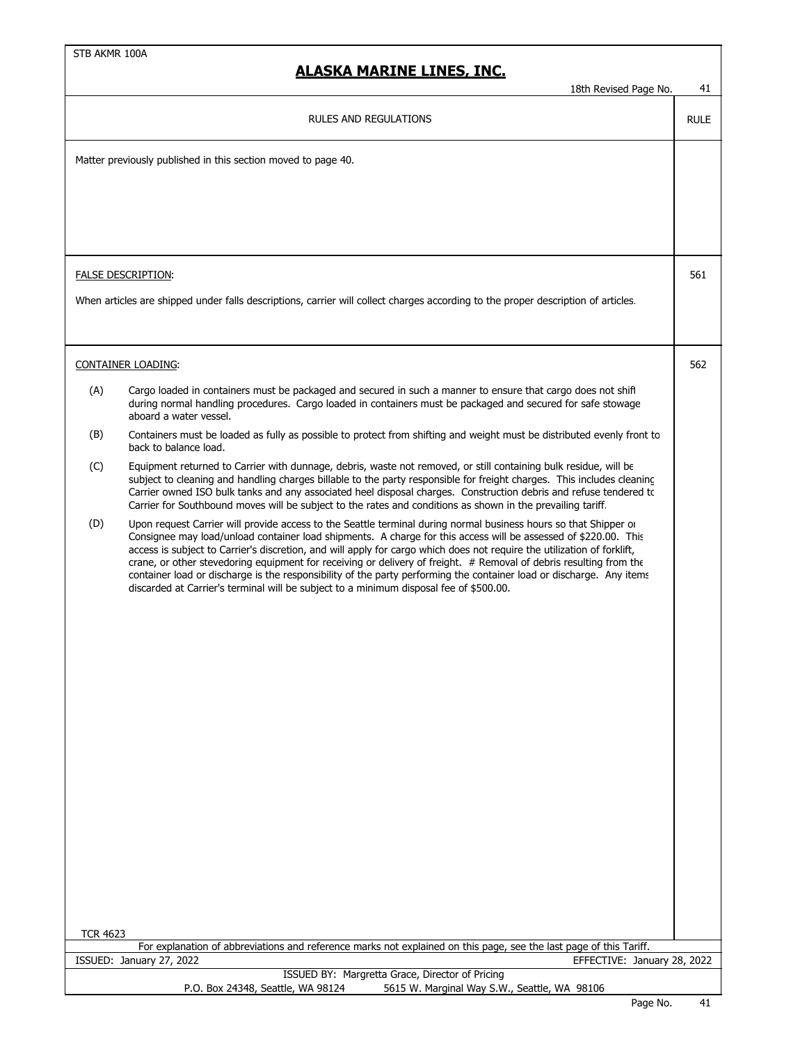STB AKMR 100A

# ALASKA MARINE LINES, INC.

18th Revised Page No. 41

| RULES AND REGULATIONS | RULE |
|---|---|
| Matter previously published in this section moved to page 40. | |
| FALSE DESCRIPTION:<br><br>When articles are shipped under falls descriptions, carrier will collect charges according to the proper description of articles. | 561 |
| CONTAINER LOADING:<br><br>(A) Cargo loaded in containers must be packaged and secured in such a manner to ensure that cargo does not shift during normal handling procedures. Cargo loaded in containers must be packaged and secured for safe stowage aboard a water vessel.<br><br>(B) Containers must be loaded as fully as possible to protect from shifting and weight must be distributed evenly front to back to balance load.<br><br>(C) Equipment returned to Carrier with dunnage, debris, waste not removed, or still containing bulk residue, will be subject to cleaning and handling charges billable to the party responsible for freight charges. This includes cleaning Carrier owned ISO bulk tanks and any associated heel disposal charges. Construction debris and refuse tendered to Carrier for Southbound moves will be subject to the rates and conditions as shown in the prevailing tariff.<br><br>(D) Upon request Carrier will provide access to the Seattle terminal during normal business hours so that Shipper or Consignee may load/unload container load shipments. A charge for this access will be assessed of $220.00. This access is subject to Carrier's discretion, and will apply for cargo which does not require the utilization of forklift, crane, or other stevedoring equipment for receiving or delivery of freight. # Removal of debris resulting from the container load or discharge is the responsibility of the party performing the container load or discharge. Any items discarded at Carrier's terminal will be subject to a minimum disposal fee of $500.00. | 562 |

TCR 4623

For explanation of abbreviations and reference marks not explained on this page, see the last page of this Tariff.

ISSUED: January 27, 2022 EFFECTIVE: January 28, 2022

ISSUED BY: Margretta Grace, Director of Pricing

P.O. Box 24348, Seattle, WA 98124 5615 W. Marginal Way S.W., Seattle, WA 98106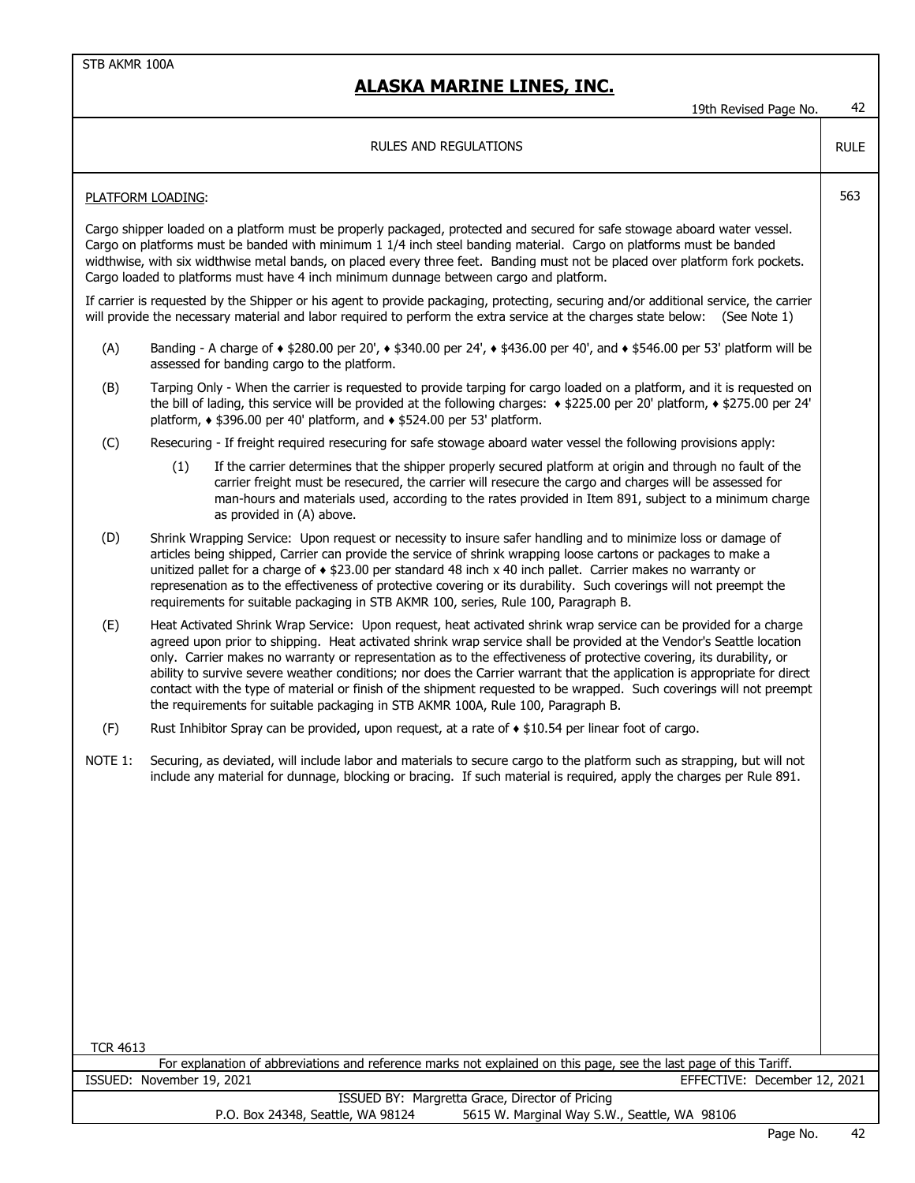# ALASKA MARINE LINES, INC.

## RULES AND REGULATIONS

RULE 563

PLATFORM LOADING:

Cargo shipper loaded on a platform must be properly packaged, protected and secured for safe stowage aboard water vessel. Cargo on platforms must be banded with minimum 1 1/4 inch steel banding material. Cargo on platforms must be banded widthwise, with six widthwise metal bands, on placed every three feet. Banding must not be placed over platform fork pockets. Cargo loaded to platforms must have 4 inch minimum dunnage between cargo and platform.

If carrier is requested by the Shipper or his agent to provide packaging, protecting, securing and/or additional service, the carrier will provide the necessary material and labor required to perform the extra service at the charges state below: (See Note 1)

(A) Banding - A charge of ♦ $280.00 per 20', ♦ $340.00 per 24', ♦ $436.00 per 40', and ♦ $546.00 per 53' platform will be assessed for banding cargo to the platform.

(B) Tarping Only - When the carrier is requested to provide tarping for cargo loaded on a platform, and it is requested on the bill of lading, this service will be provided at the following charges: ♦ $225.00 per 20' platform, ♦ $275.00 per 24' platform, ♦ $396.00 per 40' platform, and ♦ $524.00 per 53' platform.

(C) Resecuring - If freight required resecuring for safe stowage aboard water vessel the following provisions apply:

(1) If the carrier determines that the shipper properly secured platform at origin and through no fault of the carrier freight must be resecured, the carrier will resecure the cargo and charges will be assessed for man-hours and materials used, according to the rates provided in Item 891, subject to a minimum charge as provided in (A) above.

(D) Shrink Wrapping Service: Upon request or necessity to insure safer handling and to minimize loss or damage of articles being shipped, Carrier can provide the service of shrink wrapping loose cartons or packages to make a unitized pallet for a charge of ♦ $23.00 per standard 48 inch x 40 inch pallet. Carrier makes no warranty or represenation as to the effectiveness of protective covering or its durability. Such coverings will not preempt the requirements for suitable packaging in STB AKMR 100, series, Rule 100, Paragraph B.

(E) Heat Activated Shrink Wrap Service: Upon request, heat activated shrink wrap service can be provided for a charge agreed upon prior to shipping. Heat activated shrink wrap service shall be provided at the Vendor's Seattle location only. Carrier makes no warranty or representation as to the effectiveness of protective covering, its durability, or ability to survive severe weather conditions; nor does the Carrier warrant that the application is appropriate for direct contact with the type of material or finish of the shipment requested to be wrapped. Such coverings will not preempt the requirements for suitable packaging in STB AKMR 100A, Rule 100, Paragraph B.

(F) Rust Inhibitor Spray can be provided, upon request, at a rate of ♦ $10.54 per linear foot of cargo.

NOTE 1: Securing, as deviated, will include labor and materials to secure cargo to the platform such as strapping, but will not include any material for dunnage, blocking or bracing. If such material is required, apply the charges per Rule 891.

TCR 4613

For explanation of abbreviations and reference marks not explained on this page, see the last page of this Tariff.

ISSUED: November 19, 2021 EFFECTIVE: December 12, 2021

ISSUED BY: Margretta Grace, Director of Pricing

P.O. Box 24348, Seattle, WA 98124 5615 W. Marginal Way S.W., Seattle, WA 98106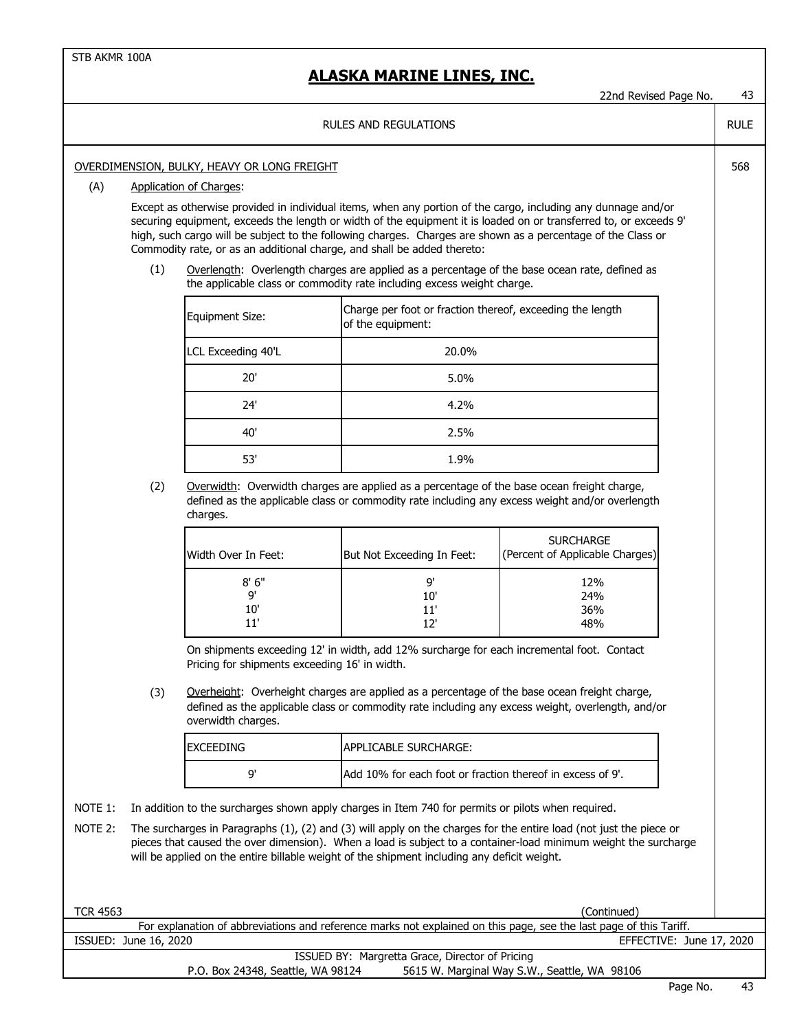STB AKMR 100A

# ALASKA MARINE LINES, INC.

22nd Revised Page No. 43

RULES AND REGULATIONS — RULE

## OVERDIMENSION, BULKY, HEAVY OR LONG FREIGHT — 568

(A) Application of Charges:

Except as otherwise provided in individual items, when any portion of the cargo, including any dunnage and/or securing equipment, exceeds the length or width of the equipment it is loaded on or transferred to, or exceeds 9' high, such cargo will be subject to the following charges. Charges are shown as a percentage of the Class or Commodity rate, or as an additional charge, and shall be added thereto:

(1) Overlength: Overlength charges are applied as a percentage of the base ocean rate, defined as the applicable class or commodity rate including excess weight charge.

| Equipment Size: | Charge per foot or fraction thereof, exceeding the length of the equipment: |
|---|---|
| LCL Exceeding 40'L | 20.0% |
| 20' | 5.0% |
| 24' | 4.2% |
| 40' | 2.5% |
| 53' | 1.9% |

(2) Overwidth: Overwidth charges are applied as a percentage of the base ocean freight charge, defined as the applicable class or commodity rate including any excess weight and/or overlength charges.

| Width Over In Feet: | But Not Exceeding In Feet: | SURCHARGE (Percent of Applicable Charges) |
|---|---|---|
| 8' 6" | 9' | 12% |
| 9' | 10' | 24% |
| 10' | 11' | 36% |
| 11' | 12' | 48% |

On shipments exceeding 12' in width, add 12% surcharge for each incremental foot. Contact Pricing for shipments exceeding 16' in width.

(3) Overheight: Overheight charges are applied as a percentage of the base ocean freight charge, defined as the applicable class or commodity rate including any excess weight, overlength, and/or overwidth charges.

| EXCEEDING | APPLICABLE SURCHARGE: |
|---|---|
| 9' | Add 10% for each foot or fraction thereof in excess of 9'. |

NOTE 1: In addition to the surcharges shown apply charges in Item 740 for permits or pilots when required.

NOTE 2: The surcharges in Paragraphs (1), (2) and (3) will apply on the charges for the entire load (not just the piece or pieces that caused the over dimension). When a load is subject to a container-load minimum weight the surcharge will be applied on the entire billable weight of the shipment including any deficit weight.

TCR 4563 (Continued)

For explanation of abbreviations and reference marks not explained on this page, see the last page of this Tariff.

ISSUED: June 16, 2020 EFFECTIVE: June 17, 2020

ISSUED BY: Margretta Grace, Director of Pricing

P.O. Box 24348, Seattle, WA 98124 5615 W. Marginal Way S.W., Seattle, WA 98106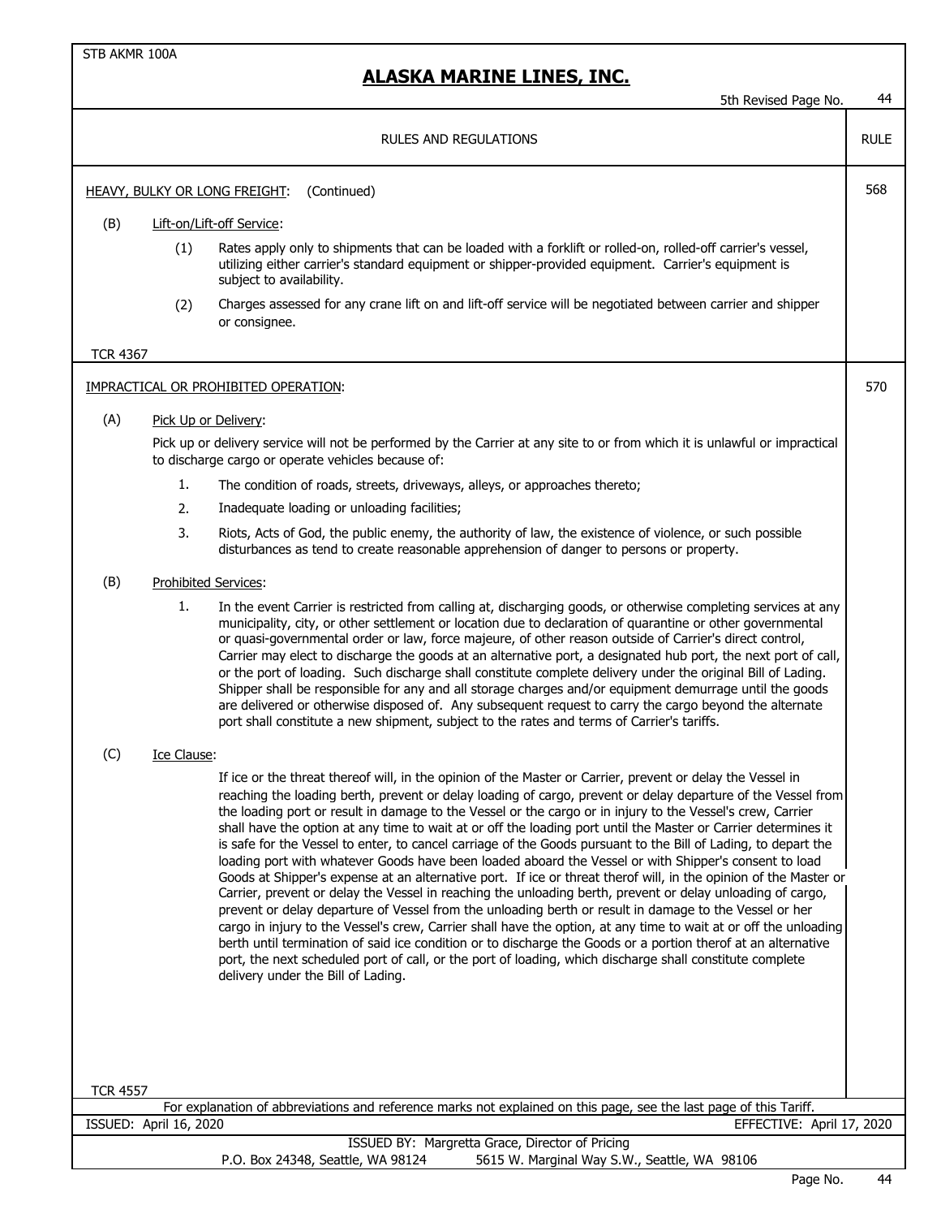RULES AND REGULATIONS — RULE

**HEAVY, BULKY OR LONG FREIGHT:** (Continued) — **568**

(B) Lift-on/Lift-off Service:

(1) Rates apply only to shipments that can be loaded with a forklift or rolled-on, rolled-off carrier's vessel, utilizing either carrier's standard equipment or shipper-provided equipment. Carrier's equipment is subject to availability.

(2) Charges assessed for any crane lift on and lift-off service will be negotiated between carrier and shipper or consignee.

TCR 4367

**IMPRACTICAL OR PROHIBITED OPERATION:** — **570**

(A) Pick Up or Delivery:

Pick up or delivery service will not be performed by the Carrier at any site to or from which it is unlawful or impractical to discharge cargo or operate vehicles because of:

1. The condition of roads, streets, driveways, alleys, or approaches thereto;
2. Inadequate loading or unloading facilities;
3. Riots, Acts of God, the public enemy, the authority of law, the existence of violence, or such possible disturbances as tend to create reasonable apprehension of danger to persons or property.

(B) Prohibited Services:

1. In the event Carrier is restricted from calling at, discharging goods, or otherwise completing services at any municipality, city, or other settlement or location due to declaration of quarantine or other governmental or quasi-governmental order or law, force majeure, of other reason outside of Carrier's direct control, Carrier may elect to discharge the goods at an alternative port, a designated hub port, the next port of call, or the port of loading. Such discharge shall constitute complete delivery under the original Bill of Lading. Shipper shall be responsible for any and all storage charges and/or equipment demurrage until the goods are delivered or otherwise disposed of. Any subsequent request to carry the cargo beyond the alternate port shall constitute a new shipment, subject to the rates and terms of Carrier's tariffs.

(C) Ice Clause:

If ice or the threat thereof will, in the opinion of the Master or Carrier, prevent or delay the Vessel in reaching the loading berth, prevent or delay loading of cargo, prevent or delay departure of the Vessel from the loading port or result in damage to the Vessel or the cargo or in injury to the Vessel's crew, Carrier shall have the option at any time to wait at or off the loading port until the Master or Carrier determines it is safe for the Vessel to enter, to cancel carriage of the Goods pursuant to the Bill of Lading, to depart the loading port with whatever Goods have been loaded aboard the Vessel or with Shipper's consent to load Goods at Shipper's expense at an alternative port. If ice or threat therof will, in the opinion of the Master or Carrier, prevent or delay the Vessel in reaching the unloading berth, prevent or delay unloading of cargo, prevent or delay departure of Vessel from the unloading berth or result in damage to the Vessel or her cargo in injury to the Vessel's crew, Carrier shall have the option, at any time to wait at or off the unloading berth until termination of said ice condition or to discharge the Goods or a portion therof at an alternative port, the next scheduled port of call, or the port of loading, which discharge shall constitute complete delivery under the Bill of Lading.

TCR 4557

For explanation of abbreviations and reference marks not explained on this page, see the last page of this Tariff.

ISSUED: April 16, 2020 EFFECTIVE: April 17, 2020

ISSUED BY: Margretta Grace, Director of Pricing
P.O. Box 24348, Seattle, WA 98124 5615 W. Marginal Way S.W., Seattle, WA 98106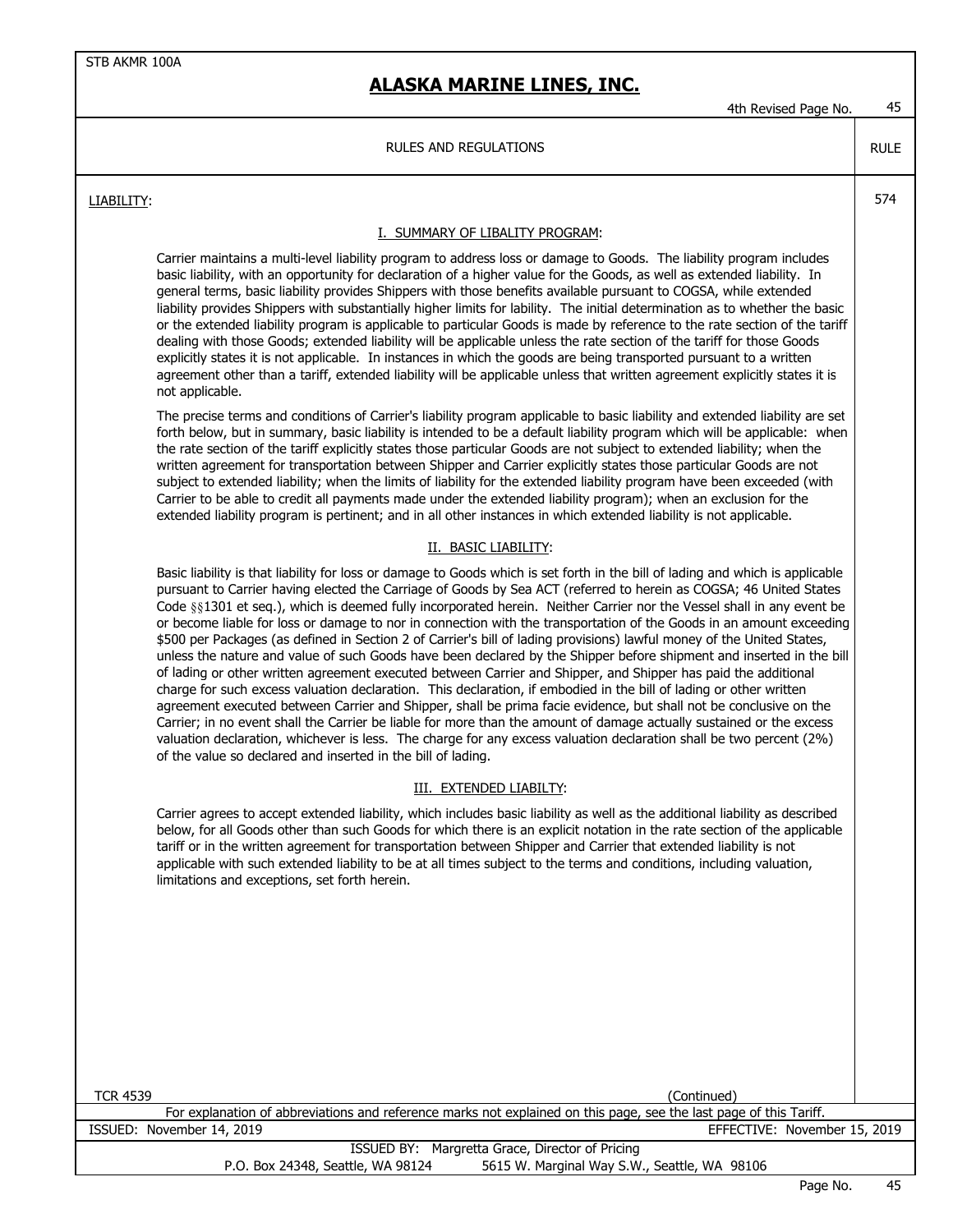## ALASKA MARINE LINES, INC.

RULES AND REGULATIONS — RULE 574

LIABILITY:

### I. SUMMARY OF LIBALITY PROGRAM:

Carrier maintains a multi-level liability program to address loss or damage to Goods. The liability program includes basic liability, with an opportunity for declaration of a higher value for the Goods, as well as extended liability. In general terms, basic liability provides Shippers with those benefits available pursuant to COGSA, while extended liability provides Shippers with substantially higher limits for lability. The initial determination as to whether the basic or the extended liability program is applicable to particular Goods is made by reference to the rate section of the tariff dealing with those Goods; extended liability will be applicable unless the rate section of the tariff for those Goods explicitly states it is not applicable. In instances in which the goods are being transported pursuant to a written agreement other than a tariff, extended liability will be applicable unless that written agreement explicitly states it is not applicable.

The precise terms and conditions of Carrier's liability program applicable to basic liability and extended liability are set forth below, but in summary, basic liability is intended to be a default liability program which will be applicable: when the rate section of the tariff explicitly states those particular Goods are not subject to extended liability; when the written agreement for transportation between Shipper and Carrier explicitly states those particular Goods are not subject to extended liability; when the limits of liability for the extended liability program have been exceeded (with Carrier to be able to credit all payments made under the extended liability program); when an exclusion for the extended liability program is pertinent; and in all other instances in which extended liability is not applicable.

### II. BASIC LIABILITY:

Basic liability is that liability for loss or damage to Goods which is set forth in the bill of lading and which is applicable pursuant to Carrier having elected the Carriage of Goods by Sea ACT (referred to herein as COGSA; 46 United States Code §§1301 et seq.), which is deemed fully incorporated herein. Neither Carrier nor the Vessel shall in any event be or become liable for loss or damage to nor in connection with the transportation of the Goods in an amount exceeding $500 per Packages (as defined in Section 2 of Carrier's bill of lading provisions) lawful money of the United States, unless the nature and value of such Goods have been declared by the Shipper before shipment and inserted in the bill of lading or other written agreement executed between Carrier and Shipper, and Shipper has paid the additional charge for such excess valuation declaration. This declaration, if embodied in the bill of lading or other written agreement executed between Carrier and Shipper, shall be prima facie evidence, but shall not be conclusive on the Carrier; in no event shall the Carrier be liable for more than the amount of damage actually sustained or the excess valuation declaration, whichever is less. The charge for any excess valuation declaration shall be two percent (2%) of the value so declared and inserted in the bill of lading.

### III. EXTENDED LIABILTY:

Carrier agrees to accept extended liability, which includes basic liability as well as the additional liability as described below, for all Goods other than such Goods for which there is an explicit notation in the rate section of the applicable tariff or in the written agreement for transportation between Shipper and Carrier that extended liability is not applicable with such extended liability to be at all times subject to the terms and conditions, including valuation, limitations and exceptions, set forth herein.

(Continued)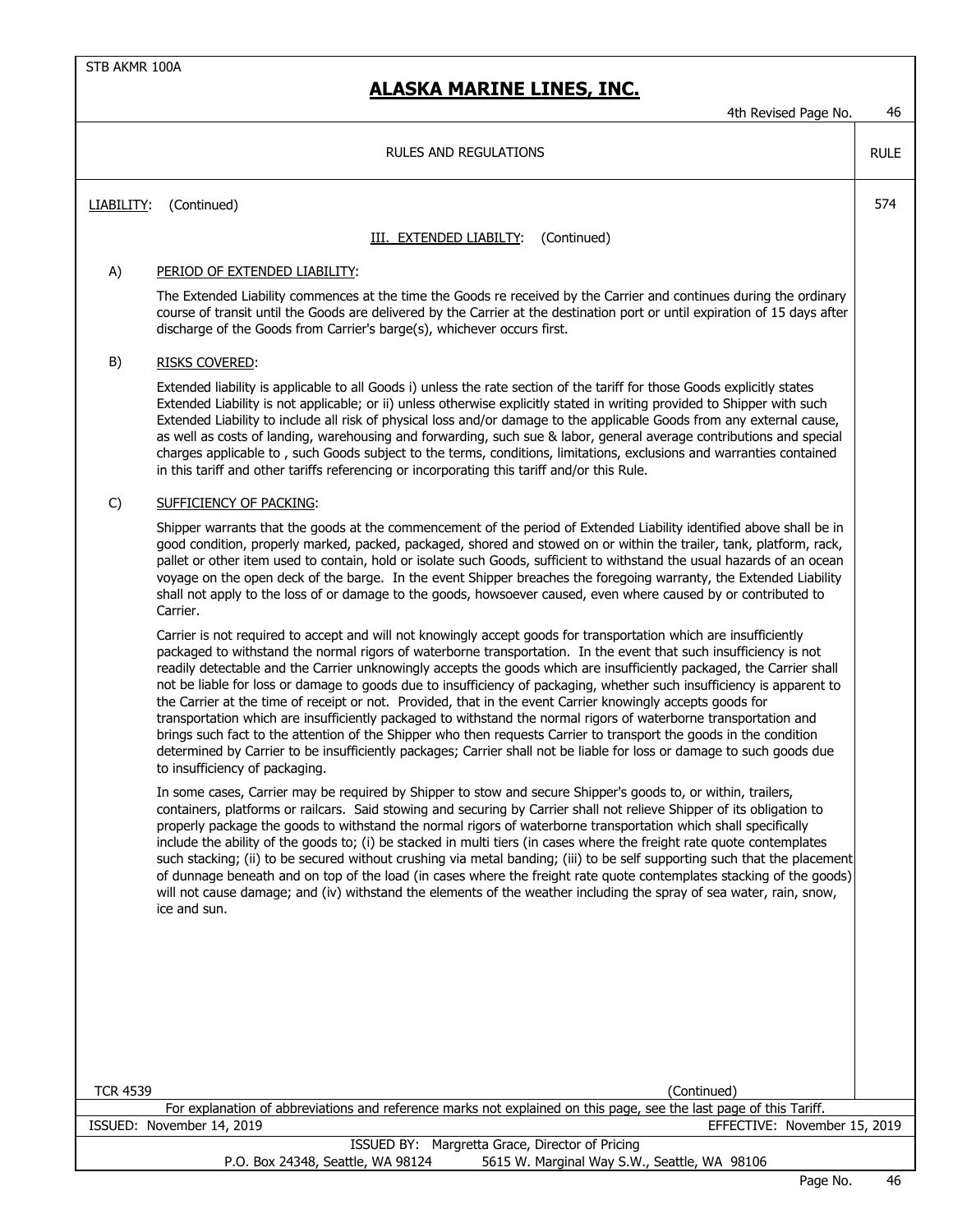STB AKMR 100A

# ALASKA MARINE LINES, INC.

4th Revised Page No. 46

RULES AND REGULATIONS — RULE 574

LIABILITY: (Continued)

III. EXTENDED LIABILTY: (Continued)

A) PERIOD OF EXTENDED LIABILITY:

The Extended Liability commences at the time the Goods re received by the Carrier and continues during the ordinary course of transit until the Goods are delivered by the Carrier at the destination port or until expiration of 15 days after discharge of the Goods from Carrier's barge(s), whichever occurs first.

B) RISKS COVERED:

Extended liability is applicable to all Goods i) unless the rate section of the tariff for those Goods explicitly states Extended Liability is not applicable; or ii) unless otherwise explicitly stated in writing provided to Shipper with such Extended Liability to include all risk of physical loss and/or damage to the applicable Goods from any external cause, as well as costs of landing, warehousing and forwarding, such sue & labor, general average contributions and special charges applicable to , such Goods subject to the terms, conditions, limitations, exclusions and warranties contained in this tariff and other tariffs referencing or incorporating this tariff and/or this Rule.

C) SUFFICIENCY OF PACKING:

Shipper warrants that the goods at the commencement of the period of Extended Liability identified above shall be in good condition, properly marked, packed, packaged, shored and stowed on or within the trailer, tank, platform, rack, pallet or other item used to contain, hold or isolate such Goods, sufficient to withstand the usual hazards of an ocean voyage on the open deck of the barge. In the event Shipper breaches the foregoing warranty, the Extended Liability shall not apply to the loss of or damage to the goods, howsoever caused, even where caused by or contributed to Carrier.

Carrier is not required to accept and will not knowingly accept goods for transportation which are insufficiently packaged to withstand the normal rigors of waterborne transportation. In the event that such insufficiency is not readily detectable and the Carrier unknowingly accepts the goods which are insufficiently packaged, the Carrier shall not be liable for loss or damage to goods due to insufficiency of packaging, whether such insufficiency is apparent to the Carrier at the time of receipt or not. Provided, that in the event Carrier knowingly accepts goods for transportation which are insufficiently packaged to withstand the normal rigors of waterborne transportation and brings such fact to the attention of the Shipper who then requests Carrier to transport the goods in the condition determined by Carrier to be insufficiently packages; Carrier shall not be liable for loss or damage to such goods due to insufficiency of packaging.

In some cases, Carrier may be required by Shipper to stow and secure Shipper's goods to, or within, trailers, containers, platforms or railcars. Said stowing and securing by Carrier shall not relieve Shipper of its obligation to properly package the goods to withstand the normal rigors of waterborne transportation which shall specifically include the ability of the goods to; (i) be stacked in multi tiers (in cases where the freight rate quote contemplates such stacking; (ii) to be secured without crushing via metal banding; (iii) to be self supporting such that the placement of dunnage beneath and on top of the load (in cases where the freight rate quote contemplates stacking of the goods) will not cause damage; and (iv) withstand the elements of the weather including the spray of sea water, rain, snow, ice and sun.

TCR 4539 (Continued)

For explanation of abbreviations and reference marks not explained on this page, see the last page of this Tariff.

ISSUED: November 14, 2019 EFFECTIVE: November 15, 2019

ISSUED BY: Margretta Grace, Director of Pricing

P.O. Box 24348, Seattle, WA 98124 5615 W. Marginal Way S.W., Seattle, WA 98106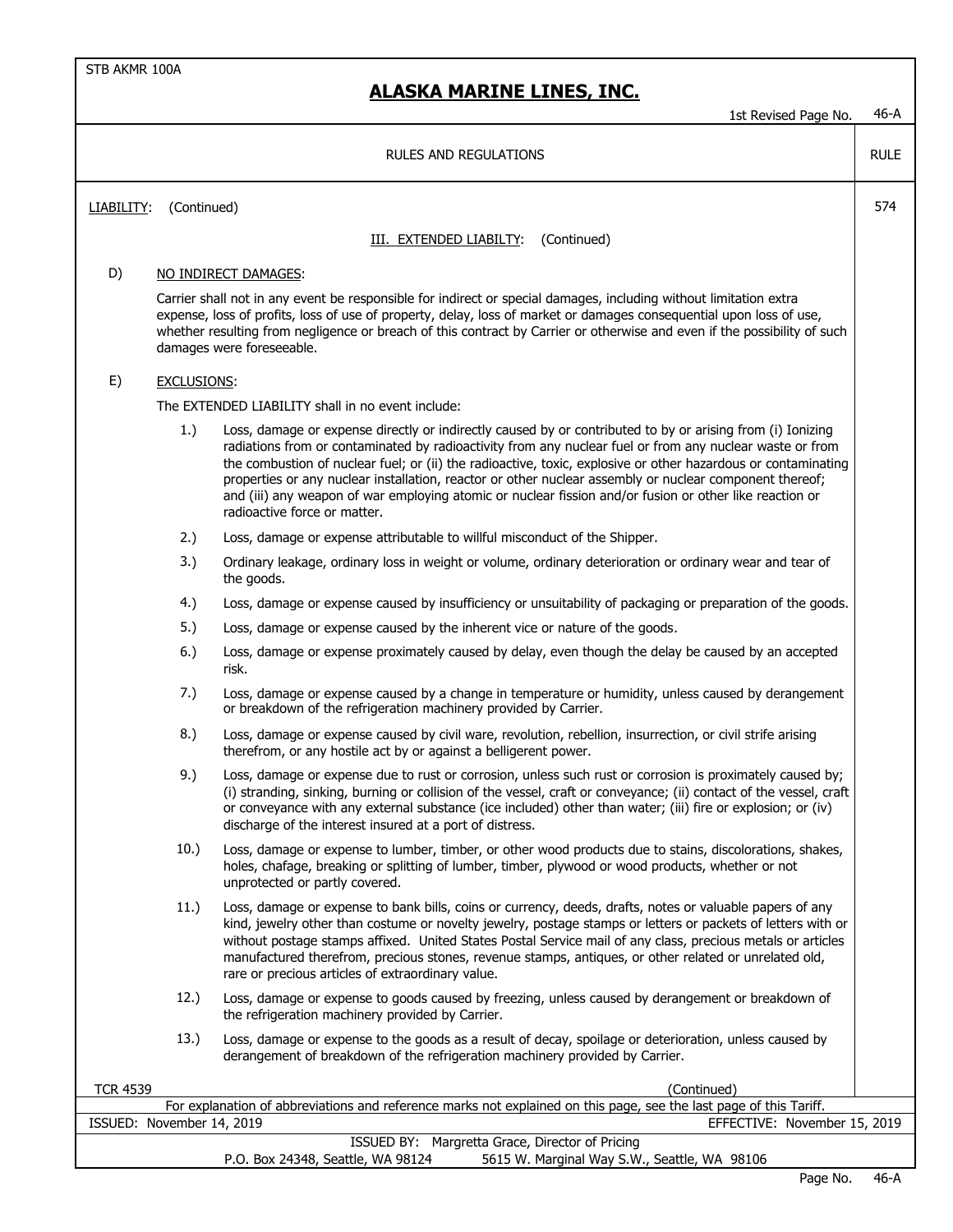RULES AND REGULATIONS — RULE 574

LIABILITY: (Continued)

III. EXTENDED LIABILTY: (Continued)

D) NO INDIRECT DAMAGES:

Carrier shall not in any event be responsible for indirect or special damages, including without limitation extra expense, loss of profits, loss of use of property, delay, loss of market or damages consequential upon loss of use, whether resulting from negligence or breach of this contract by Carrier or otherwise and even if the possibility of such damages were foreseeable.

E) EXCLUSIONS:

The EXTENDED LIABILITY shall in no event include:

1.) Loss, damage or expense directly or indirectly caused by or contributed to by or arising from (i) Ionizing radiations from or contaminated by radioactivity from any nuclear fuel or from any nuclear waste or from the combustion of nuclear fuel; or (ii) the radioactive, toxic, explosive or other hazardous or contaminating properties or any nuclear installation, reactor or other nuclear assembly or nuclear component thereof; and (iii) any weapon of war employing atomic or nuclear fission and/or fusion or other like reaction or radioactive force or matter.

2.) Loss, damage or expense attributable to willful misconduct of the Shipper.

3.) Ordinary leakage, ordinary loss in weight or volume, ordinary deterioration or ordinary wear and tear of the goods.

4.) Loss, damage or expense caused by insufficiency or unsuitability of packaging or preparation of the goods.

5.) Loss, damage or expense caused by the inherent vice or nature of the goods.

6.) Loss, damage or expense proximately caused by delay, even though the delay be caused by an accepted risk.

7.) Loss, damage or expense caused by a change in temperature or humidity, unless caused by derangement or breakdown of the refrigeration machinery provided by Carrier.

8.) Loss, damage or expense caused by civil ware, revolution, rebellion, insurrection, or civil strife arising therefrom, or any hostile act by or against a belligerent power.

9.) Loss, damage or expense due to rust or corrosion, unless such rust or corrosion is proximately caused by; (i) stranding, sinking, burning or collision of the vessel, craft or conveyance; (ii) contact of the vessel, craft or conveyance with any external substance (ice included) other than water; (iii) fire or explosion; or (iv) discharge of the interest insured at a port of distress.

10.) Loss, damage or expense to lumber, timber, or other wood products due to stains, discolorations, shakes, holes, chafage, breaking or splitting of lumber, timber, plywood or wood products, whether or not unprotected or partly covered.

11.) Loss, damage or expense to bank bills, coins or currency, deeds, drafts, notes or valuable papers of any kind, jewelry other than costume or novelty jewelry, postage stamps or letters or packets of letters with or without postage stamps affixed. United States Postal Service mail of any class, precious metals or articles manufactured therefrom, precious stones, revenue stamps, antiques, or other related or unrelated old, rare or precious articles of extraordinary value.

12.) Loss, damage or expense to goods caused by freezing, unless caused by derangement or breakdown of the refrigeration machinery provided by Carrier.

13.) Loss, damage or expense to the goods as a result of decay, spoilage or deterioration, unless caused by derangement of breakdown of the refrigeration machinery provided by Carrier.

TCR 4539

(Continued)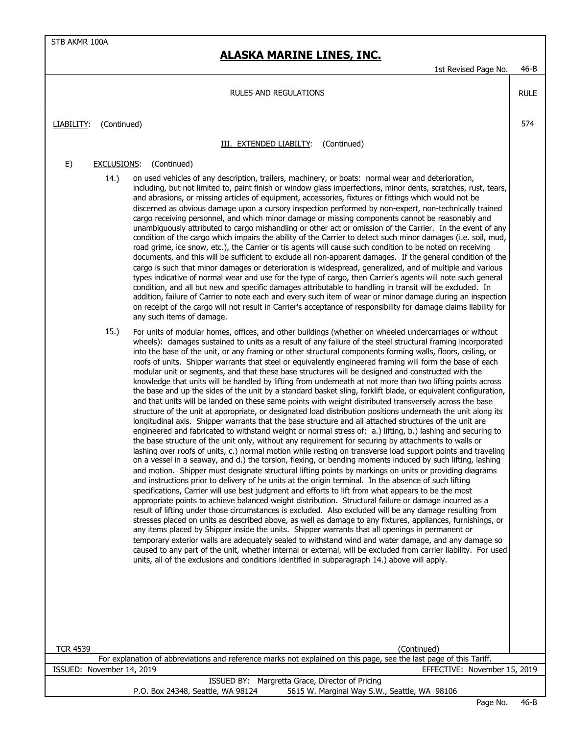## RULES AND REGULATIONS

RULE 574

LIABILITY: (Continued)

### III. EXTENDED LIABILTY: (Continued)

E) EXCLUSIONS: (Continued)

14.) on used vehicles of any description, trailers, machinery, or boats: normal wear and deterioration, including, but not limited to, paint finish or window glass imperfections, minor dents, scratches, rust, tears, and abrasions, or missing articles of equipment, accessories, fixtures or fittings which would not be discerned as obvious damage upon a cursory inspection performed by non-expert, non-technically trained cargo receiving personnel, and which minor damage or missing components cannot be reasonably and unambiguously attributed to cargo mishandling or other act or omission of the Carrier. In the event of any condition of the cargo which impairs the ability of the Carrier to detect such minor damages (i.e. soil, mud, road grime, ice snow, etc.), the Carrier or tis agents will cause such condition to be noted on receiving documents, and this will be sufficient to exclude all non-apparent damages. If the general condition of the cargo is such that minor damages or deterioration is widespread, generalized, and of multiple and various types indicative of normal wear and use for the type of cargo, then Carrier's agents will note such general condition, and all but new and specific damages attributable to handling in transit will be excluded. In addition, failure of Carrier to note each and every such item of wear or minor damage during an inspection on receipt of the cargo will not result in Carrier's acceptance of responsibility for damage claims liability for any such items of damage.

15.) For units of modular homes, offices, and other buildings (whether on wheeled undercarriages or without wheels): damages sustained to units as a result of any failure of the steel structural framing incorporated into the base of the unit, or any framing or other structural components forming walls, floors, ceiling, or roofs of units. Shipper warrants that steel or equivalently engineered framing will form the base of each modular unit or segments, and that these base structures will be designed and constructed with the knowledge that units will be handled by lifting from underneath at not more than two lifting points across the base and up the sides of the unit by a standard basket sling, forklift blade, or equivalent configuration, and that units will be landed on these same points with weight distributed transversely across the base structure of the unit at appropriate, or designated load distribution positions underneath the unit along its longitudinal axis. Shipper warrants that the base structure and all attached structures of the unit are engineered and fabricated to withstand weight or normal stress of: a.) lifting, b.) lashing and securing to the base structure of the unit only, without any requirement for securing by attachments to walls or lashing over roofs of units, c.) normal motion while resting on transverse load support points and traveling on a vessel in a seaway, and d.) the torsion, flexing, or bending moments induced by such lifting, lashing and motion. Shipper must designate structural lifting points by markings on units or providing diagrams and instructions prior to delivery of he units at the origin terminal. In the absence of such lifting specifications, Carrier will use best judgment and efforts to lift from what appears to be the most appropriate points to achieve balanced weight distribution. Structural failure or damage incurred as a result of lifting under those circumstances is excluded. Also excluded will be any damage resulting from stresses placed on units as described above, as well as damage to any fixtures, appliances, furnishings, or any items placed by Shipper inside the units. Shipper warrants that all openings in permanent or temporary exterior walls are adequately sealed to withstand wind and water damage, and any damage so caused to any part of the unit, whether internal or external, will be excluded from carrier liability. For used units, all of the exclusions and conditions identified in subparagraph 14.) above will apply.

TCR 4539

(Continued)

For explanation of abbreviations and reference marks not explained on this page, see the last page of this Tariff.

ISSUED: November 14, 2019 EFFECTIVE: November 15, 2019

ISSUED BY: Margretta Grace, Director of Pricing
P.O. Box 24348, Seattle, WA 98124 5615 W. Marginal Way S.W., Seattle, WA 98106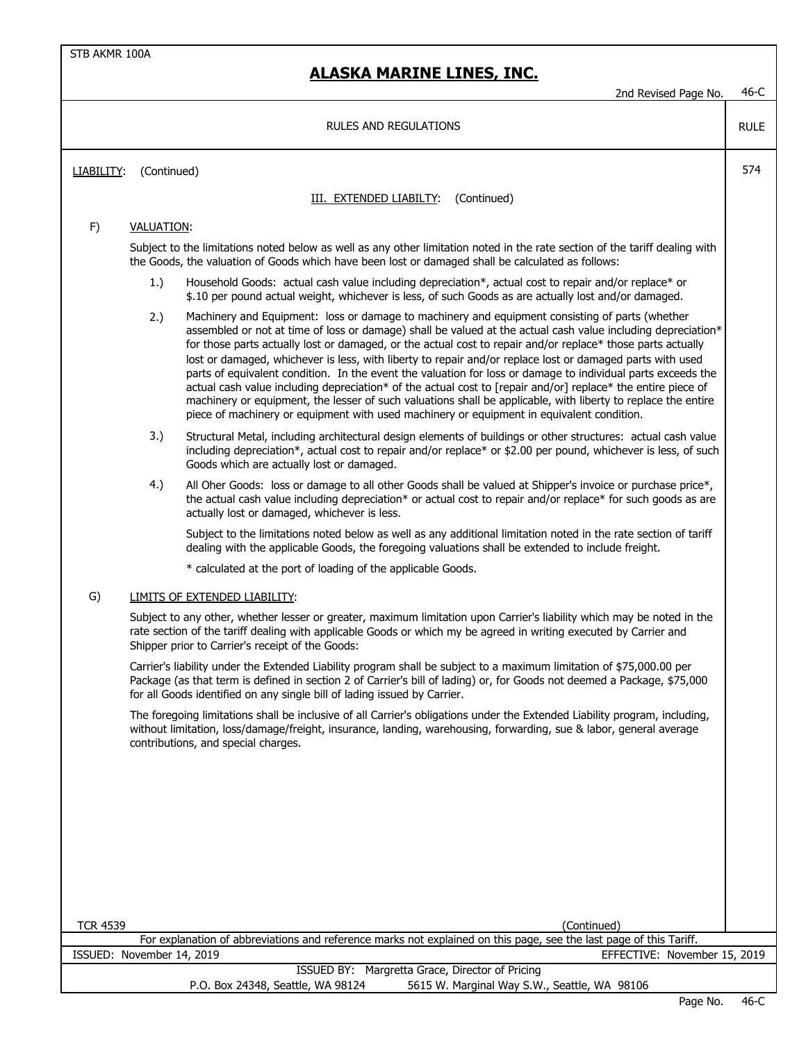RULES AND REGULATIONS

RULE 574

LIABILITY: (Continued)

III. EXTENDED LIABILTY: (Continued)

F) VALUATION:

Subject to the limitations noted below as well as any other limitation noted in the rate section of the tariff dealing with the Goods, the valuation of Goods which have been lost or damaged shall be calculated as follows:

1.) Household Goods: actual cash value including depreciation*, actual cost to repair and/or replace* or $.10 per pound actual weight, whichever is less, of such Goods as are actually lost and/or damaged.

2.) Machinery and Equipment: loss or damage to machinery and equipment consisting of parts (whether assembled or not at time of loss or damage) shall be valued at the actual cash value including depreciation* for those parts actually lost or damaged, or the actual cost to repair and/or replace* those parts actually lost or damaged, whichever is less, with liberty to repair and/or replace lost or damaged parts with used parts of equivalent condition. In the event the valuation for loss or damage to individual parts exceeds the actual cash value including depreciation* of the actual cost to [repair and/or] replace* the entire piece of machinery or equipment, the lesser of such valuations shall be applicable, with liberty to replace the entire piece of machinery or equipment with used machinery or equipment in equivalent condition.

3.) Structural Metal, including architectural design elements of buildings or other structures: actual cash value including depreciation*, actual cost to repair and/or replace* or $2.00 per pound, whichever is less, of such Goods which are actually lost or damaged.

4.) All Oher Goods: loss or damage to all other Goods shall be valued at Shipper's invoice or purchase price*, the actual cash value including depreciation* or actual cost to repair and/or replace* for such goods as are actually lost or damaged, whichever is less.

Subject to the limitations noted below as well as any additional limitation noted in the rate section of tariff dealing with the applicable Goods, the foregoing valuations shall be extended to include freight.

* calculated at the port of loading of the applicable Goods.

G) LIMITS OF EXTENDED LIABILITY:

Subject to any other, whether lesser or greater, maximum limitation upon Carrier's liability which may be noted in the rate section of the tariff dealing with applicable Goods or which my be agreed in writing executed by Carrier and Shipper prior to Carrier's receipt of the Goods:

Carrier's liability under the Extended Liability program shall be subject to a maximum limitation of $75,000.00 per Package (as that term is defined in section 2 of Carrier's bill of lading) or, for Goods not deemed a Package, $75,000 for all Goods identified on any single bill of lading issued by Carrier.

The foregoing limitations shall be inclusive of all Carrier's obligations under the Extended Liability program, including, without limitation, loss/damage/freight, insurance, landing, warehousing, forwarding, sue & labor, general average contributions, and special charges.

(Continued)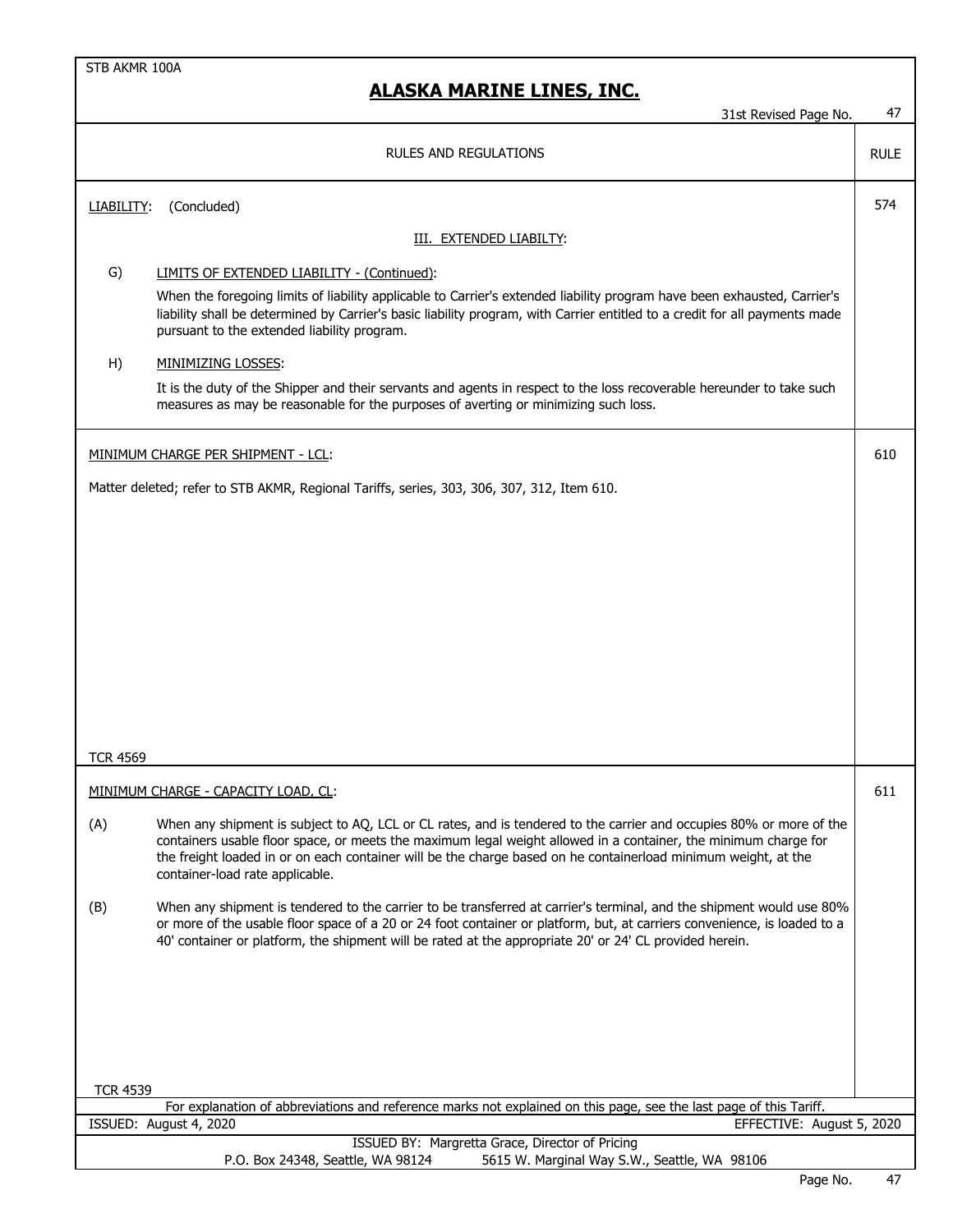# ALASKA MARINE LINES, INC.

31st Revised Page No. 47

RULES AND REGULATIONS — RULE

**LIABILITY:** (Concluded) — 574

III. EXTENDED LIABILTY:

G) LIMITS OF EXTENDED LIABILITY - (Continued):

When the foregoing limits of liability applicable to Carrier's extended liability program have been exhausted, Carrier's liability shall be determined by Carrier's basic liability program, with Carrier entitled to a credit for all payments made pursuant to the extended liability program.

H) MINIMIZING LOSSES:

It is the duty of the Shipper and their servants and agents in respect to the loss recoverable hereunder to take such measures as may be reasonable for the purposes of averting or minimizing such loss.

**MINIMUM CHARGE PER SHIPMENT - LCL:** — 610

Matter deleted; refer to STB AKMR, Regional Tariffs, series, 303, 306, 307, 312, Item 610.

TCR 4569

**MINIMUM CHARGE - CAPACITY LOAD, CL:** — 611

(A) When any shipment is subject to AQ, LCL or CL rates, and is tendered to the carrier and occupies 80% or more of the containers usable floor space, or meets the maximum legal weight allowed in a container, the minimum charge for the freight loaded in or on each container will be the charge based on he containerload minimum weight, at the container-load rate applicable.

(B) When any shipment is tendered to the carrier to be transferred at carrier's terminal, and the shipment would use 80% or more of the usable floor space of a 20 or 24 foot container or platform, but, at carriers convenience, is loaded to a 40' container or platform, the shipment will be rated at the appropriate 20' or 24' CL provided herein.

TCR 4539

For explanation of abbreviations and reference marks not explained on this page, see the last page of this Tariff.

ISSUED: August 4, 2020 — EFFECTIVE: August 5, 2020

ISSUED BY: Margretta Grace, Director of Pricing
P.O. Box 24348, Seattle, WA 98124 — 5615 W. Marginal Way S.W., Seattle, WA 98106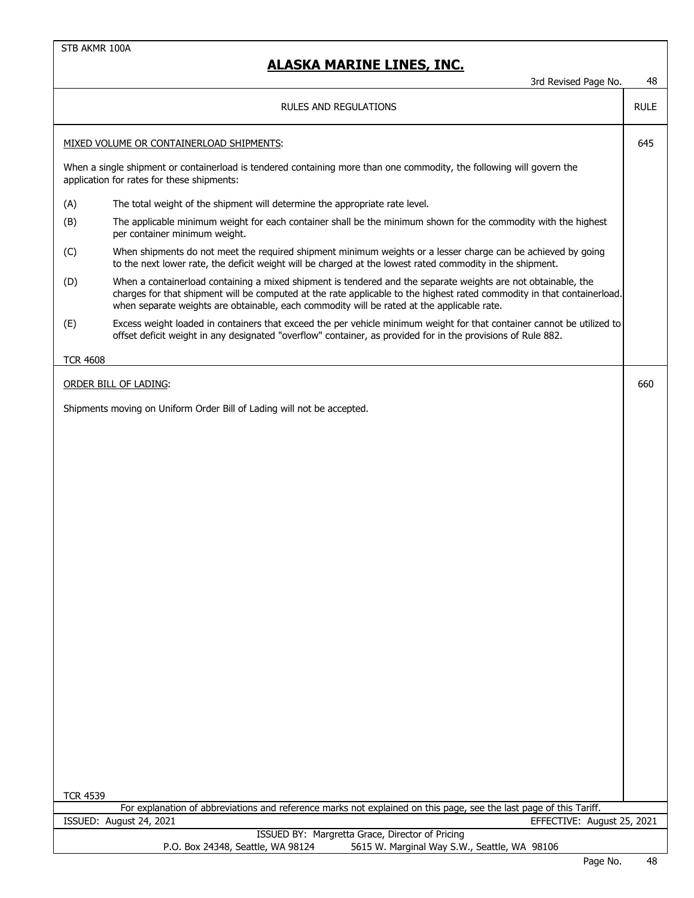STB AKMR 100A

# ALASKA MARINE LINES, INC.

3rd Revised Page No. 48

RULES AND REGULATIONS — RULE

## MIXED VOLUME OR CONTAINERLOAD SHIPMENTS: — 645

When a single shipment or containerload is tendered containing more than one commodity, the following will govern the application for rates for these shipments:

(A) The total weight of the shipment will determine the appropriate rate level.

(B) The applicable minimum weight for each container shall be the minimum shown for the commodity with the highest per container minimum weight.

(C) When shipments do not meet the required shipment minimum weights or a lesser charge can be achieved by going to the next lower rate, the deficit weight will be charged at the lowest rated commodity in the shipment.

(D) When a containerload containing a mixed shipment is tendered and the separate weights are not obtainable, the charges for that shipment will be computed at the rate applicable to the highest rated commodity in that containerload. when separate weights are obtainable, each commodity will be rated at the applicable rate.

(E) Excess weight loaded in containers that exceed the per vehicle minimum weight for that container cannot be utilized to offset deficit weight in any designated "overflow" container, as provided for in the provisions of Rule 882.

TCR 4608

## ORDER BILL OF LADING: — 660

Shipments moving on Uniform Order Bill of Lading will not be accepted.

TCR 4539

For explanation of abbreviations and reference marks not explained on this page, see the last page of this Tariff.

ISSUED: August 24, 2021 — EFFECTIVE: August 25, 2021

ISSUED BY: Margretta Grace, Director of Pricing

P.O. Box 24348, Seattle, WA 98124 — 5615 W. Marginal Way S.W., Seattle, WA 98106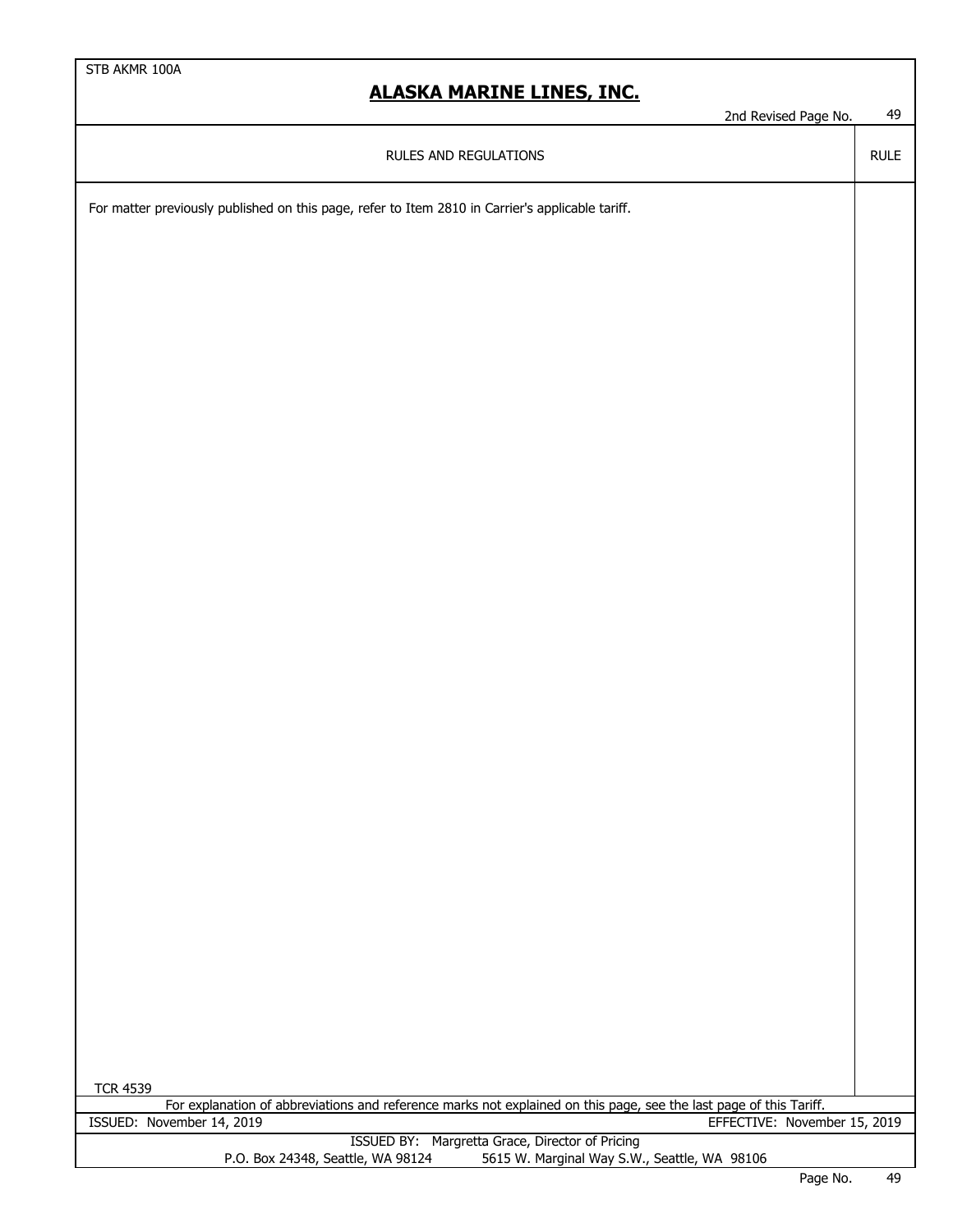## RULES AND REGULATIONS

For matter previously published on this page, refer to Item 2810 in Carrier's applicable tariff.

TCR 4539

For explanation of abbreviations and reference marks not explained on this page, see the last page of this Tariff.

ISSUED: November 14, 2019 EFFECTIVE: November 15, 2019

ISSUED BY: Margretta Grace, Director of Pricing
P.O. Box 24348, Seattle, WA 98124 5615 W. Marginal Way S.W., Seattle, WA 98106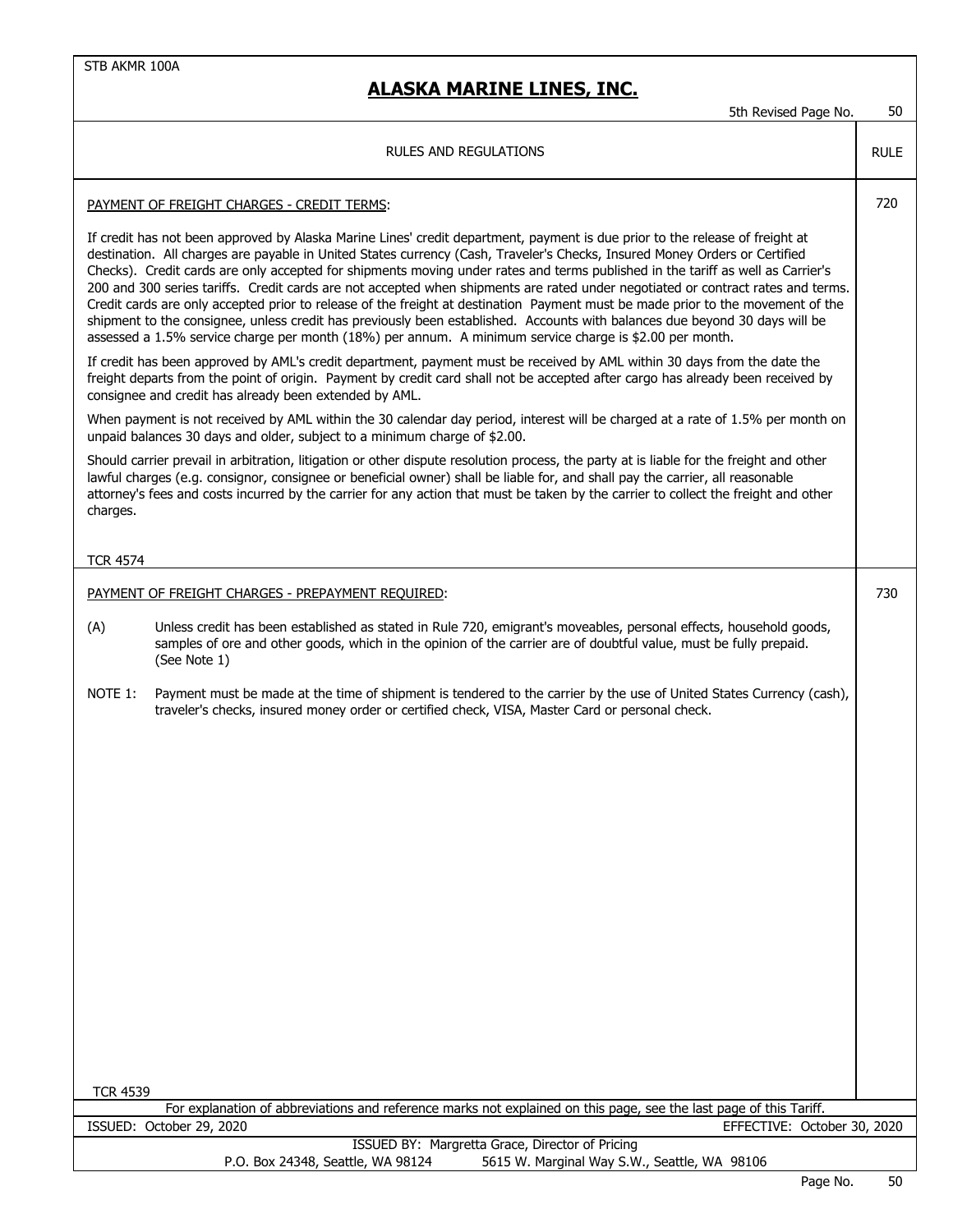STB AKMR 100A

# ALASKA MARINE LINES, INC.

5th Revised Page No. 50

RULES AND REGULATIONS — RULE

## PAYMENT OF FREIGHT CHARGES - CREDIT TERMS: (Rule 720)

If credit has not been approved by Alaska Marine Lines' credit department, payment is due prior to the release of freight at destination. All charges are payable in United States currency (Cash, Traveler's Checks, Insured Money Orders or Certified Checks). Credit cards are only accepted for shipments moving under rates and terms published in the tariff as well as Carrier's 200 and 300 series tariffs. Credit cards are not accepted when shipments are rated under negotiated or contract rates and terms. Credit cards are only accepted prior to release of the freight at destination Payment must be made prior to the movement of the shipment to the consignee, unless credit has previously been established. Accounts with balances due beyond 30 days will be assessed a 1.5% service charge per month (18%) per annum. A minimum service charge is $2.00 per month.

If credit has been approved by AML's credit department, payment must be received by AML within 30 days from the date the freight departs from the point of origin. Payment by credit card shall not be accepted after cargo has already been received by consignee and credit has already been extended by AML.

When payment is not received by AML within the 30 calendar day period, interest will be charged at a rate of 1.5% per month on unpaid balances 30 days and older, subject to a minimum charge of $2.00.

Should carrier prevail in arbitration, litigation or other dispute resolution process, the party at is liable for the freight and other lawful charges (e.g. consignor, consignee or beneficial owner) shall be liable for, and shall pay the carrier, all reasonable attorney's fees and costs incurred by the carrier for any action that must be taken by the carrier to collect the freight and other charges.

TCR 4574

## PAYMENT OF FREIGHT CHARGES - PREPAYMENT REQUIRED: (Rule 730)

(A) Unless credit has been established as stated in Rule 720, emigrant's moveables, personal effects, household goods, samples of ore and other goods, which in the opinion of the carrier are of doubtful value, must be fully prepaid. (See Note 1)

NOTE 1: Payment must be made at the time of shipment is tendered to the carrier by the use of United States Currency (cash), traveler's checks, insured money order or certified check, VISA, Master Card or personal check.

TCR 4539

For explanation of abbreviations and reference marks not explained on this page, see the last page of this Tariff.

ISSUED: October 29, 2020 — EFFECTIVE: October 30, 2020

ISSUED BY: Margretta Grace, Director of Pricing

P.O. Box 24348, Seattle, WA 98124 — 5615 W. Marginal Way S.W., Seattle, WA 98106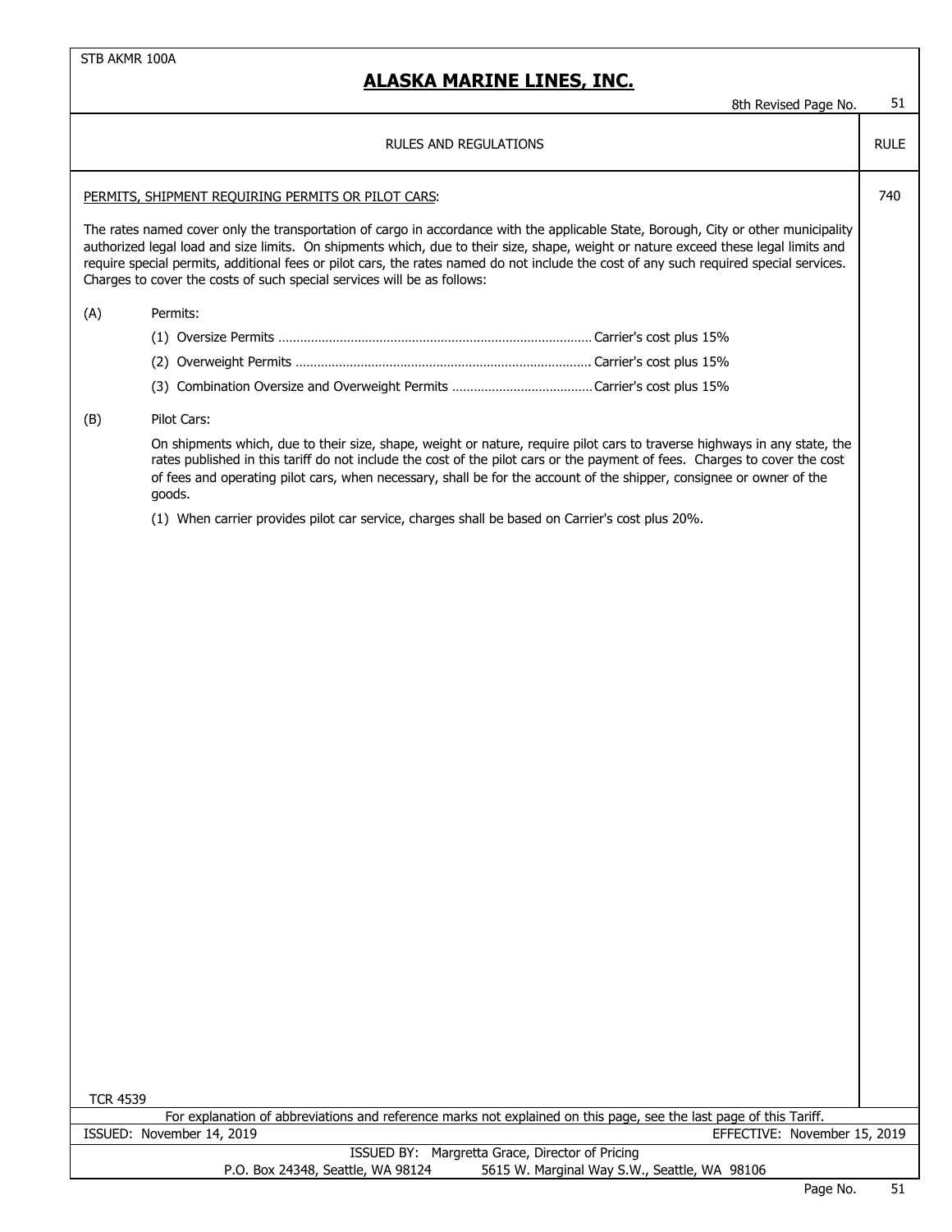# ALASKA MARINE LINES, INC.

8th Revised Page No. 51

RULES AND REGULATIONS — RULE

## PERMITS, SHIPMENT REQUIRING PERMITS OR PILOT CARS: — 740

The rates named cover only the transportation of cargo in accordance with the applicable State, Borough, City or other municipality authorized legal load and size limits. On shipments which, due to their size, shape, weight or nature exceed these legal limits and require special permits, additional fees or pilot cars, the rates named do not include the cost of any such required special services. Charges to cover the costs of such special services will be as follows:

(A) Permits:

(1) Oversize Permits .......... Carrier's cost plus 15%

(2) Overweight Permits .......... Carrier's cost plus 15%

(3) Combination Oversize and Overweight Permits .......... Carrier's cost plus 15%

(B) Pilot Cars:

On shipments which, due to their size, shape, weight or nature, require pilot cars to traverse highways in any state, the rates published in this tariff do not include the cost of the pilot cars or the payment of fees. Charges to cover the cost of fees and operating pilot cars, when necessary, shall be for the account of the shipper, consignee or owner of the goods.

(1) When carrier provides pilot car service, charges shall be based on Carrier's cost plus 20%.

TCR 4539

For explanation of abbreviations and reference marks not explained on this page, see the last page of this Tariff.

ISSUED: November 14, 2019 — EFFECTIVE: November 15, 2019

ISSUED BY: Margretta Grace, Director of Pricing

P.O. Box 24348, Seattle, WA 98124 — 5615 W. Marginal Way S.W., Seattle, WA 98106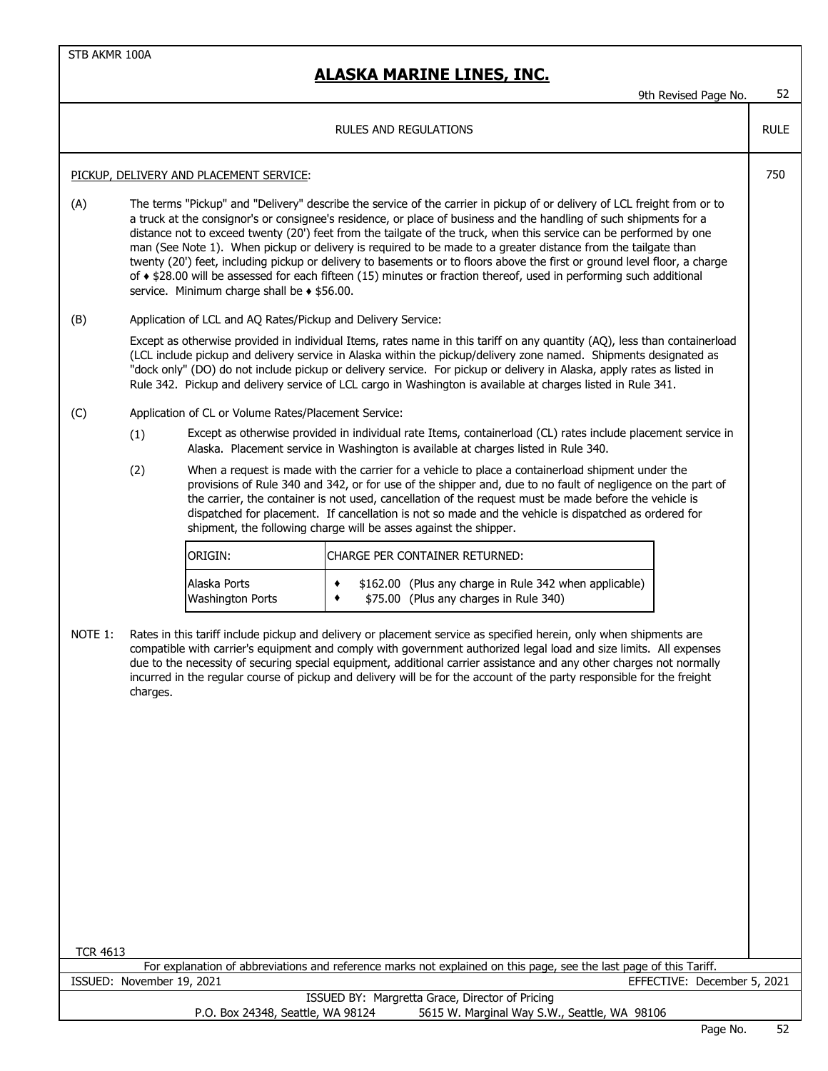STB AKMR 100A

# ALASKA MARINE LINES, INC.

9th Revised Page No. 52

RULES AND REGULATIONS — RULE

## PICKUP, DELIVERY AND PLACEMENT SERVICE: — 750

(A) The terms "Pickup" and "Delivery" describe the service of the carrier in pickup of or delivery of LCL freight from or to a truck at the consignor's or consignee's residence, or place of business and the handling of such shipments for a distance not to exceed twenty (20') feet from the tailgate of the truck, when this service can be performed by one man (See Note 1). When pickup or delivery is required to be made to a greater distance from the tailgate than twenty (20') feet, including pickup or delivery to basements or to floors above the first or ground level floor, a charge of ♦ $28.00 will be assessed for each fifteen (15) minutes or fraction thereof, used in performing such additional service. Minimum charge shall be ♦ $56.00.

(B) Application of LCL and AQ Rates/Pickup and Delivery Service:

Except as otherwise provided in individual Items, rates name in this tariff on any quantity (AQ), less than containerload (LCL include pickup and delivery service in Alaska within the pickup/delivery zone named. Shipments designated as "dock only" (DO) do not include pickup or delivery service. For pickup or delivery in Alaska, apply rates as listed in Rule 342. Pickup and delivery service of LCL cargo in Washington is available at charges listed in Rule 341.

(C) Application of CL or Volume Rates/Placement Service:

(1) Except as otherwise provided in individual rate Items, containerload (CL) rates include placement service in Alaska. Placement service in Washington is available at charges listed in Rule 340.

(2) When a request is made with the carrier for a vehicle to place a containerload shipment under the provisions of Rule 340 and 342, or for use of the shipper and, due to no fault of negligence on the part of the carrier, the container is not used, cancellation of the request must be made before the vehicle is dispatched for placement. If cancellation is not so made and the vehicle is dispatched as ordered for shipment, the following charge will be asses against the shipper.

| ORIGIN: | CHARGE PER CONTAINER RETURNED: |
|---|---|
| Alaska Ports | ♦ $162.00 (Plus any charge in Rule 342 when applicable) |
| Washington Ports | ♦ $75.00 (Plus any charges in Rule 340) |

NOTE 1: Rates in this tariff include pickup and delivery or placement service as specified herein, only when shipments are compatible with carrier's equipment and comply with government authorized legal load and size limits. All expenses due to the necessity of securing special equipment, additional carrier assistance and any other charges not normally incurred in the regular course of pickup and delivery will be for the account of the party responsible for the freight charges.

TCR 4613

For explanation of abbreviations and reference marks not explained on this page, see the last page of this Tariff.

ISSUED: November 19, 2021 — EFFECTIVE: December 5, 2021

ISSUED BY: Margretta Grace, Director of Pricing
P.O. Box 24348, Seattle, WA 98124 — 5615 W. Marginal Way S.W., Seattle, WA 98106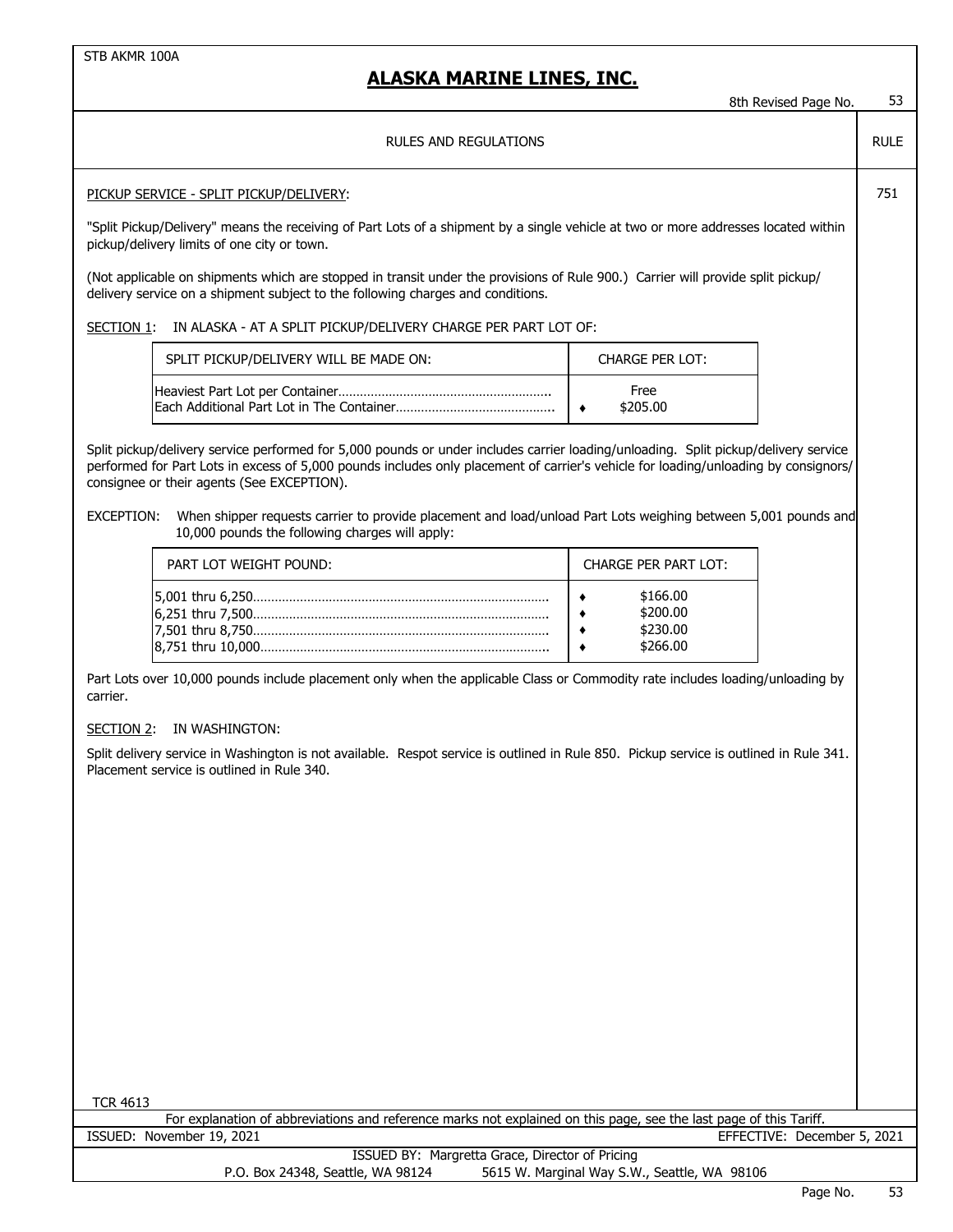# ALASKA MARINE LINES, INC.

RULES AND REGULATIONS — RULE 751

PICKUP SERVICE - SPLIT PICKUP/DELIVERY:

"Split Pickup/Delivery" means the receiving of Part Lots of a shipment by a single vehicle at two or more addresses located within pickup/delivery limits of one city or town.

(Not applicable on shipments which are stopped in transit under the provisions of Rule 900.) Carrier will provide split pickup/ delivery service on a shipment subject to the following charges and conditions.

SECTION 1: IN ALASKA - AT A SPLIT PICKUP/DELIVERY CHARGE PER PART LOT OF:

| SPLIT PICKUP/DELIVERY WILL BE MADE ON: | CHARGE PER LOT: |
|---|---|
| Heaviest Part Lot per Container | Free |
| Each Additional Part Lot in The Container | ♦ $205.00 |

Split pickup/delivery service performed for 5,000 pounds or under includes carrier loading/unloading. Split pickup/delivery service performed for Part Lots in excess of 5,000 pounds includes only placement of carrier's vehicle for loading/unloading by consignors/ consignee or their agents (See EXCEPTION).

EXCEPTION: When shipper requests carrier to provide placement and load/unload Part Lots weighing between 5,001 pounds and 10,000 pounds the following charges will apply:

| PART LOT WEIGHT POUND: | CHARGE PER PART LOT: |
|---|---|
| 5,001 thru 6,250 | ♦ $166.00 |
| 6,251 thru 7,500 | ♦ $200.00 |
| 7,501 thru 8,750 | ♦ $230.00 |
| 8,751 thru 10,000 | ♦ $266.00 |

Part Lots over 10,000 pounds include placement only when the applicable Class or Commodity rate includes loading/unloading by carrier.

SECTION 2: IN WASHINGTON:

Split delivery service in Washington is not available. Respot service is outlined in Rule 850. Pickup service is outlined in Rule 341. Placement service is outlined in Rule 340.

TCR 4613

For explanation of abbreviations and reference marks not explained on this page, see the last page of this Tariff.

ISSUED: November 19, 2021 EFFECTIVE: December 5, 2021

ISSUED BY: Margretta Grace, Director of Pricing
P.O. Box 24348, Seattle, WA 98124 5615 W. Marginal Way S.W., Seattle, WA 98106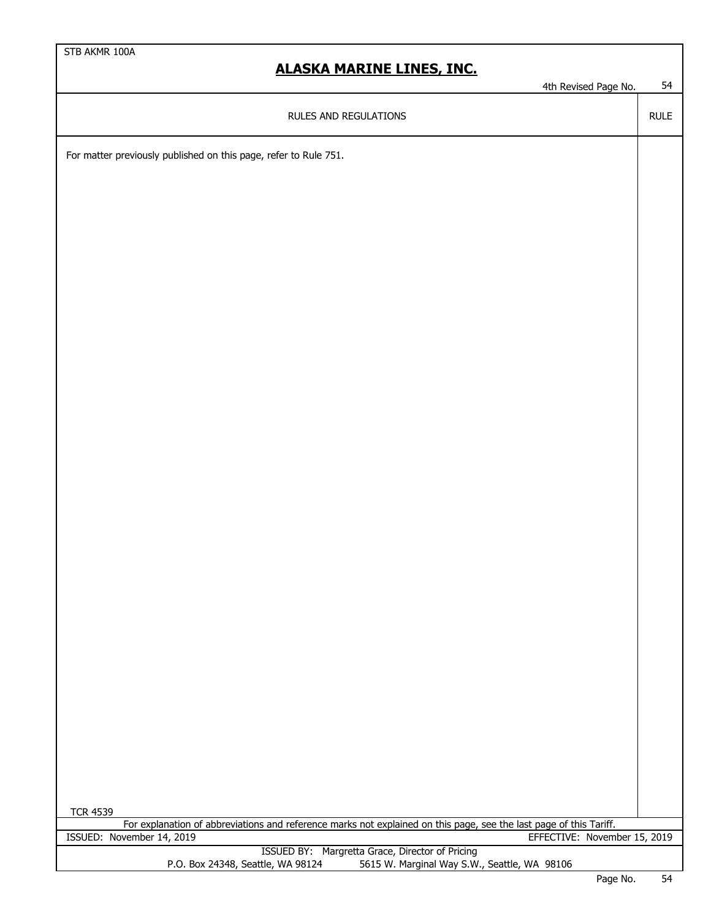RULES AND REGULATIONS

For matter previously published on this page, refer to Rule 751.

TCR 4539

For explanation of abbreviations and reference marks not explained on this page, see the last page of this Tariff.

ISSUED: November 14, 2019 EFFECTIVE: November 15, 2019

ISSUED BY: Margretta Grace, Director of Pricing
P.O. Box 24348, Seattle, WA 98124 5615 W. Marginal Way S.W., Seattle, WA 98106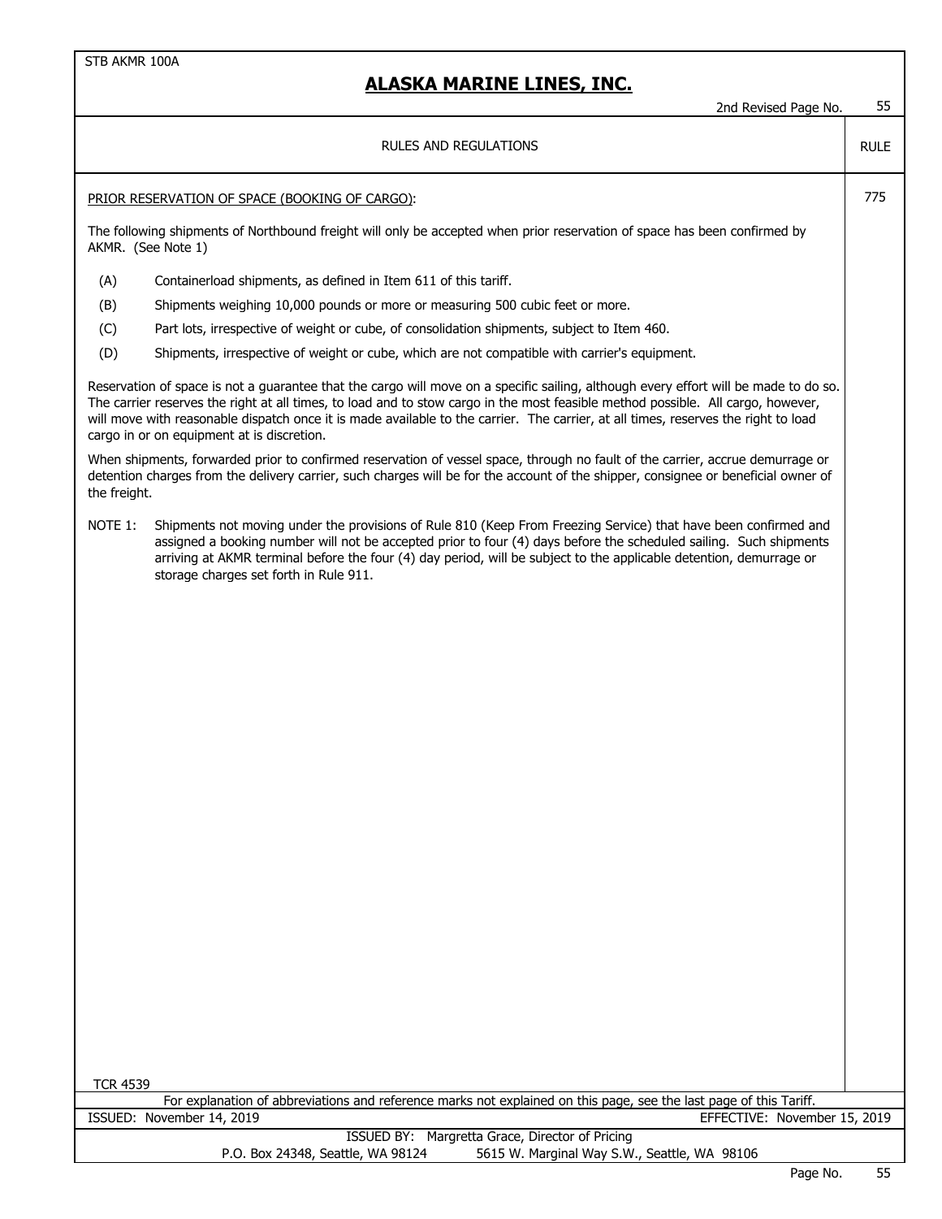STB AKMR 100A

# ALASKA MARINE LINES, INC.

2nd Revised Page No. 55

RULES AND REGULATIONS — RULE

**RULE 775**

PRIOR RESERVATION OF SPACE (BOOKING OF CARGO):

The following shipments of Northbound freight will only be accepted when prior reservation of space has been confirmed by AKMR. (See Note 1)

(A) Containerload shipments, as defined in Item 611 of this tariff.

(B) Shipments weighing 10,000 pounds or more or measuring 500 cubic feet or more.

(C) Part lots, irrespective of weight or cube, of consolidation shipments, subject to Item 460.

(D) Shipments, irrespective of weight or cube, which are not compatible with carrier's equipment.

Reservation of space is not a guarantee that the cargo will move on a specific sailing, although every effort will be made to do so. The carrier reserves the right at all times, to load and to stow cargo in the most feasible method possible. All cargo, however, will move with reasonable dispatch once it is made available to the carrier. The carrier, at all times, reserves the right to load cargo in or on equipment at is discretion.

When shipments, forwarded prior to confirmed reservation of vessel space, through no fault of the carrier, accrue demurrage or detention charges from the delivery carrier, such charges will be for the account of the shipper, consignee or beneficial owner of the freight.

NOTE 1: Shipments not moving under the provisions of Rule 810 (Keep From Freezing Service) that have been confirmed and assigned a booking number will not be accepted prior to four (4) days before the scheduled sailing. Such shipments arriving at AKMR terminal before the four (4) day period, will be subject to the applicable detention, demurrage or storage charges set forth in Rule 911.

TCR 4539

For explanation of abbreviations and reference marks not explained on this page, see the last page of this Tariff.

ISSUED: November 14, 2019 — EFFECTIVE: November 15, 2019

ISSUED BY: Margretta Grace, Director of Pricing

P.O. Box 24348, Seattle, WA 98124 — 5615 W. Marginal Way S.W., Seattle, WA 98106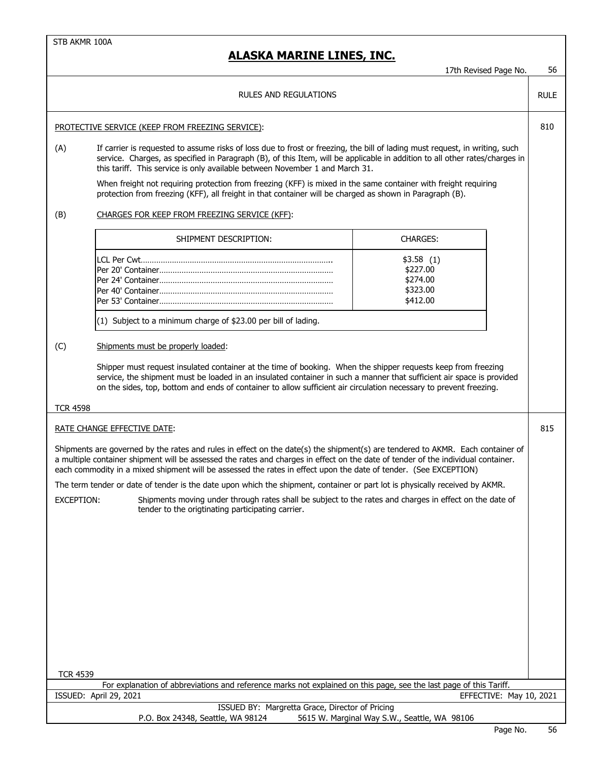STB AKMR 100A

# ALASKA MARINE LINES, INC.

17th Revised Page No. 56

RULES AND REGULATIONS — RULE

## PROTECTIVE SERVICE (KEEP FROM FREEZING SERVICE): — 810

(A) If carrier is requested to assume risks of loss due to frost or freezing, the bill of lading must request, in writing, such service. Charges, as specified in Paragraph (B), of this Item, will be applicable in addition to all other rates/charges in this tariff. This service is only available between November 1 and March 31.

When freight not requiring protection from freezing (KFF) is mixed in the same container with freight requiring protection from freezing (KFF), all freight in that container will be charged as shown in Paragraph (B).

(B) CHARGES FOR KEEP FROM FREEZING SERVICE (KFF):

| SHIPMENT DESCRIPTION: | CHARGES: |
|---|---|
| LCL Per Cwt | $3.58 (1) |
| Per 20' Container | $227.00 |
| Per 24' Container | $274.00 |
| Per 40' Container | $323.00 |
| Per 53' Container | $412.00 |

(1) Subject to a minimum charge of $23.00 per bill of lading.

(C) Shipments must be properly loaded:

Shipper must request insulated container at the time of booking. When the shipper requests keep from freezing service, the shipment must be loaded in an insulated container in such a manner that sufficient air space is provided on the sides, top, bottom and ends of container to allow sufficient air circulation necessary to prevent freezing.

TCR 4598

## RATE CHANGE EFFECTIVE DATE: — 815

Shipments are governed by the rates and rules in effect on the date(s) the shipment(s) are tendered to AKMR. Each container of a multiple container shipment will be assessed the rates and charges in effect on the date of tender of the individual container. each commodity in a mixed shipment will be assessed the rates in effect upon the date of tender. (See EXCEPTION)

The term tender or date of tender is the date upon which the shipment, container or part lot is physically received by AKMR.

EXCEPTION: Shipments moving under through rates shall be subject to the rates and charges in effect on the date of tender to the origtinating participating carrier.

TCR 4539

For explanation of abbreviations and reference marks not explained on this page, see the last page of this Tariff.

ISSUED: April 29, 2021 — EFFECTIVE: May 10, 2021

ISSUED BY: Margretta Grace, Director of Pricing

P.O. Box 24348, Seattle, WA 98124 — 5615 W. Marginal Way S.W., Seattle, WA 98106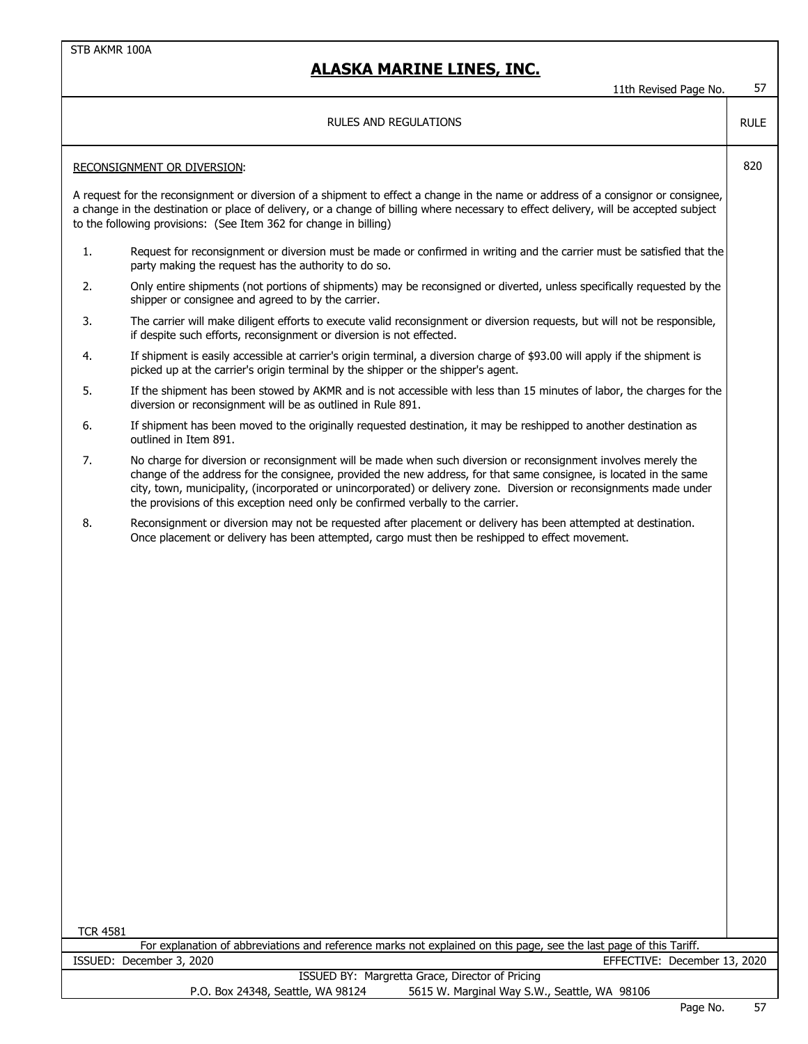RULES AND REGULATIONS — RULE 820

## RECONSIGNMENT OR DIVERSION:

A request for the reconsignment or diversion of a shipment to effect a change in the name or address of a consignor or consignee, a change in the destination or place of delivery, or a change of billing where necessary to effect delivery, will be accepted subject to the following provisions: (See Item 362 for change in billing)

1. Request for reconsignment or diversion must be made or confirmed in writing and the carrier must be satisfied that the party making the request has the authority to do so.
2. Only entire shipments (not portions of shipments) may be reconsigned or diverted, unless specifically requested by the shipper or consignee and agreed to by the carrier.
3. The carrier will make diligent efforts to execute valid reconsignment or diversion requests, but will not be responsible, if despite such efforts, reconsignment or diversion is not effected.
4. If shipment is easily accessible at carrier's origin terminal, a diversion charge of $93.00 will apply if the shipment is picked up at the carrier's origin terminal by the shipper or the shipper's agent.
5. If the shipment has been stowed by AKMR and is not accessible with less than 15 minutes of labor, the charges for the diversion or reconsignment will be as outlined in Rule 891.
6. If shipment has been moved to the originally requested destination, it may be reshipped to another destination as outlined in Item 891.
7. No charge for diversion or reconsignment will be made when such diversion or reconsignment involves merely the change of the address for the consignee, provided the new address, for that same consignee, is located in the same city, town, municipality, (incorporated or unincorporated) or delivery zone. Diversion or reconsignments made under the provisions of this exception need only be confirmed verbally to the carrier.
8. Reconsignment or diversion may not be requested after placement or delivery has been attempted at destination. Once placement or delivery has been attempted, cargo must then be reshipped to effect movement.

TCR 4581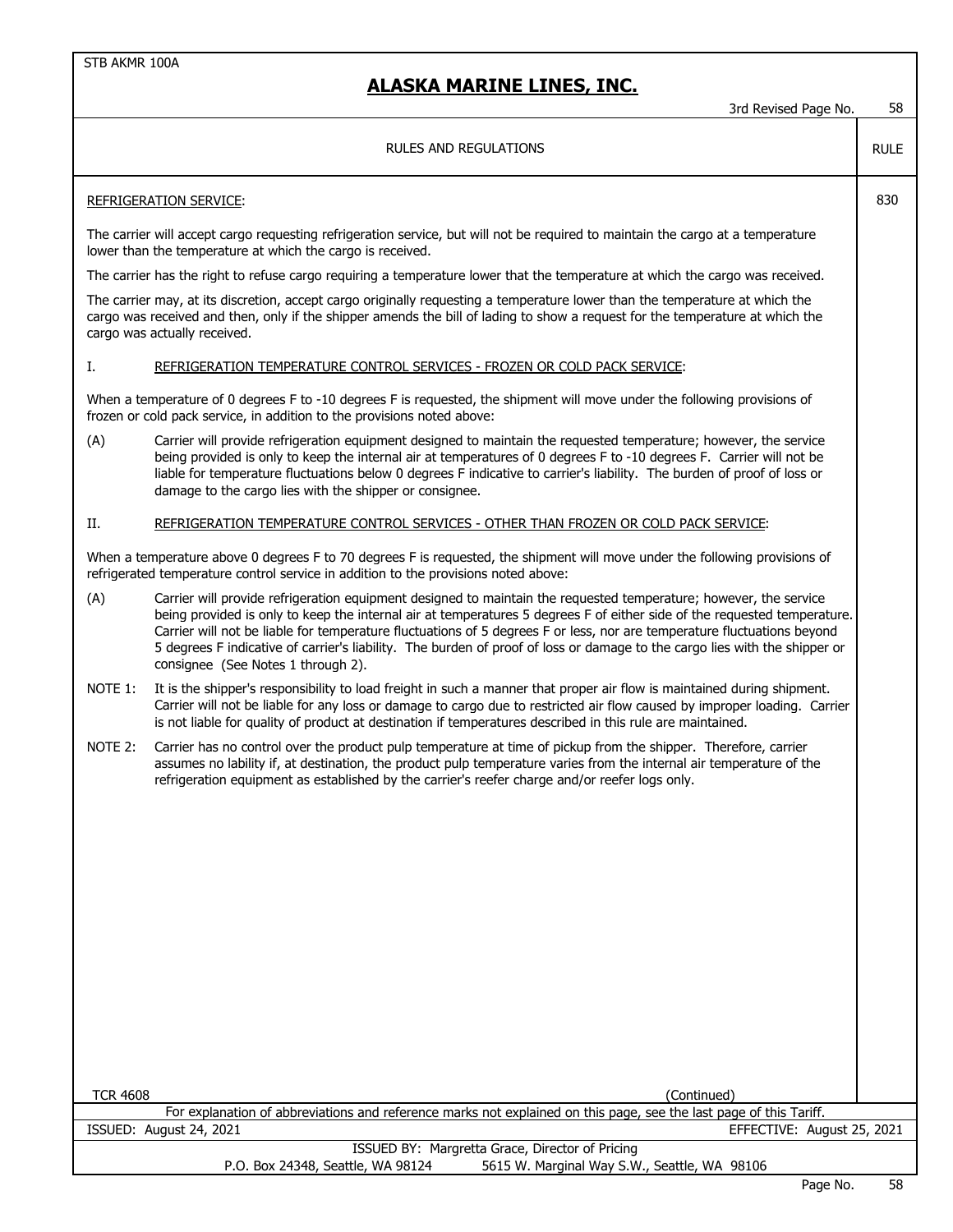RULES AND REGULATIONS

RULE 830

REFRIGERATION SERVICE:

The carrier will accept cargo requesting refrigeration service, but will not be required to maintain the cargo at a temperature lower than the temperature at which the cargo is received.

The carrier has the right to refuse cargo requiring a temperature lower that the temperature at which the cargo was received.

The carrier may, at its discretion, accept cargo originally requesting a temperature lower than the temperature at which the cargo was received and then, only if the shipper amends the bill of lading to show a request for the temperature at which the cargo was actually received.

I. REFRIGERATION TEMPERATURE CONTROL SERVICES - FROZEN OR COLD PACK SERVICE:

When a temperature of 0 degrees F to -10 degrees F is requested, the shipment will move under the following provisions of frozen or cold pack service, in addition to the provisions noted above:

(A) Carrier will provide refrigeration equipment designed to maintain the requested temperature; however, the service being provided is only to keep the internal air at temperatures of 0 degrees F to -10 degrees F. Carrier will not be liable for temperature fluctuations below 0 degrees F indicative to carrier's liability. The burden of proof of loss or damage to the cargo lies with the shipper or consignee.

II. REFRIGERATION TEMPERATURE CONTROL SERVICES - OTHER THAN FROZEN OR COLD PACK SERVICE:

When a temperature above 0 degrees F to 70 degrees F is requested, the shipment will move under the following provisions of refrigerated temperature control service in addition to the provisions noted above:

(A) Carrier will provide refrigeration equipment designed to maintain the requested temperature; however, the service being provided is only to keep the internal air at temperatures 5 degrees F of either side of the requested temperature. Carrier will not be liable for temperature fluctuations of 5 degrees F or less, nor are temperature fluctuations beyond 5 degrees F indicative of carrier's liability. The burden of proof of loss or damage to the cargo lies with the shipper or consignee (See Notes 1 through 2).

NOTE 1: It is the shipper's responsibility to load freight in such a manner that proper air flow is maintained during shipment. Carrier will not be liable for any loss or damage to cargo due to restricted air flow caused by improper loading. Carrier is not liable for quality of product at destination if temperatures described in this rule are maintained.

NOTE 2: Carrier has no control over the product pulp temperature at time of pickup from the shipper. Therefore, carrier assumes no lability if, at destination, the product pulp temperature varies from the internal air temperature of the refrigeration equipment as established by the carrier's reefer charge and/or reefer logs only.

TCR 4608

(Continued)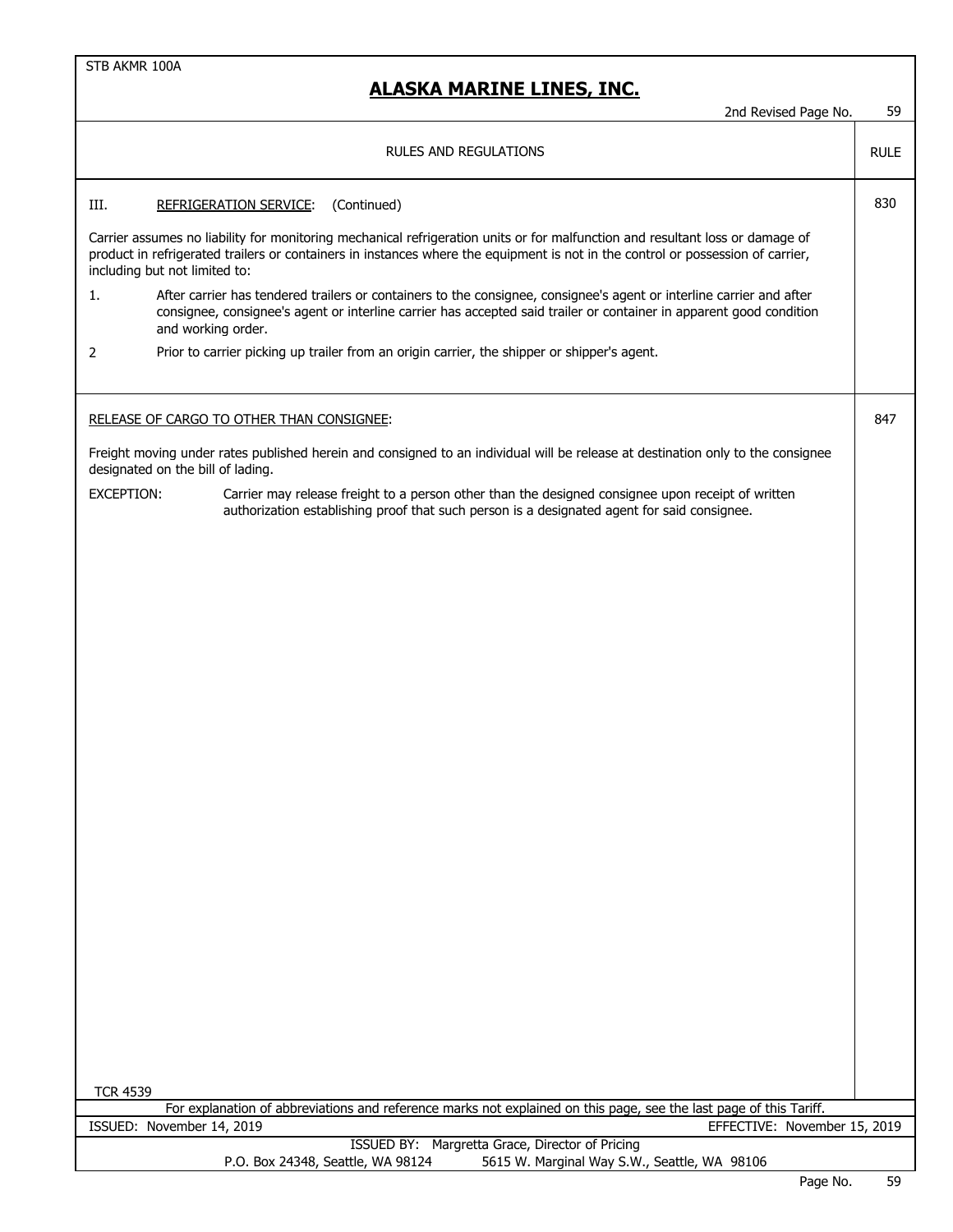RULES AND REGULATIONS | RULE

III. REFRIGERATION SERVICE: (Continued) — Rule 830

Carrier assumes no liability for monitoring mechanical refrigeration units or for malfunction and resultant loss or damage of product in refrigerated trailers or containers in instances where the equipment is not in the control or possession of carrier, including but not limited to:

1. After carrier has tendered trailers or containers to the consignee, consignee's agent or interline carrier and after consignee, consignee's agent or interline carrier has accepted said trailer or container in apparent good condition and working order.
2. Prior to carrier picking up trailer from an origin carrier, the shipper or shipper's agent.

RELEASE OF CARGO TO OTHER THAN CONSIGNEE: — Rule 847

Freight moving under rates published herein and consigned to an individual will be release at destination only to the consignee designated on the bill of lading.

EXCEPTION: Carrier may release freight to a person other than the designed consignee upon receipt of written authorization establishing proof that such person is a designated agent for said consignee.

TCR 4539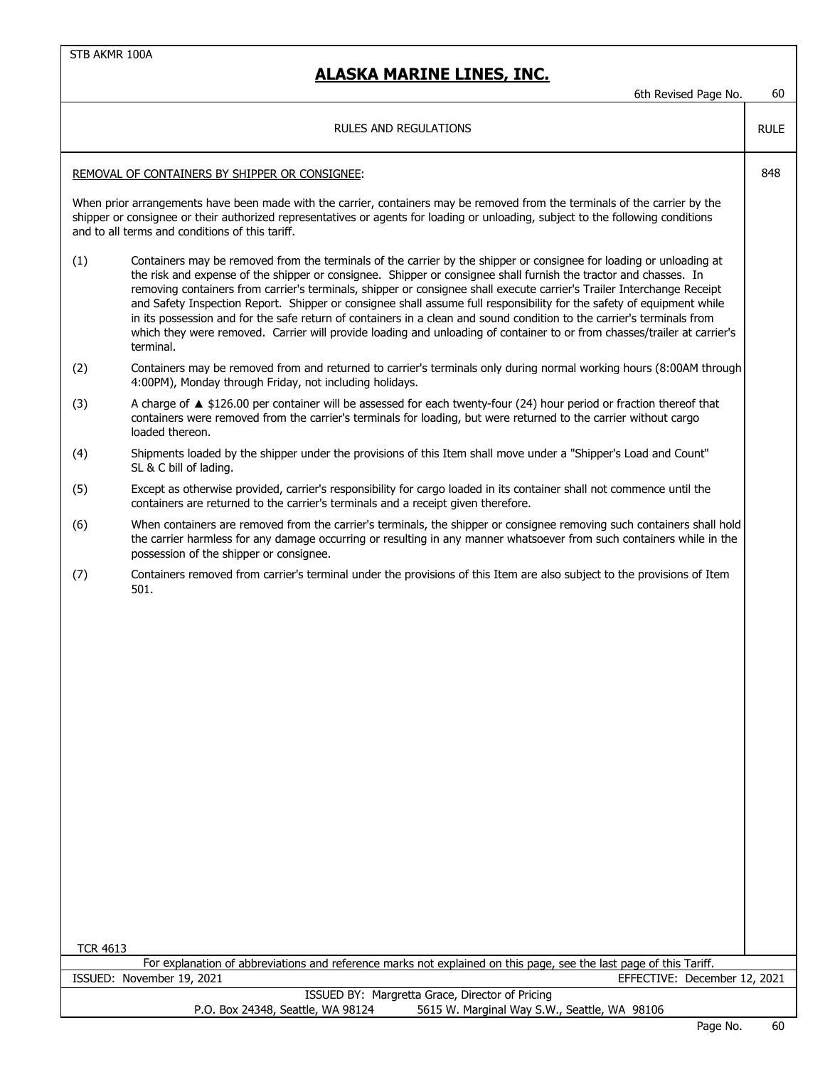STB AKMR 100A

# ALASKA MARINE LINES, INC.

6th Revised Page No. 60

RULES AND REGULATIONS — RULE

**RULE 848**

REMOVAL OF CONTAINERS BY SHIPPER OR CONSIGNEE:

When prior arrangements have been made with the carrier, containers may be removed from the terminals of the carrier by the shipper or consignee or their authorized representatives or agents for loading or unloading, subject to the following conditions and to all terms and conditions of this tariff.

(1) Containers may be removed from the terminals of the carrier by the shipper or consignee for loading or unloading at the risk and expense of the shipper or consignee. Shipper or consignee shall furnish the tractor and chasses. In removing containers from carrier's terminals, shipper or consignee shall execute carrier's Trailer Interchange Receipt and Safety Inspection Report. Shipper or consignee shall assume full responsibility for the safety of equipment while in its possession and for the safe return of containers in a clean and sound condition to the carrier's terminals from which they were removed. Carrier will provide loading and unloading of container to or from chasses/trailer at carrier's terminal.

(2) Containers may be removed from and returned to carrier's terminals only during normal working hours (8:00AM through 4:00PM), Monday through Friday, not including holidays.

(3) A charge of ▲ $126.00 per container will be assessed for each twenty-four (24) hour period or fraction thereof that containers were removed from the carrier's terminals for loading, but were returned to the carrier without cargo loaded thereon.

(4) Shipments loaded by the shipper under the provisions of this Item shall move under a "Shipper's Load and Count" SL & C bill of lading.

(5) Except as otherwise provided, carrier's responsibility for cargo loaded in its container shall not commence until the containers are returned to the carrier's terminals and a receipt given therefore.

(6) When containers are removed from the carrier's terminals, the shipper or consignee removing such containers shall hold the carrier harmless for any damage occurring or resulting in any manner whatsoever from such containers while in the possession of the shipper or consignee.

(7) Containers removed from carrier's terminal under the provisions of this Item are also subject to the provisions of Item 501.

TCR 4613

For explanation of abbreviations and reference marks not explained on this page, see the last page of this Tariff.

ISSUED: November 19, 2021 — EFFECTIVE: December 12, 2021

ISSUED BY: Margretta Grace, Director of Pricing
P.O. Box 24348, Seattle, WA 98124 — 5615 W. Marginal Way S.W., Seattle, WA 98106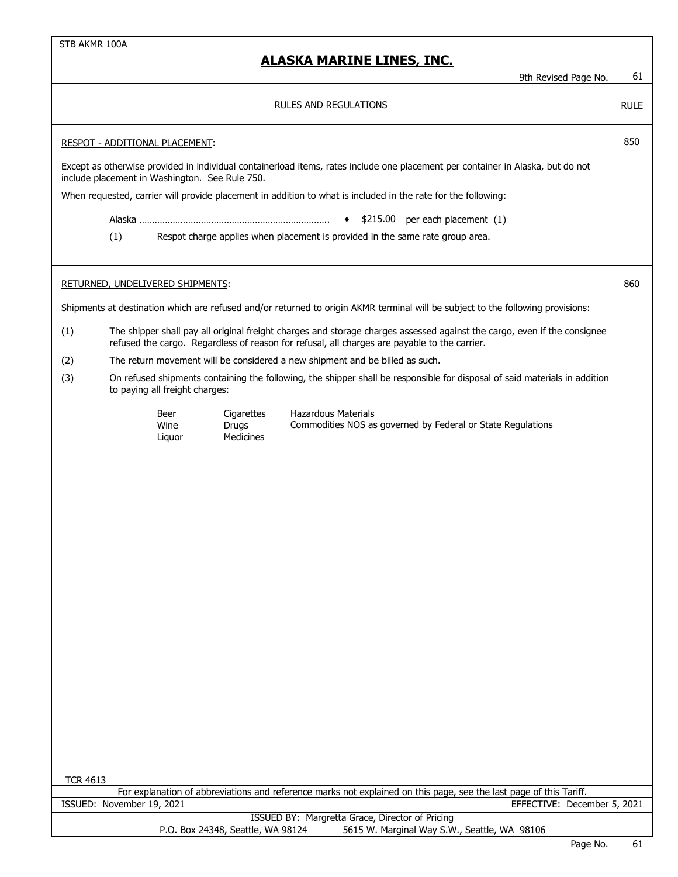STB AKMR 100A

# ALASKA MARINE LINES, INC.

9th Revised Page No. 61

## RULES AND REGULATIONS

### RESPOT - ADDITIONAL PLACEMENT: (RULE 850)

Except as otherwise provided in individual containerload items, rates include one placement per container in Alaska, but do not include placement in Washington. See Rule 750.

When requested, carrier will provide placement in addition to what is included in the rate for the following:

Alaska ........................................................................ ♦ $215.00 per each placement (1)

(1) Respot charge applies when placement is provided in the same rate group area.

### RETURNED, UNDELIVERED SHIPMENTS: (RULE 860)

Shipments at destination which are refused and/or returned to origin AKMR terminal will be subject to the following provisions:

(1) The shipper shall pay all original freight charges and storage charges assessed against the cargo, even if the consignee refused the cargo. Regardless of reason for refusal, all charges are payable to the carrier.

(2) The return movement will be considered a new shipment and be billed as such.

(3) On refused shipments containing the following, the shipper shall be responsible for disposal of said materials in addition to paying all freight charges:

| | | |
|---|---|---|
| Beer | Cigarettes | Hazardous Materials |
| Wine | Drugs | Commodities NOS as governed by Federal or State Regulations |
| Liquor | Medicines | |

TCR 4613

For explanation of abbreviations and reference marks not explained on this page, see the last page of this Tariff.

ISSUED: November 19, 2021 EFFECTIVE: December 5, 2021

ISSUED BY: Margretta Grace, Director of Pricing

P.O. Box 24348, Seattle, WA 98124 5615 W. Marginal Way S.W., Seattle, WA 98106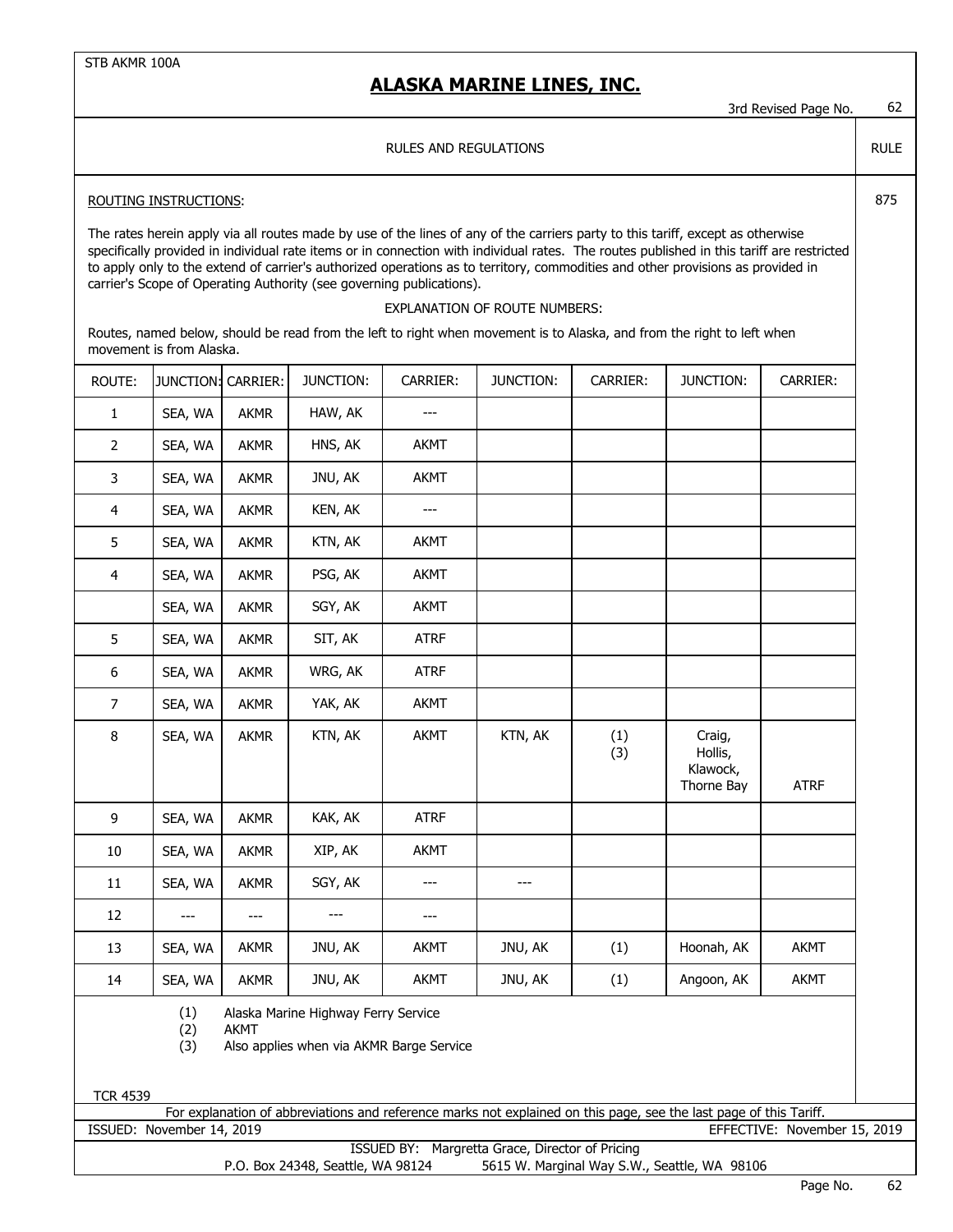STB AKMR 100A

# ALASKA MARINE LINES, INC.

3rd Revised Page No. 62

RULES AND REGULATIONS — RULE 875

ROUTING INSTRUCTIONS:

The rates herein apply via all routes made by use of the lines of any of the carriers party to this tariff, except as otherwise specifically provided in individual rate items or in connection with individual rates. The routes published in this tariff are restricted to apply only to the extend of carrier's authorized operations as to territory, commodities and other provisions as provided in carrier's Scope of Operating Authority (see governing publications).

EXPLANATION OF ROUTE NUMBERS:

Routes, named below, should be read from the left to right when movement is to Alaska, and from the right to left when movement is from Alaska.

| ROUTE: | JUNCTION: | CARRIER: | JUNCTION: | CARRIER: | JUNCTION: | CARRIER: | JUNCTION: | CARRIER: |
|---|---|---|---|---|---|---|---|---|
| 1 | SEA, WA | AKMR | HAW, AK | --- | | | | |
| 2 | SEA, WA | AKMR | HNS, AK | AKMT | | | | |
| 3 | SEA, WA | AKMR | JNU, AK | AKMT | | | | |
| 4 | SEA, WA | AKMR | KEN, AK | --- | | | | |
| 5 | SEA, WA | AKMR | KTN, AK | AKMT | | | | |
| 4 | SEA, WA | AKMR | PSG, AK | AKMT | | | | |
| | SEA, WA | AKMR | SGY, AK | AKMT | | | | |
| 5 | SEA, WA | AKMR | SIT, AK | ATRF | | | | |
| 6 | SEA, WA | AKMR | WRG, AK | ATRF | | | | |
| 7 | SEA, WA | AKMR | YAK, AK | AKMT | | | | |
| 8 | SEA, WA | AKMR | KTN, AK | AKMT | KTN, AK | (1) (3) | Craig, Hollis, Klawock, Thorne Bay | ATRF |
| 9 | SEA, WA | AKMR | KAK, AK | ATRF | | | | |
| 10 | SEA, WA | AKMR | XIP, AK | AKMT | | | | |
| 11 | SEA, WA | AKMR | SGY, AK | --- | --- | | | |
| 12 | --- | --- | --- | --- | | | | |
| 13 | SEA, WA | AKMR | JNU, AK | AKMT | JNU, AK | (1) | Hoonah, AK | AKMT |
| 14 | SEA, WA | AKMR | JNU, AK | AKMT | JNU, AK | (1) | Angoon, AK | AKMT |

(1) Alaska Marine Highway Ferry Service
(2) AKMT
(3) Also applies when via AKMR Barge Service

TCR 4539

For explanation of abbreviations and reference marks not explained on this page, see the last page of this Tariff.

ISSUED: November 14, 2019 EFFECTIVE: November 15, 2019

ISSUED BY: Margretta Grace, Director of Pricing
P.O. Box 24348, Seattle, WA 98124 5615 W. Marginal Way S.W., Seattle, WA 98106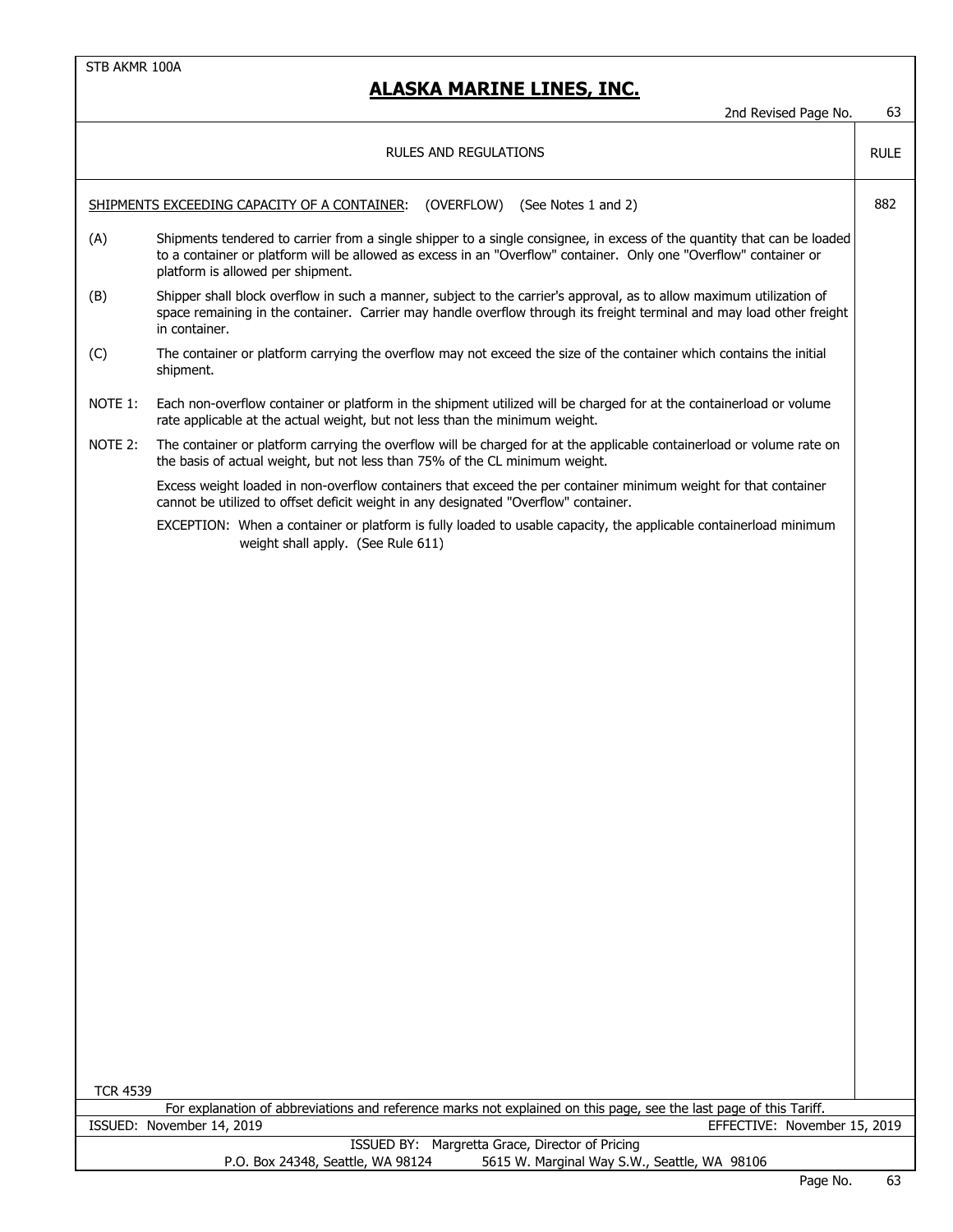STB AKMR 100A

# ALASKA MARINE LINES, INC.

2nd Revised Page No. 63

RULES AND REGULATIONS — RULE

**RULE 882**

SHIPMENTS EXCEEDING CAPACITY OF A CONTAINER: (OVERFLOW) (See Notes 1 and 2)

(A) Shipments tendered to carrier from a single shipper to a single consignee, in excess of the quantity that can be loaded to a container or platform will be allowed as excess in an "Overflow" container. Only one "Overflow" container or platform is allowed per shipment.

(B) Shipper shall block overflow in such a manner, subject to the carrier's approval, as to allow maximum utilization of space remaining in the container. Carrier may handle overflow through its freight terminal and may load other freight in container.

(C) The container or platform carrying the overflow may not exceed the size of the container which contains the initial shipment.

NOTE 1: Each non-overflow container or platform in the shipment utilized will be charged for at the containerload or volume rate applicable at the actual weight, but not less than the minimum weight.

NOTE 2: The container or platform carrying the overflow will be charged for at the applicable containerload or volume rate on the basis of actual weight, but not less than 75% of the CL minimum weight.

Excess weight loaded in non-overflow containers that exceed the per container minimum weight for that container cannot be utilized to offset deficit weight in any designated "Overflow" container.

EXCEPTION: When a container or platform is fully loaded to usable capacity, the applicable containerload minimum weight shall apply. (See Rule 611)

TCR 4539

For explanation of abbreviations and reference marks not explained on this page, see the last page of this Tariff.

ISSUED: November 14, 2019 EFFECTIVE: November 15, 2019

ISSUED BY: Margretta Grace, Director of Pricing

P.O. Box 24348, Seattle, WA 98124 5615 W. Marginal Way S.W., Seattle, WA 98106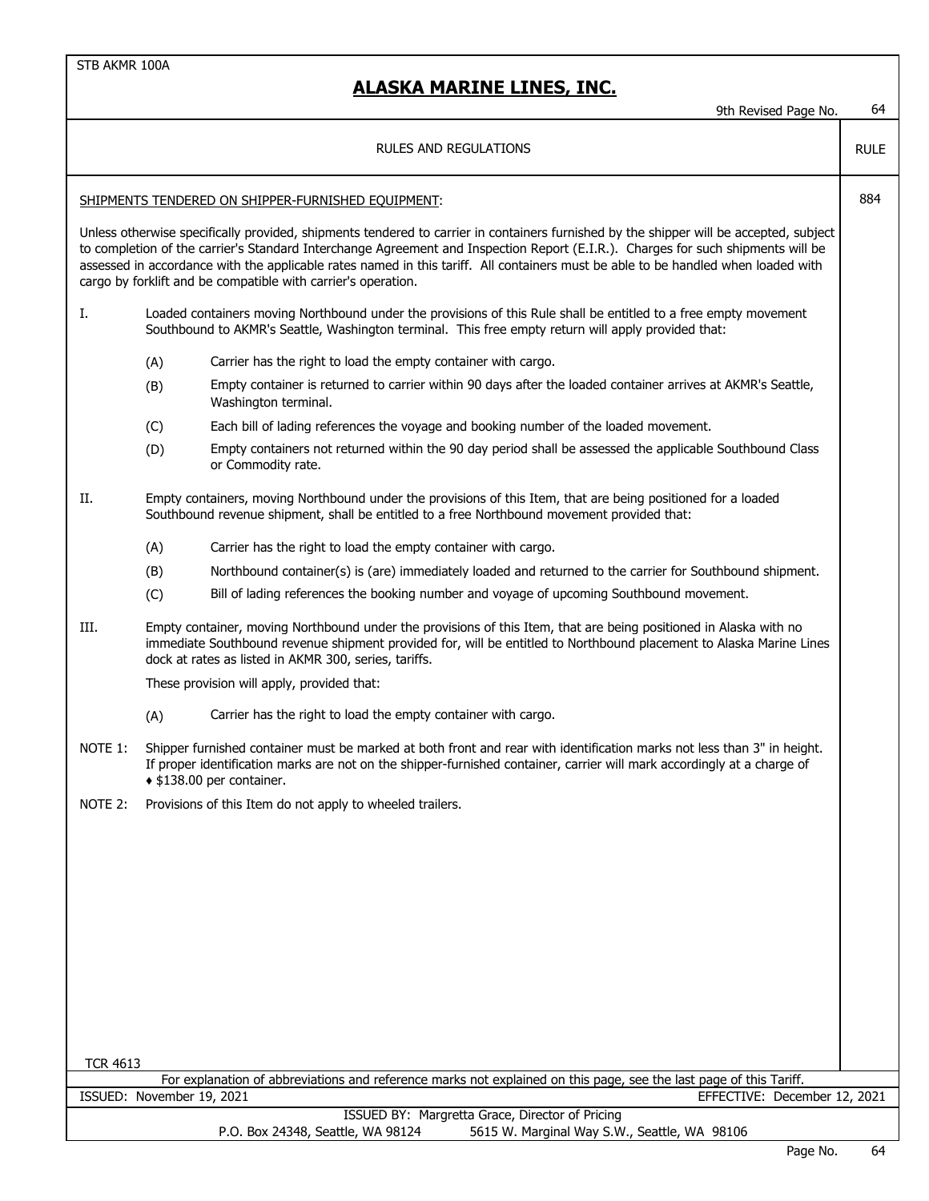STB AKMR 100A

# ALASKA MARINE LINES, INC.

9th Revised Page No. 64

RULES AND REGULATIONS — RULE

RULE 884

SHIPMENTS TENDERED ON SHIPPER-FURNISHED EQUIPMENT:

Unless otherwise specifically provided, shipments tendered to carrier in containers furnished by the shipper will be accepted, subject to completion of the carrier's Standard Interchange Agreement and Inspection Report (E.I.R.). Charges for such shipments will be assessed in accordance with the applicable rates named in this tariff. All containers must be able to be handled when loaded with cargo by forklift and be compatible with carrier's operation.

I. Loaded containers moving Northbound under the provisions of this Rule shall be entitled to a free empty movement Southbound to AKMR's Seattle, Washington terminal. This free empty return will apply provided that:

- (A) Carrier has the right to load the empty container with cargo.
- (B) Empty container is returned to carrier within 90 days after the loaded container arrives at AKMR's Seattle, Washington terminal.
- (C) Each bill of lading references the voyage and booking number of the loaded movement.
- (D) Empty containers not returned within the 90 day period shall be assessed the applicable Southbound Class or Commodity rate.

II. Empty containers, moving Northbound under the provisions of this Item, that are being positioned for a loaded Southbound revenue shipment, shall be entitled to a free Northbound movement provided that:

- (A) Carrier has the right to load the empty container with cargo.
- (B) Northbound container(s) is (are) immediately loaded and returned to the carrier for Southbound shipment.
- (C) Bill of lading references the booking number and voyage of upcoming Southbound movement.

III. Empty container, moving Northbound under the provisions of this Item, that are being positioned in Alaska with no immediate Southbound revenue shipment provided for, will be entitled to Northbound placement to Alaska Marine Lines dock at rates as listed in AKMR 300, series, tariffs.

These provision will apply, provided that:

- (A) Carrier has the right to load the empty container with cargo.

NOTE 1: Shipper furnished container must be marked at both front and rear with identification marks not less than 3" in height. If proper identification marks are not on the shipper-furnished container, carrier will mark accordingly at a charge of ♦ $138.00 per container.

NOTE 2: Provisions of this Item do not apply to wheeled trailers.

TCR 4613

For explanation of abbreviations and reference marks not explained on this page, see the last page of this Tariff.

ISSUED: November 19, 2021 — EFFECTIVE: December 12, 2021

ISSUED BY: Margretta Grace, Director of Pricing
P.O. Box 24348, Seattle, WA 98124 — 5615 W. Marginal Way S.W., Seattle, WA 98106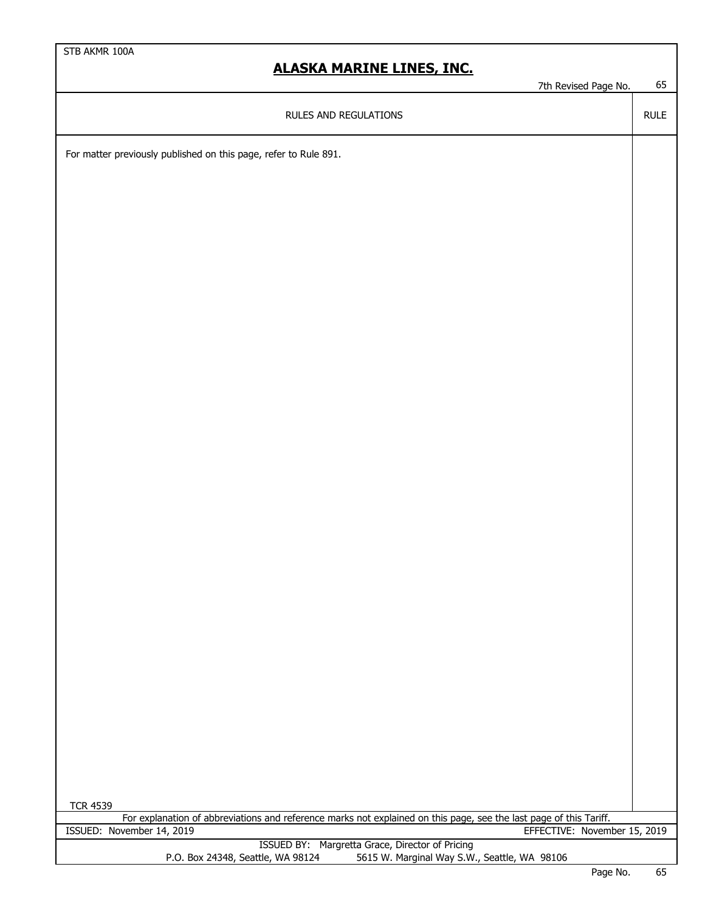RULES AND REGULATIONS

For matter previously published on this page, refer to Rule 891.

TCR 4539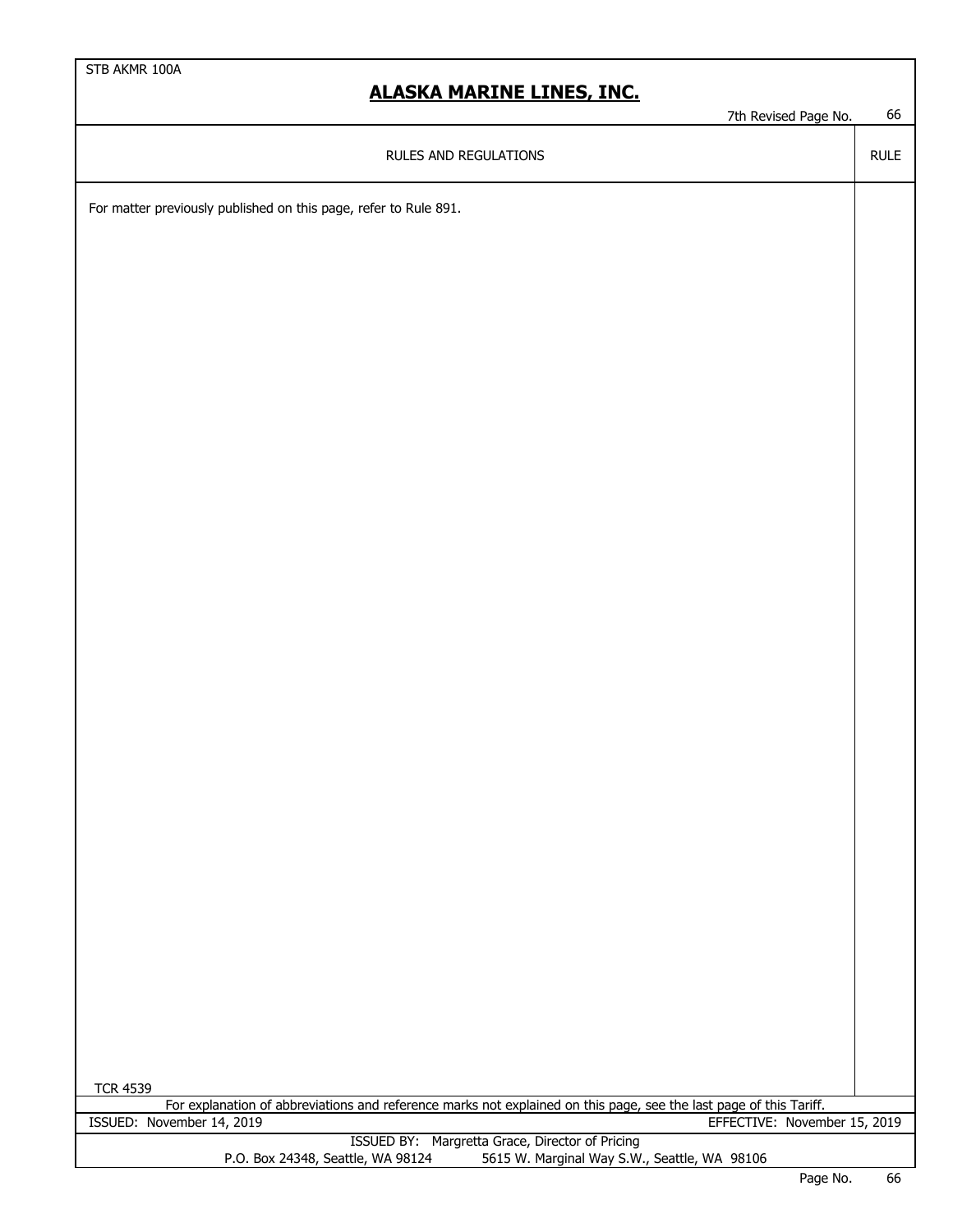RULES AND REGULATIONS

For matter previously published on this page, refer to Rule 891.

TCR 4539

For explanation of abbreviations and reference marks not explained on this page, see the last page of this Tariff.

ISSUED: November 14, 2019 EFFECTIVE: November 15, 2019

ISSUED BY: Margretta Grace, Director of Pricing
P.O. Box 24348, Seattle, WA 98124 5615 W. Marginal Way S.W., Seattle, WA 98106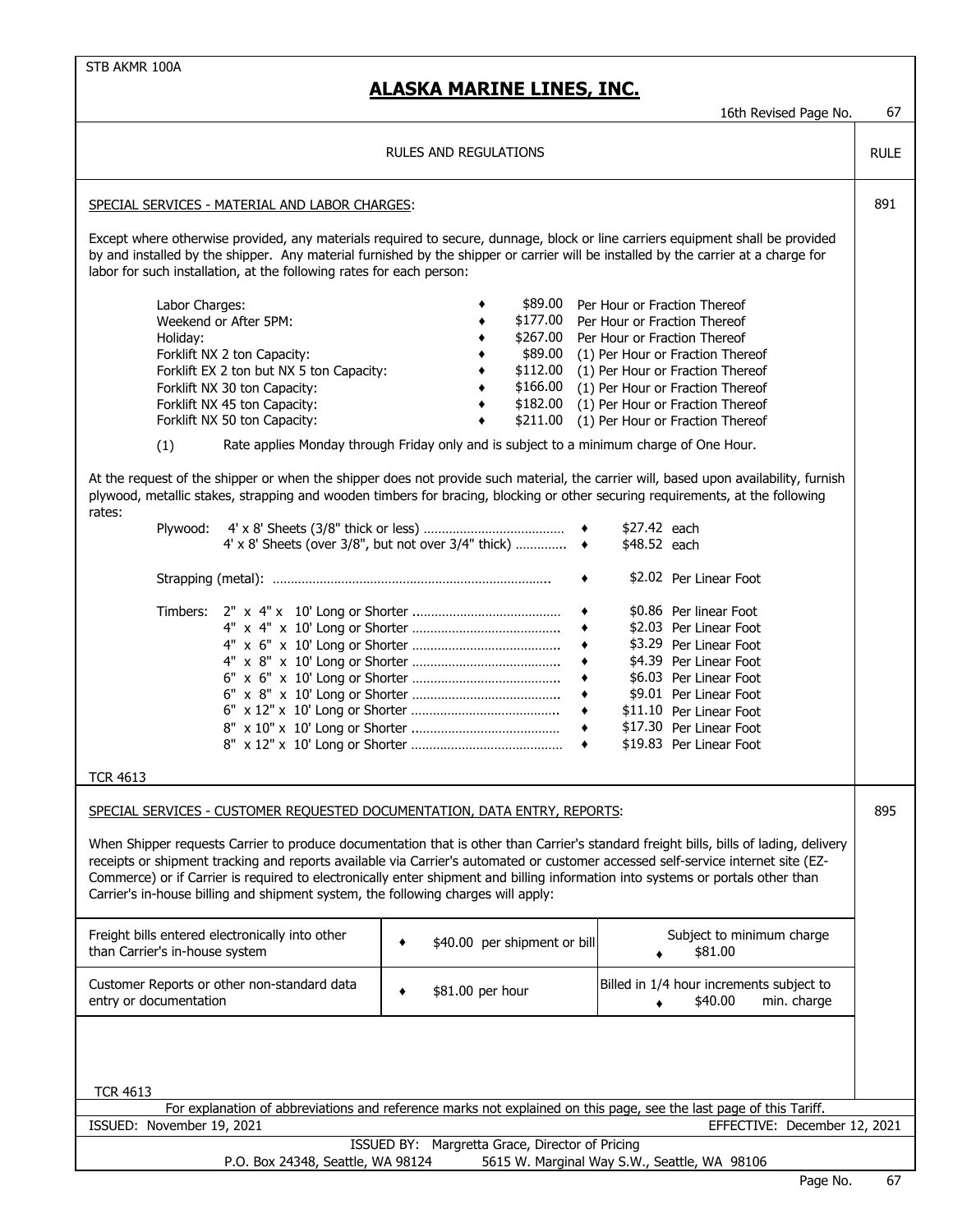STB AKMR 100A

# ALASKA MARINE LINES, INC.

16th Revised Page No. 67

RULES AND REGULATIONS — RULE

## SPECIAL SERVICES - MATERIAL AND LABOR CHARGES: (Rule 891)

Except where otherwise provided, any materials required to secure, dunnage, block or line carriers equipment shall be provided by and installed by the shipper. Any material furnished by the shipper or carrier will be installed by the carrier at a charge for labor for such installation, at the following rates for each person:

| Service | | Rate | Basis |
|---|---|---|---|
| Labor Charges: | ♦ | $89.00 | Per Hour or Fraction Thereof |
| Weekend or After 5PM: | ♦ | $177.00 | Per Hour or Fraction Thereof |
| Holiday: | ♦ | $267.00 | Per Hour or Fraction Thereof |
| Forklift NX 2 ton Capacity: | ♦ | $89.00 | (1) Per Hour or Fraction Thereof |
| Forklift EX 2 ton but NX 5 ton Capacity: | ♦ | $112.00 | (1) Per Hour or Fraction Thereof |
| Forklift NX 30 ton Capacity: | ♦ | $166.00 | (1) Per Hour or Fraction Thereof |
| Forklift NX 45 ton Capacity: | ♦ | $182.00 | (1) Per Hour or Fraction Thereof |
| Forklift NX 50 ton Capacity: | ♦ | $211.00 | (1) Per Hour or Fraction Thereof |

(1) Rate applies Monday through Friday only and is subject to a minimum charge of One Hour.

At the request of the shipper or when the shipper does not provide such material, the carrier will, based upon availability, furnish plywood, metallic stakes, strapping and wooden timbers for bracing, blocking or other securing requirements, at the following rates:

| Material | Description | | Rate |
|---|---|---|---|
| Plywood: | 4' x 8' Sheets (3/8" thick or less) | ♦ | $27.42 each |
| | 4' x 8' Sheets (over 3/8", but not over 3/4" thick) | ♦ | $48.52 each |
| Strapping (metal): | | ♦ | $2.02 Per Linear Foot |
| Timbers: | 2" x 4" x 10' Long or Shorter | ♦ | $0.86 Per linear Foot |
| | 4" x 4" x 10' Long or Shorter | ♦ | $2.03 Per Linear Foot |
| | 4" x 6" x 10' Long or Shorter | ♦ | $3.29 Per Linear Foot |
| | 4" x 8" x 10' Long or Shorter | ♦ | $4.39 Per Linear Foot |
| | 6" x 6" x 10' Long or Shorter | ♦ | $6.03 Per Linear Foot |
| | 6" x 8" x 10' Long or Shorter | ♦ | $9.01 Per Linear Foot |
| | 6" x 12" x 10' Long or Shorter | ♦ | $11.10 Per Linear Foot |
| | 8" x 10" x 10' Long or Shorter | ♦ | $17.30 Per Linear Foot |
| | 8" x 12" x 10' Long or Shorter | ♦ | $19.83 Per Linear Foot |

TCR 4613

## SPECIAL SERVICES - CUSTOMER REQUESTED DOCUMENTATION, DATA ENTRY, REPORTS: (Rule 895)

When Shipper requests Carrier to produce documentation that is other than Carrier's standard freight bills, bills of lading, delivery receipts or shipment tracking and reports available via Carrier's automated or customer accessed self-service internet site (EZ-Commerce) or if Carrier is required to electronically enter shipment and billing information into systems or portals other than Carrier's in-house billing and shipment system, the following charges will apply:

| Service | Charge | Conditions |
|---|---|---|
| Freight bills entered electronically into other than Carrier's in-house system | ♦ $40.00 per shipment or bill | Subject to minimum charge ♦ $81.00 |
| Customer Reports or other non-standard data entry or documentation | ♦ $81.00 per hour | Billed in 1/4 hour increments subject to ♦ $40.00 min. charge |

TCR 4613

For explanation of abbreviations and reference marks not explained on this page, see the last page of this Tariff.

ISSUED: November 19, 2021 — EFFECTIVE: December 12, 2021

ISSUED BY: Margretta Grace, Director of Pricing

P.O. Box 24348, Seattle, WA 98124 — 5615 W. Marginal Way S.W., Seattle, WA 98106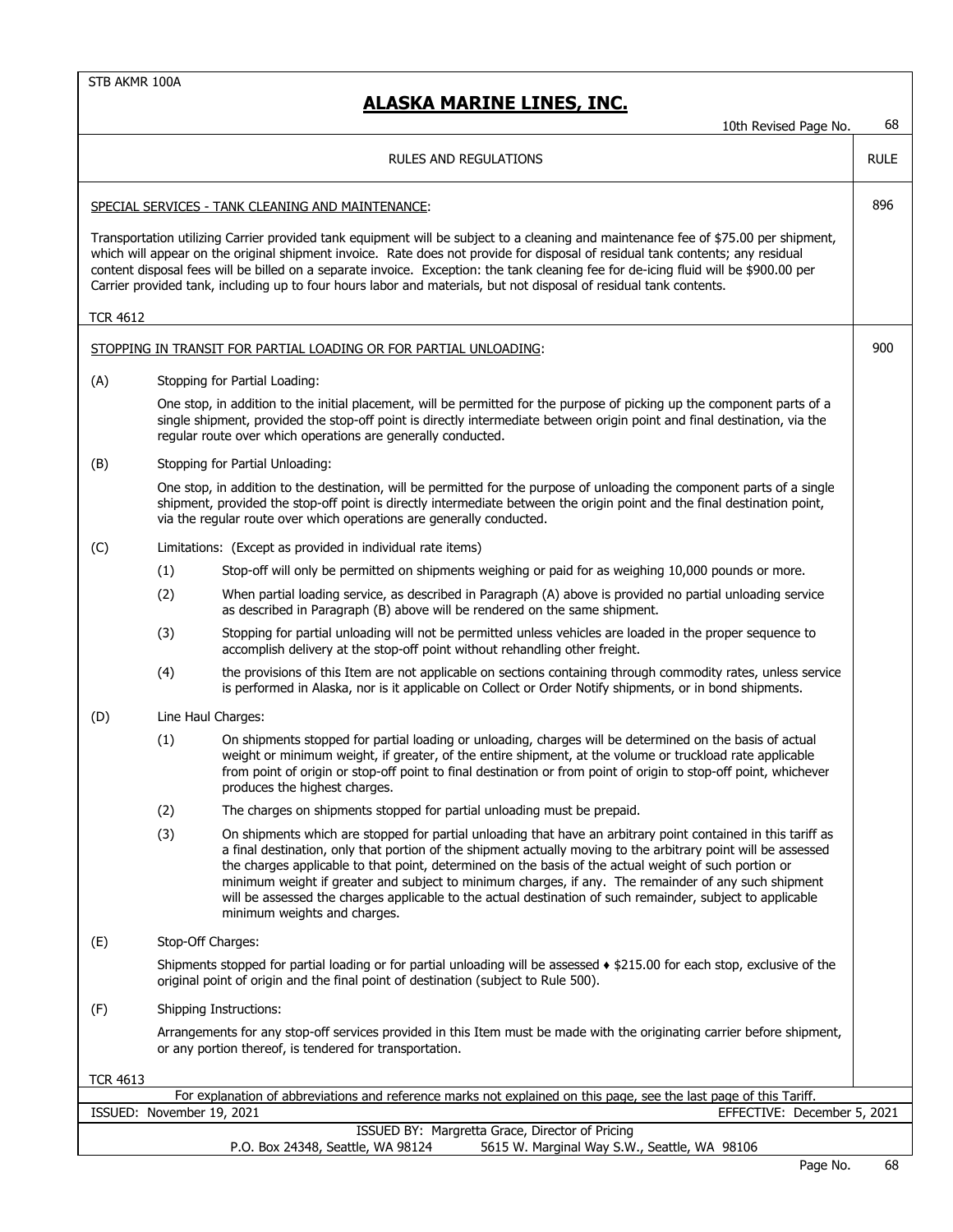## RULES AND REGULATIONS

### RULE 896

SPECIAL SERVICES - TANK CLEANING AND MAINTENANCE:

Transportation utilizing Carrier provided tank equipment will be subject to a cleaning and maintenance fee of $75.00 per shipment, which will appear on the original shipment invoice. Rate does not provide for disposal of residual tank contents; any residual content disposal fees will be billed on a separate invoice. Exception: the tank cleaning fee for de-icing fluid will be $900.00 per Carrier provided tank, including up to four hours labor and materials, but not disposal of residual tank contents.

TCR 4612

### RULE 900

STOPPING IN TRANSIT FOR PARTIAL LOADING OR FOR PARTIAL UNLOADING:

(A) Stopping for Partial Loading:

One stop, in addition to the initial placement, will be permitted for the purpose of picking up the component parts of a single shipment, provided the stop-off point is directly intermediate between origin point and final destination, via the regular route over which operations are generally conducted.

(B) Stopping for Partial Unloading:

One stop, in addition to the destination, will be permitted for the purpose of unloading the component parts of a single shipment, provided the stop-off point is directly intermediate between the origin point and the final destination point, via the regular route over which operations are generally conducted.

(C) Limitations: (Except as provided in individual rate items)

(1) Stop-off will only be permitted on shipments weighing or paid for as weighing 10,000 pounds or more.

(2) When partial loading service, as described in Paragraph (A) above is provided no partial unloading service as described in Paragraph (B) above will be rendered on the same shipment.

(3) Stopping for partial unloading will not be permitted unless vehicles are loaded in the proper sequence to accomplish delivery at the stop-off point without rehandling other freight.

(4) the provisions of this Item are not applicable on sections containing through commodity rates, unless service is performed in Alaska, nor is it applicable on Collect or Order Notify shipments, or in bond shipments.

(D) Line Haul Charges:

(1) On shipments stopped for partial loading or unloading, charges will be determined on the basis of actual weight or minimum weight, if greater, of the entire shipment, at the volume or truckload rate applicable from point of origin or stop-off point to final destination or from point of origin to stop-off point, whichever produces the highest charges.

(2) The charges on shipments stopped for partial unloading must be prepaid.

(3) On shipments which are stopped for partial unloading that have an arbitrary point contained in this tariff as a final destination, only that portion of the shipment actually moving to the arbitrary point will be assessed the charges applicable to that point, determined on the basis of the actual weight of such portion or minimum weight if greater and subject to minimum charges, if any. The remainder of any such shipment will be assessed the charges applicable to the actual destination of such remainder, subject to applicable minimum weights and charges.

(E) Stop-Off Charges:

Shipments stopped for partial loading or for partial unloading will be assessed ♦ $215.00 for each stop, exclusive of the original point of origin and the final point of destination (subject to Rule 500).

(F) Shipping Instructions:

Arrangements for any stop-off services provided in this Item must be made with the originating carrier before shipment, or any portion thereof, is tendered for transportation.

TCR 4613

For explanation of abbreviations and reference marks not explained on this page, see the last page of this Tariff.

ISSUED: November 19, 2021 — EFFECTIVE: December 5, 2021

ISSUED BY: Margretta Grace, Director of Pricing
P.O. Box 24348, Seattle, WA 98124 — 5615 W. Marginal Way S.W., Seattle, WA 98106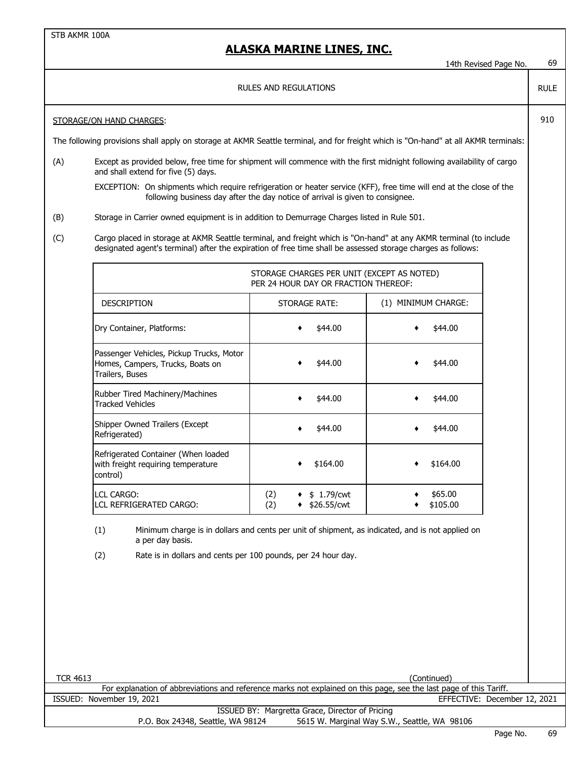STB AKMR 100A

# ALASKA MARINE LINES, INC.

14th Revised Page No. 69

RULES AND REGULATIONS — RULE 910

STORAGE/ON HAND CHARGES:

The following provisions shall apply on storage at AKMR Seattle terminal, and for freight which is "On-hand" at all AKMR terminals:

(A) Except as provided below, free time for shipment will commence with the first midnight following availability of cargo and shall extend for five (5) days.

EXCEPTION: On shipments which require refrigeration or heater service (KFF), free time will end at the close of the following business day after the day notice of arrival is given to consignee.

(B) Storage in Carrier owned equipment is in addition to Demurrage Charges listed in Rule 501.

(C) Cargo placed in storage at AKMR Seattle terminal, and freight which is "On-hand" at any AKMR terminal (to include designated agent's terminal) after the expiration of free time shall be assessed storage charges as follows:

| | STORAGE CHARGES PER UNIT (EXCEPT AS NOTED) PER 24 HOUR DAY OR FRACTION THEREOF: | |
|---|---|---|
| DESCRIPTION | STORAGE RATE: | (1) MINIMUM CHARGE: |
| Dry Container, Platforms: | ♦ $44.00 | ♦ $44.00 |
| Passenger Vehicles, Pickup Trucks, Motor Homes, Campers, Trucks, Boats on Trailers, Buses | ♦ $44.00 | ♦ $44.00 |
| Rubber Tired Machinery/Machines Tracked Vehicles | ♦ $44.00 | ♦ $44.00 |
| Shipper Owned Trailers (Except Refrigerated) | ♦ $44.00 | ♦ $44.00 |
| Refrigerated Container (When loaded with freight requiring temperature control) | ♦ $164.00 | ♦ $164.00 |
| LCL CARGO: | (2) ♦ $ 1.79/cwt | ♦ $65.00 |
| LCL REFRIGERATED CARGO: | (2) ♦ $26.55/cwt | ♦ $105.00 |

(1) Minimum charge is in dollars and cents per unit of shipment, as indicated, and is not applied on a per day basis.

(2) Rate is in dollars and cents per 100 pounds, per 24 hour day.

TCR 4613

(Continued)

For explanation of abbreviations and reference marks not explained on this page, see the last page of this Tariff.

ISSUED: November 19, 2021 — EFFECTIVE: December 12, 2021

ISSUED BY: Margretta Grace, Director of Pricing

P.O. Box 24348, Seattle, WA 98124 — 5615 W. Marginal Way S.W., Seattle, WA 98106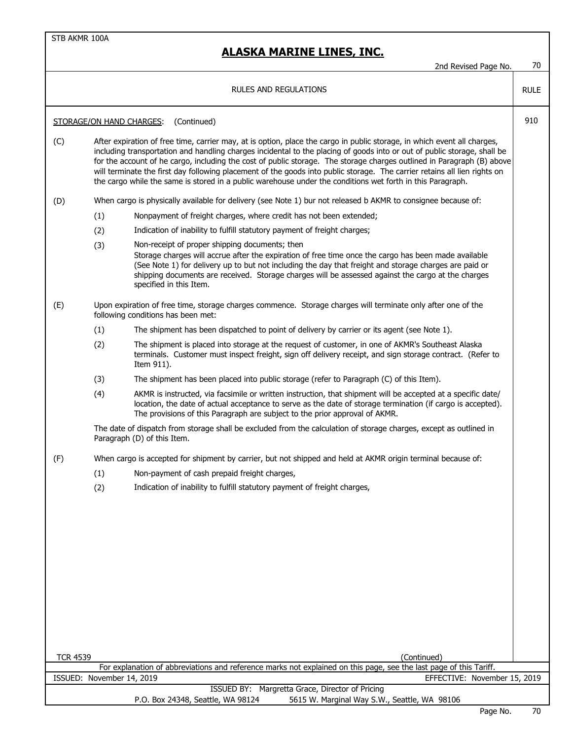## RULES AND REGULATIONS

RULE 910

STORAGE/ON HAND CHARGES: (Continued)

(C) After expiration of free time, carrier may, at is option, place the cargo in public storage, in which event all charges, including transportation and handling charges incidental to the placing of goods into or out of public storage, shall be for the account of he cargo, including the cost of public storage. The storage charges outlined in Paragraph (B) above will terminate the first day following placement of the goods into public storage. The carrier retains all lien rights on the cargo while the same is stored in a public warehouse under the conditions wet forth in this Paragraph.

(D) When cargo is physically available for delivery (see Note 1) bur not released b AKMR to consignee because of:

- (1) Nonpayment of freight charges, where credit has not been extended;
- (2) Indication of inability to fulfill statutory payment of freight charges;
- (3) Non-receipt of proper shipping documents; then
  Storage charges will accrue after the expiration of free time once the cargo has been made available (See Note 1) for delivery up to but not including the day that freight and storage charges are paid or shipping documents are received. Storage charges will be assessed against the cargo at the charges specified in this Item.

(E) Upon expiration of free time, storage charges commence. Storage charges will terminate only after one of the following conditions has been met:

- (1) The shipment has been dispatched to point of delivery by carrier or its agent (see Note 1).
- (2) The shipment is placed into storage at the request of customer, in one of AKMR's Southeast Alaska terminals. Customer must inspect freight, sign off delivery receipt, and sign storage contract. (Refer to Item 911).
- (3) The shipment has been placed into public storage (refer to Paragraph (C) of this Item).
- (4) AKMR is instructed, via facsimile or written instruction, that shipment will be accepted at a specific date/ location, the date of actual acceptance to serve as the date of storage termination (if cargo is accepted). The provisions of this Paragraph are subject to the prior approval of AKMR.

The date of dispatch from storage shall be excluded from the calculation of storage charges, except as outlined in Paragraph (D) of this Item.

(F) When cargo is accepted for shipment by carrier, but not shipped and held at AKMR origin terminal because of:

- (1) Non-payment of cash prepaid freight charges,
- (2) Indication of inability to fulfill statutory payment of freight charges,

TCR 4539

(Continued)

For explanation of abbreviations and reference marks not explained on this page, see the last page of this Tariff.

ISSUED: November 14, 2019 EFFECTIVE: November 15, 2019

ISSUED BY: Margretta Grace, Director of Pricing

P.O. Box 24348, Seattle, WA 98124 5615 W. Marginal Way S.W., Seattle, WA 98106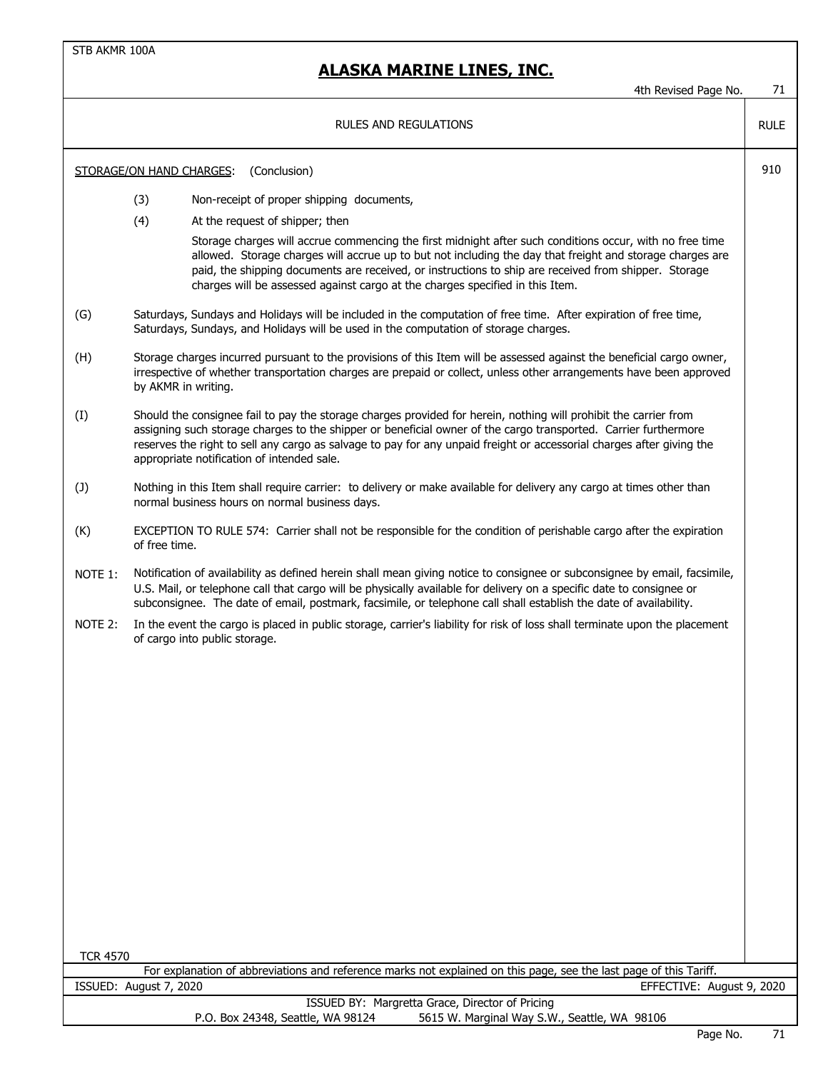RULES AND REGULATIONS

RULE 910

STORAGE/ON HAND CHARGES: (Conclusion)

(3) Non-receipt of proper shipping documents,

(4) At the request of shipper; then

Storage charges will accrue commencing the first midnight after such conditions occur, with no free time allowed. Storage charges will accrue up to but not including the day that freight and storage charges are paid, the shipping documents are received, or instructions to ship are received from shipper. Storage charges will be assessed against cargo at the charges specified in this Item.

(G) Saturdays, Sundays and Holidays will be included in the computation of free time. After expiration of free time, Saturdays, Sundays, and Holidays will be used in the computation of storage charges.

(H) Storage charges incurred pursuant to the provisions of this Item will be assessed against the beneficial cargo owner, irrespective of whether transportation charges are prepaid or collect, unless other arrangements have been approved by AKMR in writing.

(I) Should the consignee fail to pay the storage charges provided for herein, nothing will prohibit the carrier from assigning such storage charges to the shipper or beneficial owner of the cargo transported. Carrier furthermore reserves the right to sell any cargo as salvage to pay for any unpaid freight or accessorial charges after giving the appropriate notification of intended sale.

(J) Nothing in this Item shall require carrier: to delivery or make available for delivery any cargo at times other than normal business hours on normal business days.

(K) EXCEPTION TO RULE 574: Carrier shall not be responsible for the condition of perishable cargo after the expiration of free time.

NOTE 1: Notification of availability as defined herein shall mean giving notice to consignee or subconsignee by email, facsimile, U.S. Mail, or telephone call that cargo will be physically available for delivery on a specific date to consignee or subconsignee. The date of email, postmark, facsimile, or telephone call shall establish the date of availability.

NOTE 2: In the event the cargo is placed in public storage, carrier's liability for risk of loss shall terminate upon the placement of cargo into public storage.

TCR 4570

For explanation of abbreviations and reference marks not explained on this page, see the last page of this Tariff.

ISSUED: August 7, 2020 EFFECTIVE: August 9, 2020

ISSUED BY: Margretta Grace, Director of Pricing
P.O. Box 24348, Seattle, WA 98124 5615 W. Marginal Way S.W., Seattle, WA 98106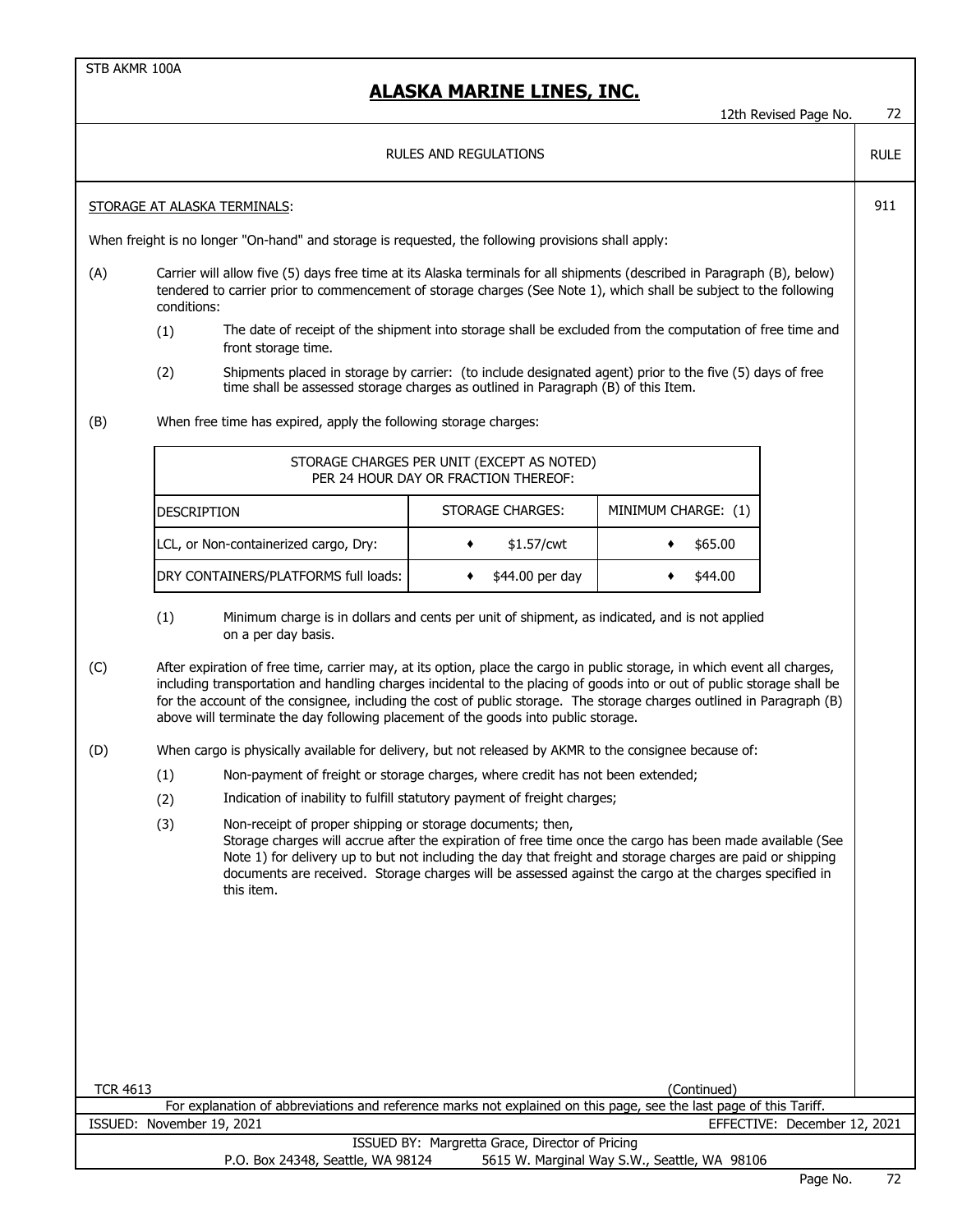## RULES AND REGULATIONS

RULE 911

STORAGE AT ALASKA TERMINALS:

When freight is no longer "On-hand" and storage is requested, the following provisions shall apply:

(A) Carrier will allow five (5) days free time at its Alaska terminals for all shipments (described in Paragraph (B), below) tendered to carrier prior to commencement of storage charges (See Note 1), which shall be subject to the following conditions:

(1) The date of receipt of the shipment into storage shall be excluded from the computation of free time and front storage time.

(2) Shipments placed in storage by carrier: (to include designated agent) prior to the five (5) days of free time shall be assessed storage charges as outlined in Paragraph (B) of this Item.

(B) When free time has expired, apply the following storage charges:

| STORAGE CHARGES PER UNIT (EXCEPT AS NOTED) PER 24 HOUR DAY OR FRACTION THEREOF: | | |
|---|---|---|
| DESCRIPTION | STORAGE CHARGES: | MINIMUM CHARGE: (1) |
| LCL, or Non-containerized cargo, Dry: | ♦ $1.57/cwt | ♦ $65.00 |
| DRY CONTAINERS/PLATFORMS full loads: | ♦ $44.00 per day | ♦ $44.00 |

(1) Minimum charge is in dollars and cents per unit of shipment, as indicated, and is not applied on a per day basis.

(C) After expiration of free time, carrier may, at its option, place the cargo in public storage, in which event all charges, including transportation and handling charges incidental to the placing of goods into or out of public storage shall be for the account of the consignee, including the cost of public storage. The storage charges outlined in Paragraph (B) above will terminate the day following placement of the goods into public storage.

(D) When cargo is physically available for delivery, but not released by AKMR to the consignee because of:

(1) Non-payment of freight or storage charges, where credit has not been extended;

(2) Indication of inability to fulfill statutory payment of freight charges;

(3) Non-receipt of proper shipping or storage documents; then,
Storage charges will accrue after the expiration of free time once the cargo has been made available (See Note 1) for delivery up to but not including the day that freight and storage charges are paid or shipping documents are received. Storage charges will be assessed against the cargo at the charges specified in this item.

TCR 4613

(Continued)

For explanation of abbreviations and reference marks not explained on this page, see the last page of this Tariff.

ISSUED: November 19, 2021 EFFECTIVE: December 12, 2021

ISSUED BY: Margretta Grace, Director of Pricing
P.O. Box 24348, Seattle, WA 98124 5615 W. Marginal Way S.W., Seattle, WA 98106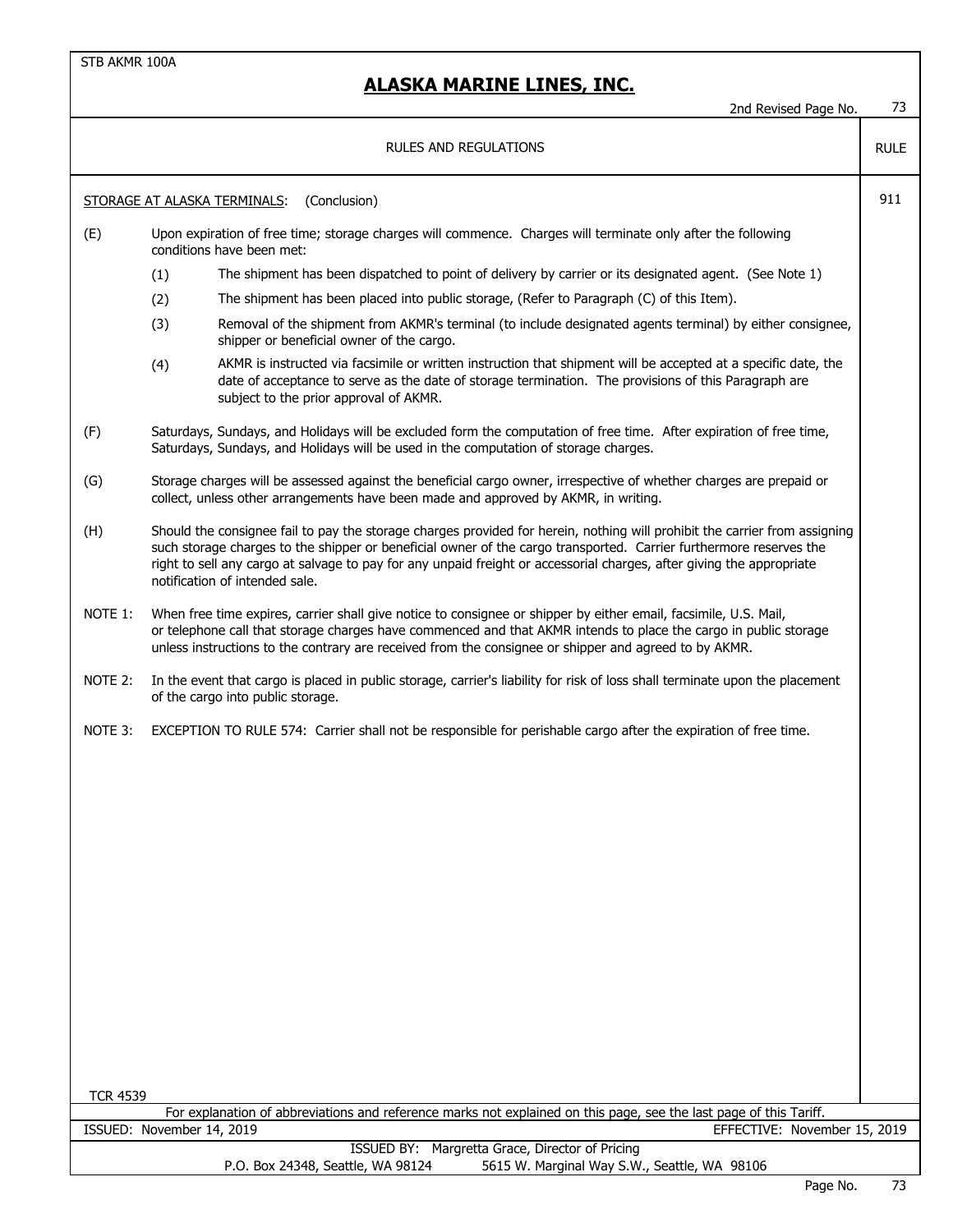STB AKMR 100A

# ALASKA MARINE LINES, INC.

2nd Revised Page No. 73

RULES AND REGULATIONS — RULE

STORAGE AT ALASKA TERMINALS: (Conclusion) — 911

(E) Upon expiration of free time; storage charges will commence. Charges will terminate only after the following conditions have been met:

(1) The shipment has been dispatched to point of delivery by carrier or its designated agent. (See Note 1)

(2) The shipment has been placed into public storage, (Refer to Paragraph (C) of this Item).

(3) Removal of the shipment from AKMR's terminal (to include designated agents terminal) by either consignee, shipper or beneficial owner of the cargo.

(4) AKMR is instructed via facsimile or written instruction that shipment will be accepted at a specific date, the date of acceptance to serve as the date of storage termination. The provisions of this Paragraph are subject to the prior approval of AKMR.

(F) Saturdays, Sundays, and Holidays will be excluded form the computation of free time. After expiration of free time, Saturdays, Sundays, and Holidays will be used in the computation of storage charges.

(G) Storage charges will be assessed against the beneficial cargo owner, irrespective of whether charges are prepaid or collect, unless other arrangements have been made and approved by AKMR, in writing.

(H) Should the consignee fail to pay the storage charges provided for herein, nothing will prohibit the carrier from assigning such storage charges to the shipper or beneficial owner of the cargo transported. Carrier furthermore reserves the right to sell any cargo at salvage to pay for any unpaid freight or accessorial charges, after giving the appropriate notification of intended sale.

NOTE 1: When free time expires, carrier shall give notice to consignee or shipper by either email, facsimile, U.S. Mail, or telephone call that storage charges have commenced and that AKMR intends to place the cargo in public storage unless instructions to the contrary are received from the consignee or shipper and agreed to by AKMR.

NOTE 2: In the event that cargo is placed in public storage, carrier's liability for risk of loss shall terminate upon the placement of the cargo into public storage.

NOTE 3: EXCEPTION TO RULE 574: Carrier shall not be responsible for perishable cargo after the expiration of free time.

TCR 4539

For explanation of abbreviations and reference marks not explained on this page, see the last page of this Tariff.

ISSUED: November 14, 2019 — EFFECTIVE: November 15, 2019

ISSUED BY: Margretta Grace, Director of Pricing

P.O. Box 24348, Seattle, WA 98124 — 5615 W. Marginal Way S.W., Seattle, WA 98106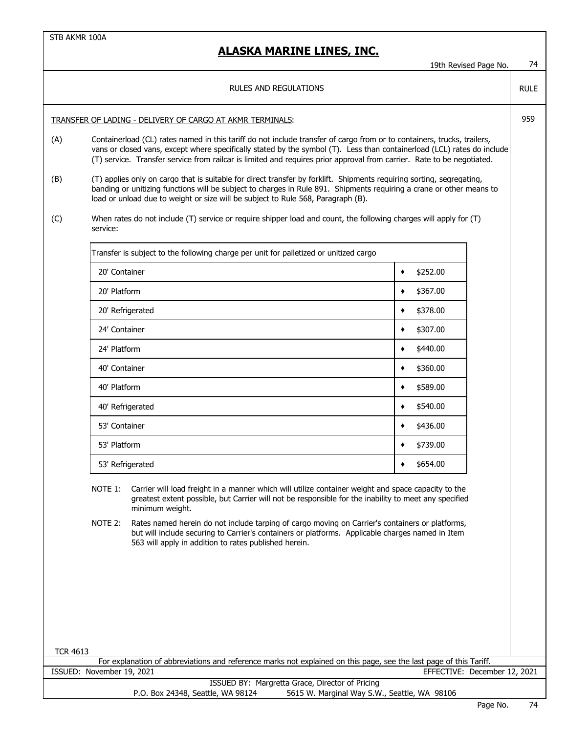# ALASKA MARINE LINES, INC.

RULES AND REGULATIONS

**RULE 959**

TRANSFER OF LADING - DELIVERY OF CARGO AT AKMR TERMINALS:

(A) Containerload (CL) rates named in this tariff do not include transfer of cargo from or to containers, trucks, trailers, vans or closed vans, except where specifically stated by the symbol (T). Less than containerload (LCL) rates do include (T) service. Transfer service from railcar is limited and requires prior approval from carrier. Rate to be negotiated.

(B) (T) applies only on cargo that is suitable for direct transfer by forklift. Shipments requiring sorting, segregating, banding or unitizing functions will be subject to charges in Rule 891. Shipments requiring a crane or other means to load or unload due to weight or size will be subject to Rule 568, Paragraph (B).

(C) When rates do not include (T) service or require shipper load and count, the following charges will apply for (T) service:

| Transfer is subject to the following charge per unit for palletized or unitized cargo | |
|---|---|
| 20' Container | ♦ $252.00 |
| 20' Platform | ♦ $367.00 |
| 20' Refrigerated | ♦ $378.00 |
| 24' Container | ♦ $307.00 |
| 24' Platform | ♦ $440.00 |
| 40' Container | ♦ $360.00 |
| 40' Platform | ♦ $589.00 |
| 40' Refrigerated | ♦ $540.00 |
| 53' Container | ♦ $436.00 |
| 53' Platform | ♦ $739.00 |
| 53' Refrigerated | ♦ $654.00 |

NOTE 1: Carrier will load freight in a manner which will utilize container weight and space capacity to the greatest extent possible, but Carrier will not be responsible for the inability to meet any specified minimum weight.

NOTE 2: Rates named herein do not include tarping of cargo moving on Carrier's containers or platforms, but will include securing to Carrier's containers or platforms. Applicable charges named in Item 563 will apply in addition to rates published herein.

TCR 4613

For explanation of abbreviations and reference marks not explained on this page, see the last page of this Tariff.

ISSUED: November 19, 2021 EFFECTIVE: December 12, 2021

ISSUED BY: Margretta Grace, Director of Pricing

P.O. Box 24348, Seattle, WA 98124 5615 W. Marginal Way S.W., Seattle, WA 98106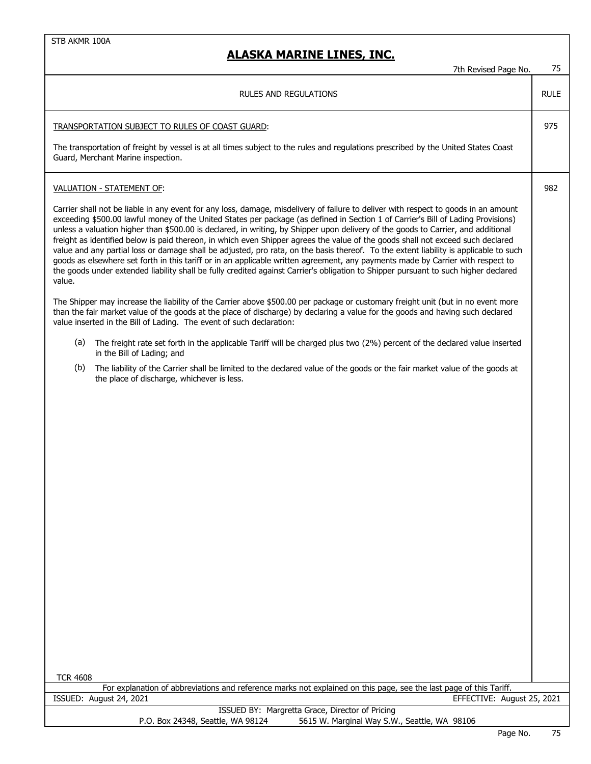STB AKMR 100A

# ALASKA MARINE LINES, INC.

7th Revised Page No. 75

| RULES AND REGULATIONS | RULE |
|---|---|

## TRANSPORTATION SUBJECT TO RULES OF COAST GUARD: — Rule 975

The transportation of freight by vessel is at all times subject to the rules and regulations prescribed by the United States Coast Guard, Merchant Marine inspection.

## VALUATION - STATEMENT OF: — Rule 982

Carrier shall not be liable in any event for any loss, damage, misdelivery of failure to deliver with respect to goods in an amount exceeding $500.00 lawful money of the United States per package (as defined in Section 1 of Carrier's Bill of Lading Provisions) unless a valuation higher than $500.00 is declared, in writing, by Shipper upon delivery of the goods to Carrier, and additional freight as identified below is paid thereon, in which even Shipper agrees the value of the goods shall not exceed such declared value and any partial loss or damage shall be adjusted, pro rata, on the basis thereof. To the extent liability is applicable to such goods as elsewhere set forth in this tariff or in an applicable written agreement, any payments made by Carrier with respect to the goods under extended liability shall be fully credited against Carrier's obligation to Shipper pursuant to such higher declared value.

The Shipper may increase the liability of the Carrier above $500.00 per package or customary freight unit (but in no event more than the fair market value of the goods at the place of discharge) by declaring a value for the goods and having such declared value inserted in the Bill of Lading. The event of such declaration:

(a) The freight rate set forth in the applicable Tariff will be charged plus two (2%) percent of the declared value inserted in the Bill of Lading; and

(b) The liability of the Carrier shall be limited to the declared value of the goods or the fair market value of the goods at the place of discharge, whichever is less.

TCR 4608

For explanation of abbreviations and reference marks not explained on this page, see the last page of this Tariff.

ISSUED: August 24, 2021 EFFECTIVE: August 25, 2021

ISSUED BY: Margretta Grace, Director of Pricing
P.O. Box 24348, Seattle, WA 98124 5615 W. Marginal Way S.W., Seattle, WA 98106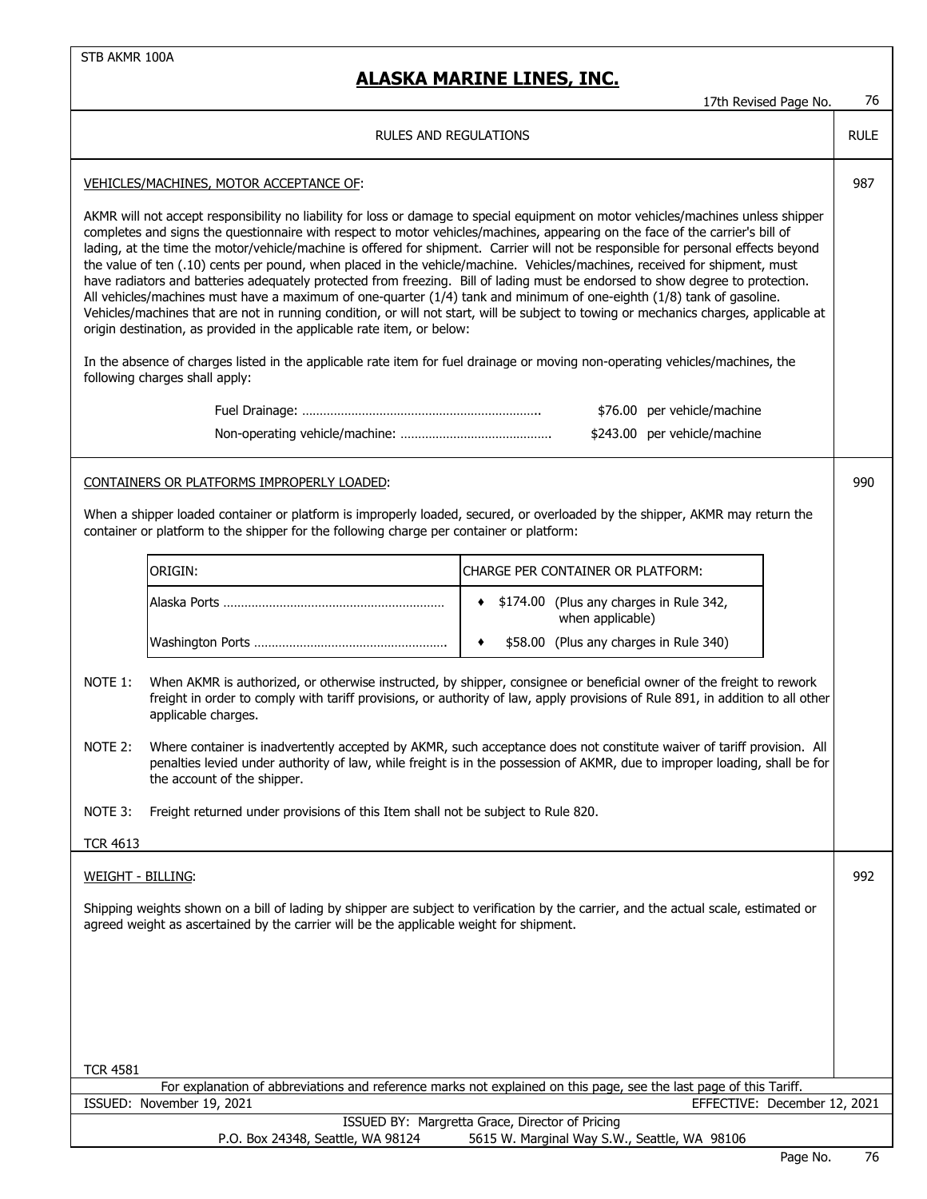RULES AND REGULATIONS — RULE

## VEHICLES/MACHINES, MOTOR ACCEPTANCE OF: — 987

AKMR will not accept responsibility no liability for loss or damage to special equipment on motor vehicles/machines unless shipper completes and signs the questionnaire with respect to motor vehicles/machines, appearing on the face of the carrier's bill of lading, at the time the motor/vehicle/machine is offered for shipment. Carrier will not be responsible for personal effects beyond the value of ten (.10) cents per pound, when placed in the vehicle/machine. Vehicles/machines, received for shipment, must have radiators and batteries adequately protected from freezing. Bill of lading must be endorsed to show degree to protection. All vehicles/machines must have a maximum of one-quarter (1/4) tank and minimum of one-eighth (1/8) tank of gasoline. Vehicles/machines that are not in running condition, or will not start, will be subject to towing or mechanics charges, applicable at origin destination, as provided in the applicable rate item, or below:

In the absence of charges listed in the applicable rate item for fuel drainage or moving non-operating vehicles/machines, the following charges shall apply:

| | |
|---|---|
| Fuel Drainage: ............ | $76.00 per vehicle/machine |
| Non-operating vehicle/machine: ............ | $243.00 per vehicle/machine |

## CONTAINERS OR PLATFORMS IMPROPERLY LOADED: — 990

When a shipper loaded container or platform is improperly loaded, secured, or overloaded by the shipper, AKMR may return the container or platform to the shipper for the following charge per container or platform:

| ORIGIN: | CHARGE PER CONTAINER OR PLATFORM: |
|---|---|
| Alaska Ports ............ | ♦ $174.00 (Plus any charges in Rule 342, when applicable) |
| Washington Ports ............ | ♦ $58.00 (Plus any charges in Rule 340) |

NOTE 1: When AKMR is authorized, or otherwise instructed, by shipper, consignee or beneficial owner of the freight to rework freight in order to comply with tariff provisions, or authority of law, apply provisions of Rule 891, in addition to all other applicable charges.

NOTE 2: Where container is inadvertently accepted by AKMR, such acceptance does not constitute waiver of tariff provision. All penalties levied under authority of law, while freight is in the possession of AKMR, due to improper loading, shall be for the account of the shipper.

NOTE 3: Freight returned under provisions of this Item shall not be subject to Rule 820.

TCR 4613

## WEIGHT - BILLING: — 992

Shipping weights shown on a bill of lading by shipper are subject to verification by the carrier, and the actual scale, estimated or agreed weight as ascertained by the carrier will be the applicable weight for shipment.

TCR 4581

For explanation of abbreviations and reference marks not explained on this page, see the last page of this Tariff.

ISSUED: November 19, 2021 — EFFECTIVE: December 12, 2021

ISSUED BY: Margretta Grace, Director of Pricing
P.O. Box 24348, Seattle, WA 98124 — 5615 W. Marginal Way S.W., Seattle, WA 98106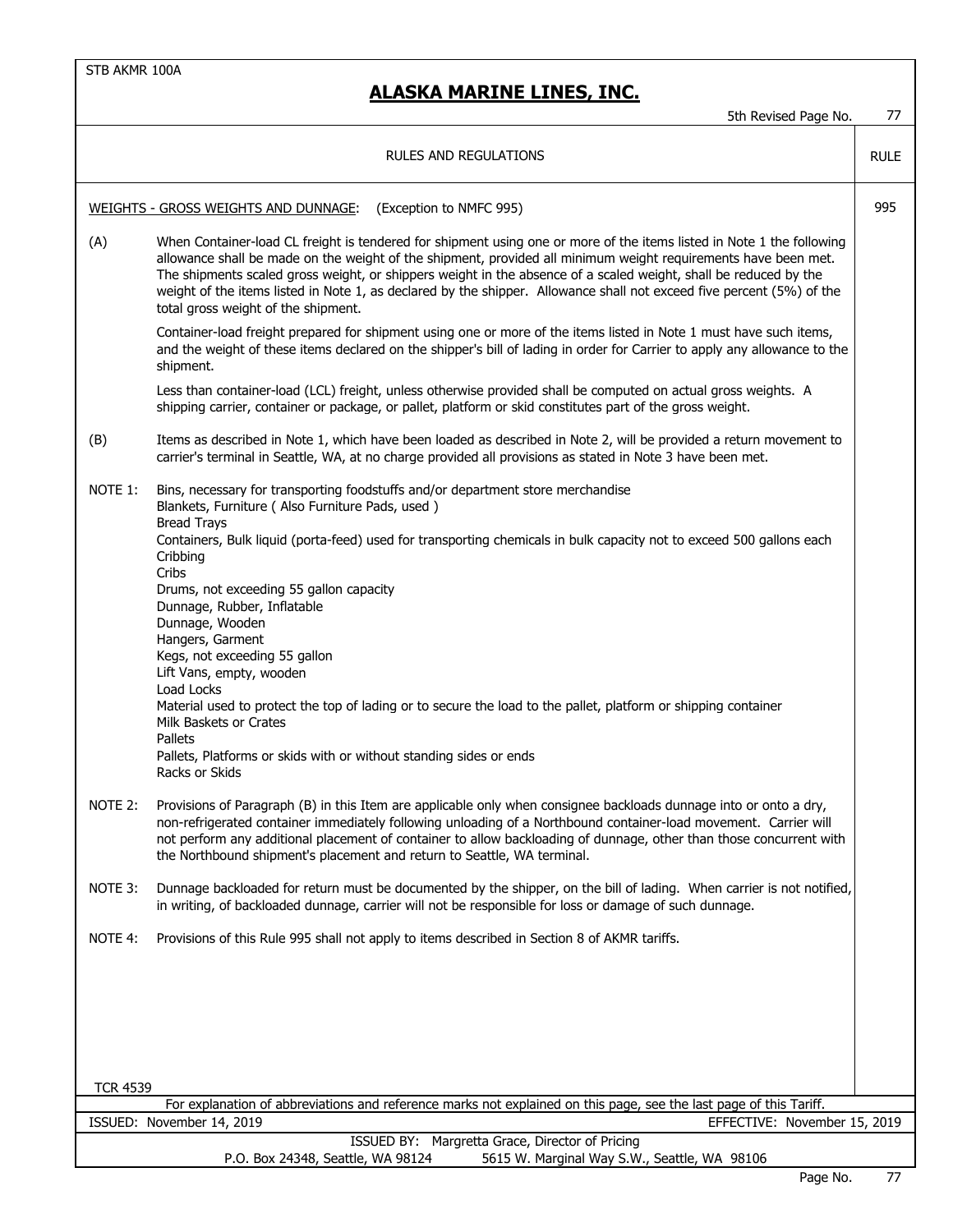STB AKMR 100A

# ALASKA MARINE LINES, INC.

5th Revised Page No. 77

RULES AND REGULATIONS — RULE

**WEIGHTS - GROSS WEIGHTS AND DUNNAGE:** (Exception to NMFC 995) — 995

(A) When Container-load CL freight is tendered for shipment using one or more of the items listed in Note 1 the following allowance shall be made on the weight of the shipment, provided all minimum weight requirements have been met. The shipments scaled gross weight, or shippers weight in the absence of a scaled weight, shall be reduced by the weight of the items listed in Note 1, as declared by the shipper. Allowance shall not exceed five percent (5%) of the total gross weight of the shipment.

Container-load freight prepared for shipment using one or more of the items listed in Note 1 must have such items, and the weight of these items declared on the shipper's bill of lading in order for Carrier to apply any allowance to the shipment.

Less than container-load (LCL) freight, unless otherwise provided shall be computed on actual gross weights. A shipping carrier, container or package, or pallet, platform or skid constitutes part of the gross weight.

(B) Items as described in Note 1, which have been loaded as described in Note 2, will be provided a return movement to carrier's terminal in Seattle, WA, at no charge provided all provisions as stated in Note 3 have been met.

NOTE 1:
- Bins, necessary for transporting foodstuffs and/or department store merchandise
- Blankets, Furniture ( Also Furniture Pads, used )
- Bread Trays
- Containers, Bulk liquid (porta-feed) used for transporting chemicals in bulk capacity not to exceed 500 gallons each
- Cribbing
- Cribs
- Drums, not exceeding 55 gallon capacity
- Dunnage, Rubber, Inflatable
- Dunnage, Wooden
- Hangers, Garment
- Kegs, not exceeding 55 gallon
- Lift Vans, empty, wooden
- Load Locks
- Material used to protect the top of lading or to secure the load to the pallet, platform or shipping container
- Milk Baskets or Crates
- Pallets
- Pallets, Platforms or skids with or without standing sides or ends
- Racks or Skids

NOTE 2: Provisions of Paragraph (B) in this Item are applicable only when consignee backloads dunnage into or onto a dry, non-refrigerated container immediately following unloading of a Northbound container-load movement. Carrier will not perform any additional placement of container to allow backloading of dunnage, other than those concurrent with the Northbound shipment's placement and return to Seattle, WA terminal.

NOTE 3: Dunnage backloaded for return must be documented by the shipper, on the bill of lading. When carrier is not notified, in writing, of backloaded dunnage, carrier will not be responsible for loss or damage of such dunnage.

NOTE 4: Provisions of this Rule 995 shall not apply to items described in Section 8 of AKMR tariffs.

TCR 4539

For explanation of abbreviations and reference marks not explained on this page, see the last page of this Tariff.

ISSUED: November 14, 2019 — EFFECTIVE: November 15, 2019

ISSUED BY: Margretta Grace, Director of Pricing
P.O. Box 24348, Seattle, WA 98124 — 5615 W. Marginal Way S.W., Seattle, WA 98106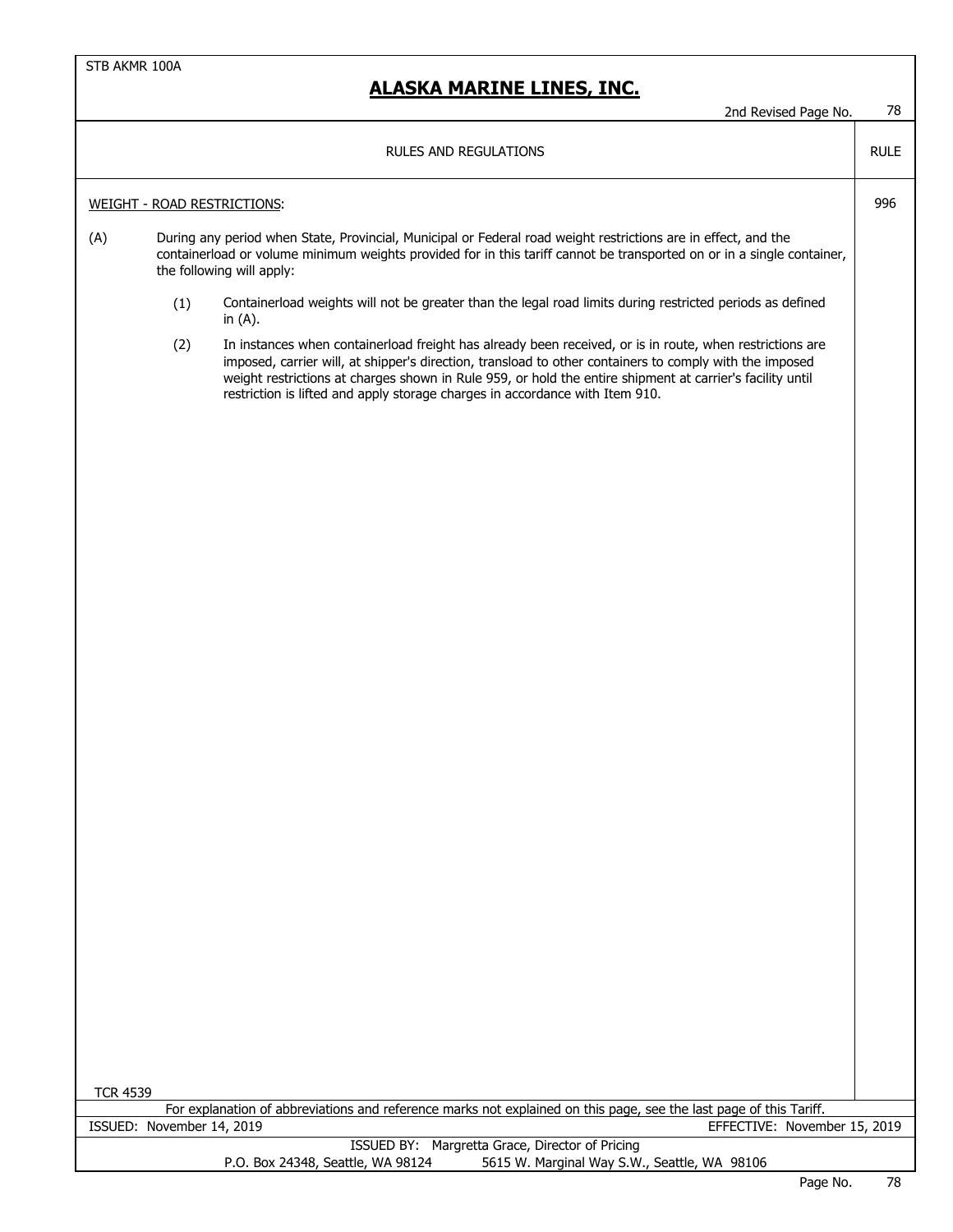STB AKMR 100A

# ALASKA MARINE LINES, INC.

2nd Revised Page No. 78

RULES AND REGULATIONS — RULE

**WEIGHT - ROAD RESTRICTIONS:** — Rule 996

(A) During any period when State, Provincial, Municipal or Federal road weight restrictions are in effect, and the containerload or volume minimum weights provided for in this tariff cannot be transported on or in a single container, the following will apply:

- (1) Containerload weights will not be greater than the legal road limits during restricted periods as defined in (A).
- (2) In instances when containerload freight has already been received, or is in route, when restrictions are imposed, carrier will, at shipper's direction, transload to other containers to comply with the imposed weight restrictions at charges shown in Rule 959, or hold the entire shipment at carrier's facility until restriction is lifted and apply storage charges in accordance with Item 910.

TCR 4539

For explanation of abbreviations and reference marks not explained on this page, see the last page of this Tariff.

ISSUED: November 14, 2019 — EFFECTIVE: November 15, 2019

ISSUED BY: Margretta Grace, Director of Pricing

P.O. Box 24348, Seattle, WA 98124 — 5615 W. Marginal Way S.W., Seattle, WA 98106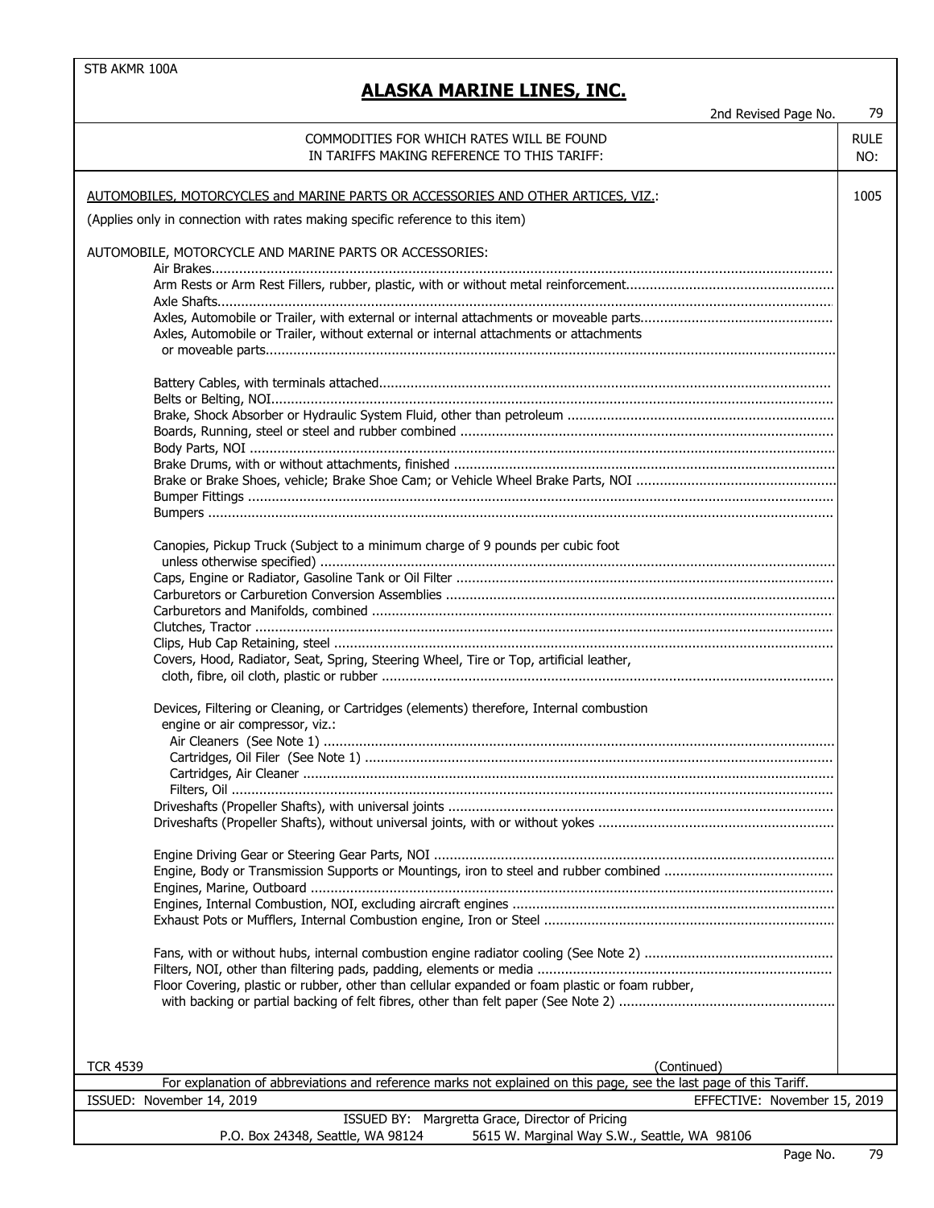STB AKMR 100A

# ALASKA MARINE LINES, INC.

2nd Revised Page No. 79

| COMMODITIES FOR WHICH RATES WILL BE FOUND IN TARIFFS MAKING REFERENCE TO THIS TARIFF: | RULE NO: |
|---|---|
| AUTOMOBILES, MOTORCYCLES and MARINE PARTS OR ACCESSORIES AND OTHER ARTICES, VIZ.: | 1005 |

(Applies only in connection with rates making specific reference to this item)

AUTOMOBILE, MOTORCYCLE AND MARINE PARTS OR ACCESSORIES:

- Air Brakes
- Arm Rests or Arm Rest Fillers, rubber, plastic, with or without metal reinforcement
- Axle Shafts
- Axles, Automobile or Trailer, with external or internal attachments or moveable parts
- Axles, Automobile or Trailer, without external or internal attachments or attachments or moveable parts

- Battery Cables, with terminals attached
- Belts or Belting, NOI
- Brake, Shock Absorber or Hydraulic System Fluid, other than petroleum
- Boards, Running, steel or steel and rubber combined
- Body Parts, NOI
- Brake Drums, with or without attachments, finished
- Brake or Brake Shoes, vehicle; Brake Shoe Cam; or Vehicle Wheel Brake Parts, NOI
- Bumper Fittings
- Bumpers

- Canopies, Pickup Truck (Subject to a minimum charge of 9 pounds per cubic foot unless otherwise specified)
- Caps, Engine or Radiator, Gasoline Tank or Oil Filter
- Carburetors or Carburetion Conversion Assemblies
- Carburetors and Manifolds, combined
- Clutches, Tractor
- Clips, Hub Cap Retaining, steel
- Covers, Hood, Radiator, Seat, Spring, Steering Wheel, Tire or Top, artificial leather, cloth, fibre, oil cloth, plastic or rubber

- Devices, Filtering or Cleaning, or Cartridges (elements) therefore, Internal combustion engine or air compressor, viz.:
  - Air Cleaners (See Note 1)
  - Cartridges, Oil Filer (See Note 1)
  - Cartridges, Air Cleaner
  - Filters, Oil
- Driveshafts (Propeller Shafts), with universal joints
- Driveshafts (Propeller Shafts), without universal joints, with or without yokes

- Engine Driving Gear or Steering Gear Parts, NOI
- Engine, Body or Transmission Supports or Mountings, iron to steel and rubber combined
- Engines, Marine, Outboard
- Engines, Internal Combustion, NOI, excluding aircraft engines
- Exhaust Pots or Mufflers, Internal Combustion engine, Iron or Steel

- Fans, with or without hubs, internal combustion engine radiator cooling (See Note 2)
- Filters, NOI, other than filtering pads, padding, elements or media
- Floor Covering, plastic or rubber, other than cellular expanded or foam plastic or foam rubber, with backing or partial backing of felt fibres, other than felt paper (See Note 2)

TCR 4539 (Continued)

For explanation of abbreviations and reference marks not explained on this page, see the last page of this Tariff.

ISSUED: November 14, 2019 EFFECTIVE: November 15, 2019

ISSUED BY: Margretta Grace, Director of Pricing
P.O. Box 24348, Seattle, WA 98124 5615 W. Marginal Way S.W., Seattle, WA 98106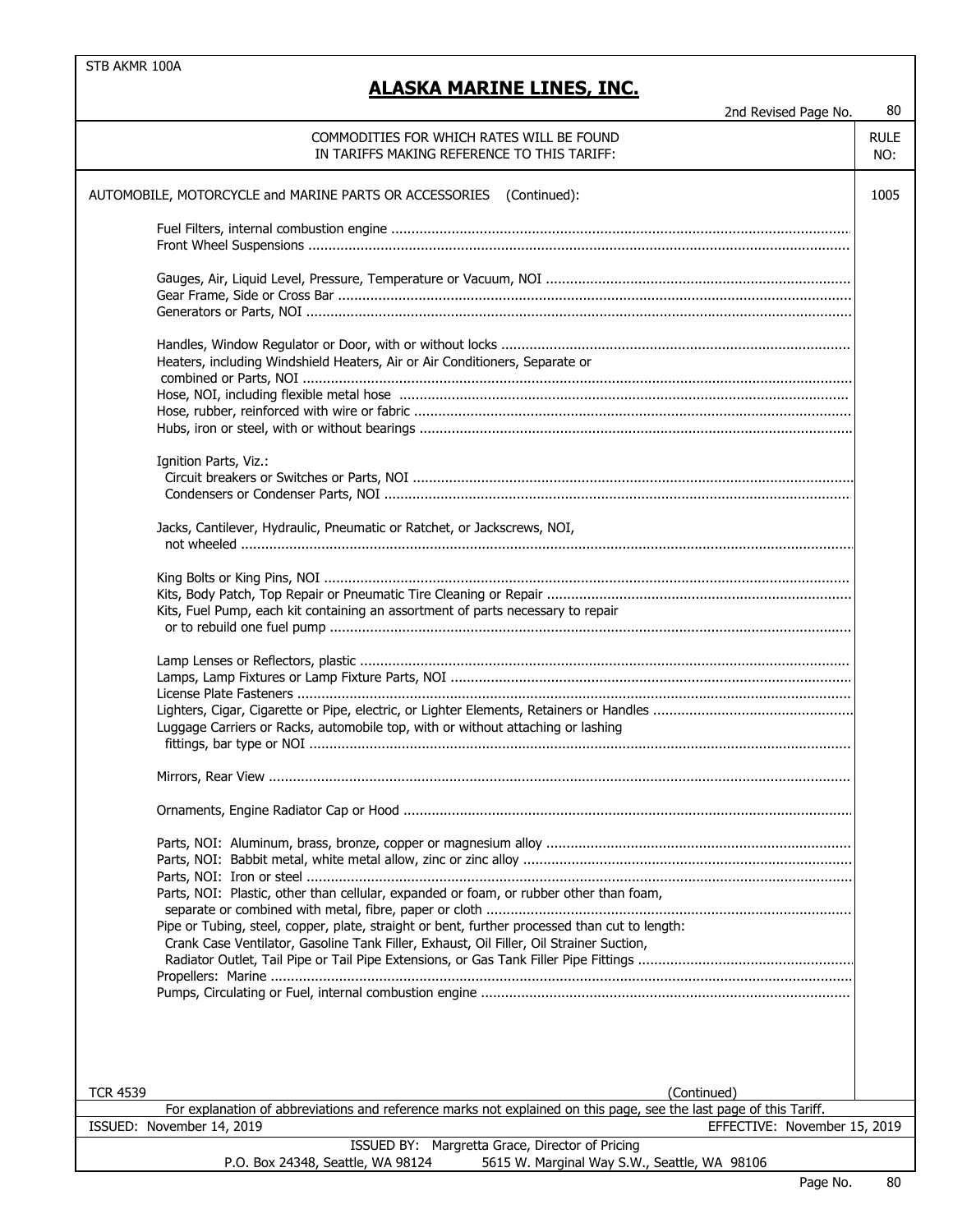STB AKMR 100A

# ALASKA MARINE LINES, INC.

2nd Revised Page No. 80

| COMMODITIES FOR WHICH RATES WILL BE FOUND IN TARIFFS MAKING REFERENCE TO THIS TARIFF: | RULE NO: |
|---|---|
| AUTOMOBILE, MOTORCYCLE and MARINE PARTS OR ACCESSORIES (Continued): | 1005 |

Fuel Filters, internal combustion engine
Front Wheel Suspensions

Gauges, Air, Liquid Level, Pressure, Temperature or Vacuum, NOI
Gear Frame, Side or Cross Bar
Generators or Parts, NOI

Handles, Window Regulator or Door, with or without locks
Heaters, including Windshield Heaters, Air or Air Conditioners, Separate or combined or Parts, NOI
Hose, NOI, including flexible metal hose
Hose, rubber, reinforced with wire or fabric
Hubs, iron or steel, with or without bearings

Ignition Parts, Viz.:
- Circuit breakers or Switches or Parts, NOI
- Condensers or Condenser Parts, NOI

Jacks, Cantilever, Hydraulic, Pneumatic or Ratchet, or Jackscrews, NOI, not wheeled

King Bolts or King Pins, NOI
Kits, Body Patch, Top Repair or Pneumatic Tire Cleaning or Repair
Kits, Fuel Pump, each kit containing an assortment of parts necessary to repair or to rebuild one fuel pump

Lamp Lenses or Reflectors, plastic
Lamps, Lamp Fixtures or Lamp Fixture Parts, NOI
License Plate Fasteners
Lighters, Cigar, Cigarette or Pipe, electric, or Lighter Elements, Retainers or Handles
Luggage Carriers or Racks, automobile top, with or without attaching or lashing fittings, bar type or NOI

Mirrors, Rear View

Ornaments, Engine Radiator Cap or Hood

Parts, NOI: Aluminum, brass, bronze, copper or magnesium alloy
Parts, NOI: Babbit metal, white metal allow, zinc or zinc alloy
Parts, NOI: Iron or steel
Parts, NOI: Plastic, other than cellular, expanded or foam, or rubber other than foam, separate or combined with metal, fibre, paper or cloth
Pipe or Tubing, steel, copper, plate, straight or bent, further processed than cut to length: Crank Case Ventilator, Gasoline Tank Filler, Exhaust, Oil Filler, Oil Strainer Suction, Radiator Outlet, Tail Pipe or Tail Pipe Extensions, or Gas Tank Filler Pipe Fittings
Propellers: Marine
Pumps, Circulating or Fuel, internal combustion engine

TCR 4539 (Continued)

For explanation of abbreviations and reference marks not explained on this page, see the last page of this Tariff.

ISSUED: November 14, 2019 EFFECTIVE: November 15, 2019

ISSUED BY: Margretta Grace, Director of Pricing
P.O. Box 24348, Seattle, WA 98124 5615 W. Marginal Way S.W., Seattle, WA 98106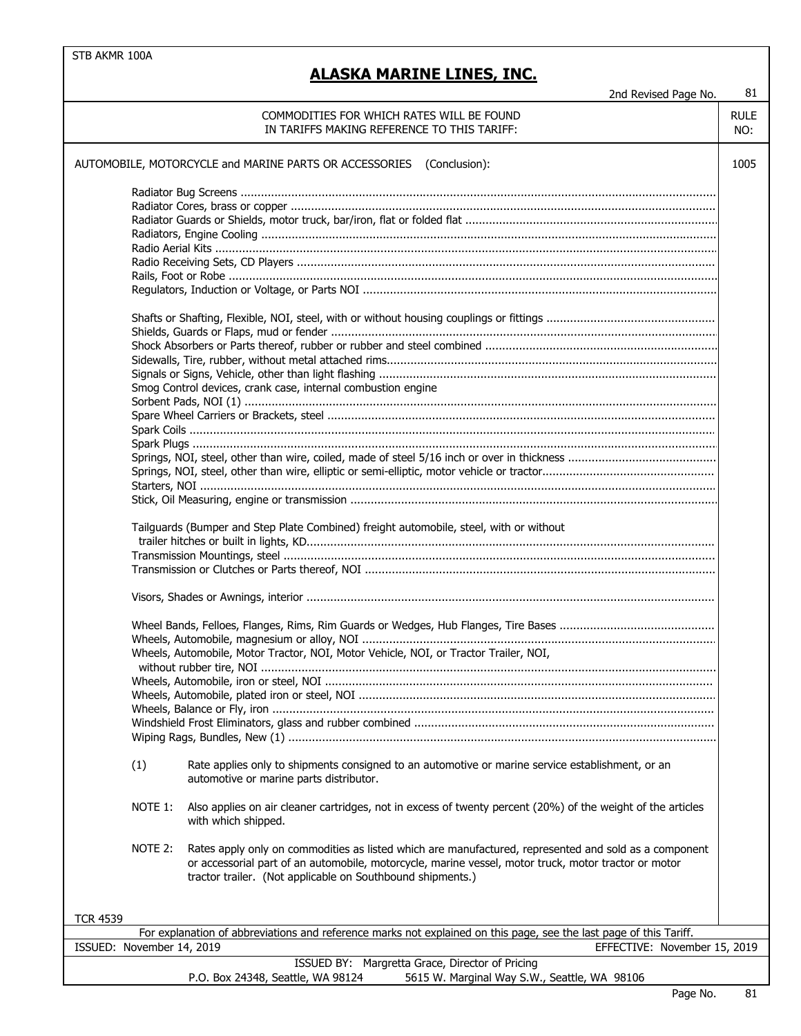STB AKMR 100A

# ALASKA MARINE LINES, INC.

2nd Revised Page No. 81

| COMMODITIES FOR WHICH RATES WILL BE FOUND IN TARIFFS MAKING REFERENCE TO THIS TARIFF: | RULE NO: |
|---|---|
| AUTOMOBILE, MOTORCYCLE and MARINE PARTS OR ACCESSORIES (Conclusion): | 1005 |

- Radiator Bug Screens
- Radiator Cores, brass or copper
- Radiator Guards or Shields, motor truck, bar/iron, flat or folded flat
- Radiators, Engine Cooling
- Radio Aerial Kits
- Radio Receiving Sets, CD Players
- Rails, Foot or Robe
- Regulators, Induction or Voltage, or Parts NOI

- Shafts or Shafting, Flexible, NOI, steel, with or without housing couplings or fittings
- Shields, Guards or Flaps, mud or fender
- Shock Absorbers or Parts thereof, rubber or rubber and steel combined
- Sidewalls, Tire, rubber, without metal attached rims
- Signals or Signs, Vehicle, other than light flashing
- Smog Control devices, crank case, internal combustion engine
- Sorbent Pads, NOI (1)
- Spare Wheel Carriers or Brackets, steel
- Spark Coils
- Spark Plugs
- Springs, NOI, steel, other than wire, coiled, made of steel 5/16 inch or over in thickness
- Springs, NOI, steel, other than wire, elliptic or semi-elliptic, motor vehicle or tractor
- Starters, NOI
- Stick, Oil Measuring, engine or transmission

- Tailguards (Bumper and Step Plate Combined) freight automobile, steel, with or without trailer hitches or built in lights, KD
- Transmission Mountings, steel
- Transmission or Clutches or Parts thereof, NOI

- Visors, Shades or Awnings, interior

- Wheel Bands, Felloes, Flanges, Rims, Rim Guards or Wedges, Hub Flanges, Tire Bases
- Wheels, Automobile, magnesium or alloy, NOI
- Wheels, Automobile, Motor Tractor, NOI, Motor Vehicle, NOI, or Tractor Trailer, NOI, without rubber tire, NOI
- Wheels, Automobile, iron or steel, NOI
- Wheels, Automobile, plated iron or steel, NOI
- Wheels, Balance or Fly, iron
- Windshield Frost Eliminators, glass and rubber combined
- Wiping Rags, Bundles, New (1)

(1) Rate applies only to shipments consigned to an automotive or marine service establishment, or an automotive or marine parts distributor.

NOTE 1: Also applies on air cleaner cartridges, not in excess of twenty percent (20%) of the weight of the articles with which shipped.

NOTE 2: Rates apply only on commodities as listed which are manufactured, represented and sold as a component or accessorial part of an automobile, motorcycle, marine vessel, motor truck, motor tractor or motor tractor trailer. (Not applicable on Southbound shipments.)

TCR 4539

For explanation of abbreviations and reference marks not explained on this page, see the last page of this Tariff.

ISSUED: November 14, 2019 EFFECTIVE: November 15, 2019

ISSUED BY: Margretta Grace, Director of Pricing

P.O. Box 24348, Seattle, WA 98124 5615 W. Marginal Way S.W., Seattle, WA 98106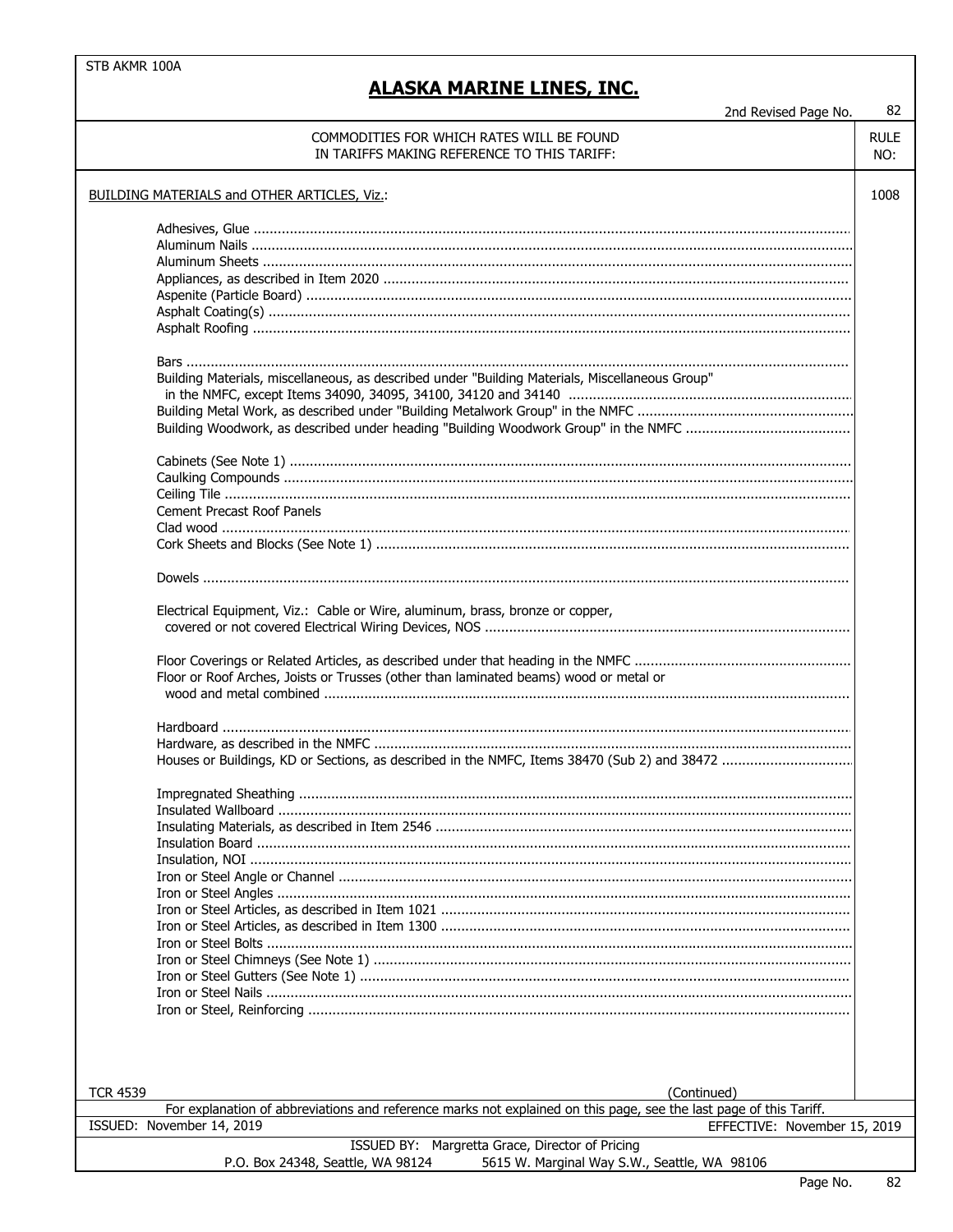STB AKMR 100A

# ALASKA MARINE LINES, INC.

2nd Revised Page No. 82

| COMMODITIES FOR WHICH RATES WILL BE FOUND IN TARIFFS MAKING REFERENCE TO THIS TARIFF: | RULE NO: |
|---|---|
| BUILDING MATERIALS and OTHER ARTICLES, Viz.: | 1008 |

Adhesives, Glue
Aluminum Nails
Aluminum Sheets
Appliances, as described in Item 2020
Aspenite (Particle Board)
Asphalt Coating(s)
Asphalt Roofing

Bars
Building Materials, miscellaneous, as described under "Building Materials, Miscellaneous Group" in the NMFC, except Items 34090, 34095, 34100, 34120 and 34140
Building Metal Work, as described under "Building Metalwork Group" in the NMFC
Building Woodwork, as described under heading "Building Woodwork Group" in the NMFC

Cabinets (See Note 1)
Caulking Compounds
Ceiling Tile
Cement Precast Roof Panels
Clad wood
Cork Sheets and Blocks (See Note 1)

Dowels

Electrical Equipment, Viz.: Cable or Wire, aluminum, brass, bronze or copper, covered or not covered Electrical Wiring Devices, NOS

Floor Coverings or Related Articles, as described under that heading in the NMFC
Floor or Roof Arches, Joists or Trusses (other than laminated beams) wood or metal or wood and metal combined

Hardboard
Hardware, as described in the NMFC
Houses or Buildings, KD or Sections, as described in the NMFC, Items 38470 (Sub 2) and 38472

Impregnated Sheathing
Insulated Wallboard
Insulating Materials, as described in Item 2546
Insulation Board
Insulation, NOI
Iron or Steel Angle or Channel
Iron or Steel Angles
Iron or Steel Articles, as described in Item 1021
Iron or Steel Articles, as described in Item 1300
Iron or Steel Bolts
Iron or Steel Chimneys (See Note 1)
Iron or Steel Gutters (See Note 1)
Iron or Steel Nails
Iron or Steel, Reinforcing

TCR 4539 (Continued)

For explanation of abbreviations and reference marks not explained on this page, see the last page of this Tariff.

ISSUED: November 14, 2019 EFFECTIVE: November 15, 2019

ISSUED BY: Margretta Grace, Director of Pricing
P.O. Box 24348, Seattle, WA 98124 5615 W. Marginal Way S.W., Seattle, WA 98106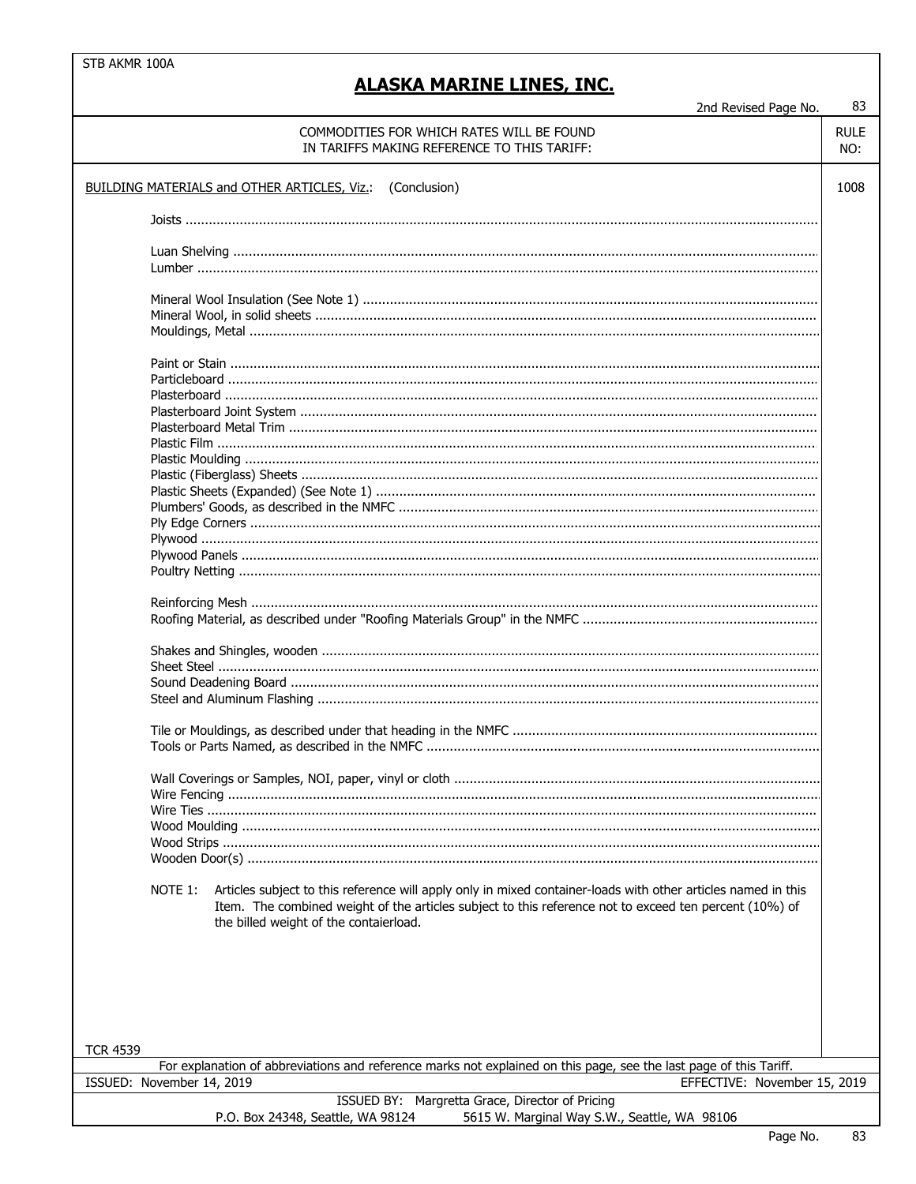STB AKMR 100A

# ALASKA MARINE LINES, INC.

2nd Revised Page No. 83

| COMMODITIES FOR WHICH RATES WILL BE FOUND IN TARIFFS MAKING REFERENCE TO THIS TARIFF: | RULE NO: |
|---|---|
| BUILDING MATERIALS and OTHER ARTICLES, Viz.: (Conclusion) | 1008 |

Joists

Luan Shelving
Lumber

Mineral Wool Insulation (See Note 1)
Mineral Wool, in solid sheets
Mouldings, Metal

Paint or Stain
Particleboard
Plasterboard
Plasterboard Joint System
Plasterboard Metal Trim
Plastic Film
Plastic Moulding
Plastic (Fiberglass) Sheets
Plastic Sheets (Expanded) (See Note 1)
Plumbers' Goods, as described in the NMFC
Ply Edge Corners
Plywood
Plywood Panels
Poultry Netting

Reinforcing Mesh
Roofing Material, as described under "Roofing Materials Group" in the NMFC

Shakes and Shingles, wooden
Sheet Steel
Sound Deadening Board
Steel and Aluminum Flashing

Tile or Mouldings, as described under that heading in the NMFC
Tools or Parts Named, as described in the NMFC

Wall Coverings or Samples, NOI, paper, vinyl or cloth
Wire Fencing
Wire Ties
Wood Moulding
Wood Strips
Wooden Door(s)

NOTE 1: Articles subject to this reference will apply only in mixed container-loads with other articles named in this Item. The combined weight of the articles subject to this reference not to exceed ten percent (10%) of the billed weight of the contaierload.

TCR 4539

For explanation of abbreviations and reference marks not explained on this page, see the last page of this Tariff.

ISSUED: November 14, 2019 EFFECTIVE: November 15, 2019

ISSUED BY: Margretta Grace, Director of Pricing
P.O. Box 24348, Seattle, WA 98124 5615 W. Marginal Way S.W., Seattle, WA 98106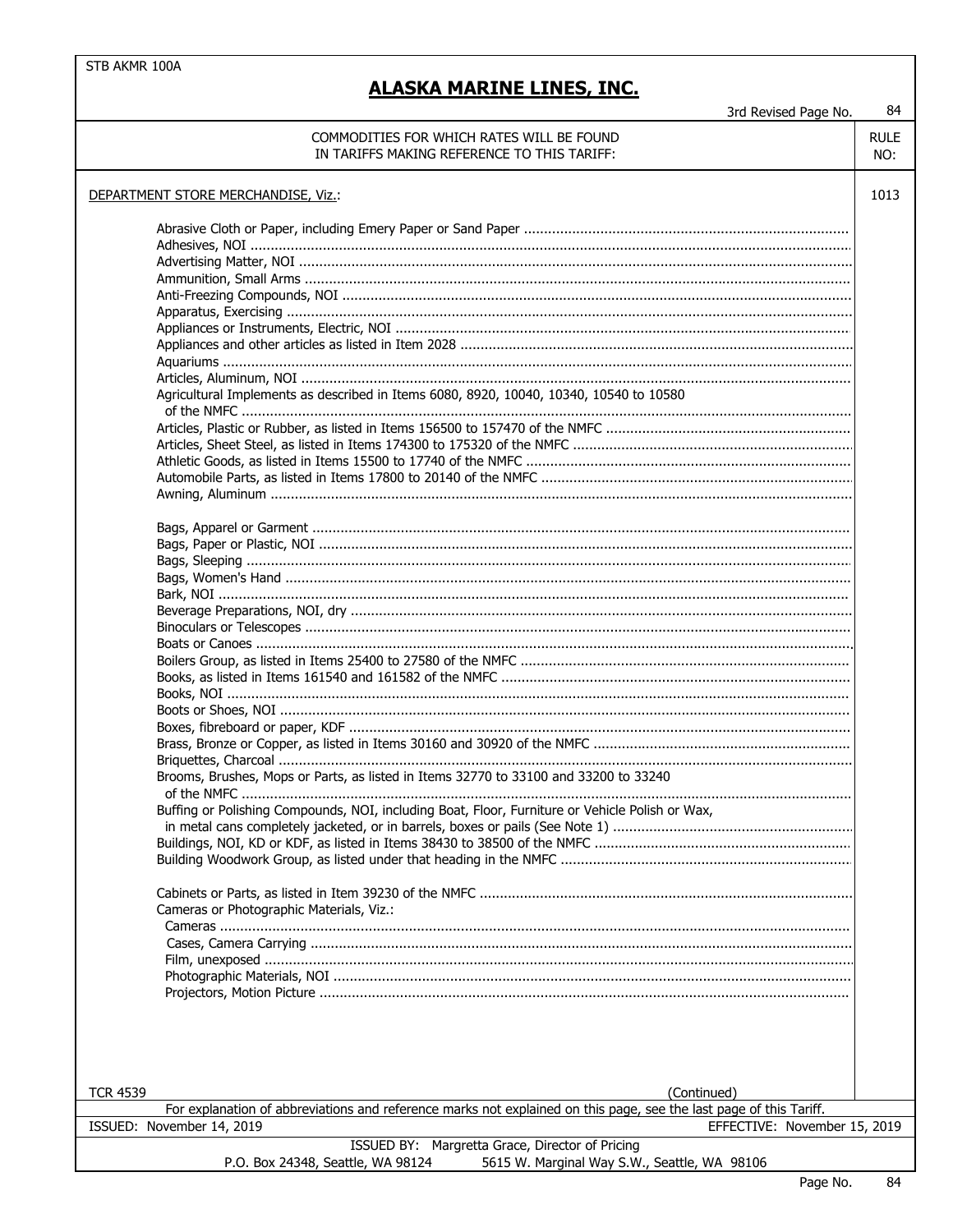STB AKMR 100A

# ALASKA MARINE LINES, INC.

3rd Revised Page No. 84

| COMMODITIES FOR WHICH RATES WILL BE FOUND IN TARIFFS MAKING REFERENCE TO THIS TARIFF: | RULE NO: |
|---|---|
| DEPARTMENT STORE MERCHANDISE, Viz.: | 1013 |

Abrasive Cloth or Paper, including Emery Paper or Sand Paper
Adhesives, NOI
Advertising Matter, NOI
Ammunition, Small Arms
Anti-Freezing Compounds, NOI
Apparatus, Exercising
Appliances or Instruments, Electric, NOI
Appliances and other articles as listed in Item 2028
Aquariums
Articles, Aluminum, NOI
Agricultural Implements as described in Items 6080, 8920, 10040, 10340, 10540 to 10580 of the NMFC
Articles, Plastic or Rubber, as listed in Items 156500 to 157470 of the NMFC
Articles, Sheet Steel, as listed in Items 174300 to 175320 of the NMFC
Athletic Goods, as listed in Items 15500 to 17740 of the NMFC
Automobile Parts, as listed in Items 17800 to 20140 of the NMFC
Awning, Aluminum

Bags, Apparel or Garment
Bags, Paper or Plastic, NOI
Bags, Sleeping
Bags, Women's Hand
Bark, NOI
Beverage Preparations, NOI, dry
Binoculars or Telescopes
Boats or Canoes
Boilers Group, as listed in Items 25400 to 27580 of the NMFC
Books, as listed in Items 161540 and 161582 of the NMFC
Books, NOI
Boots or Shoes, NOI
Boxes, fibreboard or paper, KDF
Brass, Bronze or Copper, as listed in Items 30160 and 30920 of the NMFC
Briquettes, Charcoal
Brooms, Brushes, Mops or Parts, as listed in Items 32770 to 33100 and 33200 to 33240 of the NMFC
Buffing or Polishing Compounds, NOI, including Boat, Floor, Furniture or Vehicle Polish or Wax, in metal cans completely jacketed, or in barrels, boxes or pails (See Note 1)
Buildings, NOI, KD or KDF, as listed in Items 38430 to 38500 of the NMFC
Building Woodwork Group, as listed under that heading in the NMFC

Cabinets or Parts, as listed in Item 39230 of the NMFC
Cameras or Photographic Materials, Viz.:
- Cameras
- Cases, Camera Carrying
- Film, unexposed
- Photographic Materials, NOI
- Projectors, Motion Picture

TCR 4539 (Continued)

For explanation of abbreviations and reference marks not explained on this page, see the last page of this Tariff.

ISSUED: November 14, 2019 EFFECTIVE: November 15, 2019

ISSUED BY: Margretta Grace, Director of Pricing
P.O. Box 24348, Seattle, WA 98124 5615 W. Marginal Way S.W., Seattle, WA 98106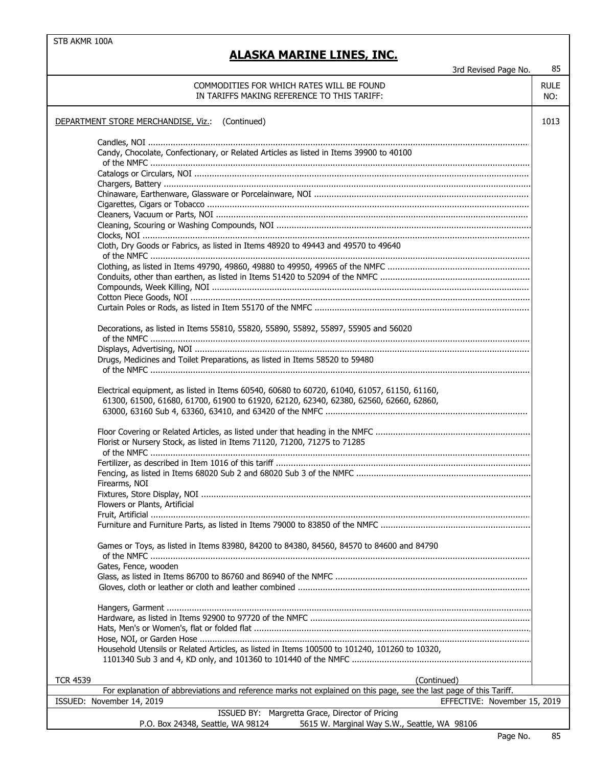STB AKMR 100A

# ALASKA MARINE LINES, INC.

3rd Revised Page No. 85

| COMMODITIES FOR WHICH RATES WILL BE FOUND IN TARIFFS MAKING REFERENCE TO THIS TARIFF: | RULE NO: |
|---|---|
| DEPARTMENT STORE MERCHANDISE, Viz.: (Continued) | 1013 |

Candles, NOI ..........
Candy, Chocolate, Confectionary, or Related Articles as listed in Items 39900 to 40100 of the NMFC ..........
Catalogs or Circulars, NOI ..........
Chargers, Battery ..........
Chinaware, Earthenware, Glassware or Porcelainware, NOI ..........
Cigarettes, Cigars or Tobacco ..........
Cleaners, Vacuum or Parts, NOI ..........
Cleaning, Scouring or Washing Compounds, NOI ..........
Clocks, NOI ..........
Cloth, Dry Goods or Fabrics, as listed in Items 48920 to 49443 and 49570 to 49640 of the NMFC ..........
Clothing, as listed in Items 49790, 49860, 49880 to 49950, 49965 of the NMFC ..........
Conduits, other than earthen, as listed in Items 51420 to 52094 of the NMFC ..........
Compounds, Week Killing, NOI ..........
Cotton Piece Goods, NOI ..........
Curtain Poles or Rods, as listed in Item 55170 of the NMFC ..........

Decorations, as listed in Items 55810, 55820, 55890, 55892, 55897, 55905 and 56020 of the NMFC ..........
Displays, Advertising, NOI ..........
Drugs, Medicines and Toilet Preparations, as listed in Items 58520 to 59480 of the NMFC ..........

Electrical equipment, as listed in Items 60540, 60680 to 60720, 61040, 61057, 61150, 61160, 61300, 61500, 61680, 61700, 61900 to 61920, 62120, 62340, 62380, 62560, 62660, 62860, 63000, 63160 Sub 4, 63360, 63410, and 63420 of the NMFC ..........

Floor Covering or Related Articles, as listed under that heading in the NMFC ..........
Florist or Nursery Stock, as listed in Items 71120, 71200, 71275 to 71285 of the NMFC ..........
Fertilizer, as described in Item 1016 of this tariff ..........
Fencing, as listed in Items 68020 Sub 2 and 68020 Sub 3 of the NMFC ..........
Firearms, NOI
Fixtures, Store Display, NOI ..........
Flowers or Plants, Artificial
Fruit, Artificial ..........
Furniture and Furniture Parts, as listed in Items 79000 to 83850 of the NMFC ..........

Games or Toys, as listed in Items 83980, 84200 to 84380, 84560, 84570 to 84600 and 84790 of the NMFC ..........
Gates, Fence, wooden
Glass, as listed in Items 86700 to 86760 and 86940 of the NMFC ..........
Gloves, cloth or leather or cloth and leather combined ..........

Hangers, Garment ..........
Hardware, as listed in Items 92900 to 97720 of the NMFC ..........
Hats, Men's or Women's, flat or folded flat ..........
Hose, NOI, or Garden Hose ..........
Household Utensils or Related Articles, as listed in Items 100500 to 101240, 101260 to 10320, 1101340 Sub 3 and 4, KD only, and 101360 to 101440 of the NMFC ..........

TCR 4539 (Continued)

For explanation of abbreviations and reference marks not explained on this page, see the last page of this Tariff.

ISSUED: November 14, 2019 EFFECTIVE: November 15, 2019

ISSUED BY: Margretta Grace, Director of Pricing
P.O. Box 24348, Seattle, WA 98124 5615 W. Marginal Way S.W., Seattle, WA 98106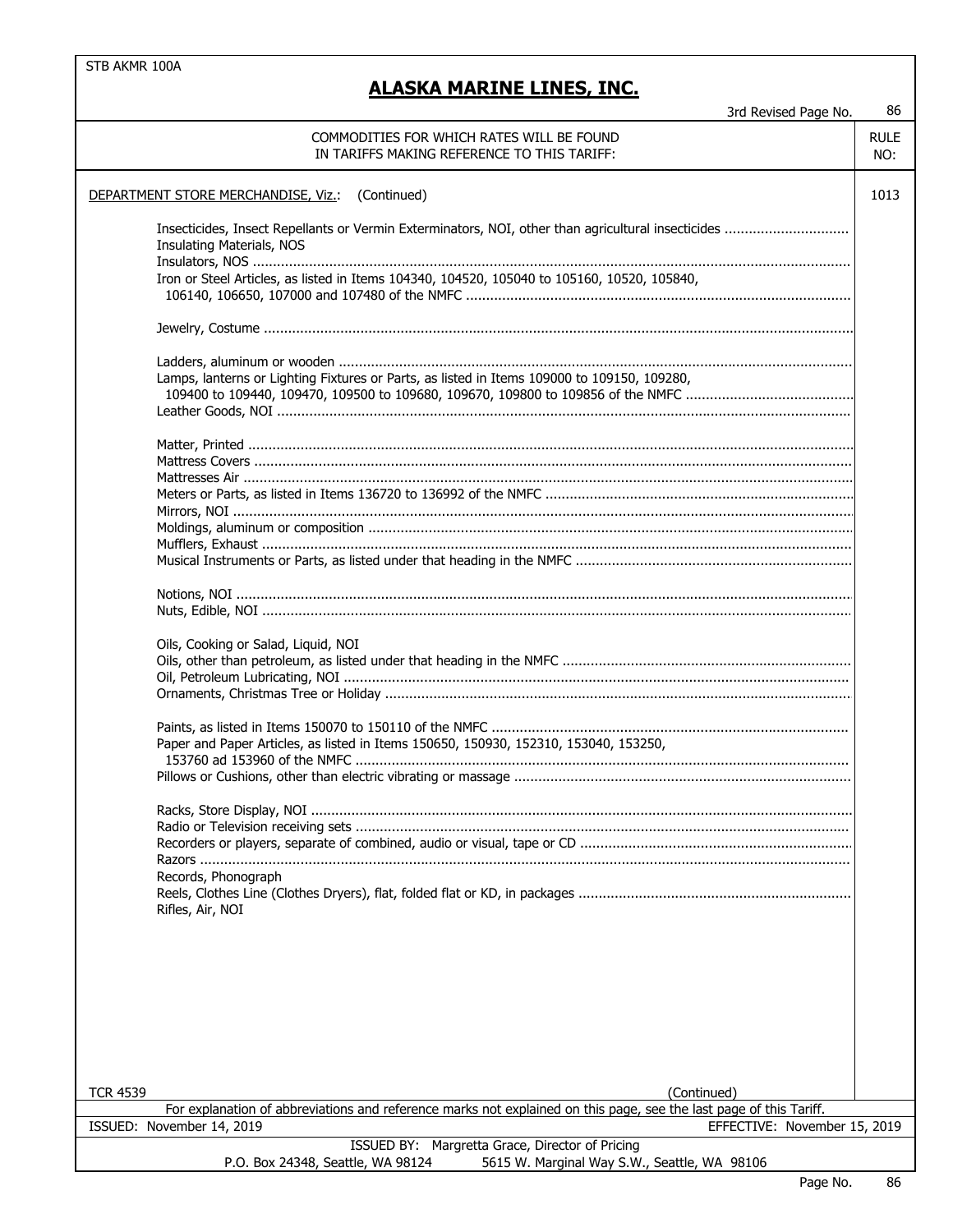ALASKA MARINE LINES, INC.

| COMMODITIES FOR WHICH RATES WILL BE FOUND IN TARIFFS MAKING REFERENCE TO THIS TARIFF: | RULE NO: |
|---|---|
| DEPARTMENT STORE MERCHANDISE, Viz.: (Continued) | 1013 |

Insecticides, Insect Repellants or Vermin Exterminators, NOI, other than agricultural insecticides
Insulating Materials, NOS
Insulators, NOS
Iron or Steel Articles, as listed in Items 104340, 104520, 105040 to 105160, 10520, 105840, 106140, 106650, 107000 and 107480 of the NMFC

Jewelry, Costume

Ladders, aluminum or wooden
Lamps, lanterns or Lighting Fixtures or Parts, as listed in Items 109000 to 109150, 109280, 109400 to 109440, 109470, 109500 to 109680, 109670, 109800 to 109856 of the NMFC
Leather Goods, NOI

Matter, Printed
Mattress Covers
Mattresses Air
Meters or Parts, as listed in Items 136720 to 136992 of the NMFC
Mirrors, NOI
Moldings, aluminum or composition
Mufflers, Exhaust
Musical Instruments or Parts, as listed under that heading in the NMFC

Notions, NOI
Nuts, Edible, NOI

Oils, Cooking or Salad, Liquid, NOI
Oils, other than petroleum, as listed under that heading in the NMFC
Oil, Petroleum Lubricating, NOI
Ornaments, Christmas Tree or Holiday

Paints, as listed in Items 150070 to 150110 of the NMFC
Paper and Paper Articles, as listed in Items 150650, 150930, 152310, 153040, 153250, 153760 ad 153960 of the NMFC
Pillows or Cushions, other than electric vibrating or massage

Racks, Store Display, NOI
Radio or Television receiving sets
Recorders or players, separate of combined, audio or visual, tape or CD
Razors
Records, Phonograph
Reels, Clothes Line (Clothes Dryers), flat, folded flat or KD, in packages
Rifles, Air, NOI

TCR 4539

(Continued)

For explanation of abbreviations and reference marks not explained on this page, see the last page of this Tariff.

ISSUED: November 14, 2019 EFFECTIVE: November 15, 2019

ISSUED BY: Margretta Grace, Director of Pricing
P.O. Box 24348, Seattle, WA 98124 5615 W. Marginal Way S.W., Seattle, WA 98106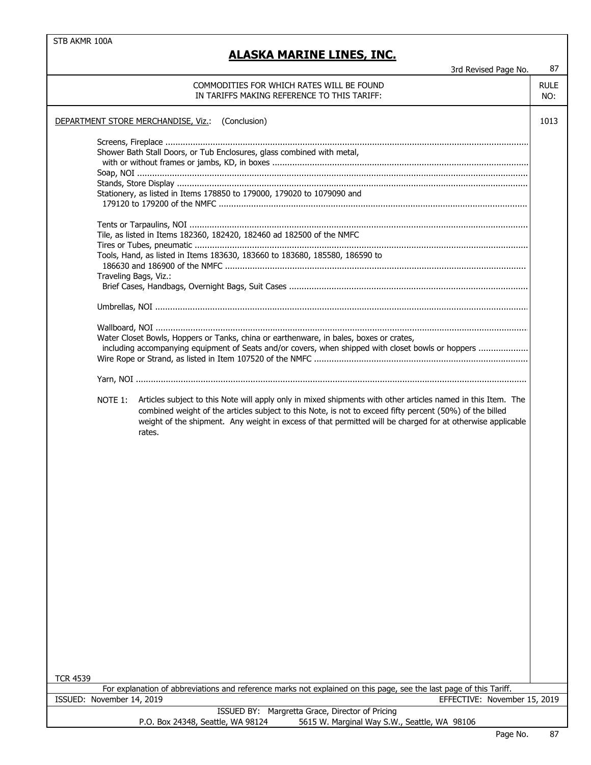STB AKMR 100A

# ALASKA MARINE LINES, INC.

3rd Revised Page No. 87

| COMMODITIES FOR WHICH RATES WILL BE FOUND IN TARIFFS MAKING REFERENCE TO THIS TARIFF: | RULE NO: |
|---|---|
| DEPARTMENT STORE MERCHANDISE, Viz.: (Conclusion) | 1013 |

Screens, Fireplace ..........

Shower Bath Stall Doors, or Tub Enclosures, glass combined with metal, with or without frames or jambs, KD, in boxes ..........

Soap, NOI ..........

Stands, Store Display ..........

Stationery, as listed in Items 178850 to 179000, 179020 to 1079090 and 179120 to 179200 of the NMFC ..........

Tents or Tarpaulins, NOI ..........

Tile, as listed in Items 182360, 182420, 182460 ad 182500 of the NMFC

Tires or Tubes, pneumatic ..........

Tools, Hand, as listed in Items 183630, 183660 to 183680, 185580, 186590 to 186630 and 186900 of the NMFC ..........

Traveling Bags, Viz.:
- Brief Cases, Handbags, Overnight Bags, Suit Cases ..........

Umbrellas, NOI ..........

Wallboard, NOI ..........

Water Closet Bowls, Hoppers or Tanks, china or earthenware, in bales, boxes or crates, including accompanying equipment of Seats and/or covers, when shipped with closet bowls or hoppers ..........

Wire Rope or Strand, as listed in Item 107520 of the NMFC ..........

Yarn, NOI ..........

NOTE 1: Articles subject to this Note will apply only in mixed shipments with other articles named in this Item. The combined weight of the articles subject to this Note, is not to exceed fifty percent (50%) of the billed weight of the shipment. Any weight in excess of that permitted will be charged for at otherwise applicable rates.

TCR 4539

For explanation of abbreviations and reference marks not explained on this page, see the last page of this Tariff.

ISSUED: November 14, 2019 — EFFECTIVE: November 15, 2019

ISSUED BY: Margretta Grace, Director of Pricing

P.O. Box 24348, Seattle, WA 98124 — 5615 W. Marginal Way S.W., Seattle, WA 98106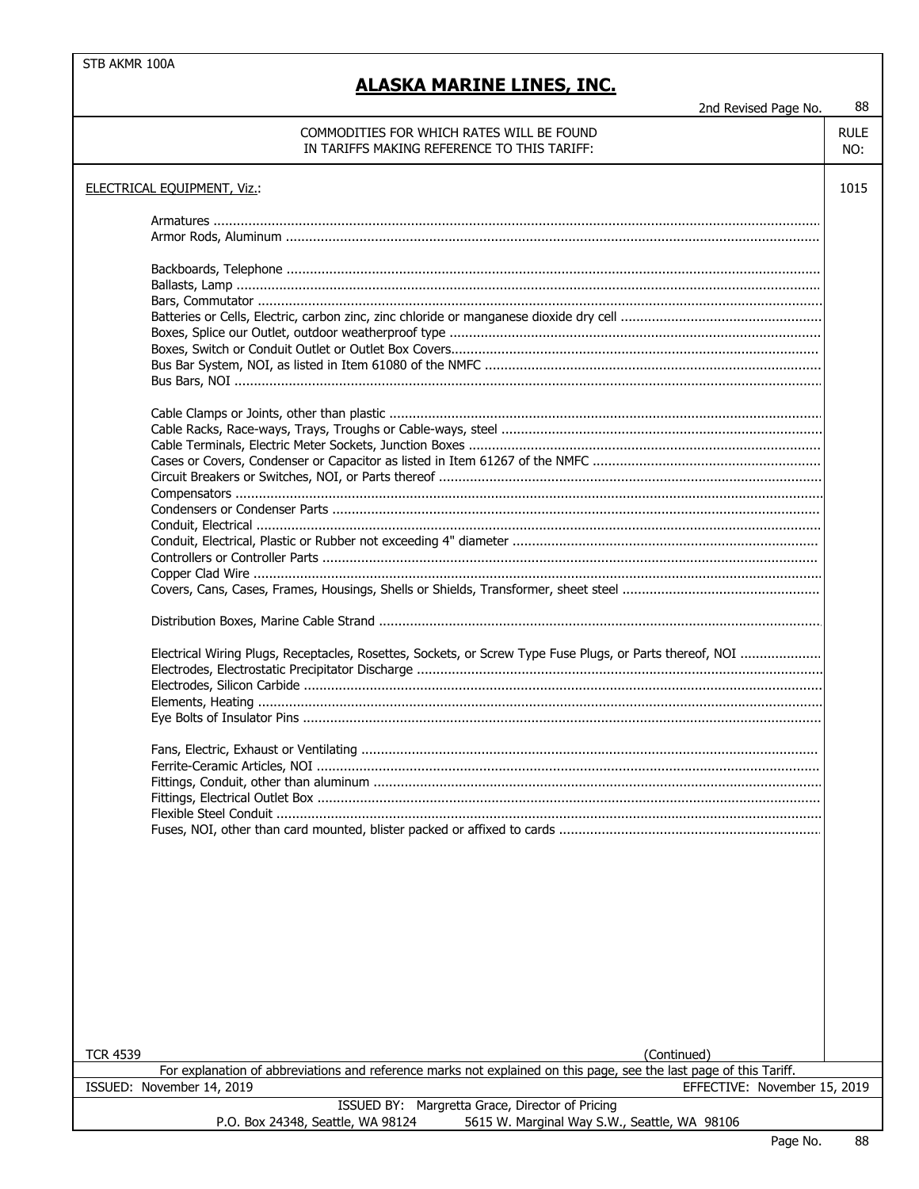STB AKMR 100A

# ALASKA MARINE LINES, INC.

2nd Revised Page No. 88

| COMMODITIES FOR WHICH RATES WILL BE FOUND IN TARIFFS MAKING REFERENCE TO THIS TARIFF: | RULE NO: |
|---|---|
| ELECTRICAL EQUIPMENT, Viz.: | 1015 |

- Armatures
- Armor Rods, Aluminum

- Backboards, Telephone
- Ballasts, Lamp
- Bars, Commutator
- Batteries or Cells, Electric, carbon zinc, zinc chloride or manganese dioxide dry cell
- Boxes, Splice our Outlet, outdoor weatherproof type
- Boxes, Switch or Conduit Outlet or Outlet Box Covers
- Bus Bar System, NOI, as listed in Item 61080 of the NMFC
- Bus Bars, NOI

- Cable Clamps or Joints, other than plastic
- Cable Racks, Race-ways, Trays, Troughs or Cable-ways, steel
- Cable Terminals, Electric Meter Sockets, Junction Boxes
- Cases or Covers, Condenser or Capacitor as listed in Item 61267 of the NMFC
- Circuit Breakers or Switches, NOI, or Parts thereof
- Compensators
- Condensers or Condenser Parts
- Conduit, Electrical
- Conduit, Electrical, Plastic or Rubber not exceeding 4" diameter
- Controllers or Controller Parts
- Copper Clad Wire
- Covers, Cans, Cases, Frames, Housings, Shells or Shields, Transformer, sheet steel

- Distribution Boxes, Marine Cable Strand

- Electrical Wiring Plugs, Receptacles, Rosettes, Sockets, or Screw Type Fuse Plugs, or Parts thereof, NOI
- Electrodes, Electrostatic Precipitator Discharge
- Electrodes, Silicon Carbide
- Elements, Heating
- Eye Bolts of Insulator Pins

- Fans, Electric, Exhaust or Ventilating
- Ferrite-Ceramic Articles, NOI
- Fittings, Conduit, other than aluminum
- Fittings, Electrical Outlet Box
- Flexible Steel Conduit
- Fuses, NOI, other than card mounted, blister packed or affixed to cards

TCR 4539

(Continued)

For explanation of abbreviations and reference marks not explained on this page, see the last page of this Tariff.

ISSUED: November 14, 2019 EFFECTIVE: November 15, 2019

ISSUED BY: Margretta Grace, Director of Pricing

P.O. Box 24348, Seattle, WA 98124 5615 W. Marginal Way S.W., Seattle, WA 98106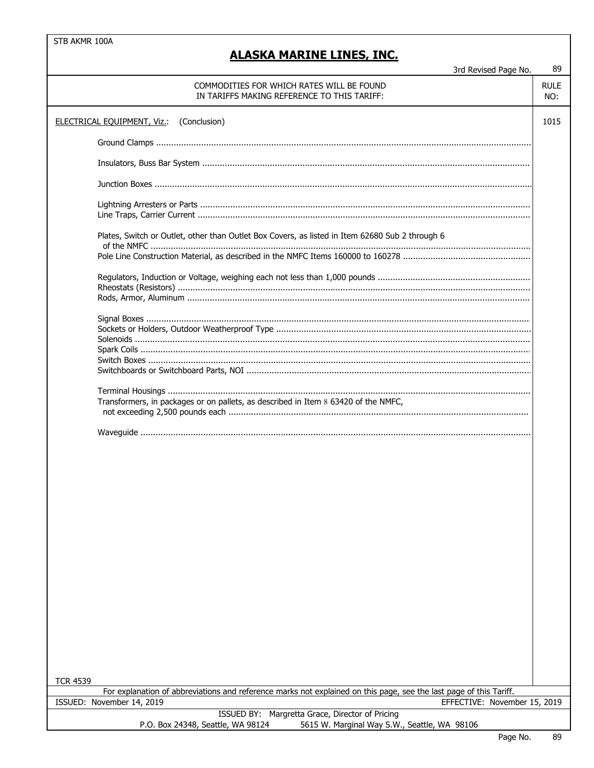STB AKMR 100A

# ALASKA MARINE LINES, INC.

3rd Revised Page No. 89

| COMMODITIES FOR WHICH RATES WILL BE FOUND IN TARIFFS MAKING REFERENCE TO THIS TARIFF: | RULE NO: |
|---|---|
| ELECTRICAL EQUIPMENT, Viz.: (Conclusion) | 1015 |
| Ground Clamps | |
| Insulators, Buss Bar System | |
| Junction Boxes | |
| Lightning Arresters or Parts | |
| Line Traps, Carrier Current | |
| Plates, Switch or Outlet, other than Outlet Box Covers, as listed in Item 62680 Sub 2 through 6 of the NMFC | |
| Pole Line Construction Material, as described in the NMFC Items 160000 to 160278 | |
| Regulators, Induction or Voltage, weighing each not less than 1,000 pounds | |
| Rheostats (Resistors) | |
| Rods, Armor, Aluminum | |
| Signal Boxes | |
| Sockets or Holders, Outdoor Weatherproof Type | |
| Solenoids | |
| Spark Coils | |
| Switch Boxes | |
| Switchboards or Switchboard Parts, NOI | |
| Terminal Housings | |
| Transformers, in packages or on pallets, as described in Item 8 63420 of the NMFC, not exceeding 2,500 pounds each | |
| Waveguide | |

TCR 4539

For explanation of abbreviations and reference marks not explained on this page, see the last page of this Tariff.

ISSUED: November 14, 2019 EFFECTIVE: November 15, 2019

ISSUED BY: Margretta Grace, Director of Pricing

P.O. Box 24348, Seattle, WA 98124 5615 W. Marginal Way S.W., Seattle, WA 98106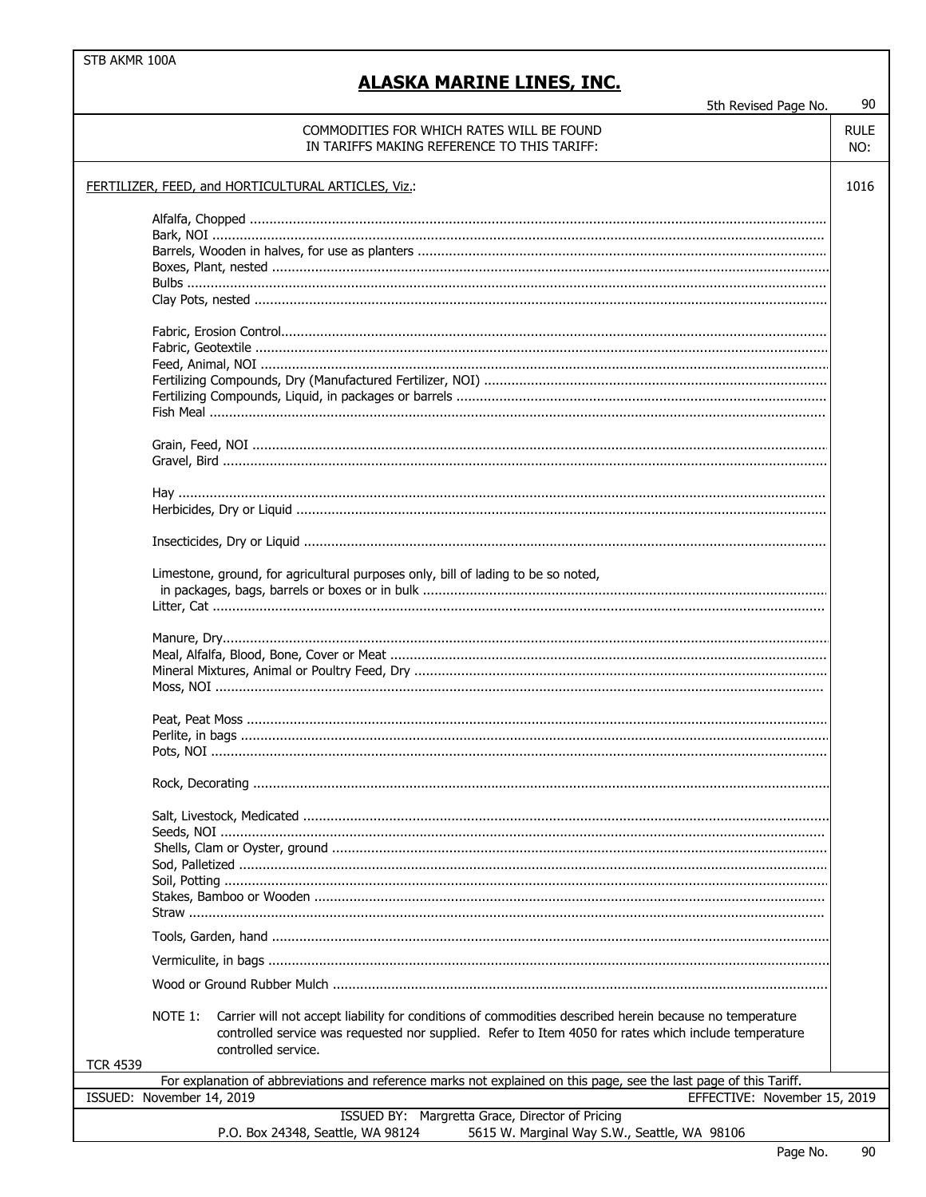STB AKMR 100A

# ALASKA MARINE LINES, INC.

5th Revised Page No. 90

| COMMODITIES FOR WHICH RATES WILL BE FOUND IN TARIFFS MAKING REFERENCE TO THIS TARIFF: | RULE NO: |
|---|---|
| FERTILIZER, FEED, and HORTICULTURAL ARTICLES, Viz.: | 1016 |

- Alfalfa, Chopped
- Bark, NOI
- Barrels, Wooden in halves, for use as planters
- Boxes, Plant, nested
- Bulbs
- Clay Pots, nested

- Fabric, Erosion Control
- Fabric, Geotextile
- Feed, Animal, NOI
- Fertilizing Compounds, Dry (Manufactured Fertilizer, NOI)
- Fertilizing Compounds, Liquid, in packages or barrels
- Fish Meal

- Grain, Feed, NOI
- Gravel, Bird

- Hay
- Herbicides, Dry or Liquid

- Insecticides, Dry or Liquid

- Limestone, ground, for agricultural purposes only, bill of lading to be so noted, in packages, bags, barrels or boxes or in bulk
- Litter, Cat

- Manure, Dry
- Meal, Alfalfa, Blood, Bone, Cover or Meat
- Mineral Mixtures, Animal or Poultry Feed, Dry
- Moss, NOI

- Peat, Peat Moss
- Perlite, in bags
- Pots, NOI

- Rock, Decorating

- Salt, Livestock, Medicated
- Seeds, NOI
- Shells, Clam or Oyster, ground
- Sod, Palletized
- Soil, Potting
- Stakes, Bamboo or Wooden
- Straw

- Tools, Garden, hand

- Vermiculite, in bags

- Wood or Ground Rubber Mulch

NOTE 1: Carrier will not accept liability for conditions of commodities described herein because no temperature controlled service was requested nor supplied. Refer to Item 4050 for rates which include temperature controlled service.

TCR 4539

For explanation of abbreviations and reference marks not explained on this page, see the last page of this Tariff.

ISSUED: November 14, 2019 EFFECTIVE: November 15, 2019

ISSUED BY: Margretta Grace, Director of Pricing

P.O. Box 24348, Seattle, WA 98124 5615 W. Marginal Way S.W., Seattle, WA 98106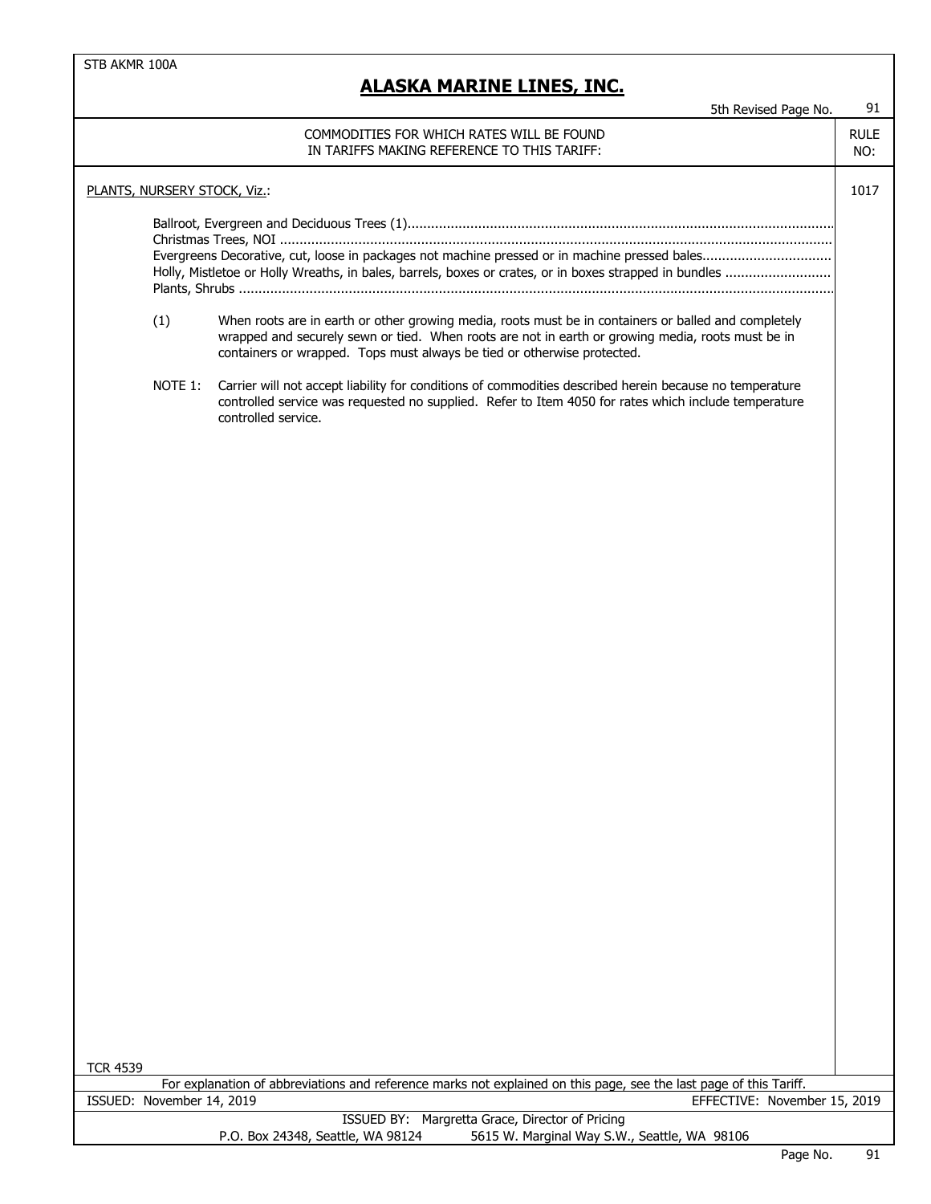STB AKMR 100A

# ALASKA MARINE LINES, INC.

5th Revised Page No. 91

| COMMODITIES FOR WHICH RATES WILL BE FOUND IN TARIFFS MAKING REFERENCE TO THIS TARIFF: | RULE NO: |
|---|---|
| PLANTS, NURSERY STOCK, Viz.: | 1017 |

Ballroot, Evergreen and Deciduous Trees (1)..........
Christmas Trees, NOI ..........
Evergreens Decorative, cut, loose in packages not machine pressed or in machine pressed bales..........
Holly, Mistletoe or Holly Wreaths, in bales, barrels, boxes or crates, or in boxes strapped in bundles ..........
Plants, Shrubs ..........

(1) When roots are in earth or other growing media, roots must be in containers or balled and completely wrapped and securely sewn or tied. When roots are not in earth or growing media, roots must be in containers or wrapped. Tops must always be tied or otherwise protected.

NOTE 1: Carrier will not accept liability for conditions of commodities described herein because no temperature controlled service was requested no supplied. Refer to Item 4050 for rates which include temperature controlled service.

TCR 4539

For explanation of abbreviations and reference marks not explained on this page, see the last page of this Tariff.

ISSUED: November 14, 2019 EFFECTIVE: November 15, 2019

ISSUED BY: Margretta Grace, Director of Pricing
P.O. Box 24348, Seattle, WA 98124 5615 W. Marginal Way S.W., Seattle, WA 98106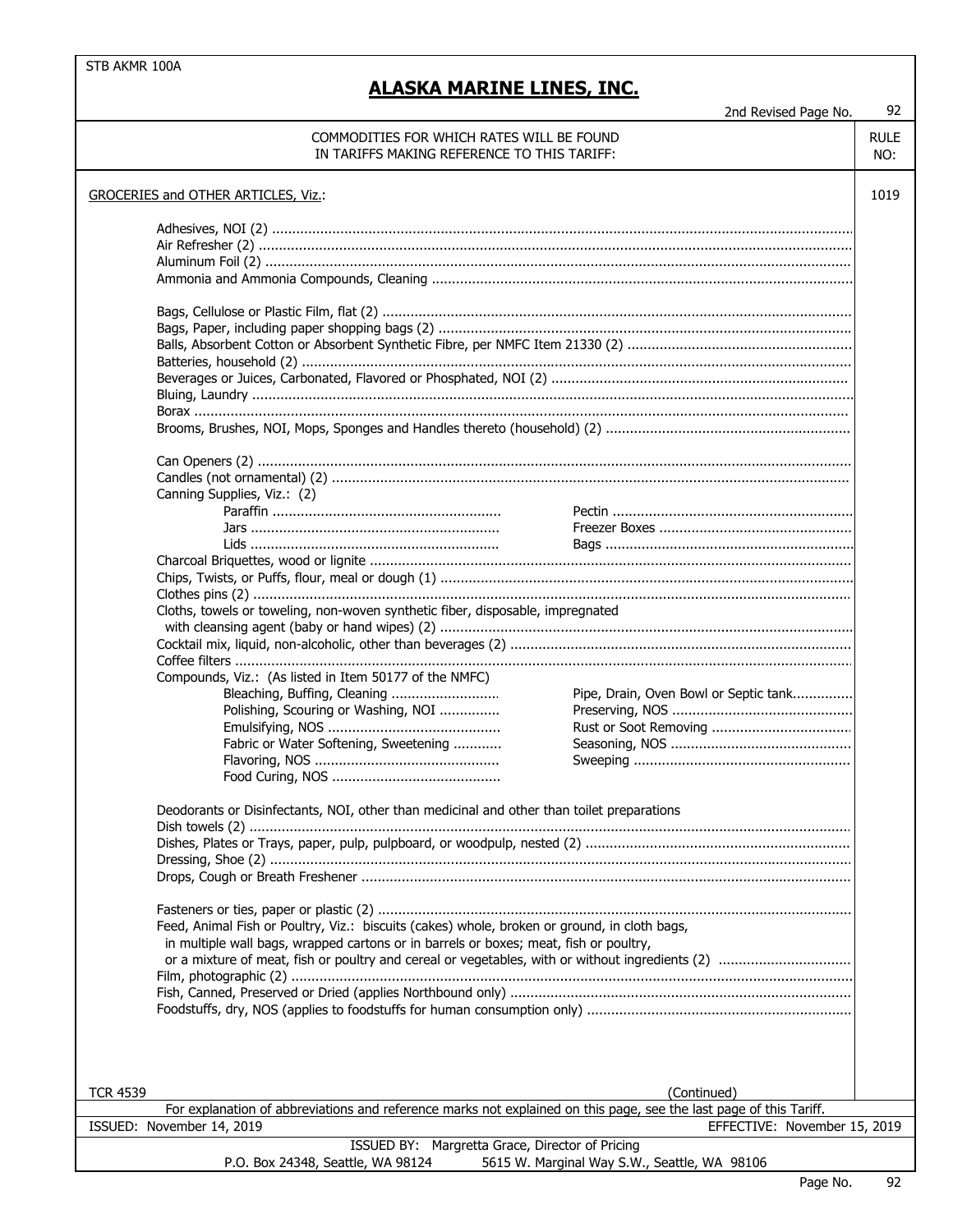STB AKMR 100A

# ALASKA MARINE LINES, INC.

2nd Revised Page No. 92

COMMODITIES FOR WHICH RATES WILL BE FOUND IN TARIFFS MAKING REFERENCE TO THIS TARIFF: | RULE NO:

GROCERIES and OTHER ARTICLES, Viz.: 1019

Adhesives, NOI (2)
Air Refresher (2)
Aluminum Foil (2)
Ammonia and Ammonia Compounds, Cleaning

Bags, Cellulose or Plastic Film, flat (2)
Bags, Paper, including paper shopping bags (2)
Balls, Absorbent Cotton or Absorbent Synthetic Fibre, per NMFC Item 21330 (2)
Batteries, household (2)
Beverages or Juices, Carbonated, Flavored or Phosphated, NOI (2)
Bluing, Laundry
Borax
Brooms, Brushes, NOI, Mops, Sponges and Handles thereto (household) (2)

Can Openers (2)
Candles (not ornamental) (2)
Canning Supplies, Viz.: (2)
- Paraffin
- Jars
- Lids
- Pectin
- Freezer Boxes
- Bags

Charcoal Briquettes, wood or lignite
Chips, Twists, or Puffs, flour, meal or dough (1)
Clothes pins (2)
Cloths, towels or toweling, non-woven synthetic fiber, disposable, impregnated with cleansing agent (baby or hand wipes) (2)
Cocktail mix, liquid, non-alcoholic, other than beverages (2)
Coffee filters
Compounds, Viz.: (As listed in Item 50177 of the NMFC)
- Bleaching, Buffing, Cleaning
- Polishing, Scouring or Washing, NOI
- Emulsifying, NOS
- Fabric or Water Softening, Sweetening
- Flavoring, NOS
- Food Curing, NOS
- Pipe, Drain, Oven Bowl or Septic tank
- Preserving, NOS
- Rust or Soot Removing
- Seasoning, NOS
- Sweeping

Deodorants or Disinfectants, NOI, other than medicinal and other than toilet preparations
Dish towels (2)
Dishes, Plates or Trays, paper, pulp, pulpboard, or woodpulp, nested (2)
Dressing, Shoe (2)
Drops, Cough or Breath Freshener

Fasteners or ties, paper or plastic (2)
Feed, Animal Fish or Poultry, Viz.: biscuits (cakes) whole, broken or ground, in cloth bags, in multiple wall bags, wrapped cartons or in barrels or boxes; meat, fish or poultry, or a mixture of meat, fish or poultry and cereal or vegetables, with or without ingredients (2)
Film, photographic (2)
Fish, Canned, Preserved or Dried (applies Northbound only)
Foodstuffs, dry, NOS (applies to foodstuffs for human consumption only)

TCR 4539

(Continued)

For explanation of abbreviations and reference marks not explained on this page, see the last page of this Tariff.

ISSUED: November 14, 2019 EFFECTIVE: November 15, 2019

ISSUED BY: Margretta Grace, Director of Pricing
P.O. Box 24348, Seattle, WA 98124 5615 W. Marginal Way S.W., Seattle, WA 98106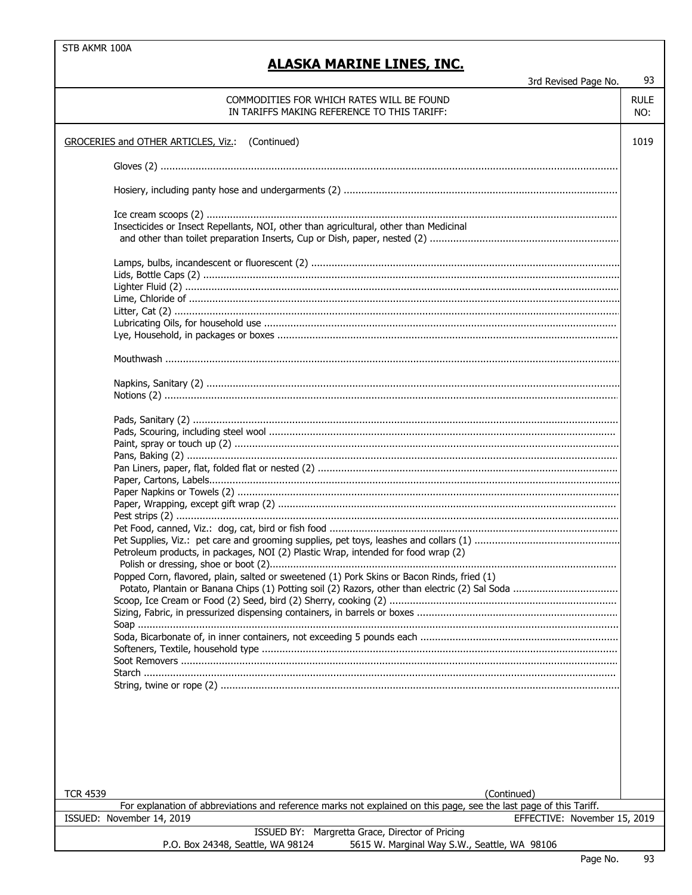STB AKMR 100A

# ALASKA MARINE LINES, INC.

3rd Revised Page No. 93

| COMMODITIES FOR WHICH RATES WILL BE FOUND IN TARIFFS MAKING REFERENCE TO THIS TARIFF: | RULE NO: |
|---|---|
| GROCERIES and OTHER ARTICLES, Viz.: (Continued) | 1019 |

Gloves (2)

Hosiery, including panty hose and undergarments (2)

Ice cream scoops (2)
Insecticides or Insect Repellants, NOI, other than agricultural, other than Medicinal and other than toilet preparation Inserts, Cup or Dish, paper, nested (2)

Lamps, bulbs, incandescent or fluorescent (2)
Lids, Bottle Caps (2)
Lighter Fluid (2)
Lime, Chloride of
Litter, Cat (2)
Lubricating Oils, for household use
Lye, Household, in packages or boxes

Mouthwash

Napkins, Sanitary (2)
Notions (2)

Pads, Sanitary (2)
Pads, Scouring, including steel wool
Paint, spray or touch up (2)
Pans, Baking (2)
Pan Liners, paper, flat, folded flat or nested (2)
Paper, Cartons, Labels
Paper Napkins or Towels (2)
Paper, Wrapping, except gift wrap (2)
Pest strips (2)
Pet Food, canned, Viz.: dog, cat, bird or fish food
Pet Supplies, Viz.: pet care and grooming supplies, pet toys, leashes and collars (1)
Petroleum products, in packages, NOI (2) Plastic Wrap, intended for food wrap (2) Polish or dressing, shoe or boot (2)
Popped Corn, flavored, plain, salted or sweetened (1) Pork Skins or Bacon Rinds, fried (1) Potato, Plantain or Banana Chips (1) Potting soil (2) Razors, other than electric (2) Sal Soda
Scoop, Ice Cream or Food (2) Seed, bird (2) Sherry, cooking (2)
Sizing, Fabric, in pressurized dispensing containers, in barrels or boxes
Soap
Soda, Bicarbonate of, in inner containers, not exceeding 5 pounds each
Softeners, Textile, household type
Soot Removers
Starch
String, twine or rope (2)

TCR 4539 (Continued)

For explanation of abbreviations and reference marks not explained on this page, see the last page of this Tariff.

ISSUED: November 14, 2019 EFFECTIVE: November 15, 2019

ISSUED BY: Margretta Grace, Director of Pricing
P.O. Box 24348, Seattle, WA 98124 5615 W. Marginal Way S.W., Seattle, WA 98106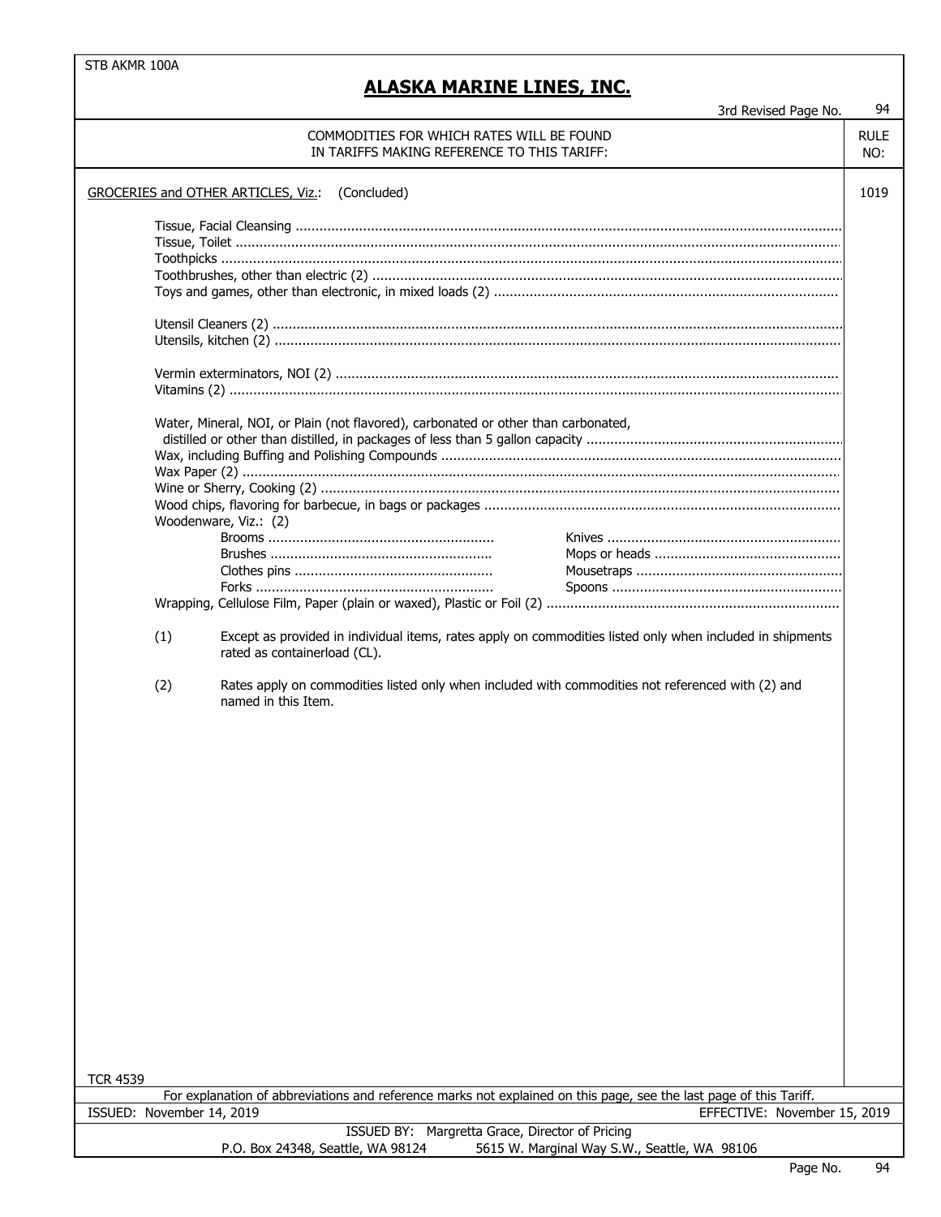STB AKMR 100A

# ALASKA MARINE LINES, INC.

3rd Revised Page No. 94

| COMMODITIES FOR WHICH RATES WILL BE FOUND IN TARIFFS MAKING REFERENCE TO THIS TARIFF: | RULE NO: |
|---|---|
| GROCERIES and OTHER ARTICLES, Viz.: (Concluded) | 1019 |

Tissue, Facial Cleansing
Tissue, Toilet
Toothpicks
Toothbrushes, other than electric (2)
Toys and games, other than electronic, in mixed loads (2)

Utensil Cleaners (2)
Utensils, kitchen (2)

Vermin exterminators, NOI (2)
Vitamins (2)

Water, Mineral, NOI, or Plain (not flavored), carbonated or other than carbonated, distilled or other than distilled, in packages of less than 5 gallon capacity
Wax, including Buffing and Polishing Compounds
Wax Paper (2)
Wine or Sherry, Cooking (2)
Wood chips, flavoring for barbecue, in bags or packages
Woodenware, Viz.: (2)

- Brooms
- Brushes
- Clothes pins
- Forks
- Knives
- Mops or heads
- Mousetraps
- Spoons

Wrapping, Cellulose Film, Paper (plain or waxed), Plastic or Foil (2)

(1) Except as provided in individual items, rates apply on commodities listed only when included in shipments rated as containerload (CL).

(2) Rates apply on commodities listed only when included with commodities not referenced with (2) and named in this Item.

TCR 4539

For explanation of abbreviations and reference marks not explained on this page, see the last page of this Tariff.

ISSUED: November 14, 2019 EFFECTIVE: November 15, 2019

ISSUED BY: Margretta Grace, Director of Pricing
P.O. Box 24348, Seattle, WA 98124 5615 W. Marginal Way S.W., Seattle, WA 98106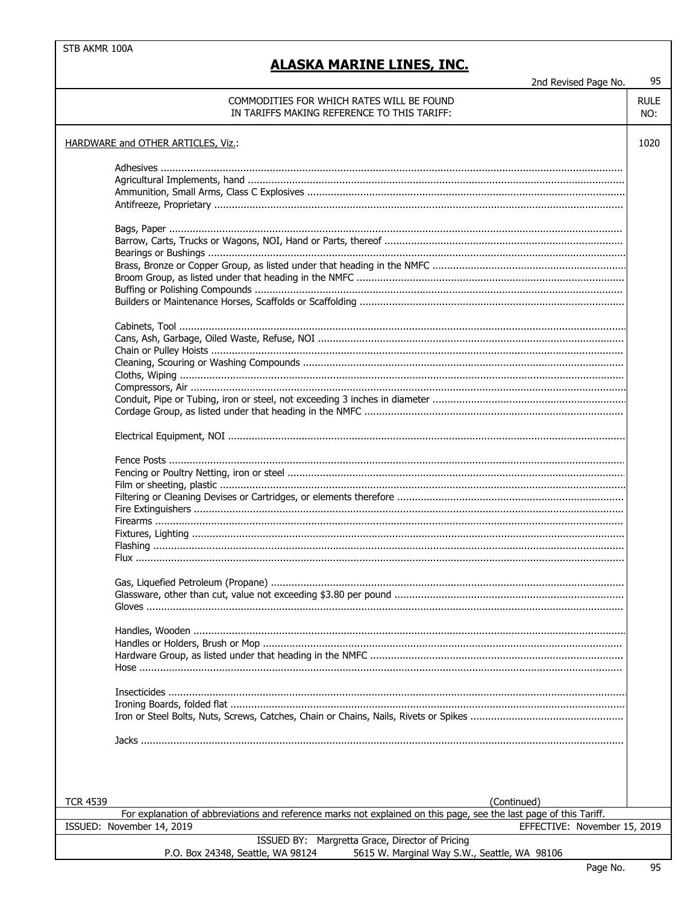STB AKMR 100A

# ALASKA MARINE LINES, INC.

2nd Revised Page No. 95

| COMMODITIES FOR WHICH RATES WILL BE FOUND IN TARIFFS MAKING REFERENCE TO THIS TARIFF: | RULE NO: |
|---|---|
| HARDWARE and OTHER ARTICLES, Viz.: | 1020 |

Adhesives
Agricultural Implements, hand
Ammunition, Small Arms, Class C Explosives
Antifreeze, Proprietary

Bags, Paper
Barrow, Carts, Trucks or Wagons, NOI, Hand or Parts, thereof
Bearings or Bushings
Brass, Bronze or Copper Group, as listed under that heading in the NMFC
Broom Group, as listed under that heading in the NMFC
Buffing or Polishing Compounds
Builders or Maintenance Horses, Scaffolds or Scaffolding

Cabinets, Tool
Cans, Ash, Garbage, Oiled Waste, Refuse, NOI
Chain or Pulley Hoists
Cleaning, Scouring or Washing Compounds
Cloths, Wiping
Compressors, Air
Conduit, Pipe or Tubing, iron or steel, not exceeding 3 inches in diameter
Cordage Group, as listed under that heading in the NMFC

Electrical Equipment, NOI

Fence Posts
Fencing or Poultry Netting, iron or steel
Film or sheeting, plastic
Filtering or Cleaning Devises or Cartridges, or elements therefore
Fire Extinguishers
Firearms
Fixtures, Lighting
Flashing
Flux

Gas, Liquefied Petroleum (Propane)
Glassware, other than cut, value not exceeding $3.80 per pound
Gloves

Handles, Wooden
Handles or Holders, Brush or Mop
Hardware Group, as listed under that heading in the NMFC
Hose

Insecticides
Ironing Boards, folded flat
Iron or Steel Bolts, Nuts, Screws, Catches, Chain or Chains, Nails, Rivets or Spikes

Jacks

TCR 4539

(Continued)

For explanation of abbreviations and reference marks not explained on this page, see the last page of this Tariff.

ISSUED: November 14, 2019 EFFECTIVE: November 15, 2019

ISSUED BY: Margretta Grace, Director of Pricing
P.O. Box 24348, Seattle, WA 98124 5615 W. Marginal Way S.W., Seattle, WA 98106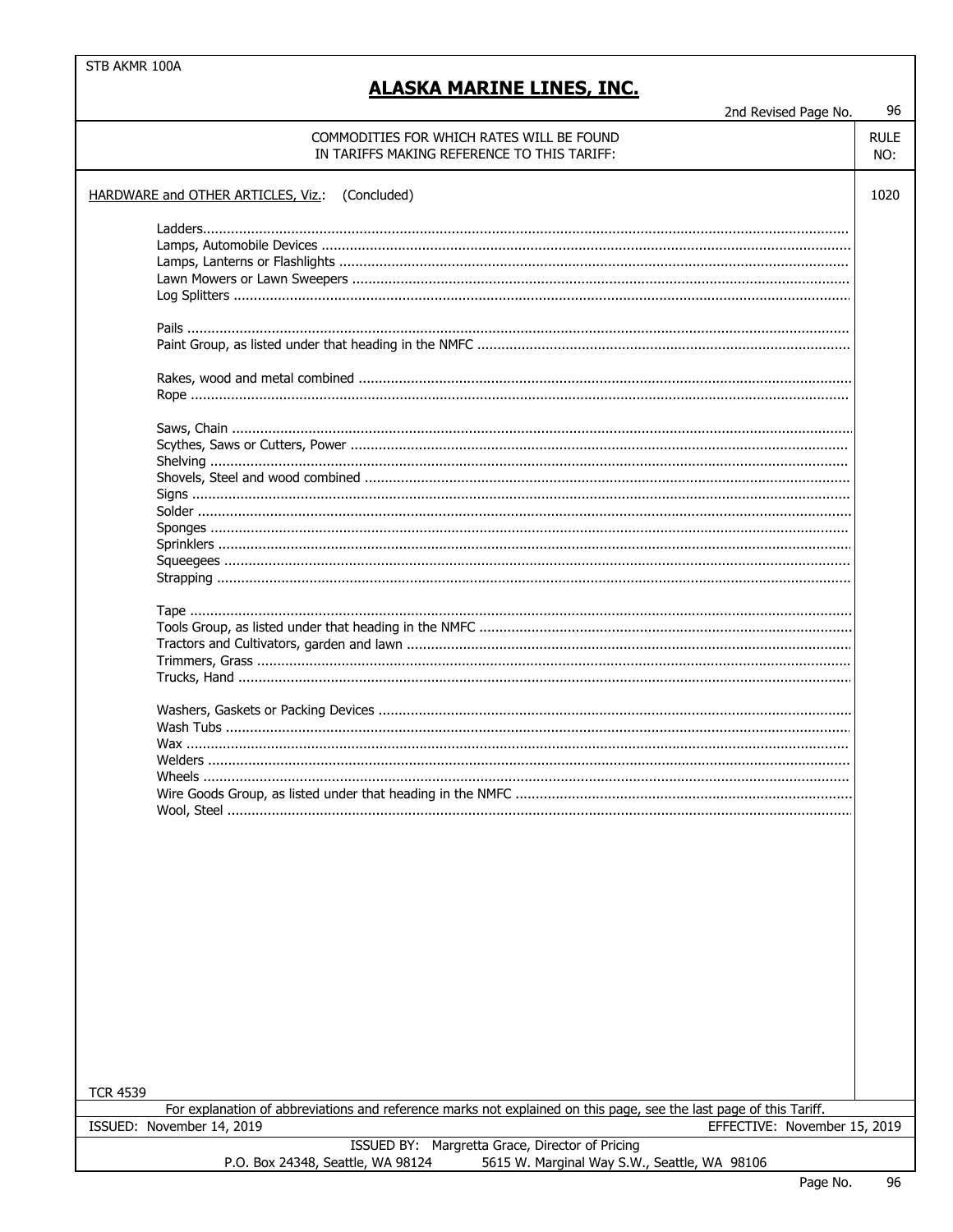STB AKMR 100A

# ALASKA MARINE LINES, INC.

2nd Revised Page No. 96

| COMMODITIES FOR WHICH RATES WILL BE FOUND IN TARIFFS MAKING REFERENCE TO THIS TARIFF: | RULE NO: |
|---|---|
| HARDWARE and OTHER ARTICLES, Viz.: (Concluded) | 1020 |

Ladders
Lamps, Automobile Devices
Lamps, Lanterns or Flashlights
Lawn Mowers or Lawn Sweepers
Log Splitters

Pails
Paint Group, as listed under that heading in the NMFC

Rakes, wood and metal combined
Rope

Saws, Chain
Scythes, Saws or Cutters, Power
Shelving
Shovels, Steel and wood combined
Signs
Solder
Sponges
Sprinklers
Squeegees
Strapping

Tape
Tools Group, as listed under that heading in the NMFC
Tractors and Cultivators, garden and lawn
Trimmers, Grass
Trucks, Hand

Washers, Gaskets or Packing Devices
Wash Tubs
Wax
Welders
Wheels
Wire Goods Group, as listed under that heading in the NMFC
Wool, Steel

TCR 4539

For explanation of abbreviations and reference marks not explained on this page, see the last page of this Tariff.

ISSUED: November 14, 2019 — EFFECTIVE: November 15, 2019

ISSUED BY: Margretta Grace, Director of Pricing
P.O. Box 24348, Seattle, WA 98124 — 5615 W. Marginal Way S.W., Seattle, WA 98106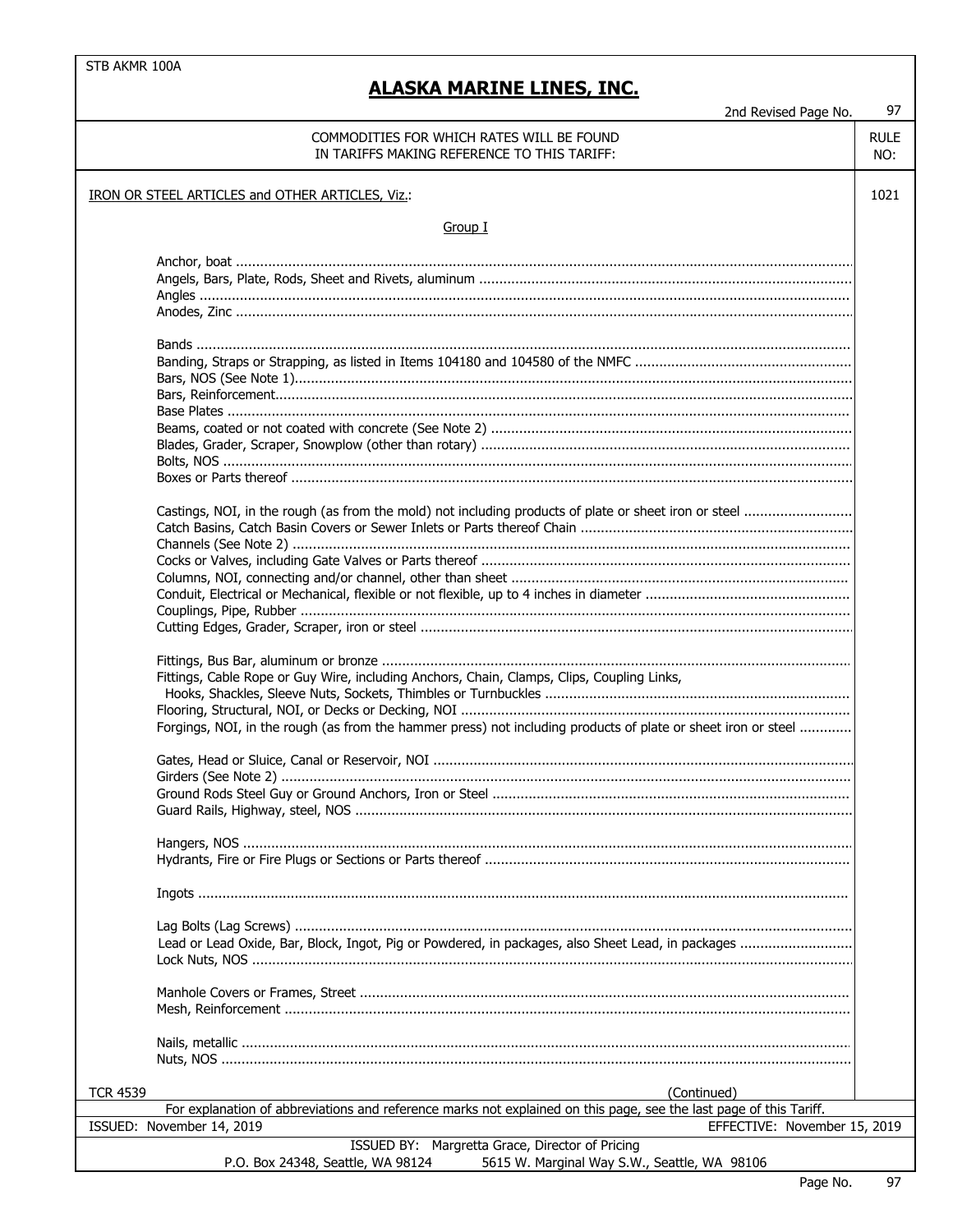STB AKMR 100A

# ALASKA MARINE LINES, INC.

2nd Revised Page No. 97

| COMMODITIES FOR WHICH RATES WILL BE FOUND IN TARIFFS MAKING REFERENCE TO THIS TARIFF: | RULE NO: |
|---|---|
| IRON OR STEEL ARTICLES and OTHER ARTICLES, Viz.: | 1021 |

Group I

Anchor, boat
Angels, Bars, Plate, Rods, Sheet and Rivets, aluminum
Angles
Anodes, Zinc

Bands
Banding, Straps or Strapping, as listed in Items 104180 and 104580 of the NMFC
Bars, NOS (See Note 1)
Bars, Reinforcement
Base Plates
Beams, coated or not coated with concrete (See Note 2)
Blades, Grader, Scraper, Snowplow (other than rotary)
Bolts, NOS
Boxes or Parts thereof

Castings, NOI, in the rough (as from the mold) not including products of plate or sheet iron or steel
Catch Basins, Catch Basin Covers or Sewer Inlets or Parts thereof Chain
Channels (See Note 2)
Cocks or Valves, including Gate Valves or Parts thereof
Columns, NOI, connecting and/or channel, other than sheet
Conduit, Electrical or Mechanical, flexible or not flexible, up to 4 inches in diameter
Couplings, Pipe, Rubber
Cutting Edges, Grader, Scraper, iron or steel

Fittings, Bus Bar, aluminum or bronze
Fittings, Cable Rope or Guy Wire, including Anchors, Chain, Clamps, Clips, Coupling Links, Hooks, Shackles, Sleeve Nuts, Sockets, Thimbles or Turnbuckles
Flooring, Structural, NOI, or Decks or Decking, NOI
Forgings, NOI, in the rough (as from the hammer press) not including products of plate or sheet iron or steel

Gates, Head or Sluice, Canal or Reservoir, NOI
Girders (See Note 2)
Ground Rods Steel Guy or Ground Anchors, Iron or Steel
Guard Rails, Highway, steel, NOS

Hangers, NOS
Hydrants, Fire or Fire Plugs or Sections or Parts thereof

Ingots

Lag Bolts (Lag Screws)
Lead or Lead Oxide, Bar, Block, Ingot, Pig or Powdered, in packages, also Sheet Lead, in packages
Lock Nuts, NOS

Manhole Covers or Frames, Street
Mesh, Reinforcement

Nails, metallic
Nuts, NOS

TCR 4539 (Continued)

For explanation of abbreviations and reference marks not explained on this page, see the last page of this Tariff.

ISSUED: November 14, 2019 EFFECTIVE: November 15, 2019

ISSUED BY: Margretta Grace, Director of Pricing
P.O. Box 24348, Seattle, WA 98124 5615 W. Marginal Way S.W., Seattle, WA 98106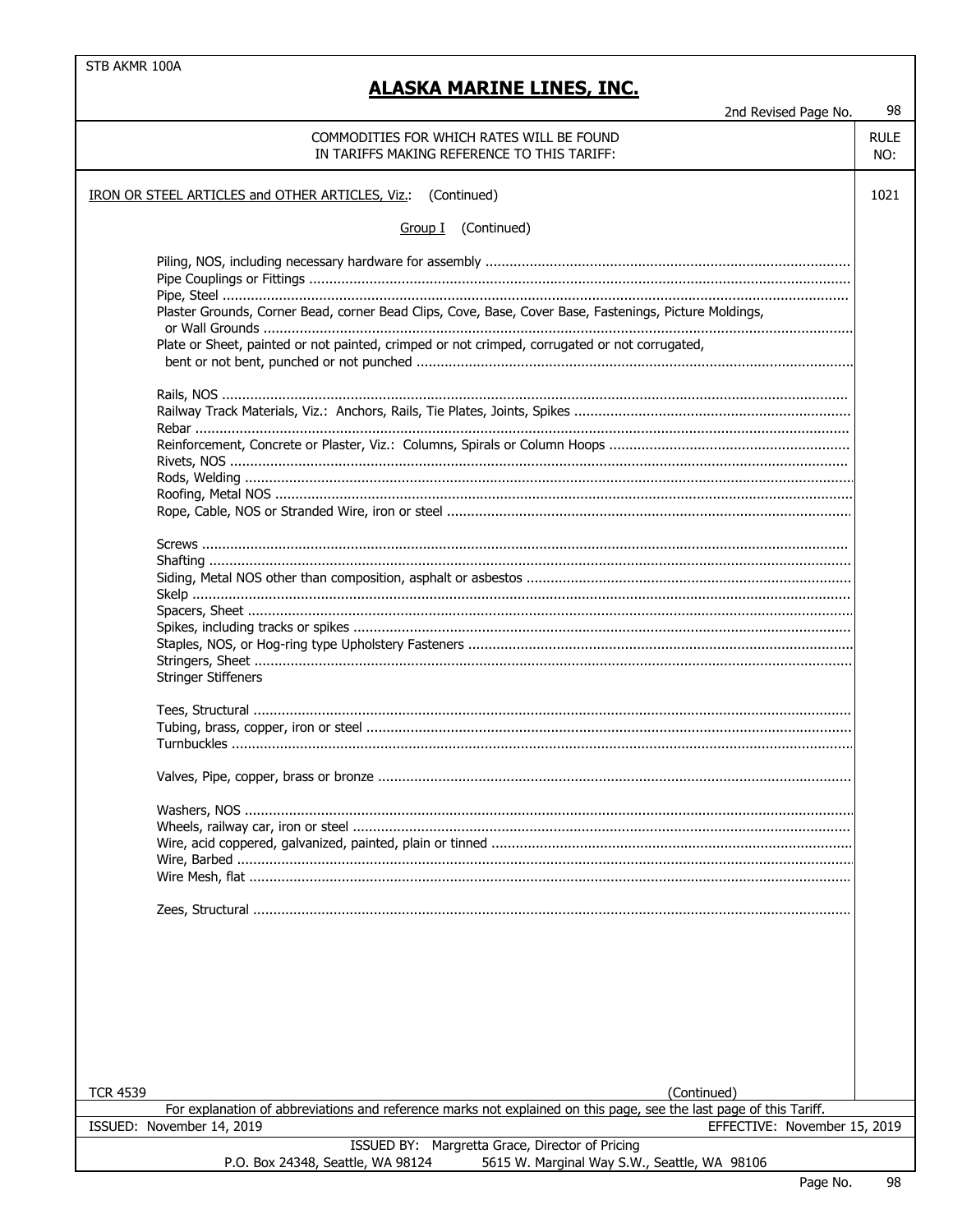STB AKMR 100A

# ALASKA MARINE LINES, INC.

2nd Revised Page No. 98

| COMMODITIES FOR WHICH RATES WILL BE FOUND IN TARIFFS MAKING REFERENCE TO THIS TARIFF: | RULE NO: |
|---|---|
| IRON OR STEEL ARTICLES and OTHER ARTICLES, Viz.: (Continued) | 1021 |

Group I (Continued)

Piling, NOS, including necessary hardware for assembly
Pipe Couplings or Fittings
Pipe, Steel
Plaster Grounds, Corner Bead, corner Bead Clips, Cove, Base, Cover Base, Fastenings, Picture Moldings, or Wall Grounds
Plate or Sheet, painted or not painted, crimped or not crimped, corrugated or not corrugated, bent or not bent, punched or not punched

Rails, NOS
Railway Track Materials, Viz.: Anchors, Rails, Tie Plates, Joints, Spikes
Rebar
Reinforcement, Concrete or Plaster, Viz.: Columns, Spirals or Column Hoops
Rivets, NOS
Rods, Welding
Roofing, Metal NOS
Rope, Cable, NOS or Stranded Wire, iron or steel

Screws
Shafting
Siding, Metal NOS other than composition, asphalt or asbestos
Skelp
Spacers, Sheet
Spikes, including tracks or spikes
Staples, NOS, or Hog-ring type Upholstery Fasteners
Stringers, Sheet
Stringer Stiffeners

Tees, Structural
Tubing, brass, copper, iron or steel
Turnbuckles

Valves, Pipe, copper, brass or bronze

Washers, NOS
Wheels, railway car, iron or steel
Wire, acid coppered, galvanized, painted, plain or tinned
Wire, Barbed
Wire Mesh, flat

Zees, Structural

TCR 4539 (Continued)

For explanation of abbreviations and reference marks not explained on this page, see the last page of this Tariff.

ISSUED: November 14, 2019 EFFECTIVE: November 15, 2019

ISSUED BY: Margretta Grace, Director of Pricing
P.O. Box 24348, Seattle, WA 98124 5615 W. Marginal Way S.W., Seattle, WA 98106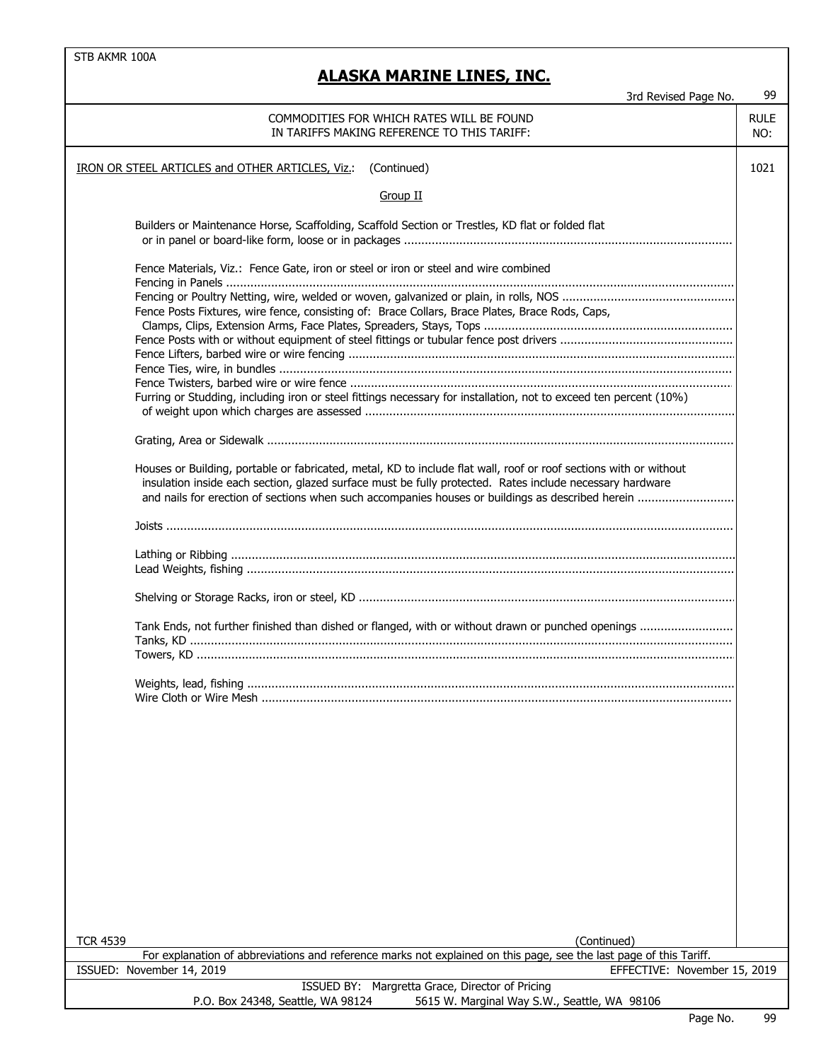STB AKMR 100A

# ALASKA MARINE LINES, INC.

3rd Revised Page No. 99

| COMMODITIES FOR WHICH RATES WILL BE FOUND IN TARIFFS MAKING REFERENCE TO THIS TARIFF: | RULE NO: |
|---|---|
| IRON OR STEEL ARTICLES and OTHER ARTICLES, Viz.: (Continued) | 1021 |

Group II

Builders or Maintenance Horse, Scaffolding, Scaffold Section or Trestles, KD flat or folded flat or in panel or board-like form, loose or in packages ..............................................................................................

Fence Materials, Viz.: Fence Gate, iron or steel or iron or steel and wire combined
Fencing in Panels ..................................................................................................................................
Fencing or Poultry Netting, wire, welded or woven, galvanized or plain, in rolls, NOS .................................................
Fence Posts Fixtures, wire fence, consisting of: Brace Collars, Brace Plates, Brace Rods, Caps, Clamps, Clips, Extension Arms, Face Plates, Spreaders, Stays, Tops .......................................................................
Fence Posts with or without equipment of steel fittings or tubular fence post drivers .................................................
Fence Lifters, barbed wire or wire fencing ...............................................................................................
Fence Ties, wire, in bundles ..................................................................................................................
Fence Twisters, barbed wire or wire fence ..............................................................................................
Furring or Studding, including iron or steel fittings necessary for installation, not to exceed ten percent (10%) of weight upon which charges are assessed ..........................................................................................

Grating, Area or Sidewalk ......................................................................................................................

Houses or Building, portable or fabricated, metal, KD to include flat wall, roof or roof sections with or without insulation inside each section, glazed surface must be fully protected. Rates include necessary hardware and nails for erection of sections when such accompanies houses or buildings as described herein ...........................

Joists .................................................................................................................................................

Lathing or Ribbing ................................................................................................................................
Lead Weights, fishing ...........................................................................................................................

Shelving or Storage Racks, iron or steel, KD ............................................................................................

Tank Ends, not further finished than dished or flanged, with or without drawn or punched openings ...........................
Tanks, KD ...........................................................................................................................................
Towers, KD ..........................................................................................................................................

Weights, lead, fishing ...........................................................................................................................
Wire Cloth or Wire Mesh .......................................................................................................................

TCR 4539 (Continued)

For explanation of abbreviations and reference marks not explained on this page, see the last page of this Tariff.

ISSUED: November 14, 2019 EFFECTIVE: November 15, 2019

ISSUED BY: Margretta Grace, Director of Pricing
P.O. Box 24348, Seattle, WA 98124 5615 W. Marginal Way S.W., Seattle, WA 98106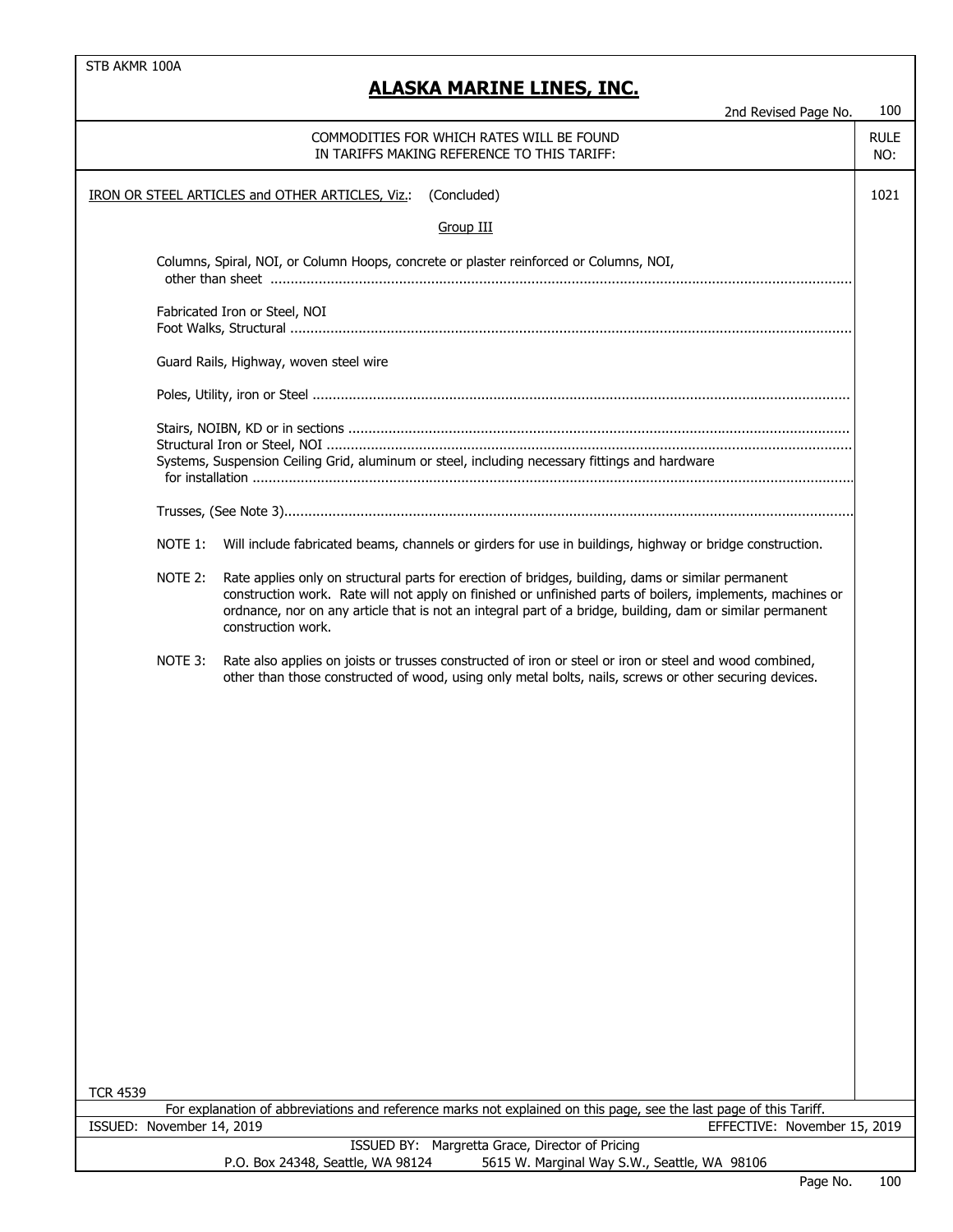STB AKMR 100A

# ALASKA MARINE LINES, INC.

2nd Revised Page No. 100

COMMODITIES FOR WHICH RATES WILL BE FOUND IN TARIFFS MAKING REFERENCE TO THIS TARIFF: — RULE NO:

IRON OR STEEL ARTICLES and OTHER ARTICLES, Viz.: (Concluded) — 1021

Group III

Columns, Spiral, NOI, or Column Hoops, concrete or plaster reinforced or Columns, NOI, other than sheet ........

Fabricated Iron or Steel, NOI

Foot Walks, Structural ........

Guard Rails, Highway, woven steel wire

Poles, Utility, iron or Steel ........

Stairs, NOIBN, KD or in secions ........

Structural Iron or Steel, NOI ........

Systems, Suspension Ceiling Grid, aluminum or steel, including necessary fittings and hardware for installation ........

Trusses, (See Note 3)........

NOTE 1: Will include fabricated beams, channels or girders for use in buildings, highway or bridge construction.

NOTE 2: Rate applies only on structural parts for erection of bridges, building, dams or similar permanent construction work. Rate will not apply on finished or unfinished parts of boilers, implements, machines or ordnance, nor on any article that is not an integral part of a bridge, building, dam or similar permanent construction work.

NOTE 3: Rate also applies on joists or trusses constructed of iron or steel or iron or steel and wood combined, other than those constructed of wood, using only metal bolts, nails, screws or other securing devices.

TCR 4539

For explanation of abbreviations and reference marks not explained on this page, see the last page of this Tariff.

ISSUED: November 14, 2019 — EFFECTIVE: November 15, 2019

ISSUED BY: Margretta Grace, Director of Pricing

P.O. Box 24348, Seattle, WA 98124 — 5615 W. Marginal Way S.W., Seattle, WA 98106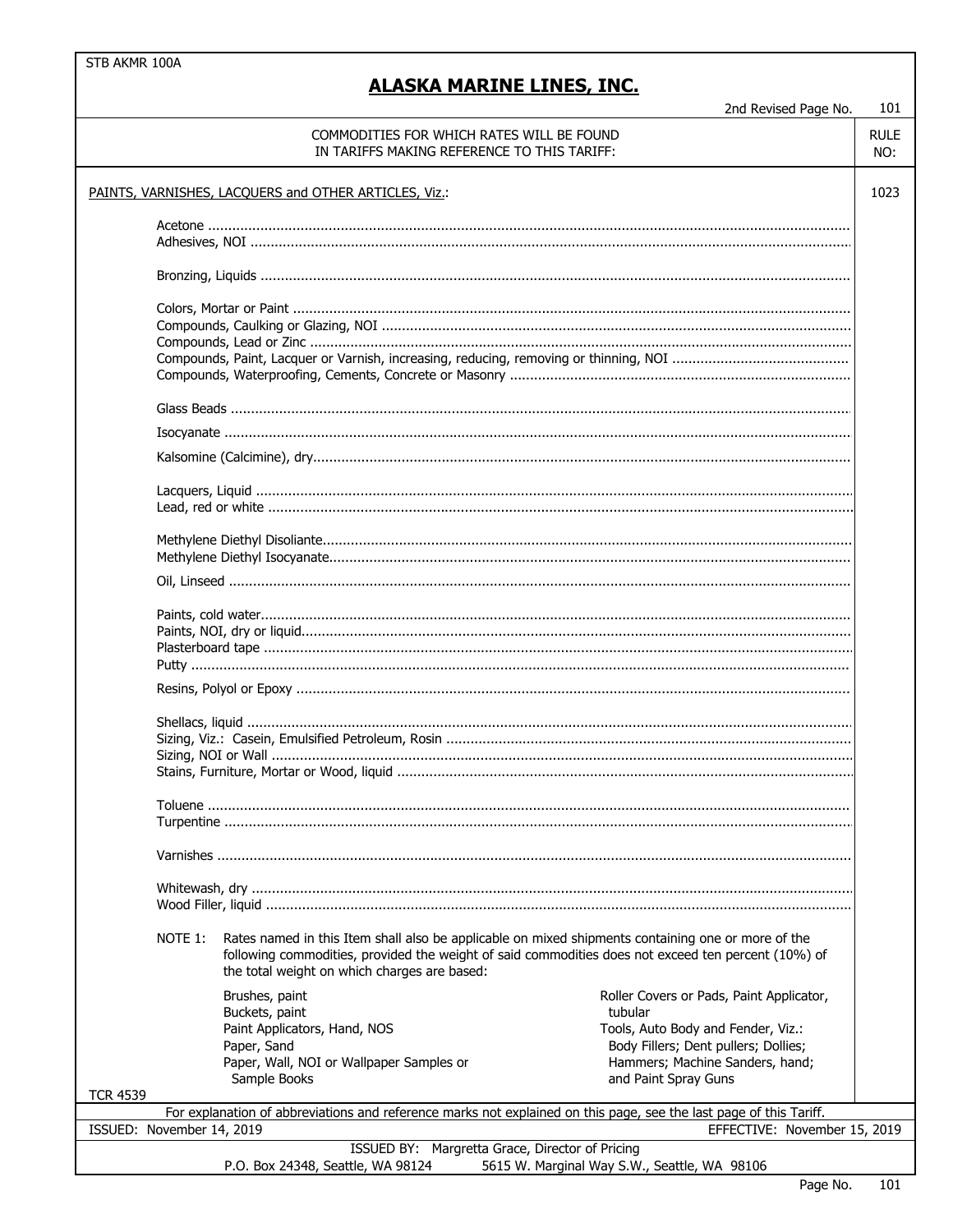STB AKMR 100A

# ALASKA MARINE LINES, INC.

2nd Revised Page No. 101

| COMMODITIES FOR WHICH RATES WILL BE FOUND IN TARIFFS MAKING REFERENCE TO THIS TARIFF: | RULE NO: |
|---|---|
| PAINTS, VARNISHES, LACQUERS and OTHER ARTICLES, Viz.: | 1023 |

- Acetone
- Adhesives, NOI
- Bronzing, Liquids
- Colors, Mortar or Paint
- Compounds, Caulking or Glazing, NOI
- Compounds, Lead or Zinc
- Compounds, Paint, Lacquer or Varnish, increasing, reducing, removing or thinning, NOI
- Compounds, Waterproofing, Cements, Concrete or Masonry
- Glass Beads
- Isocyanate
- Kalsomine (Calcimine), dry
- Lacquers, Liquid
- Lead, red or white
- Methylene Diethyl Disoliante
- Methylene Diethyl Isocyanate
- Oil, Linseed
- Paints, cold water
- Paints, NOI, dry or liquid
- Plasterboard tape
- Putty
- Resins, Polyol or Epoxy
- Shellacs, liquid
- Sizing, Viz.: Casein, Emulsified Petroleum, Rosin
- Sizing, NOI or Wall
- Stains, Furniture, Mortar or Wood, liquid
- Toluene
- Turpentine
- Varnishes
- Whitewash, dry
- Wood Filler, liquid

NOTE 1: Rates named in this Item shall also be applicable on mixed shipments containing one or more of the following commodities, provided the weight of said commodities does not exceed ten percent (10%) of the total weight on which charges are based:

- Brushes, paint
- Buckets, paint
- Paint Applicators, Hand, NOS
- Paper, Sand
- Paper, Wall, NOI or Wallpaper Samples or Sample Books
- Roller Covers or Pads, Paint Applicator, tubular
- Tools, Auto Body and Fender, Viz.: Body Fillers; Dent pullers; Dollies; Hammers; Machine Sanders, hand; and Paint Spray Guns

TCR 4539

For explanation of abbreviations and reference marks not explained on this page, see the last page of this Tariff.

ISSUED: November 14, 2019 EFFECTIVE: November 15, 2019

ISSUED BY: Margretta Grace, Director of Pricing

P.O. Box 24348, Seattle, WA 98124 5615 W. Marginal Way S.W., Seattle, WA 98106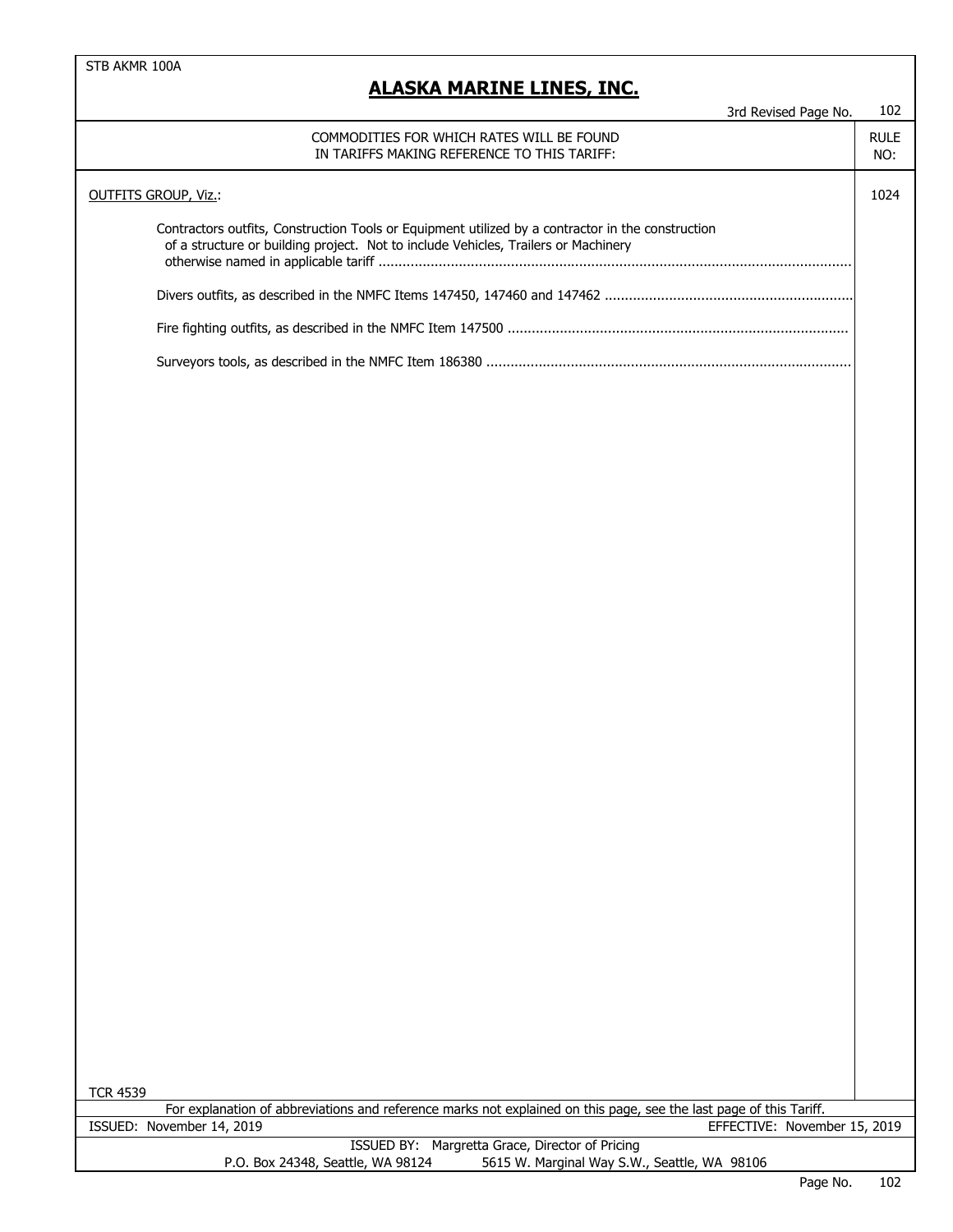**STB AKMR 100A**

# ALASKA MARINE LINES, INC.

3rd Revised Page No. 102

| COMMODITIES FOR WHICH RATES WILL BE FOUND IN TARIFFS MAKING REFERENCE TO THIS TARIFF: | RULE NO: |
|---|---|
| OUTFITS GROUP, Viz.: | 1024 |
| Contractors outfits, Construction Tools or Equipment utilized by a contractor in the construction of a structure or building project. Not to include Vehicles, Trailers or Machinery otherwise named in applicable tariff .......... | |
| Divers outfits, as described in the NMFC Items 147450, 147460 and 147462 .......... | |
| Fire fighting outfits, as described in the NMFC Item 147500 .......... | |
| Surveyors tools, as described in the NMFC Item 186380 .......... | |

TCR 4539

For explanation of abbreviations and reference marks not explained on this page, see the last page of this Tariff.

ISSUED: November 14, 2019 — EFFECTIVE: November 15, 2019

ISSUED BY: Margretta Grace, Director of Pricing
P.O. Box 24348, Seattle, WA 98124 — 5615 W. Marginal Way S.W., Seattle, WA 98106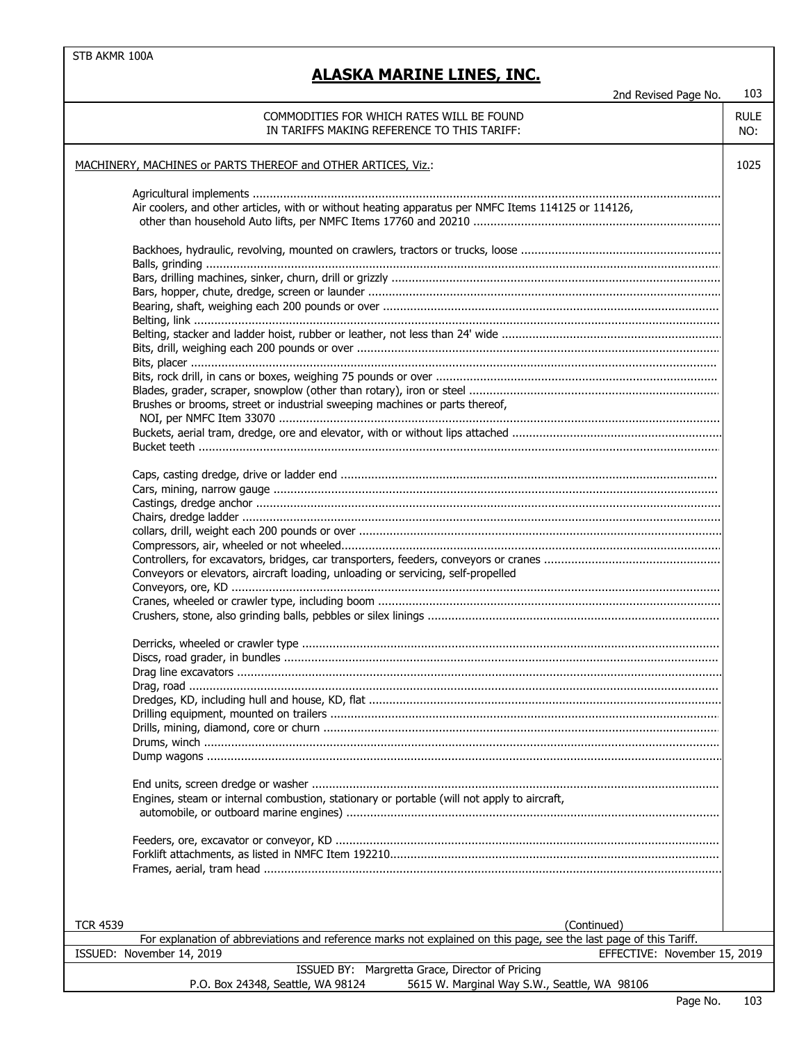STB AKMR 100A

# ALASKA MARINE LINES, INC.

2nd Revised Page No. 103

| COMMODITIES FOR WHICH RATES WILL BE FOUND IN TARIFFS MAKING REFERENCE TO THIS TARIFF: | RULE NO: |
|---|---|
| MACHINERY, MACHINES or PARTS THEREOF and OTHER ARTICES, Viz.: | 1025 |

Agricultural implements
Air coolers, and other articles, with or without heating apparatus per NMFC Items 114125 or 114126, other than household Auto lifts, per NMFC Items 17760 and 20210

Backhoes, hydraulic, revolving, mounted on crawlers, tractors or trucks, loose
Balls, grinding
Bars, drilling machines, sinker, churn, drill or grizzly
Bars, hopper, chute, dredge, screen or launder
Bearing, shaft, weighing each 200 pounds or over
Belting, link
Belting, stacker and ladder hoist, rubber or leather, not less than 24' wide
Bits, drill, weighing each 200 pounds or over
Bits, placer
Bits, rock drill, in cans or boxes, weighing 75 pounds or over
Blades, grader, scraper, snowplow (other than rotary), iron or steel
Brushes or brooms, street or industrial sweeping machines or parts thereof, NOI, per NMFC Item 33070
Buckets, aerial tram, dredge, ore and elevator, with or without lips attached
Bucket teeth

Caps, casting dredge, drive or ladder end
Cars, mining, narrow gauge
Castings, dredge anchor
Chairs, dredge ladder
collars, drill, weight each 200 pounds or over
Compressors, air, wheeled or not wheeled
Controllers, for excavators, bridges, car transporters, feeders, conveyors or cranes
Conveyors or elevators, aircraft loading, unloading or servicing, self-propelled
Conveyors, ore, KD
Cranes, wheeled or crawler type, including boom
Crushers, stone, also grinding balls, pebbles or silex linings

Derricks, wheeled or crawler type
Discs, road grader, in bundles
Drag line excavators
Drag, road
Dredges, KD, including hull and house, KD, flat
Drilling equipment, mounted on trailers
Drills, mining, diamond, core or churn
Drums, winch
Dump wagons

End units, screen dredge or washer
Engines, steam or internal combustion, stationary or portable (will not apply to aircraft, automobile, or outboard marine engines)

Feeders, ore, excavator or conveyor, KD
Forklift attachments, as listed in NMFC Item 192210
Frames, aerial, tram head

TCR 4539 (Continued)

For explanation of abbreviations and reference marks not explained on this page, see the last page of this Tariff.

ISSUED: November 14, 2019 EFFECTIVE: November 15, 2019

ISSUED BY: Margretta Grace, Director of Pricing
P.O. Box 24348, Seattle, WA 98124 5615 W. Marginal Way S.W., Seattle, WA 98106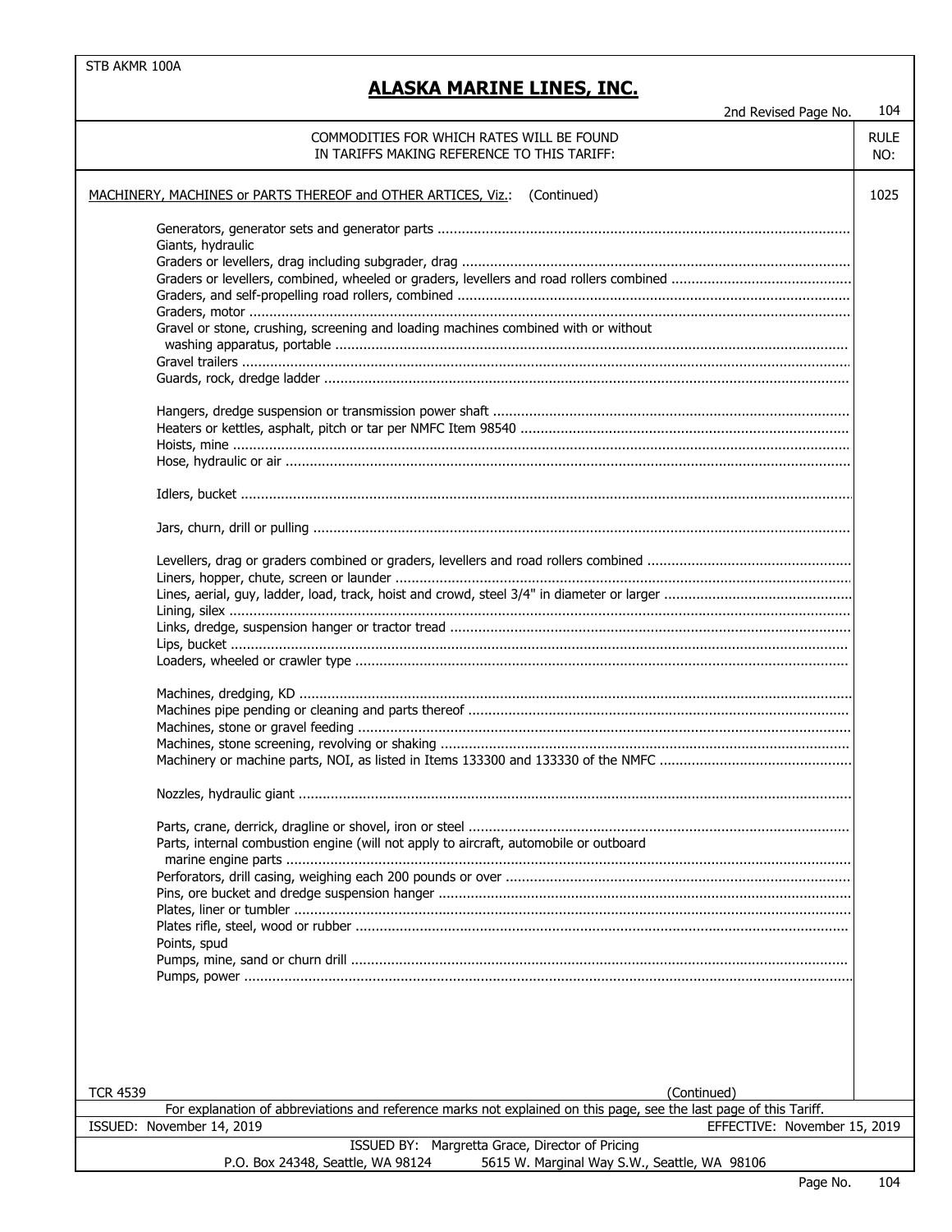STB AKMR 100A

# ALASKA MARINE LINES, INC.

2nd Revised Page No. 104

| COMMODITIES FOR WHICH RATES WILL BE FOUND IN TARIFFS MAKING REFERENCE TO THIS TARIFF: | RULE NO: |
|---|---|
| MACHINERY, MACHINES or PARTS THEREOF and OTHER ARTICES, Viz.: (Continued) | 1025 |

Generators, generator sets and generator parts ....................
Giants, hydraulic
Graders or levellers, drag including subgrader, drag ....................
Graders or levellers, combined, wheeled or graders, levellers and road rollers combined ....................
Graders, and self-propelling road rollers, combined ....................
Graders, motor ....................
Gravel or stone, crushing, screening and loading machines combined with or without washing apparatus, portable ....................
Gravel trailers ....................
Guards, rock, dredge ladder ....................

Hangers, dredge suspension or transmission power shaft ....................
Heaters or kettles, asphalt, pitch or tar per NMFC Item 98540 ....................
Hoists, mine ....................
Hose, hydraulic or air ....................

Idlers, bucket ....................

Jars, churn, drill or pulling ....................

Levellers, drag or graders combined or graders, levellers and road rollers combined ....................
Liners, hopper, chute, screen or launder ....................
Lines, aerial, guy, ladder, load, track, hoist and crowd, steel 3/4" in diameter or larger ....................
Lining, silex ....................
Links, dredge, suspension hanger or tractor tread ....................
Lips, bucket ....................
Loaders, wheeled or crawler type ....................

Machines, dredging, KD ....................
Machines pipe pending or cleaning and parts thereof ....................
Machines, stone or gravel feeding ....................
Machines, stone screening, revolving or shaking ....................
Machinery or machine parts, NOI, as listed in Items 133300 and 133330 of the NMFC ....................

Nozzles, hydraulic giant ....................

Parts, crane, derrick, dragline or shovel, iron or steel ....................
Parts, internal combustion engine (will not apply to aircraft, automobile or outboard marine engine parts ....................
Perforators, drill casing, weighing each 200 pounds or over ....................
Pins, ore bucket and dredge suspension hanger ....................
Plates, liner or tumbler ....................
Plates rifle, steel, wood or rubber ....................
Points, spud
Pumps, mine, sand or churn drill ....................
Pumps, power ....................

TCR 4539 (Continued)

For explanation of abbreviations and reference marks not explained on this page, see the last page of this Tariff.

ISSUED: November 14, 2019 EFFECTIVE: November 15, 2019

ISSUED BY: Margretta Grace, Director of Pricing
P.O. Box 24348, Seattle, WA 98124 5615 W. Marginal Way S.W., Seattle, WA 98106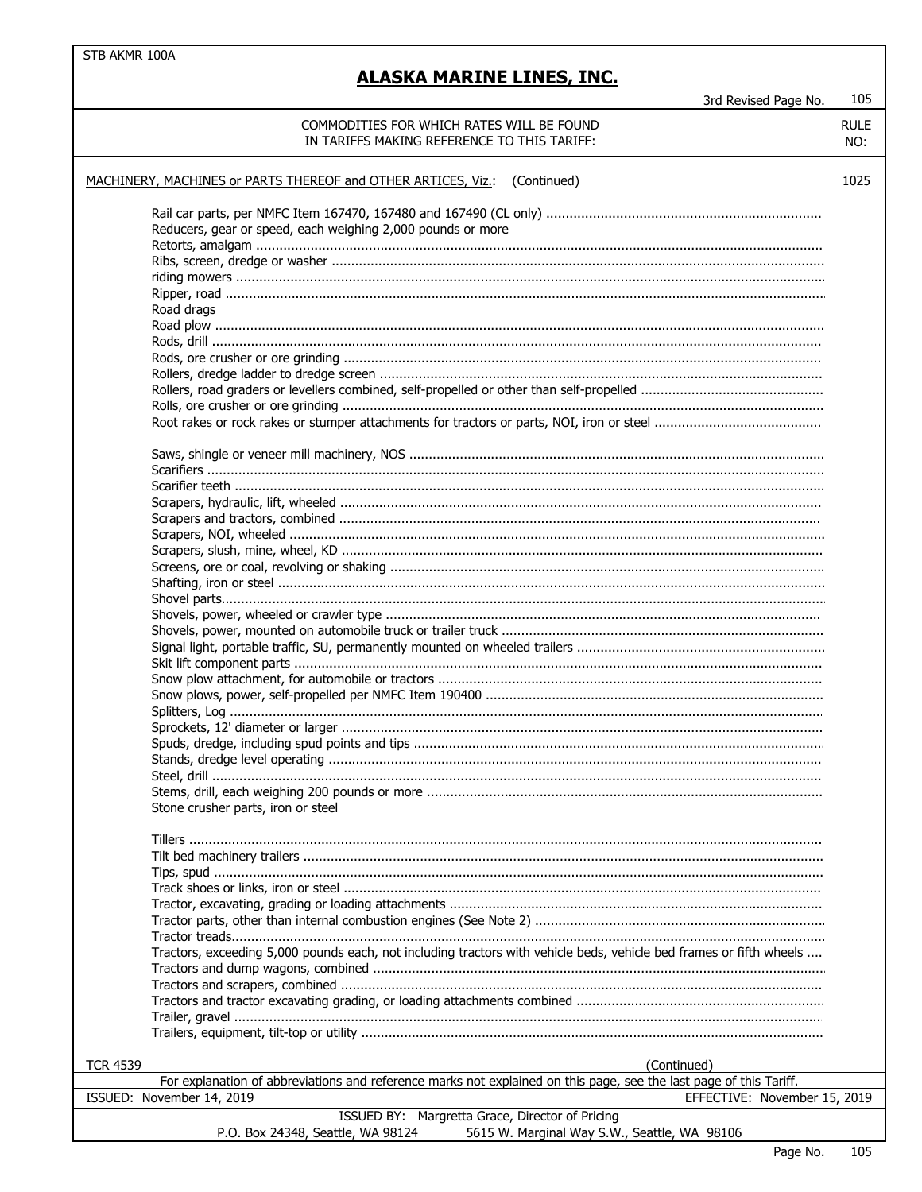STB AKMR 100A

# ALASKA MARINE LINES, INC.

3rd Revised Page No. 105

| COMMODITIES FOR WHICH RATES WILL BE FOUND IN TARIFFS MAKING REFERENCE TO THIS TARIFF: | RULE NO: |
|---|---|
| MACHINERY, MACHINES or PARTS THEREOF and OTHER ARTICES, Viz.: (Continued) | 1025 |

Rail car parts, per NMFC Item 167470, 167480 and 167490 (CL only) ........
Reducers, gear or speed, each weighing 2,000 pounds or more
Retorts, amalgam ........
Ribs, screen, dredge or washer ........
riding mowers ........
Ripper, road ........
Road drags
Road plow ........
Rods, drill ........
Rods, ore crusher or ore grinding ........
Rollers, dredge ladder to dredge screen ........
Rollers, road graders or levellers combined, self-propelled or other than self-propelled ........
Rolls, ore crusher or ore grinding ........
Root rakes or rock rakes or stumper attachments for tractors or parts, NOI, iron or steel ........

Saws, shingle or veneer mill machinery, NOS ........
Scarifiers ........
Scarifier teeth ........
Scrapers, hydraulic, lift, wheeled ........
Scrapers and tractors, combined ........
Scrapers, NOI, wheeled ........
Scrapers, slush, mine, wheel, KD ........
Screens, ore or coal, revolving or shaking ........
Shafting, iron or steel ........
Shovel parts........
Shovels, power, wheeled or crawler type ........
Shovels, power, mounted on automobile truck or trailer truck ........
Signal light, portable traffic, SU, permanently mounted on wheeled trailers ........
Skit lift component parts ........
Snow plow attachment, for automobile or tractors ........
Snow plows, power, self-propelled per NMFC Item 190400 ........
Splitters, Log ........
Sprockets, 12' diameter or larger ........
Spuds, dredge, including spud points and tips ........
Stands, dredge level operating ........
Steel, drill ........
Stems, drill, each weighing 200 pounds or more ........
Stone crusher parts, iron or steel

Tillers ........
Tilt bed machinery trailers ........
Tips, spud ........
Track shoes or links, iron or steel ........
Tractor, excavating, grading or loading attachments ........
Tractor parts, other than internal combustion engines (See Note 2) ........
Tractor treads........
Tractors, exceeding 5,000 pounds each, not including tractors with vehicle beds, vehicle bed frames or fifth wheels ....
Tractors and dump wagons, combined ........
Tractors and scrapers, combined ........
Tractors and tractor excavating grading, or loading attachments combined ........
Trailer, gravel ........
Trailers, equipment, tilt-top or utility ........

TCR 4539 (Continued)

For explanation of abbreviations and reference marks not explained on this page, see the last page of this Tariff.

ISSUED: November 14, 2019 EFFECTIVE: November 15, 2019

ISSUED BY: Margretta Grace, Director of Pricing
P.O. Box 24348, Seattle, WA 98124 5615 W. Marginal Way S.W., Seattle, WA 98106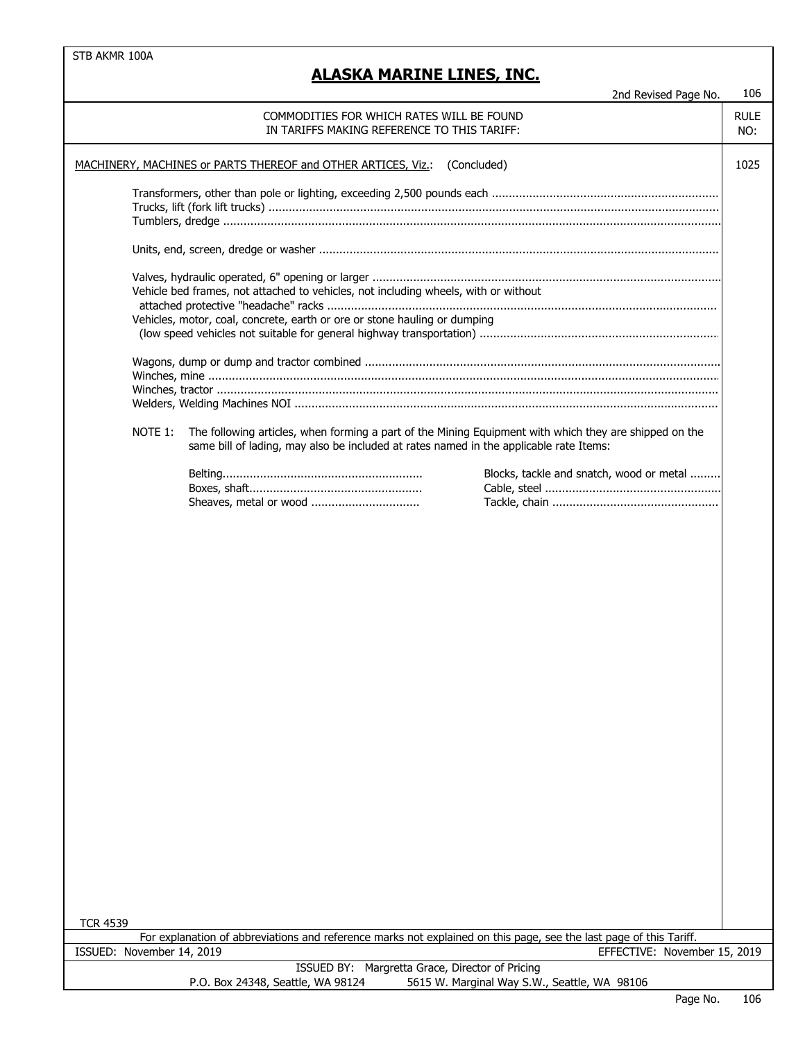STB AKMR 100A

# ALASKA MARINE LINES, INC.

2nd Revised Page No. 106

| COMMODITIES FOR WHICH RATES WILL BE FOUND IN TARIFFS MAKING REFERENCE TO THIS TARIFF: | RULE NO: |
|---|---|
| MACHINERY, MACHINES or PARTS THEREOF and OTHER ARTICES, Viz.: (Concluded) | 1025 |

Transformers, other than pole or lighting, exceeding 2,500 pounds each ..................................................................
Trucks, lift (fork lift trucks) ..................................................................................................................................
Tumblers, dredge ....................................................................................................................................................

Units, end, screen, dredge or washer .......................................................................................................................

Valves, hydraulic operated, 6" opening or larger .......................................................................................................
Vehicle bed frames, not attached to vehicles, not including wheels, with or without attached protective "headache" racks ..................................................................................................................
Vehicles, motor, coal, concrete, earth or ore or stone hauling or dumping (low speed vehicles not suitable for general highway transportation) ......................................................................

Wagons, dump or dump and tractor combined .........................................................................................................
Winches, mine ..........................................................................................................................................................
Winches, tractor .......................................................................................................................................................
Welders, Welding Machines NOI ...............................................................................................................................

NOTE 1: The following articles, when forming a part of the Mining Equipment with which they are shipped on the same bill of lading, may also be included at rates named in the applicable rate Items:

| | |
|---|---|
| Belting........................................................... | Blocks, tackle and snatch, wood or metal ......... |
| Boxes, shaft................................................... | Cable, steel .................................................... |
| Sheaves, metal or wood ................................ | Tackle, chain ................................................. |

TCR 4539

For explanation of abbreviations and reference marks not explained on this page, see the last page of this Tariff.

ISSUED: November 14, 2019 EFFECTIVE: November 15, 2019

ISSUED BY: Margretta Grace, Director of Pricing

P.O. Box 24348, Seattle, WA 98124 5615 W. Marginal Way S.W., Seattle, WA 98106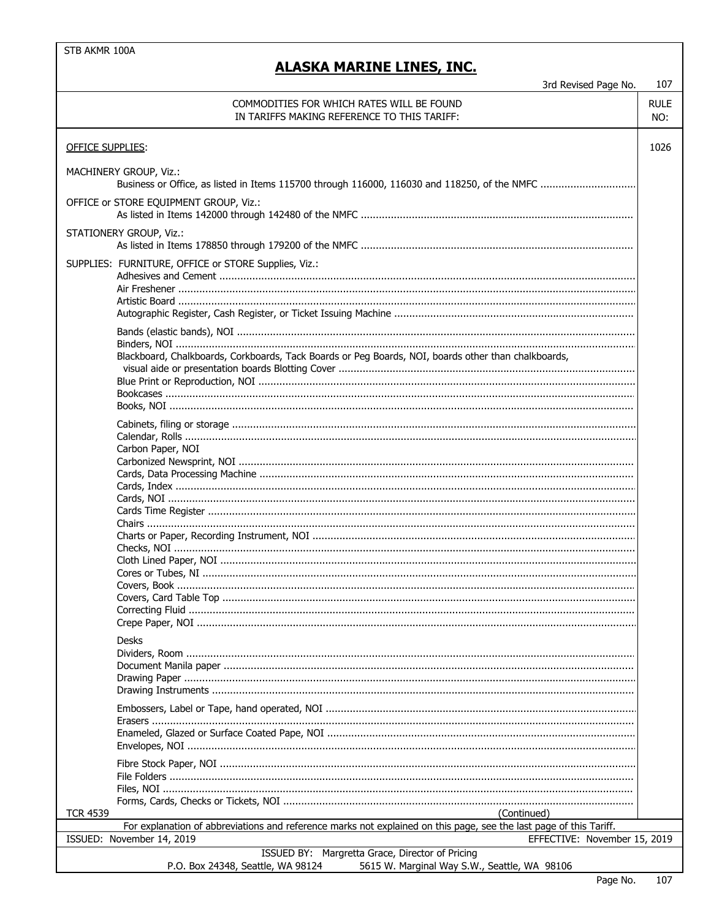STB AKMR 100A

# ALASKA MARINE LINES, INC.

3rd Revised Page No. 107

| COMMODITIES FOR WHICH RATES WILL BE FOUND IN TARIFFS MAKING REFERENCE TO THIS TARIFF: | RULE NO: |
|---|---|
| OFFICE SUPPLIES: | 1026 |

MACHINERY GROUP, Viz.:
Business or Office, as listed in Items 115700 through 116000, 116030 and 118250, of the NMFC

OFFICE or STORE EQUIPMENT GROUP, Viz.:
As listed in Items 142000 through 142480 of the NMFC

STATIONERY GROUP, Viz.:
As listed in Items 178850 through 179200 of the NMFC

SUPPLIES: FURNITURE, OFFICE or STORE Supplies, Viz.:

- Adhesives and Cement
- Air Freshener
- Artistic Board
- Autographic Register, Cash Register, or Ticket Issuing Machine

- Bands (elastic bands), NOI
- Binders, NOI
- Blackboard, Chalkboards, Corkboards, Tack Boards or Peg Boards, NOI, boards other than chalkboards, visual aide or presentation boards Blotting Cover
- Blue Print or Reproduction, NOI
- Bookcases
- Books, NOI

- Cabinets, filing or storage
- Calendar, Rolls
- Carbon Paper, NOI
- Carbonized Newsprint, NOI
- Cards, Data Processing Machine
- Cards, Index
- Cards, NOI
- Cards Time Register
- Chairs
- Charts or Paper, Recording Instrument, NOI
- Checks, NOI
- Cloth Lined Paper, NOI
- Cores or Tubes, NI
- Covers, Book
- Covers, Card Table Top
- Correcting Fluid
- Crepe Paper, NOI

- Desks
- Dividers, Room
- Document Manila paper
- Drawing Paper
- Drawing Instruments

- Embossers, Label or Tape, hand operated, NOI
- Erasers
- Enameled, Glazed or Surface Coated Pape, NOI
- Envelopes, NOI

- Fibre Stock Paper, NOI
- File Folders
- Files, NOI
- Forms, Cards, Checks or Tickets, NOI

TCR 4539

(Continued)

For explanation of abbreviations and reference marks not explained on this page, see the last page of this Tariff.

ISSUED: November 14, 2019 EFFECTIVE: November 15, 2019

ISSUED BY: Margretta Grace, Director of Pricing
P.O. Box 24348, Seattle, WA 98124 5615 W. Marginal Way S.W., Seattle, WA 98106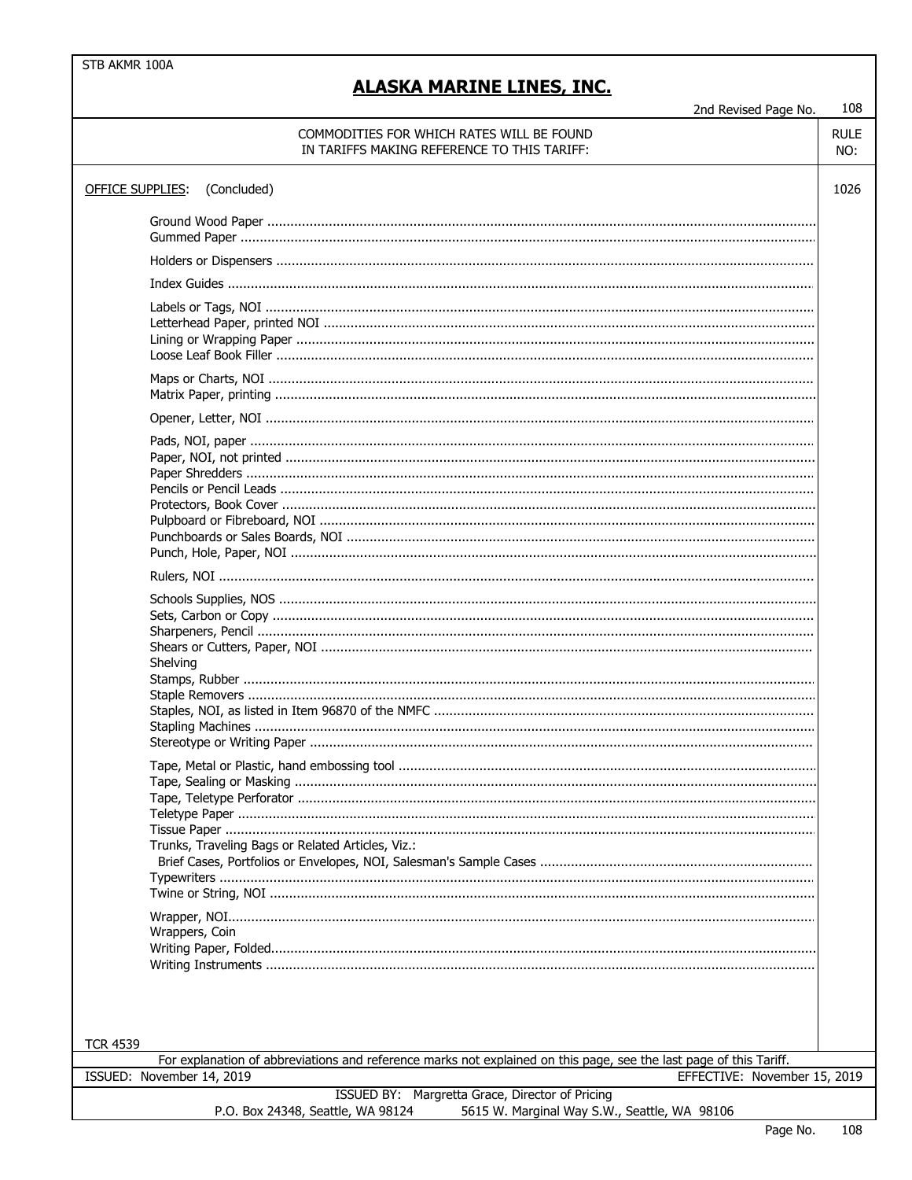STB AKMR 100A

# ALASKA MARINE LINES, INC.

2nd Revised Page No. 108

| COMMODITIES FOR WHICH RATES WILL BE FOUND IN TARIFFS MAKING REFERENCE TO THIS TARIFF: | RULE NO: |
|---|---|
| OFFICE SUPPLIES: (Concluded) | 1026 |

Ground Wood Paper
Gummed Paper

Holders or Dispensers

Index Guides

Labels or Tags, NOI
Letterhead Paper, printed NOI
Lining or Wrapping Paper
Loose Leaf Book Filler

Maps or Charts, NOI
Matrix Paper, printing

Opener, Letter, NOI

Pads, NOI, paper
Paper, NOI, not printed
Paper Shredders
Pencils or Pencil Leads
Protectors, Book Cover
Pulpboard or Fibreboard, NOI
Punchboards or Sales Boards, NOI
Punch, Hole, Paper, NOI

Rulers, NOI

Schools Supplies, NOS
Sets, Carbon or Copy
Sharpeners, Pencil
Shears or Cutters, Paper, NOI
Shelving
Stamps, Rubber
Staple Removers
Staples, NOI, as listed in Item 96870 of the NMFC
Stapling Machines
Stereotype or Writing Paper

Tape, Metal or Plastic, hand embossing tool
Tape, Sealing or Masking
Tape, Teletype Perforator
Teletype Paper
Tissue Paper
Trunks, Traveling Bags or Related Articles, Viz.:
  Brief Cases, Portfolios or Envelopes, NOI, Salesman's Sample Cases
Typewriters
Twine or String, NOI

Wrapper, NOI
Wrappers, Coin
Writing Paper, Folded
Writing Instruments

TCR 4539

For explanation of abbreviations and reference marks not explained on this page, see the last page of this Tariff.

ISSUED: November 14, 2019 EFFECTIVE: November 15, 2019

ISSUED BY: Margretta Grace, Director of Pricing
P.O. Box 24348, Seattle, WA 98124 5615 W. Marginal Way S.W., Seattle, WA 98106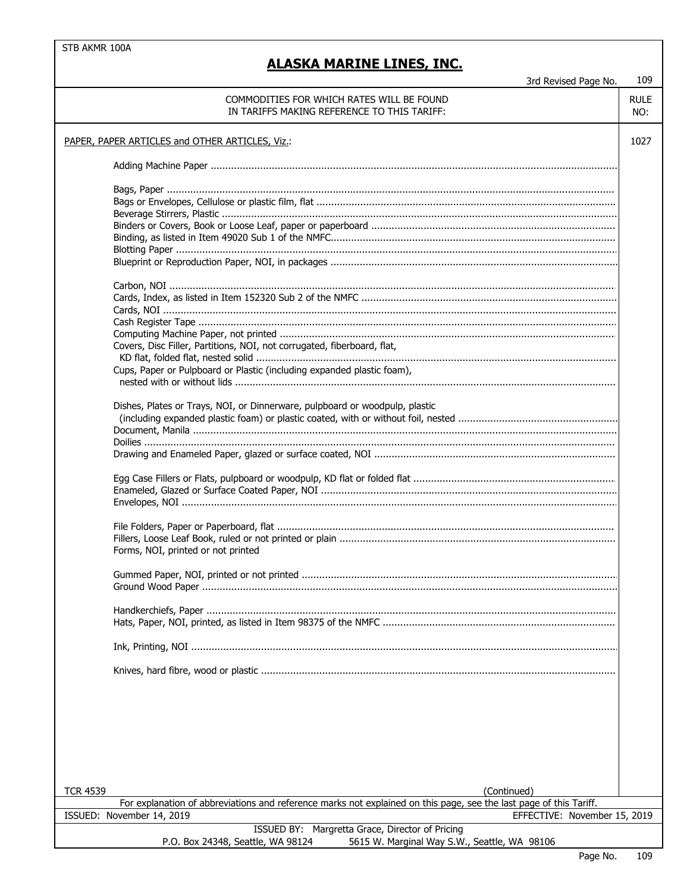STB AKMR 100A

# ALASKA MARINE LINES, INC.

3rd Revised Page No. 109

| COMMODITIES FOR WHICH RATES WILL BE FOUND IN TARIFFS MAKING REFERENCE TO THIS TARIFF: | RULE NO: |
|---|---|
| PAPER, PAPER ARTICLES and OTHER ARTICLES, Viz.: | 1027 |
| Adding Machine Paper | |
| Bags, Paper | |
| Bags or Envelopes, Cellulose or plastic film, flat | |
| Beverage Stirrers, Plastic | |
| Binders or Covers, Book or Loose Leaf, paper or paperboard | |
| Binding, as listed in Item 49020 Sub 1 of the NMFC | |
| Blotting Paper | |
| Blueprint or Reproduction Paper, NOI, in packages | |
| Carbon, NOI | |
| Cards, Index, as listed in Item 152320 Sub 2 of the NMFC | |
| Cards, NOI | |
| Cash Register Tape | |
| Computing Machine Paper, not printed | |
| Covers, Disc Filler, Partitions, NOI, not corrugated, fiberboard, flat, KD flat, folded flat, nested solid | |
| Cups, Paper or Pulpboard or Plastic (including expanded plastic foam), nested with or without lids | |
| Dishes, Plates or Trays, NOI, or Dinnerware, pulpboard or woodpulp, plastic (including expanded plastic foam) or plastic coated, with or without foil, nested | |
| Document, Manila | |
| Doilies | |
| Drawing and Enameled Paper, glazed or surface coated, NOI | |
| Egg Case Fillers or Flats, pulpboard or woodpulp, KD flat or folded flat | |
| Enameled, Glazed or Surface Coated Paper, NOI | |
| Envelopes, NOI | |
| File Folders, Paper or Paperboard, flat | |
| Fillers, Loose Leaf Book, ruled or not printed or plain | |
| Forms, NOI, printed or not printed | |
| Gummed Paper, NOI, printed or not printed | |
| Ground Wood Paper | |
| Handkerchiefs, Paper | |
| Hats, Paper, NOI, printed, as listed in Item 98375 of the NMFC | |
| Ink, Printing, NOI | |
| Knives, hard fibre, wood or plastic | |

TCR 4539

(Continued)

For explanation of abbreviations and reference marks not explained on this page, see the last page of this Tariff.

ISSUED: November 14, 2019 EFFECTIVE: November 15, 2019

ISSUED BY: Margretta Grace, Director of Pricing

P.O. Box 24348, Seattle, WA 98124 5615 W. Marginal Way S.W., Seattle, WA 98106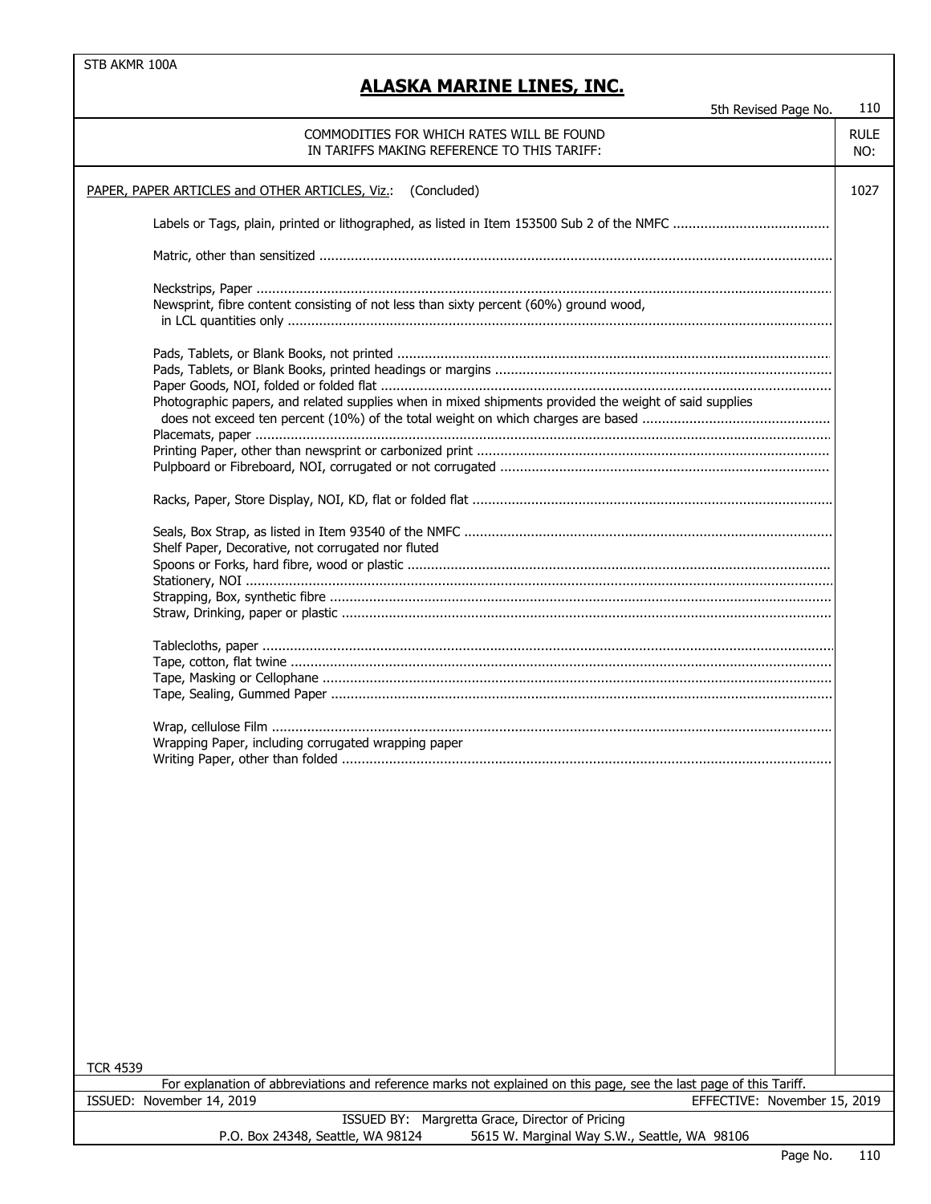STB AKMR 100A

# ALASKA MARINE LINES, INC.

5th Revised Page No. 110

| COMMODITIES FOR WHICH RATES WILL BE FOUND IN TARIFFS MAKING REFERENCE TO THIS TARIFF: | RULE NO: |
|---|---|
| PAPER, PAPER ARTICLES and OTHER ARTICLES, Viz.: (Concluded) | 1027 |

Labels or Tags, plain, printed or lithographed, as listed in Item 153500 Sub 2 of the NMFC

Matric, other than sensitized

Neckstrips, Paper
Newsprint, fibre content consisting of not less than sixty percent (60%) ground wood, in LCL quantities only

Pads, Tablets, or Blank Books, not printed
Pads, Tablets, or Blank Books, printed headings or margins
Paper Goods, NOI, folded or folded flat
Photographic papers, and related supplies when in mixed shipments provided the weight of said supplies does not exceed ten percent (10%) of the total weight on which charges are based
Placemats, paper
Printing Paper, other than newsprint or carbonized print
Pulpboard or Fibreboard, NOI, corrugated or not corrugated

Racks, Paper, Store Display, NOI, KD, flat or folded flat

Seals, Box Strap, as listed in Item 93540 of the NMFC
Shelf Paper, Decorative, not corrugated nor fluted
Spoons or Forks, hard fibre, wood or plastic
Stationery, NOI
Strapping, Box, synthetic fibre
Straw, Drinking, paper or plastic

Tablecloths, paper
Tape, cotton, flat twine
Tape, Masking or Cellophane
Tape, Sealing, Gummed Paper

Wrap, cellulose Film
Wrapping Paper, including corrugated wrapping paper
Writing Paper, other than folded

TCR 4539

For explanation of abbreviations and reference marks not explained on this page, see the last page of this Tariff.

ISSUED: November 14, 2019 EFFECTIVE: November 15, 2019

ISSUED BY: Margretta Grace, Director of Pricing
P.O. Box 24348, Seattle, WA 98124 5615 W. Marginal Way S.W., Seattle, WA 98106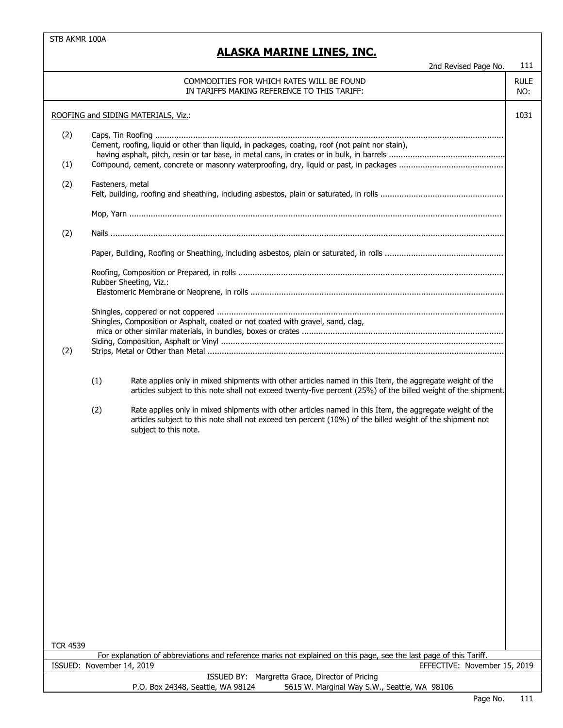STB AKMR 100A

# ALASKA MARINE LINES, INC.

2nd Revised Page No. 111

| | COMMODITIES FOR WHICH RATES WILL BE FOUND IN TARIFFS MAKING REFERENCE TO THIS TARIFF: | RULE NO: |
|---|---|---|
| | ROOFING and SIDING MATERIALS, Viz.: | 1031 |
| (2) | Caps, Tin Roofing | |
| | Cement, roofing, liquid or other than liquid, in packages, coating, roof (not paint nor stain), having asphalt, pitch, resin or tar base, in metal cans, in crates or in bulk, in barrels | |
| (1) | Compound, cement, concrete or masonry waterproofing, dry, liquid or past, in packages | |
| (2) | Fasteners, metal | |
| | Felt, building, roofing and sheathing, including asbestos, plain or saturated, in rolls | |
| | Mop, Yarn | |
| (2) | Nails | |
| | Paper, Building, Roofing or Sheathing, including asbestos, plain or saturated, in rolls | |
| | Roofing, Composition or Prepared, in rolls | |
| | Rubber Sheeting, Viz.: Elastomeric Membrane or Neoprene, in rolls | |
| | Shingles, coppered or not coppered | |
| | Shingles, Composition or Asphalt, coated or not coated with gravel, sand, clag, mica or other similar materials, in bundles, boxes or crates | |
| | Siding, Composition, Asphalt or Vinyl | |
| (2) | Strips, Metal or Other than Metal | |

(1) Rate applies only in mixed shipments with other articles named in this Item, the aggregate weight of the articles subject to this note shall not exceed twenty-five percent (25%) of the billed weight of the shipment.

(2) Rate applies only in mixed shipments with other articles named in this Item, the aggregate weight of the articles subject to this note shall not exceed ten percent (10%) of the billed weight of the shipment not subject to this note.

TCR 4539

For explanation of abbreviations and reference marks not explained on this page, see the last page of this Tariff.

ISSUED: November 14, 2019 EFFECTIVE: November 15, 2019

ISSUED BY: Margretta Grace, Director of Pricing

P.O. Box 24348, Seattle, WA 98124 5615 W. Marginal Way S.W., Seattle, WA 98106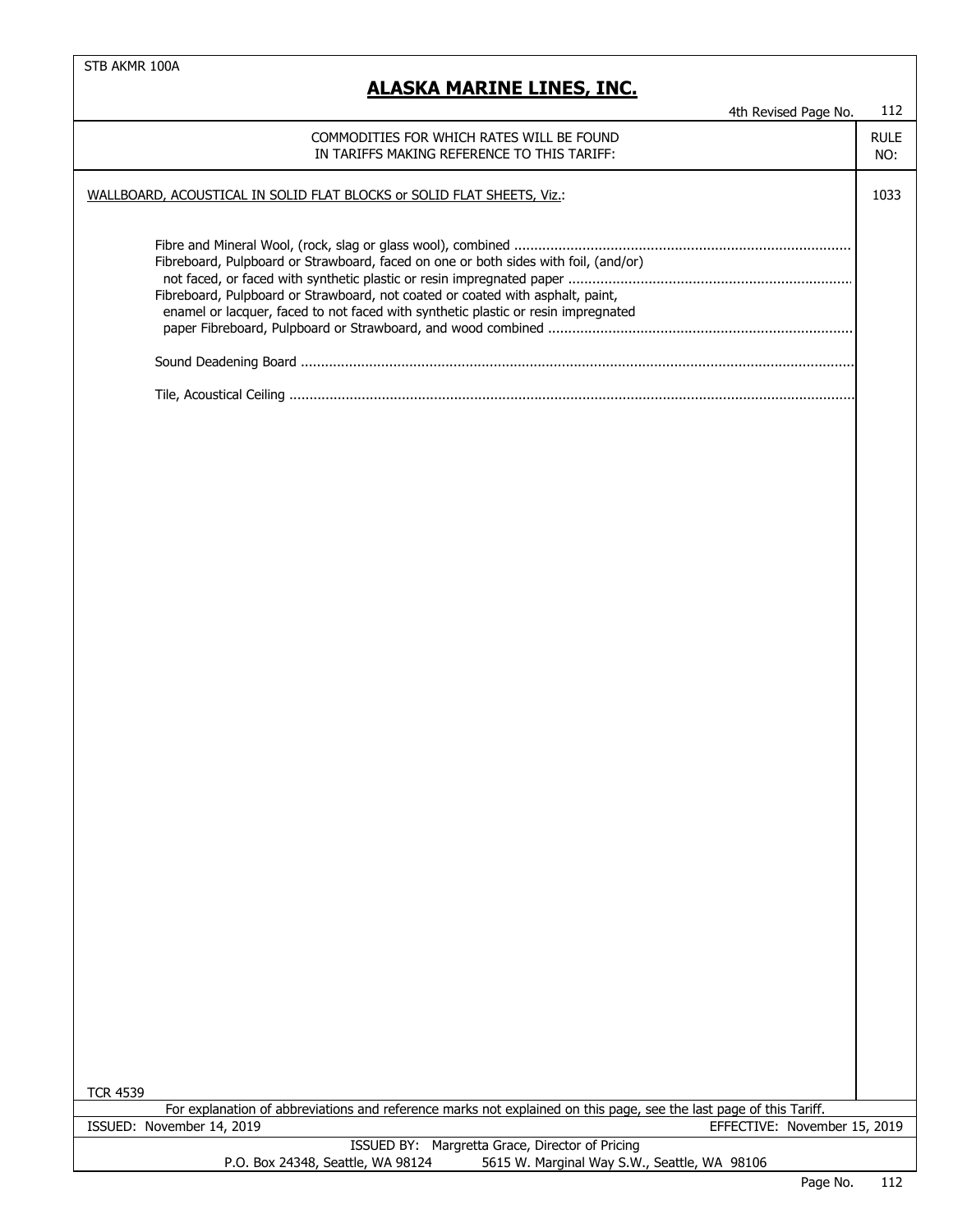## ALASKA MARINE LINES, INC.

4th Revised Page No. 112

| COMMODITIES FOR WHICH RATES WILL BE FOUND IN TARIFFS MAKING REFERENCE TO THIS TARIFF: | RULE NO: |
|---|---|
| WALLBOARD, ACOUSTICAL IN SOLID FLAT BLOCKS or SOLID FLAT SHEETS, Viz.: | 1033 |
| Fibre and Mineral Wool, (rock, slag or glass wool), combined .......... | |
| Fibreboard, Pulpboard or Strawboard, faced on one or both sides with foil, (and/or) not faced, or faced with synthetic plastic or resin impregnated paper .......... | |
| Fibreboard, Pulpboard or Strawboard, not coated or coated with asphalt, paint, enamel or lacquer, faced to not faced with synthetic plastic or resin impregnated paper Fibreboard, Pulpboard or Strawboard, and wood combined .......... | |
| Sound Deadening Board .......... | |
| Tile, Acoustical Ceiling .......... | |

TCR 4539

For explanation of abbreviations and reference marks not explained on this page, see the last page of this Tariff.

ISSUED: November 14, 2019 EFFECTIVE: November 15, 2019

ISSUED BY: Margretta Grace, Director of Pricing

P.O. Box 24348, Seattle, WA 98124 5615 W. Marginal Way S.W., Seattle, WA 98106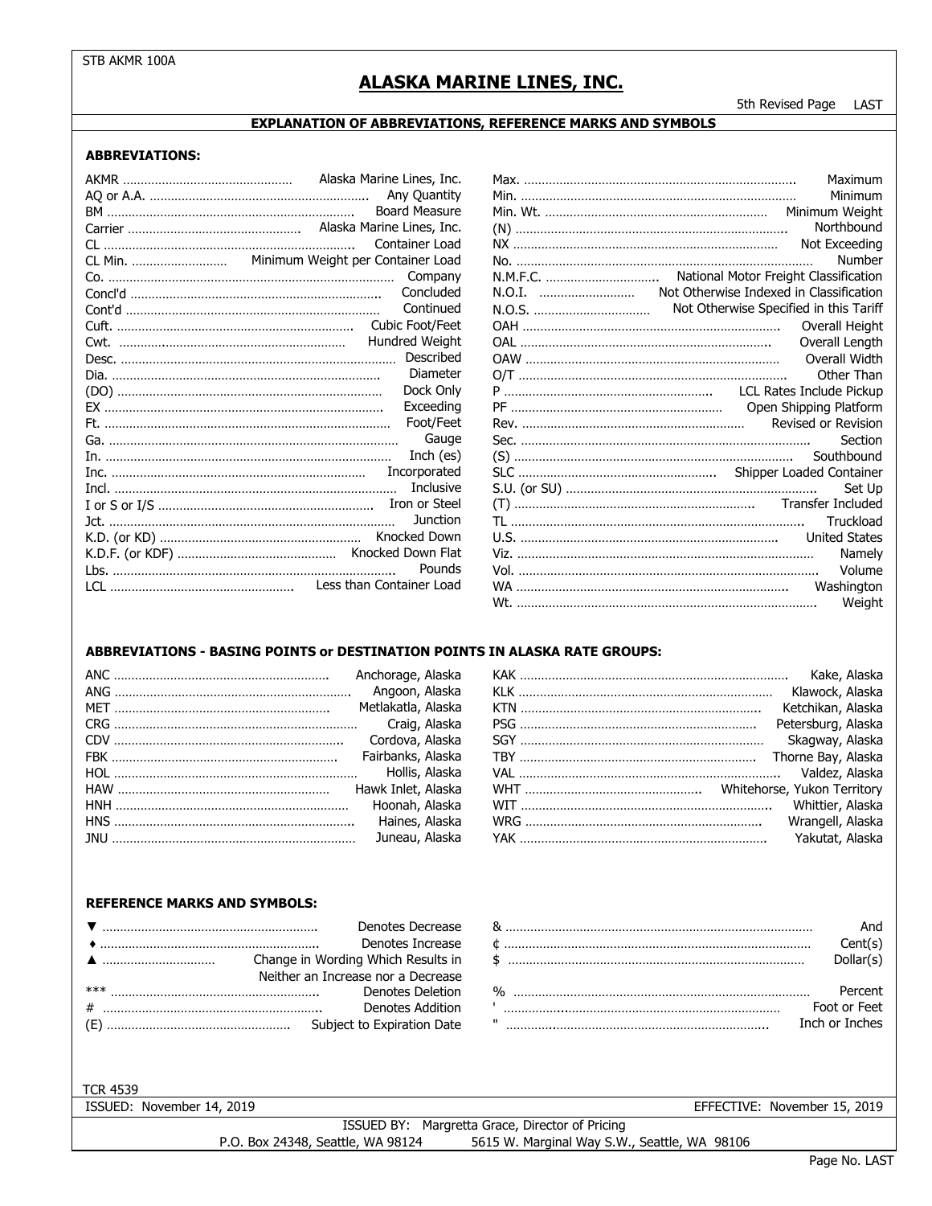STB AKMR 100A

# ALASKA MARINE LINES, INC.

5th Revised Page LAST

## EXPLANATION OF ABBREVIATIONS, REFERENCE MARKS AND SYMBOLS

### ABBREVIATIONS:

| | |
|---|---|
| AKMR | Alaska Marine Lines, Inc. |
| AQ or A.A. | Any Quantity |
| BM | Board Measure |
| Carrier | Alaska Marine Lines, Inc. |
| CL | Container Load |
| CL Min. | Minimum Weight per Container Load |
| Co. | Company |
| Concl'd | Concluded |
| Cont'd | Continued |
| Cuft. | Cubic Foot/Feet |
| Cwt. | Hundred Weight |
| Desc. | Described |
| Dia. | Diameter |
| (DO) | Dock Only |
| EX | Exceeding |
| Ft. | Foot/Feet |
| Ga. | Gauge |
| In. | Inch (es) |
| Inc. | Incorporated |
| Incl. | Inclusive |
| I or S or I/S | Iron or Steel |
| Jct. | Junction |
| K.D. (or KD) | Knocked Down |
| K.D.F. (or KDF) | Knocked Down Flat |
| Lbs. | Pounds |
| LCL | Less than Container Load |
| Max. | Maximum |
| Min. | Minimum |
| Min. Wt. | Minimum Weight |
| (N) | Northbound |
| NX | Not Exceeding |
| No. | Number |
| N.M.F.C. | National Motor Freight Classification |
| N.O.I. | Not Otherwise Indexed in Classification |
| N.O.S. | Not Otherwise Specified in this Tariff |
| OAH | Overall Height |
| OAL | Overall Length |
| OAW | Overall Width |
| O/T | Other Than |
| P | LCL Rates Include Pickup |
| PF | Open Shipping Platform |
| Rev. | Revised or Revision |
| Sec. | Section |
| (S) | Southbound |
| SLC | Shipper Loaded Container |
| S.U. (or SU) | Set Up |
| (T) | Transfer Included |
| TL | Truckload |
| U.S. | United States |
| Viz. | Namely |
| Vol. | Volume |
| WA | Washington |
| Wt. | Weight |

### ABBREVIATIONS - BASING POINTS or DESTINATION POINTS IN ALASKA RATE GROUPS:

| | |
|---|---|
| ANC | Anchorage, Alaska |
| ANG | Angoon, Alaska |
| MET | Metlakatla, Alaska |
| CRG | Craig, Alaska |
| CDV | Cordova, Alaska |
| FBK | Fairbanks, Alaska |
| HOL | Hollis, Alaska |
| HAW | Hawk Inlet, Alaska |
| HNH | Hoonah, Alaska |
| HNS | Haines, Alaska |
| JNU | Juneau, Alaska |
| KAK | Kake, Alaska |
| KLK | Klawock, Alaska |
| KTN | Ketchikan, Alaska |
| PSG | Petersburg, Alaska |
| SGY | Skagway, Alaska |
| TBY | Thorne Bay, Alaska |
| VAL | Valdez, Alaska |
| WHT | Whitehorse, Yukon Territory |
| WIT | Whittier, Alaska |
| WRG | Wrangell, Alaska |
| YAK | Yakutat, Alaska |

### REFERENCE MARKS AND SYMBOLS:

| | |
|---|---|
| ▼ | Denotes Decrease |
| ♦ | Denotes Increase |
| ▲ | Change in Wording Which Results in Neither an Increase nor a Decrease |
| *** | Denotes Deletion |
| # | Denotes Addition |
| (E) | Subject to Expiration Date |
| & | And |
| ¢ | Cent(s) |
| $ | Dollar(s) |
| % | Percent |
| ' | Foot or Feet |
| " | Inch or Inches |

TCR 4539

ISSUED: November 14, 2019 EFFECTIVE: November 15, 2019

ISSUED BY: Margretta Grace, Director of Pricing

P.O. Box 24348, Seattle, WA 98124 5615 W. Marginal Way S.W., Seattle, WA 98106